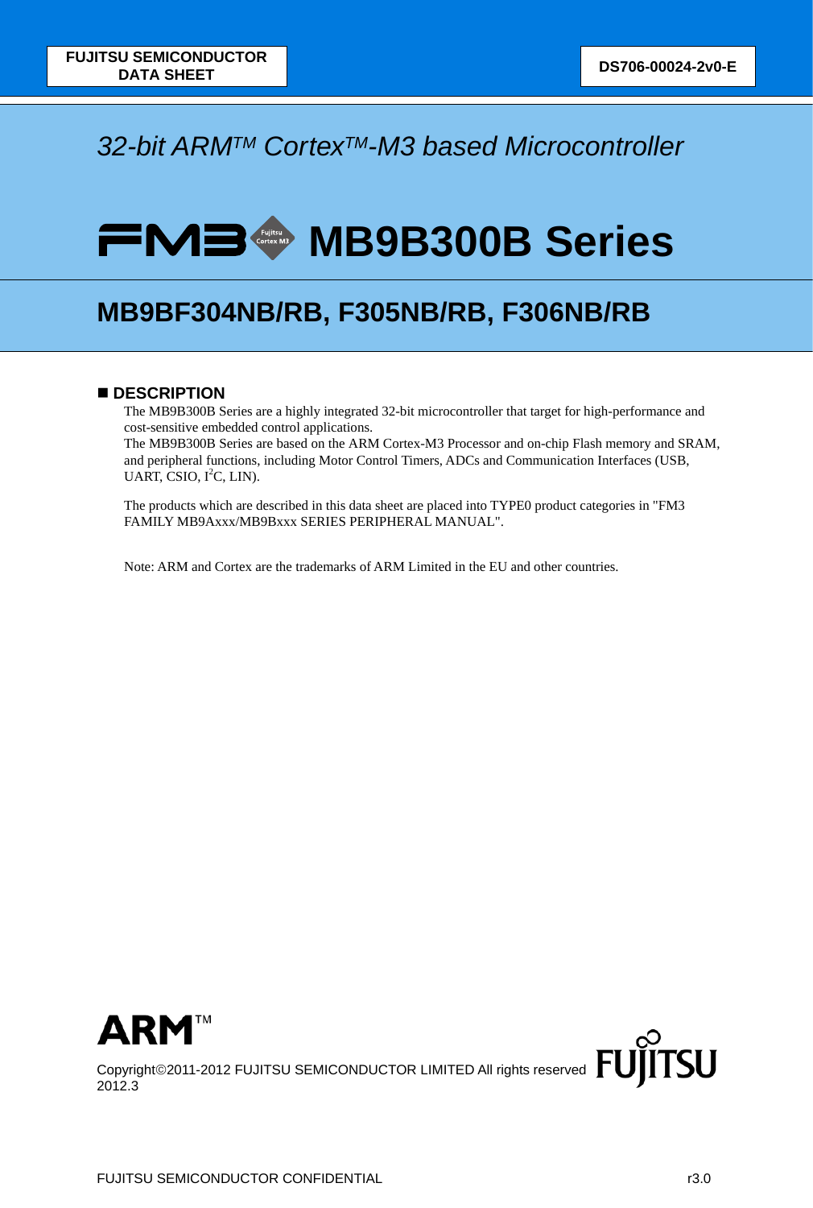FUJITSU SEMICONDUCTOR
DATA SHEET

DS706-00024-2v0-E

*32-bit ARM™ Cortex™-M3 based Microcontroller*

# FM3 MB9B300B Series

## MB9BF304NB/RB, F305NB/RB, F306NB/RB

### ■ DESCRIPTION

The MB9B300B Series are a highly integrated 32-bit microcontroller that target for high-performance and cost-sensitive embedded control applications.
The MB9B300B Series are based on the ARM Cortex-M3 Processor and on-chip Flash memory and SRAM, and peripheral functions, including Motor Control Timers, ADCs and Communication Interfaces (USB, UART, CSIO, I$^2$C, LIN).

The products which are described in this data sheet are placed into TYPE0 product categories in "FM3 FAMILY MB9Axxx/MB9Bxxx SERIES PERIPHERAL MANUAL".

Note: ARM and Cortex are the trademarks of ARM Limited in the EU and other countries.

Copyright©2011-2012 FUJITSU SEMICONDUCTOR LIMITED All rights reserved
2012.3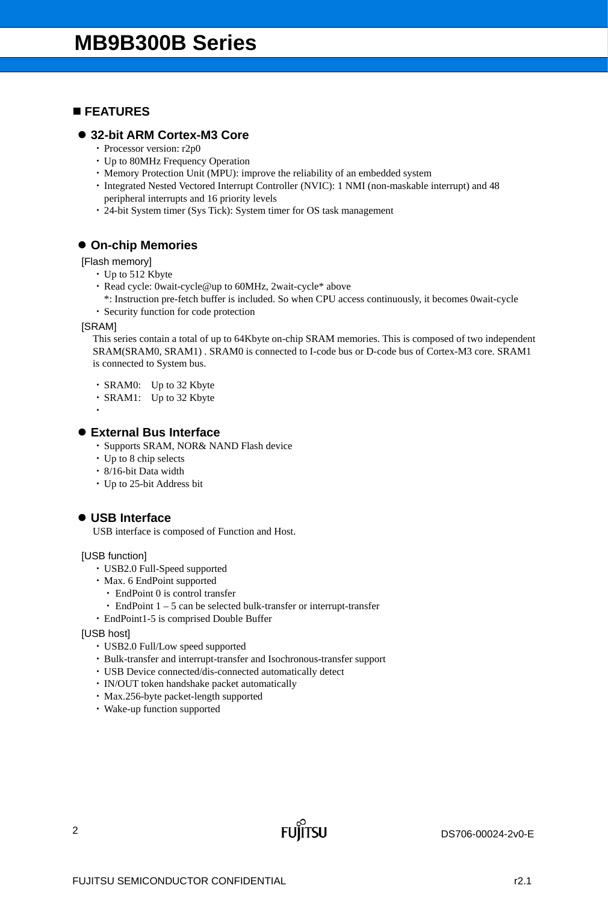## FEATURES

### 32-bit ARM Cortex-M3 Core

- Processor version: r2p0
- Up to 80MHz Frequency Operation
- Memory Protection Unit (MPU): improve the reliability of an embedded system
- Integrated Nested Vectored Interrupt Controller (NVIC): 1 NMI (non-maskable interrupt) and 48 peripheral interrupts and 16 priority levels
- 24-bit System timer (Sys Tick): System timer for OS task management

### On-chip Memories

[Flash memory]

- Up to 512 Kbyte
- Read cycle: 0wait-cycle@up to 60MHz, 2wait-cycle* above
  *: Instruction pre-fetch buffer is included. So when CPU access continuously, it becomes 0wait-cycle
- Security function for code protection

[SRAM]

This series contain a total of up to 64Kbyte on-chip SRAM memories. This is composed of two independent SRAM(SRAM0, SRAM1) . SRAM0 is connected to I-code bus or D-code bus of Cortex-M3 core. SRAM1 is connected to System bus.

- SRAM0: Up to 32 Kbyte
- SRAM1: Up to 32 Kbyte

### External Bus Interface

- Supports SRAM, NOR& NAND Flash device
- Up to 8 chip selects
- 8/16-bit Data width
- Up to 25-bit Address bit

### USB Interface

USB interface is composed of Function and Host.

[USB function]

- USB2.0 Full-Speed supported
- Max. 6 EndPoint supported
  - EndPoint 0 is control transfer
  - EndPoint 1 – 5 can be selected bulk-transfer or interrupt-transfer
- EndPoint1-5 is comprised Double Buffer

[USB host]

- USB2.0 Full/Low speed supported
- Bulk-transfer and interrupt-transfer and Isochronous-transfer support
- USB Device connected/dis-connected automatically detect
- IN/OUT token handshake packet automatically
- Max.256-byte packet-length supported
- Wake-up function supported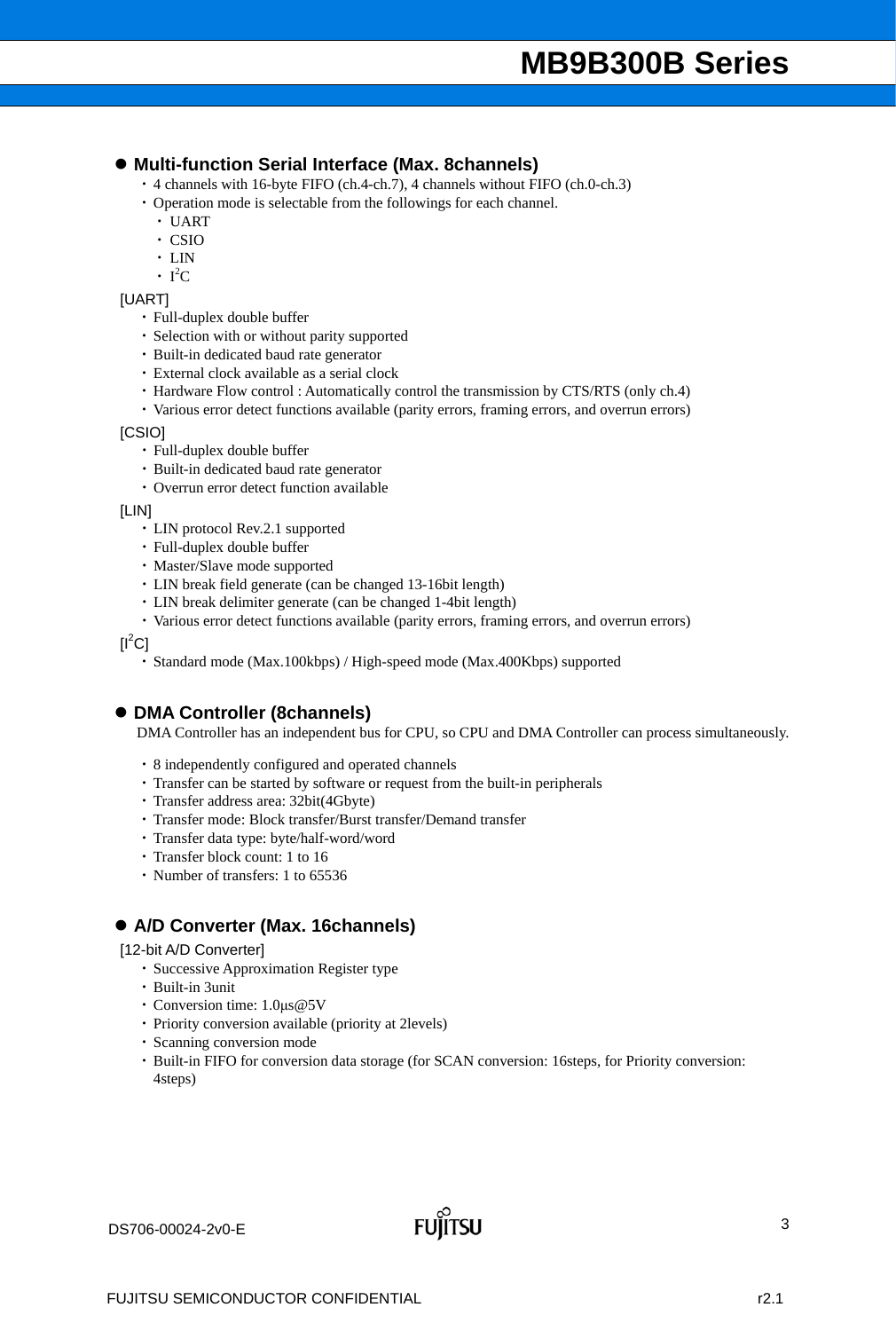- **Multi-function Serial Interface (Max. 8channels)**
  - 4 channels with 16-byte FIFO (ch.4-ch.7), 4 channels without FIFO (ch.0-ch.3)
  - Operation mode is selectable from the followings for each channel.
    - UART
    - CSIO
    - LIN
    - $I^2C$

[UART]

- Full-duplex double buffer
- Selection with or without parity supported
- Built-in dedicated baud rate generator
- External clock available as a serial clock
- Hardware Flow control : Automatically control the transmission by CTS/RTS (only ch.4)
- Various error detect functions available (parity errors, framing errors, and overrun errors)

[CSIO]

- Full-duplex double buffer
- Built-in dedicated baud rate generator
- Overrun error detect function available

[LIN]

- LIN protocol Rev.2.1 supported
- Full-duplex double buffer
- Master/Slave mode supported
- LIN break field generate (can be changed 13-16bit length)
- LIN break delimiter generate (can be changed 1-4bit length)
- Various error detect functions available (parity errors, framing errors, and overrun errors)

[$I^2C$]

- Standard mode (Max.100kbps) / High-speed mode (Max.400Kbps) supported

- **DMA Controller (8channels)**

DMA Controller has an independent bus for CPU, so CPU and DMA Controller can process simultaneously.

- 8 independently configured and operated channels
- Transfer can be started by software or request from the built-in peripherals
- Transfer address area: 32bit(4Gbyte)
- Transfer mode: Block transfer/Burst transfer/Demand transfer
- Transfer data type: byte/half-word/word
- Transfer block count: 1 to 16
- Number of transfers: 1 to 65536

- **A/D Converter (Max. 16channels)**

[12-bit A/D Converter]

- Successive Approximation Register type
- Built-in 3unit
- Conversion time: 1.0μs@5V
- Priority conversion available (priority at 2levels)
- Scanning conversion mode
- Built-in FIFO for conversion data storage (for SCAN conversion: 16steps, for Priority conversion: 4steps)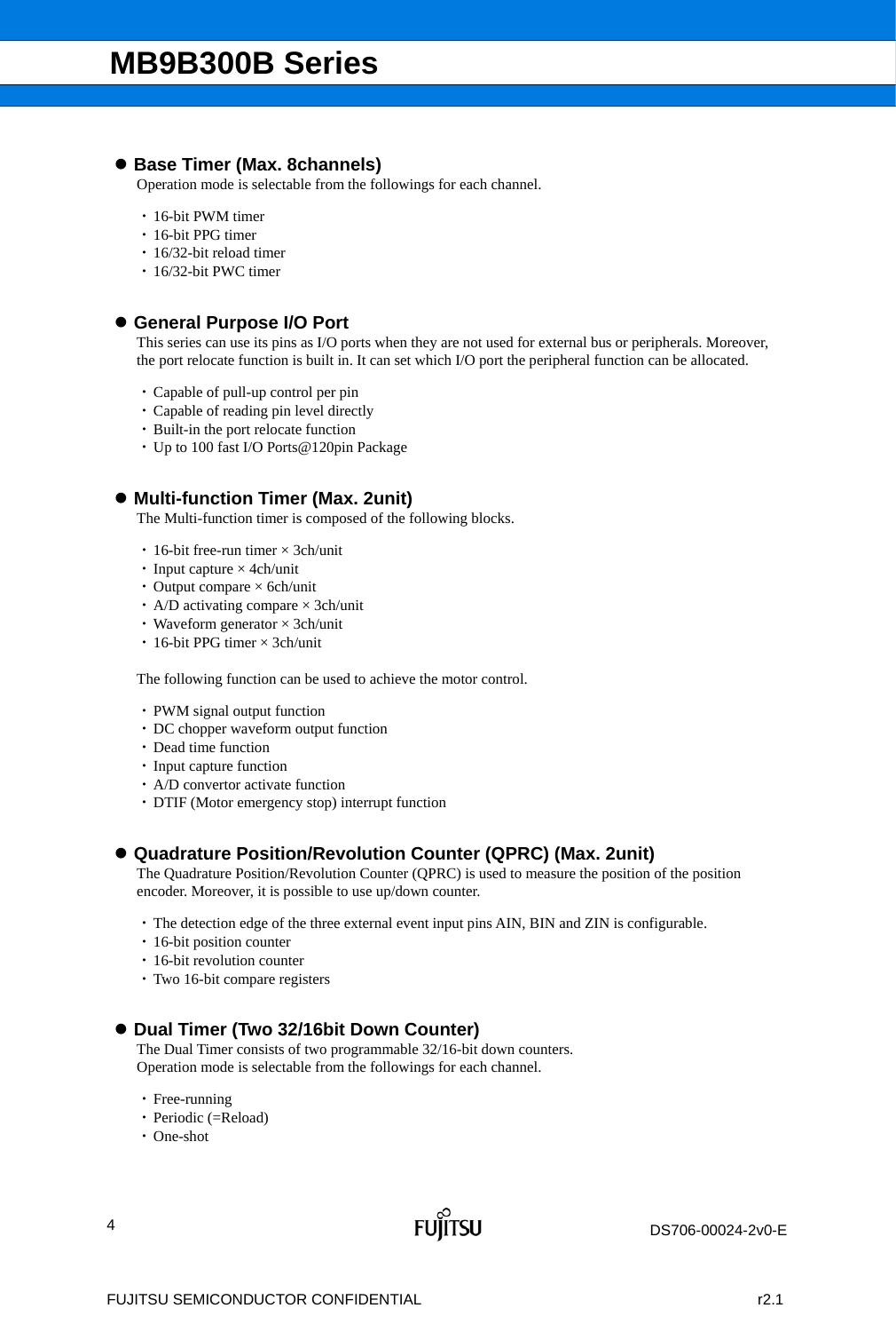## Base Timer (Max. 8channels)

Operation mode is selectable from the followings for each channel.

- 16-bit PWM timer
- 16-bit PPG timer
- 16/32-bit reload timer
- 16/32-bit PWC timer

## General Purpose I/O Port

This series can use its pins as I/O ports when they are not used for external bus or peripherals. Moreover, the port relocate function is built in. It can set which I/O port the peripheral function can be allocated.

- Capable of pull-up control per pin
- Capable of reading pin level directly
- Built-in the port relocate function
- Up to 100 fast I/O Ports@120pin Package

## Multi-function Timer (Max. 2unit)

The Multi-function timer is composed of the following blocks.

- 16-bit free-run timer × 3ch/unit
- Input capture × 4ch/unit
- Output compare × 6ch/unit
- A/D activating compare × 3ch/unit
- Waveform generator × 3ch/unit
- 16-bit PPG timer × 3ch/unit

The following function can be used to achieve the motor control.

- PWM signal output function
- DC chopper waveform output function
- Dead time function
- Input capture function
- A/D convertor activate function
- DTIF (Motor emergency stop) interrupt function

## Quadrature Position/Revolution Counter (QPRC) (Max. 2unit)

The Quadrature Position/Revolution Counter (QPRC) is used to measure the position of the position encoder. Moreover, it is possible to use up/down counter.

- The detection edge of the three external event input pins AIN, BIN and ZIN is configurable.
- 16-bit position counter
- 16-bit revolution counter
- Two 16-bit compare registers

## Dual Timer (Two 32/16bit Down Counter)

The Dual Timer consists of two programmable 32/16-bit down counters.
Operation mode is selectable from the followings for each channel.

- Free-running
- Periodic (=Reload)
- One-shot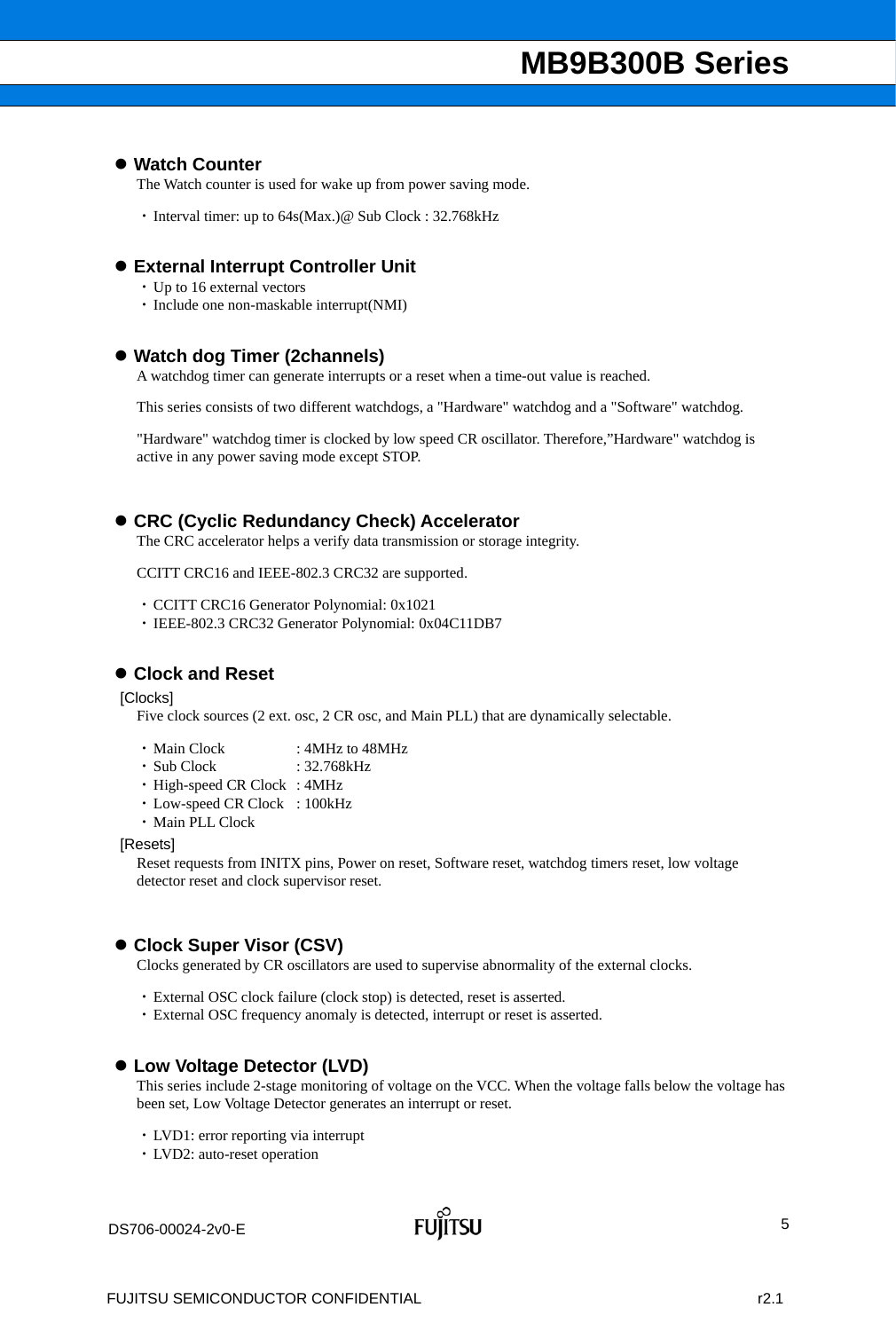## Watch Counter

The Watch counter is used for wake up from power saving mode.

- Interval timer: up to 64s(Max.)@ Sub Clock : 32.768kHz

## External Interrupt Controller Unit

- Up to 16 external vectors
- Include one non-maskable interrupt(NMI)

## Watch dog Timer (2channels)

A watchdog timer can generate interrupts or a reset when a time-out value is reached.

This series consists of two different watchdogs, a "Hardware" watchdog and a "Software" watchdog.

"Hardware" watchdog timer is clocked by low speed CR oscillator. Therefore,"Hardware" watchdog is active in any power saving mode except STOP.

## CRC (Cyclic Redundancy Check) Accelerator

The CRC accelerator helps a verify data transmission or storage integrity.

CCITT CRC16 and IEEE-802.3 CRC32 are supported.

- CCITT CRC16 Generator Polynomial: 0x1021
- IEEE-802.3 CRC32 Generator Polynomial: 0x04C11DB7

## Clock and Reset

[Clocks]

Five clock sources (2 ext. osc, 2 CR osc, and Main PLL) that are dynamically selectable.

- Main Clock : 4MHz to 48MHz
- Sub Clock : 32.768kHz
- High-speed CR Clock : 4MHz
- Low-speed CR Clock : 100kHz
- Main PLL Clock

[Resets]

Reset requests from INITX pins, Power on reset, Software reset, watchdog timers reset, low voltage detector reset and clock supervisor reset.

## Clock Super Visor (CSV)

Clocks generated by CR oscillators are used to supervise abnormality of the external clocks.

- External OSC clock failure (clock stop) is detected, reset is asserted.
- External OSC frequency anomaly is detected, interrupt or reset is asserted.

## Low Voltage Detector (LVD)

This series include 2-stage monitoring of voltage on the VCC. When the voltage falls below the voltage has been set, Low Voltage Detector generates an interrupt or reset.

- LVD1: error reporting via interrupt
- LVD2: auto-reset operation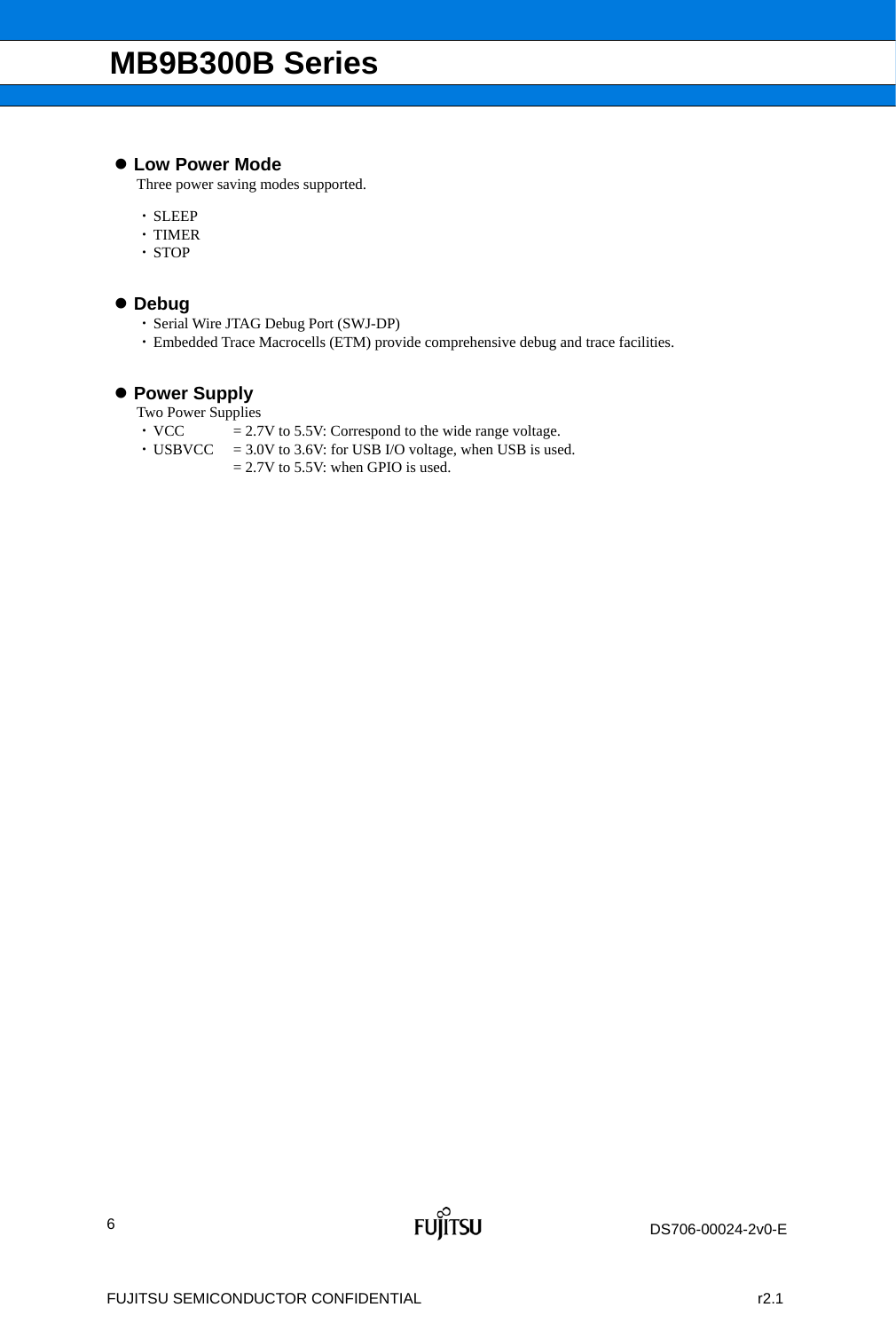- **Low Power Mode**

Three power saving modes supported.

- SLEEP
- TIMER
- STOP

- **Debug**
  - Serial Wire JTAG Debug Port (SWJ-DP)
  - Embedded Trace Macrocells (ETM) provide comprehensive debug and trace facilities.

- **Power Supply**

Two Power Supplies

- VCC = 2.7V to 5.5V: Correspond to the wide range voltage.
- USBVCC = 3.0V to 3.6V: for USB I/O voltage, when USB is used.
  = 2.7V to 5.5V: when GPIO is used.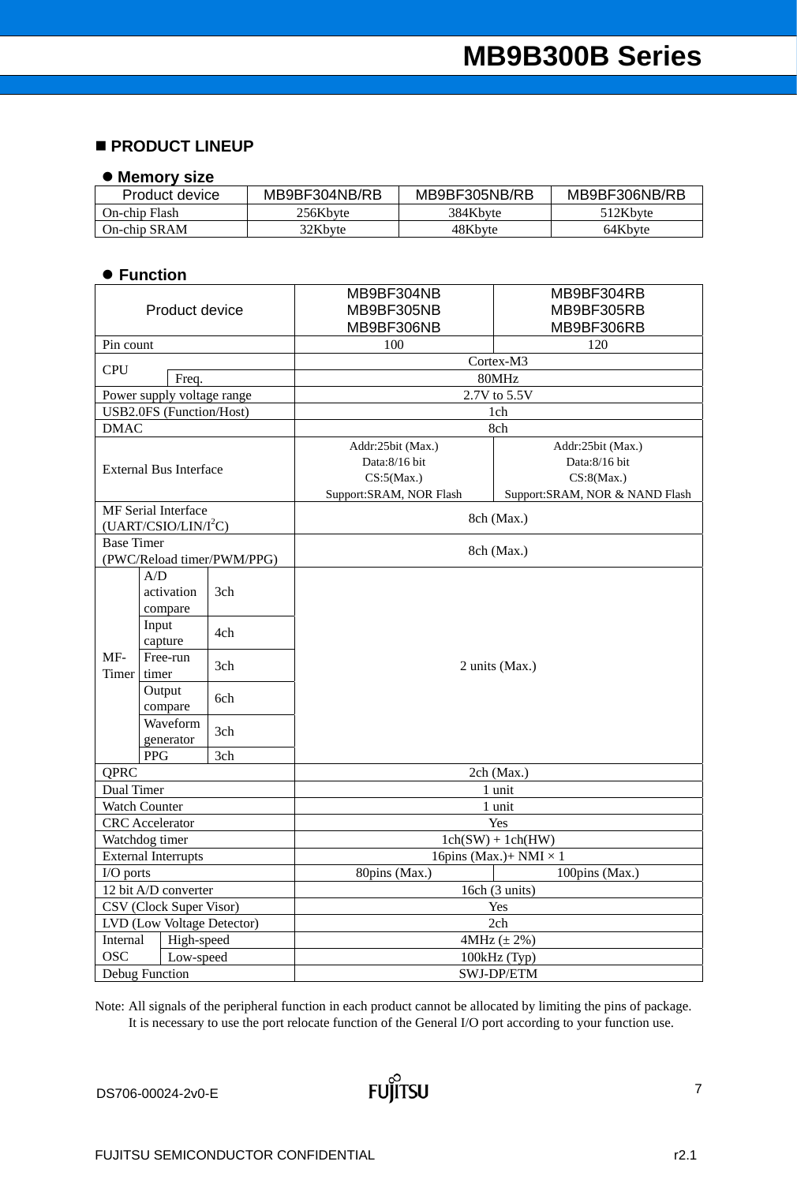## ■ PRODUCT LINEUP

### ● Memory size

| Product device | MB9BF304NB/RB | MB9BF305NB/RB | MB9BF306NB/RB |
|---|---|---|---|
| On-chip Flash | 256Kbyte | 384Kbyte | 512Kbyte |
| On-chip SRAM | 32Kbyte | 48Kbyte | 64Kbyte |

### ● Function

| Product device | | | MB9BF304NB<br>MB9BF305NB<br>MB9BF306NB | MB9BF304RB<br>MB9BF305RB<br>MB9BF306RB |
|---|---|---|---|---|
| Pin count | | | 100 | 120 |
| CPU | | | Cortex-M3 | |
| | Freq. | | 80MHz | |
| Power supply voltage range | | | 2.7V to 5.5V | |
| USB2.0FS (Function/Host) | | | 1ch | |
| DMAC | | | 8ch | |
| External Bus Interface | | | Addr:25bit (Max.)<br>Data:8/16 bit<br>CS:5(Max.)<br>Support:SRAM, NOR Flash | Addr:25bit (Max.)<br>Data:8/16 bit<br>CS:8(Max.)<br>Support:SRAM, NOR & NAND Flash |
| MF Serial Interface (UART/CSIO/LIN/I²C) | | | 8ch (Max.) | |
| Base Timer (PWC/Reload timer/PWM/PPG) | | | 8ch (Max.) | |
| MF-Timer | A/D activation compare | 3ch | 2 units (Max.) | |
| | Input capture | 4ch | | |
| | Free-run timer | 3ch | | |
| | Output compare | 6ch | | |
| | Waveform generator | 3ch | | |
| | PPG | 3ch | | |
| QPRC | | | 2ch (Max.) | |
| Dual Timer | | | 1 unit | |
| Watch Counter | | | 1 unit | |
| CRC Accelerator | | | Yes | |
| Watchdog timer | | | 1ch(SW) + 1ch(HW) | |
| External Interrupts | | | 16pins (Max.)+ NMI × 1 | |
| I/O ports | | | 80pins (Max.) | 100pins (Max.) |
| 12 bit A/D converter | | | 16ch (3 units) | |
| CSV (Clock Super Visor) | | | Yes | |
| LVD (Low Voltage Detector) | | | 2ch | |
| Internal OSC | High-speed | | 4MHz (± 2%) | |
| | Low-speed | | 100kHz (Typ) | |
| Debug Function | | | SWJ-DP/ETM | |

Note: All signals of the peripheral function in each product cannot be allocated by limiting the pins of package.
It is necessary to use the port relocate function of the General I/O port according to your function use.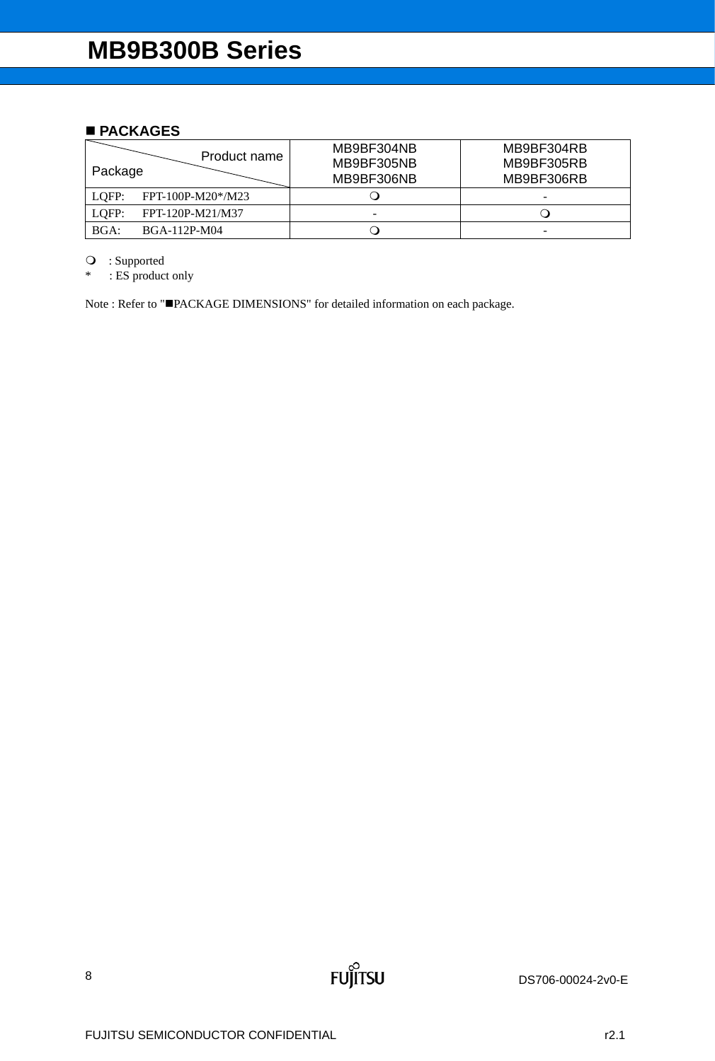## ■ PACKAGES

| Package / Product name | MB9BF304NB<br>MB9BF305NB<br>MB9BF306NB | MB9BF304RB<br>MB9BF305RB<br>MB9BF306RB |
|---|---|---|
| LQFP: FPT-100P-M20*/M23 | ❍ | - |
| LQFP: FPT-120P-M21/M37 | - | ❍ |
| BGA: BGA-112P-M04 | ❍ | - |

❍ : Supported

* : ES product only

Note : Refer to "■PACKAGE DIMENSIONS" for detailed information on each package.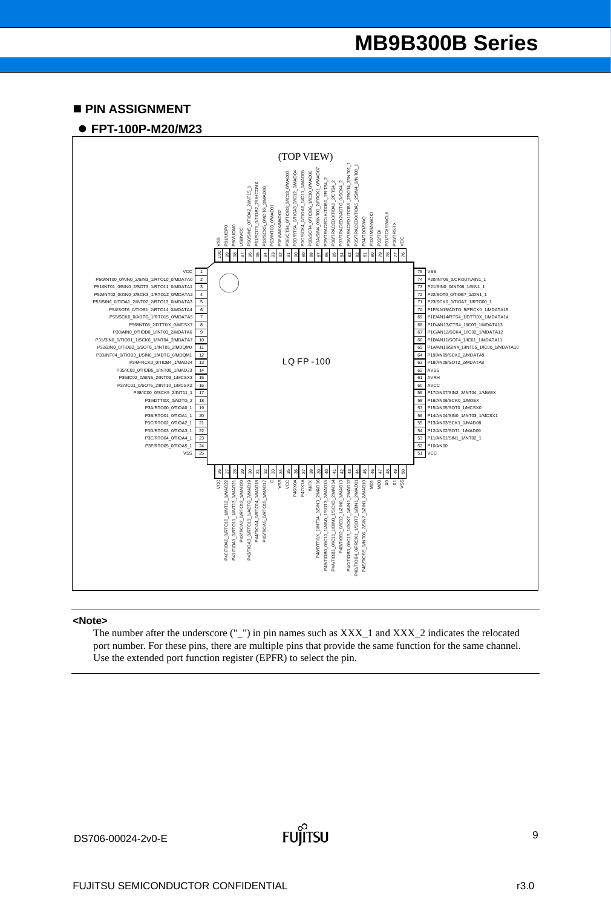## ■ PIN ASSIGNMENT

### ● FPT-100P-M20/M23

(TOP VIEW)

LQFP-100

| Pin | Name |
|---|---|
| 1 | VCC |
| 2 | P50/INT00_0/AIN0_2/SIN3_1/RTO10_0/MDATA0 |
| 3 | P51/INT01_0/BIN0_2/SOT3_1/RTO11_0/MDATA1 |
| 4 | P52/INT02_0/ZIN0_2/SCK3_1/RTO12_0/MDATA2 |
| 5 | P53/SIN6_0/TIOA1_2/INT07_2/RTO13_0/MDATA3 |
| 6 | P54/SOT6_0/TIOB1_2/RTO14_0/MDATA4 |
| 7 | P55/SCK6_0/ADTG_1/RTO15_0/MDATA5 |
| 8 | P56/INT08_2/DTTI1X_0/MCSX7 |
| 9 | P30/AIN0_0/TIOB0_1/INT03_2/MDATA6 |
| 10 | P31/BIN0_0/TIOB1_1/SCK6_1/INT04_2/MDATA7 |
| 11 | P32/ZIN0_0/TIOB2_1/SOT6_1/INT05_2/MDQM0 |
| 12 | P33/INT04_0/TIOB3_1/SIN6_1/ADTG_6/MDQM1 |
| 13 | P34/FRCK0_0/TIOB4_1/MAD24 |
| 14 | P35/IC03_0/TIOB5_1/INT08_1/MAD23 |
| 15 | P36/IC02_0/SIN5_2/INT09_1/MCSX3 |
| 16 | P37/IC01_0/SOT5_2/INT10_1/MCSX2 |
| 17 | P38/IC00_0/SCK5_2/INT11_1 |
| 18 | P39/DTTI0X_0/ADTG_2 |
| 19 | P3A/RTO00_0/TIOA0_1 |
| 20 | P3B/RTO01_0/TIOA1_1 |
| 21 | P3C/RTO02_0/TIOA2_1 |
| 22 | P3D/RTO03_0/TIOA3_1 |
| 23 | P3E/RTO04_0/TIOA4_1 |
| 24 | P3F/RTO05_0/TIOA5_1 |
| 25 | VSS |
| 26 | VCC |
| 27 | P40/TIOA0_0/RTO10_1/INT12_1/MAD22 |
| 28 | P41/TIOA1_0/RTO11_1/INT13_1/MAD21 |
| 29 | P42/TIOA2_0/RTO12_1/MAD20 |
| 30 | P43/TIOA3_0/RTO13_1/ADTG_7/MAD19 |
| 31 | P44/TIOA4_0/RTO14_1/MAD18 |
| 32 | P45/TIOA5_0/RTO15_1/MAD17 |
| 33 | C |
| 34 | VSS |
| 35 | VCC |
| 36 | P46/X0A |
| 37 | P47/X1A |
| 38 | INITX |
| 39 | P48/DTTI1X_1/INT14_1/SIN3_2/MAD16 |
| 40 | P49/TIOB0_0/IC10_1/AIN0_1/SOT3_2/MAD15 |
| 41 | P4A/TIOB1_0/IC11_1/BIN0_1/SCK3_2/MAD14 |
| 42 | P4B/TIOB2_0/IC12_1/ZIN0_1/MAD13 |
| 43 | P4C/TIOB3_0/IC13_1/SCK7_1/AIN1_2/MAD12 |
| 44 | P4D/TIOB4_0/FRCK1_1/SOT7_1/BIN1_2/MAD11 |
| 45 | P4E/TIOB5_0/INT06_2/SIN7_1/ZIN1_2/MAD10 |
| 46 | MD1 |
| 47 | MD0 |
| 48 | X0 |
| 49 | X1 |
| 50 | VSS |
| 51 | VCC |
| 52 | P10/AN00 |
| 53 | P11/AN01/SIN1_1/INT02_1 |
| 54 | P12/AN02/SOT1_1/MAD09 |
| 55 | P13/AN03/SCK1_1/MAD08 |
| 56 | P14/AN04/SIN0_1/INT03_1/MCSX1 |
| 57 | P15/AN05/SOT0_1/MCSX0 |
| 58 | P16/AN06/SCK0_1/MOEX |
| 59 | P17/AN07/SIN2_2/INT04_1/MWEX |
| 60 | AVCC |
| 61 | AVRH |
| 62 | AVSS |
| 63 | P18/AN08/SOT2_2/MDATA8 |
| 64 | P19/AN09/SCK2_2/MDATA9 |
| 65 | P1A/AN10/SIN4_1/INT05_1/IC00_1/MDATA10 |
| 66 | P1B/AN11/SOT4_1/IC01_1/MDATA11 |
| 67 | P1C/AN12/SCK4_1/IC02_1/MDATA12 |
| 68 | P1D/AN13/CTS4_1/IC03_1/MDATA13 |
| 69 | P1E/AN14/RTS4_1/DTTI0X_1/MDATA14 |
| 70 | P1F/AN15/ADTG_5/FRCK0_1/MDATA15 |
| 71 | P23/SCK0_0/TIOA7_1/RTO00_1 |
| 72 | P22/SOT0_0/TIOB7_1/ZIN1_1 |
| 73 | P21/SIN0_0/INT06_1/BIN1_1 |
| 74 | P20/INT05_0/CROUT/AIN1_1 |
| 75 | VSS |
| 76 | VCC |
| 77 | P00/TRSTX |
| 78 | P01/TCK/SWCLK |
| 79 | P02/TDI |
| 80 | P03/TMS/SWDIO |
| 81 | P04/TDO/SWO |
| 82 | P05/TRACED0/TIOA5_2/SIN4_2/INT00_1 |
| 83 | P06/TRACED1/TIOB5_2/SOT4_2/INT01_1 |
| 84 | P07/TRACED2/ADTG_0/SCK4_2 |
| 85 | P08/TRACED3/TIOA0_2/CTS4_2 |
| 86 | P09/TRACECLK/TIOB0_2/RTS4_2 |
| 87 | P0A/SIN4_0/INT00_2/FRCK1_0/MAD07 |
| 88 | P0B/SOT4_0/TIOB6_1/IC10_0/MAD06 |
| 89 | P0C/SCK4_0/TIOA6_1/IC11_0/MAD05 |
| 90 | P0D/RTS4_0/TIOA3_2/IC12_0/MAD04 |
| 91 | P0E/CTS4_0/TIOB3_2/IC13_0/MAD03 |
| 92 | P0F/NMIX/MAD02 |
| 93 | P63/INT03_0/MAD01 |
| 94 | P62/SCK5_0/ADTG_3/MAD00 |
| 95 | P61/SOT5_0/TIOB2_2/UHCONX |
| 96 | P60/SIN5_0/TIOA2_2/INT15_1 |
| 97 | USBVCC |
| 98 | P80/UDM0 |
| 99 | P81/UDP0 |
| 100 | VSS |

**<Note>**

The number after the underscore ("_") in pin names such as XXX_1 and XXX_2 indicates the relocated port number. For these pins, there are multiple pins that provide the same function for the same channel. Use the extended port function register (EPFR) to select the pin.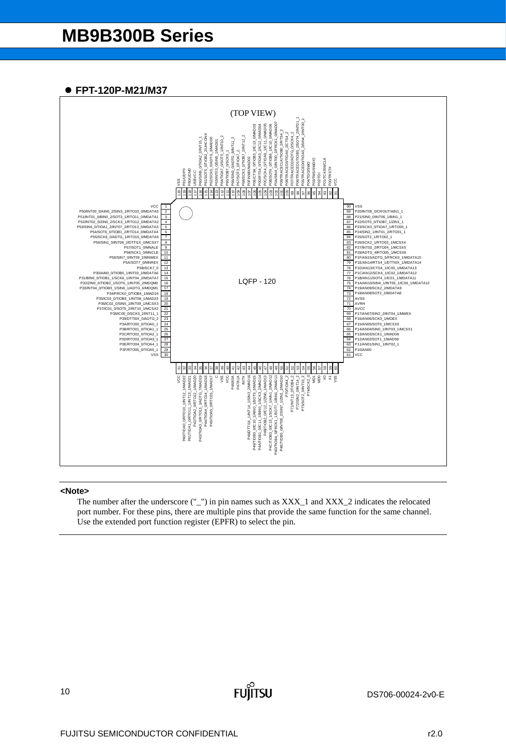## ● FPT-120P-M21/M37

(TOP VIEW)

LQFP - 120

| Pin | Name |
|---|---|
| 1 | VCC |
| 2 | P50/INT00_0/AIN0_2/SIN3_1/RTO10_0/MDATA0 |
| 3 | P51/INT01_0/BIN0_2/SOT3_1/RTO11_0/MDATA1 |
| 4 | P52/INT02_0/ZIN0_2/SCK3_1/RTO12_0/MDATA2 |
| 5 | P53/SIN6_0/TIOA1_2/INT07_2/RTO13_0/MDATA3 |
| 6 | P54/SOT6_0/TIOB1_2/RTO14_0/MDATA4 |
| 7 | P55/SCK6_0/ADTG_1/RTO15_0/MDATA5 |
| 8 | P56/SIN1_0/INT08_2/DTTI1X_0/MCSX7 |
| 9 | P57/SOT1_0/MNALE |
| 10 | P58/SCK1_0/MNCLE |
| 11 | P59/SIN7_0/INT09_2/MNWEX |
| 12 | P5A/SOT7_0/MNREX |
| 13 | P5B/SCK7_0 |
| 14 | P30/AIN0_0/TIOB0_1/INT03_2/MDATA6 |
| 15 | P31/BIN0_0/TIOB1_1/SCK6_1/INT04_2/MDATA7 |
| 16 | P32/ZIN0_0/TIOB2_1/SOT6_1/INT05_2/MDQM0 |
| 17 | P33/INT04_0/TIOB3_1/SIN6_1/ADTG_6/MDQM1 |
| 18 | P34/FRCK0_0/TIOB4_1/MAD24 |
| 19 | P35/IC03_0/TIOB5_1/INT08_1/MAD23 |
| 20 | P36/IC02_0/SIN5_2/INT09_1/MCSX3 |
| 21 | P37/IC01_0/SOT5_2/INT10_1/MCSX2 |
| 22 | P38/IC00_0/SCK5_2/INT11_1 |
| 23 | P39/DTTI0X_0/ADTG_2 |
| 24 | P3A/RTO00_0/TIOA0_1 |
| 25 | P3B/RTO01_0/TIOA1_1 |
| 26 | P3C/RTO02_0/TIOA2_1 |
| 27 | P3D/RTO03_0/TIOA3_1 |
| 28 | P3E/RTO04_0/TIOA4_1 |
| 29 | P3F/RTO05_0/TIOA5_1 |
| 30 | VSS |
| 31 | VCC |
| 32 | P40/TIOA0_0/RTO10_1/INT12_1/MAD22 |
| 33 | P41/TIOA1_0/RTO11_1/INT13_1/MAD21 |
| 34 | P42/TIOA2_0/RTO12_1/MAD20 |
| 35 | P43/TIOA3_0/RTO13_1/ADTG_7/MAD19 |
| 36 | P44/TIOA4_0/RTO14_1/MAD18 |
| 37 | P45/TIOA5_0/RTO15_1/MAD17 |
| 38 | C |
| 39 | VSS |
| 40 | VCC |
| 41 | P46/X0A |
| 42 | P47/X1A |
| 43 | INITX |
| 44 | P48/DTTI1X_1/INT14_1/SIN3_2/MAD16 |
| 45 | P49/TIOB0_0/IC10_1/AIN0_1/SOT3_2/MAD15 |
| 46 | P4A/TIOB1_0/IC11_1/BIN0_1/SCK3_2/MAD14 |
| 47 | P4B/TIOB2_0/IC12_1/ZIN0_1/MAD13 |
| 48 | P4C/TIOB3_0/IC13_1/SCK7_1/AIN1_2/MAD12 |
| 49 | P4D/TIOB4_0/FRCK1_1/SOT7_1/BIN1_2/MAD11 |
| 50 | P4E/TIOB5_0/INT06_2/SIN7_1/ZIN1_2/MAD10 |
| 51 | P70/TIOA4_2 |
| 52 | P71/INT13_2/TIOB4_2 |
| 53 | P72/SIN2_0/INT14_2 |
| 54 | P73/SOT2_0/INT15_2 |
| 55 | P74/SCK2_0 |
| 56 | MD1 |
| 57 | MD0 |
| 58 | X0 |
| 59 | X1 |
| 60 | VSS |
| 61 | VCC |
| 62 | P10/AN00 |
| 63 | P11/AN01/SIN1_1/INT02_1 |
| 64 | P12/AN02/SOT1_1/MAD09 |
| 65 | P13/AN03/SCK1_1/MAD08 |
| 66 | P14/AN04/SIN0_1/INT03_1/MCSX1 |
| 67 | P15/AN05/SOT0_1/MCSX0 |
| 68 | P16/AN06/SCK0_1/MOEX |
| 69 | P17/AN07/SIN2_2/INT04_1/MWEX |
| 70 | AVCC |
| 71 | AVRH |
| 72 | AVSS |
| 73 | P18/AN08/SOT2_2/MDATA8 |
| 74 | P19/AN09/SCK2_2/MDATA9 |
| 75 | P1A/AN10/SIN4_1/INT05_1/IC00_1/MDATA10 |
| 76 | P1B/AN11/SOT4_1/IC01_1/MDATA11 |
| 77 | P1C/AN12/SCK4_1/IC02_1/MDATA12 |
| 78 | P1D/AN13/CTS4_1/IC03_1/MDATA13 |
| 79 | P1E/AN14/RTS4_1/DTTI0X_1/MDATA14 |
| 80 | P1F/AN15/ADTG_5/FRCK0_1/MDATA15 |
| 81 | P28/ADTG_4/RTO05_1/MCSX6 |
| 82 | P27/INT02_2/RTO04_1/MCSX5 |
| 83 | P26/SCK2_1/RTO03_1/MCSX4 |
| 84 | P25/SOT2_1/RTO02_1 |
| 85 | P24/SIN2_1/INT01_2/RTO01_1 |
| 86 | P23/SCK0_0/TIOA7_1/RTO00_1 |
| 87 | P22/SOT0_0/TIOB7_1/ZIN1_1 |
| 88 | P21/SIN0_0/INT06_1/BIN1_1 |
| 89 | P20/INT05_0/CROUT/AIN1_1 |
| 90 | VSS |
| 91 | VCC |
| 92 | P00/TRSTX |
| 93 | P01/TCK/SWCLK |
| 94 | P02/TDI |
| 95 | P03/TMS/SWDIO |
| 96 | P04/TDO/SWO |
| 97 | P05/TRACED0/TIOA5_2/SIN4_2/INT00_1 |
| 98 | P06/TRACED1/TIOB5_2/SOT4_2/INT01_1 |
| 99 | P07/TRACED2/ADTG_0/SCK4_2 |
| 100 | P08/TRACED3/TIOA0_2/CTS4_2 |
| 101 | P09/TRACECLK/TIOB0_2/RTS4_2 |
| 102 | P0A/SIN4_0/INT00_2/FRCK1_0/MAD07 |
| 103 | P0B/SOT4_0/TIOB6_1/IC10_0/MAD06 |
| 104 | P0C/SCK4_0/TIOA6_1/IC11_0/MAD05 |
| 105 | P0D/RTS4_0/TIOA3_2/IC12_0/MAD04 |
| 106 | P0E/CTS4_0/TIOB3_2/IC13_0/MAD03 |
| 107 | P0F/NMIX/MAD02 |
| 108 | P68/SCK3_0/TIOB7_2/INT12_2 |
| 109 | P67/SOT3_0/TIOA7_2 |
| 110 | P66/SIN3_0/ADTG_8/INT11_2 |
| 111 | P65/TIOB7_0/SCK5_1 |
| 112 | P64/TIOA7_0/SOT5_1/INT10_2 |
| 113 | P63/INT03_0/SIN5_1/MAD01 |
| 114 | P62/SCK5_0/ADTG_3/MAD00 |
| 115 | P61/SOT5_0/TIOB2_2/UHCONX |
| 116 | P60/SIN5_0/TIOA2_2/INT15_1 |
| 117 | USBVCC |
| 118 | P80/UDM0 |
| 119 | P81/UDP0 |
| 120 | VSS |

**<Note>**

The number after the underscore ("_") in pin names such as XXX_1 and XXX_2 indicates the relocated port number. For these pins, there are multiple pins that provide the same function for the same channel. Use the extended port function register (EPFR) to select the pin.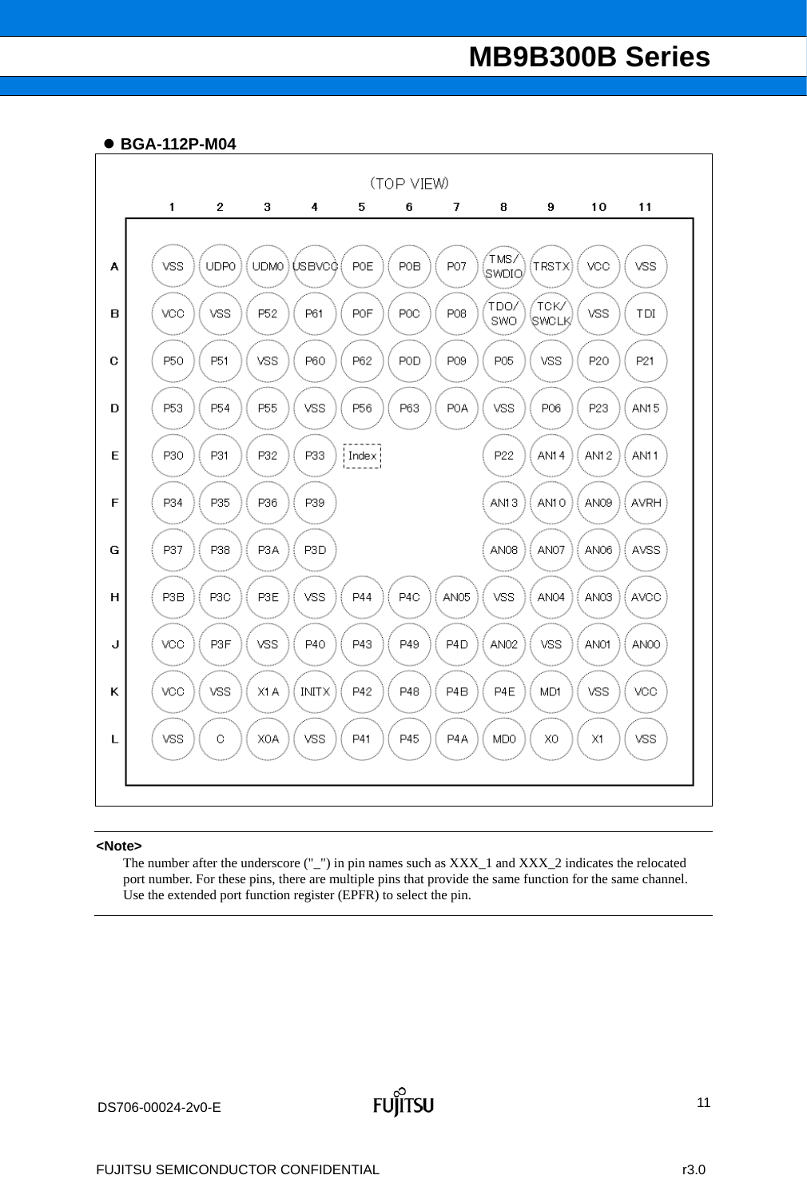- **BGA-112P-M04**

(TOP VIEW)

| | 1 | 2 | 3 | 4 | 5 | 6 | 7 | 8 | 9 | 10 | 11 |
|---|---|---|---|---|---|---|---|---|---|---|---|
| A | VSS | UDP0 | UDM0 | USBVCC | P0E | P0B | P07 | TMS/ SWDIO | TRSTX | VCC | VSS |
| B | VCC | VSS | P52 | P61 | P0F | P0C | P08 | TDO/ SWO | TCK/ SWCLK | VSS | TDI |
| C | P50 | P51 | VSS | P60 | P62 | P0D | P09 | P05 | VSS | P20 | P21 |
| D | P53 | P54 | P55 | VSS | P56 | P63 | P0A | VSS | P06 | P23 | AN15 |
| E | P30 | P31 | P32 | P33 | Index | | | P22 | AN14 | AN12 | AN11 |
| F | P34 | P35 | P36 | P39 | | | | AN13 | AN10 | AN09 | AVRH |
| G | P37 | P38 | P3A | P3D | | | | AN08 | AN07 | AN06 | AVSS |
| H | P3B | P3C | P3E | VSS | P44 | P4C | AN05 | VSS | AN04 | AN03 | AVCC |
| J | VCC | P3F | VSS | P40 | P43 | P49 | P4D | AN02 | VSS | AN01 | AN00 |
| K | VCC | VSS | X1A | INITX | P42 | P48 | P4B | P4E | MD1 | VSS | VCC |
| L | VSS | C | X0A | VSS | P41 | P45 | P4A | MD0 | X0 | X1 | VSS |

**<Note>**

The number after the underscore ("_") in pin names such as XXX_1 and XXX_2 indicates the relocated port number. For these pins, there are multiple pins that provide the same function for the same channel. Use the extended port function register (EPFR) to select the pin.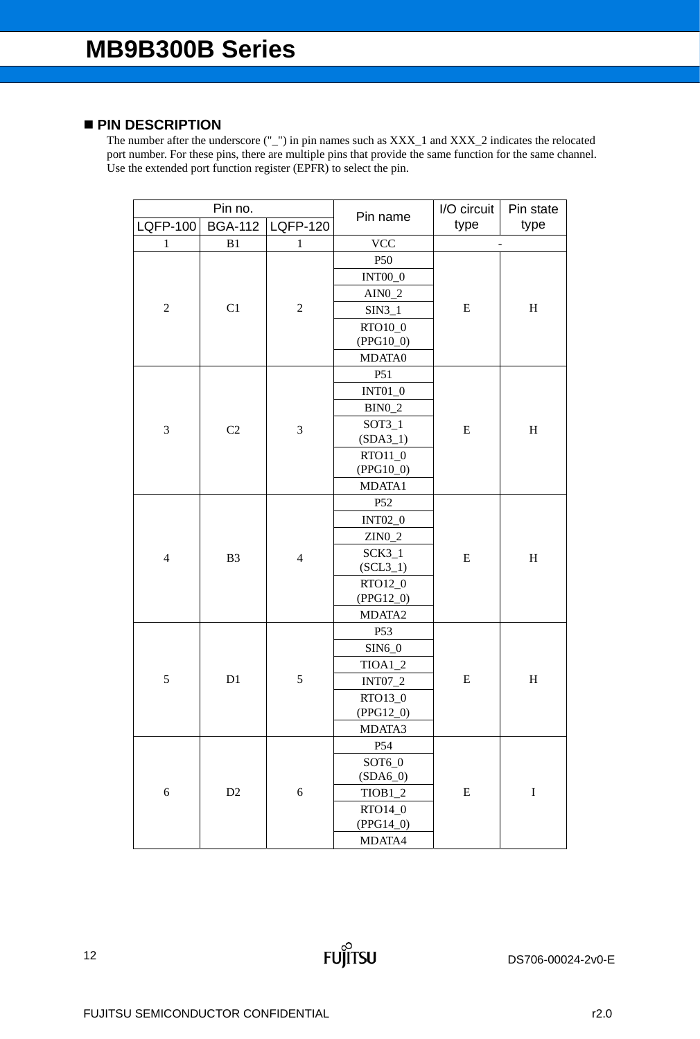## ■ PIN DESCRIPTION

The number after the underscore ("_") in pin names such as XXX_1 and XXX_2 indicates the relocated port number. For these pins, there are multiple pins that provide the same function for the same channel. Use the extended port function register (EPFR) to select the pin.

| Pin no. | | | Pin name | I/O circuit type | Pin state type |
|---|---|---|---|---|---|
| LQFP-100 | BGA-112 | LQFP-120 | | | |
| 1 | B1 | 1 | VCC | - | |
| 2 | C1 | 2 | P50 | E | H |
| | | | INT00_0 | | |
| | | | AIN0_2 | | |
| | | | SIN3_1 | | |
| | | | RTO10_0 (PPG10_0) | | |
| | | | MDATA0 | | |
| 3 | C2 | 3 | P51 | E | H |
| | | | INT01_0 | | |
| | | | BIN0_2 | | |
| | | | SOT3_1 (SDA3_1) | | |
| | | | RTO11_0 (PPG10_0) | | |
| | | | MDATA1 | | |
| 4 | B3 | 4 | P52 | E | H |
| | | | INT02_0 | | |
| | | | ZIN0_2 | | |
| | | | SCK3_1 (SCL3_1) | | |
| | | | RTO12_0 (PPG12_0) | | |
| | | | MDATA2 | | |
| 5 | D1 | 5 | P53 | E | H |
| | | | SIN6_0 | | |
| | | | TIOA1_2 | | |
| | | | INT07_2 | | |
| | | | RTO13_0 (PPG12_0) | | |
| | | | MDATA3 | | |
| 6 | D2 | 6 | P54 | E | I |
| | | | SOT6_0 (SDA6_0) | | |
| | | | TIOB1_2 | | |
| | | | RTO14_0 (PPG14_0) | | |
| | | | MDATA4 | | |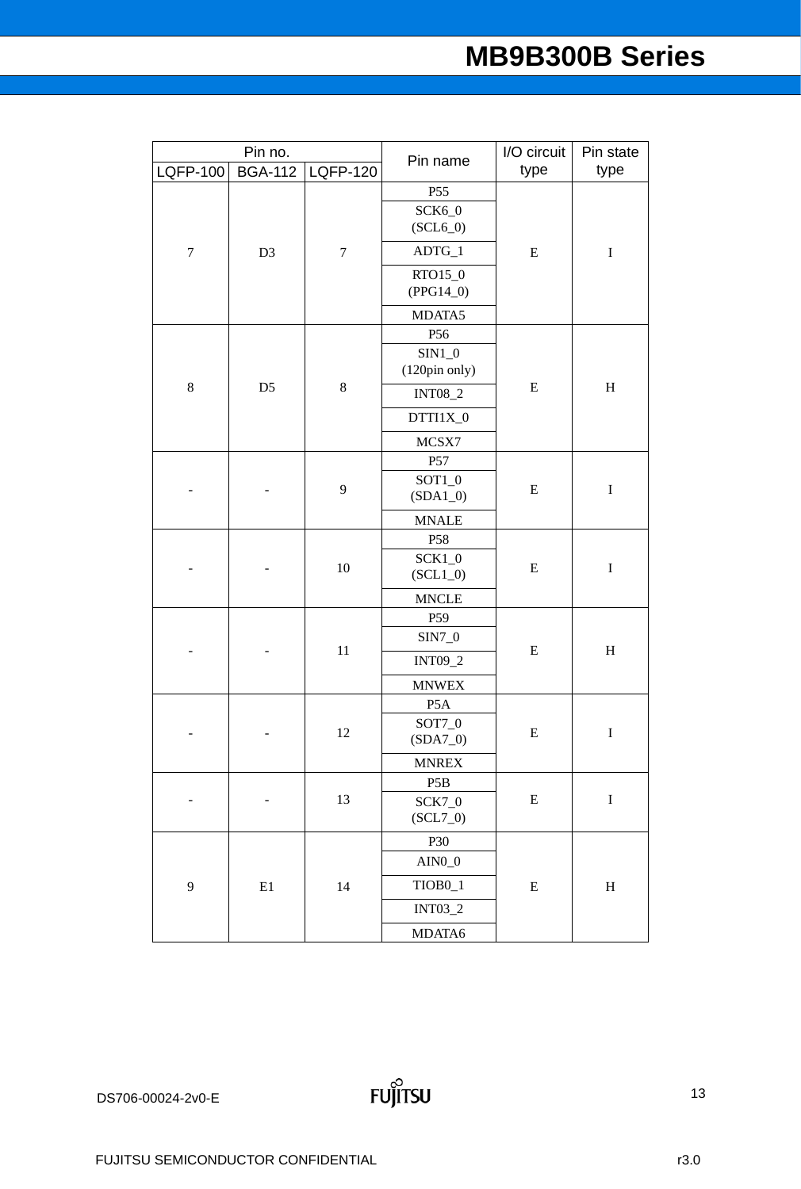| Pin no. | | | Pin name | I/O circuit type | Pin state type |
|---|---|---|---|---|---|
| LQFP-100 | BGA-112 | LQFP-120 | | | |
| 7 | D3 | 7 | P55 | E | I |
| | | | SCK6_0 (SCL6_0) | | |
| | | | ADTG_1 | | |
| | | | RTO15_0 (PPG14_0) | | |
| | | | MDATA5 | | |
| 8 | D5 | 8 | P56 | E | H |
| | | | SIN1_0 (120pin only) | | |
| | | | INT08_2 | | |
| | | | DTTI1X_0 | | |
| | | | MCSX7 | | |
| - | - | 9 | P57 | E | I |
| | | | SOT1_0 (SDA1_0) | | |
| | | | MNALE | | |
| - | - | 10 | P58 | E | I |
| | | | SCK1_0 (SCL1_0) | | |
| | | | MNCLE | | |
| - | - | 11 | P59 | E | H |
| | | | SIN7_0 | | |
| | | | INT09_2 | | |
| | | | MNWEX | | |
| - | - | 12 | P5A | E | I |
| | | | SOT7_0 (SDA7_0) | | |
| | | | MNREX | | |
| - | - | 13 | P5B | E | I |
| | | | SCK7_0 (SCL7_0) | | |
| 9 | E1 | 14 | P30 | E | H |
| | | | AIN0_0 | | |
| | | | TIOB0_1 | | |
| | | | INT03_2 | | |
| | | | MDATA6 | | |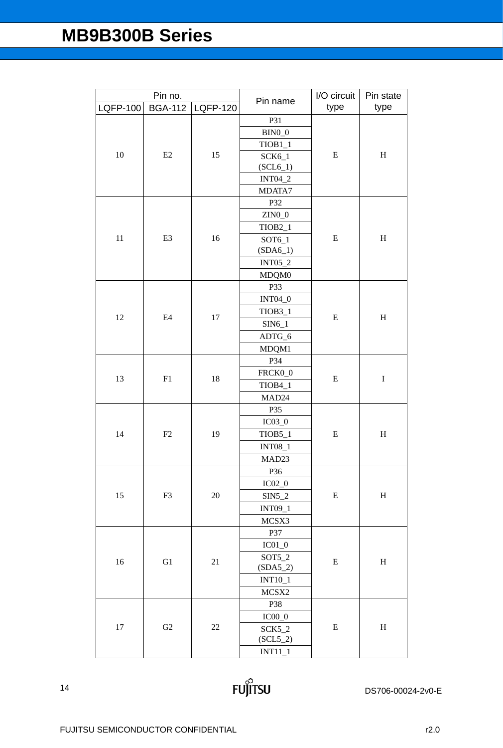| Pin no. | | | Pin name | I/O circuit type | Pin state type |
|---|---|---|---|---|---|
| LQFP-100 | BGA-112 | LQFP-120 | | | |
| 10 | E2 | 15 | P31 | E | H |
| | | | BIN0_0 | | |
| | | | TIOB1_1 | | |
| | | | SCK6_1 (SCL6_1) | | |
| | | | INT04_2 | | |
| | | | MDATA7 | | |
| 11 | E3 | 16 | P32 | E | H |
| | | | ZIN0_0 | | |
| | | | TIOB2_1 | | |
| | | | SOT6_1 (SDA6_1) | | |
| | | | INT05_2 | | |
| | | | MDQM0 | | |
| 12 | E4 | 17 | P33 | E | H |
| | | | INT04_0 | | |
| | | | TIOB3_1 | | |
| | | | SIN6_1 | | |
| | | | ADTG_6 | | |
| | | | MDQM1 | | |
| 13 | F1 | 18 | P34 | E | I |
| | | | FRCK0_0 | | |
| | | | TIOB4_1 | | |
| | | | MAD24 | | |
| 14 | F2 | 19 | P35 | E | H |
| | | | IC03_0 | | |
| | | | TIOB5_1 | | |
| | | | INT08_1 | | |
| | | | MAD23 | | |
| 15 | F3 | 20 | P36 | E | H |
| | | | IC02_0 | | |
| | | | SIN5_2 | | |
| | | | INT09_1 | | |
| | | | MCSX3 | | |
| 16 | G1 | 21 | P37 | E | H |
| | | | IC01_0 | | |
| | | | SOT5_2 (SDA5_2) | | |
| | | | INT10_1 | | |
| | | | MCSX2 | | |
| 17 | G2 | 22 | P38 | E | H |
| | | | IC00_0 | | |
| | | | SCK5_2 (SCL5_2) | | |
| | | | INT11_1 | | |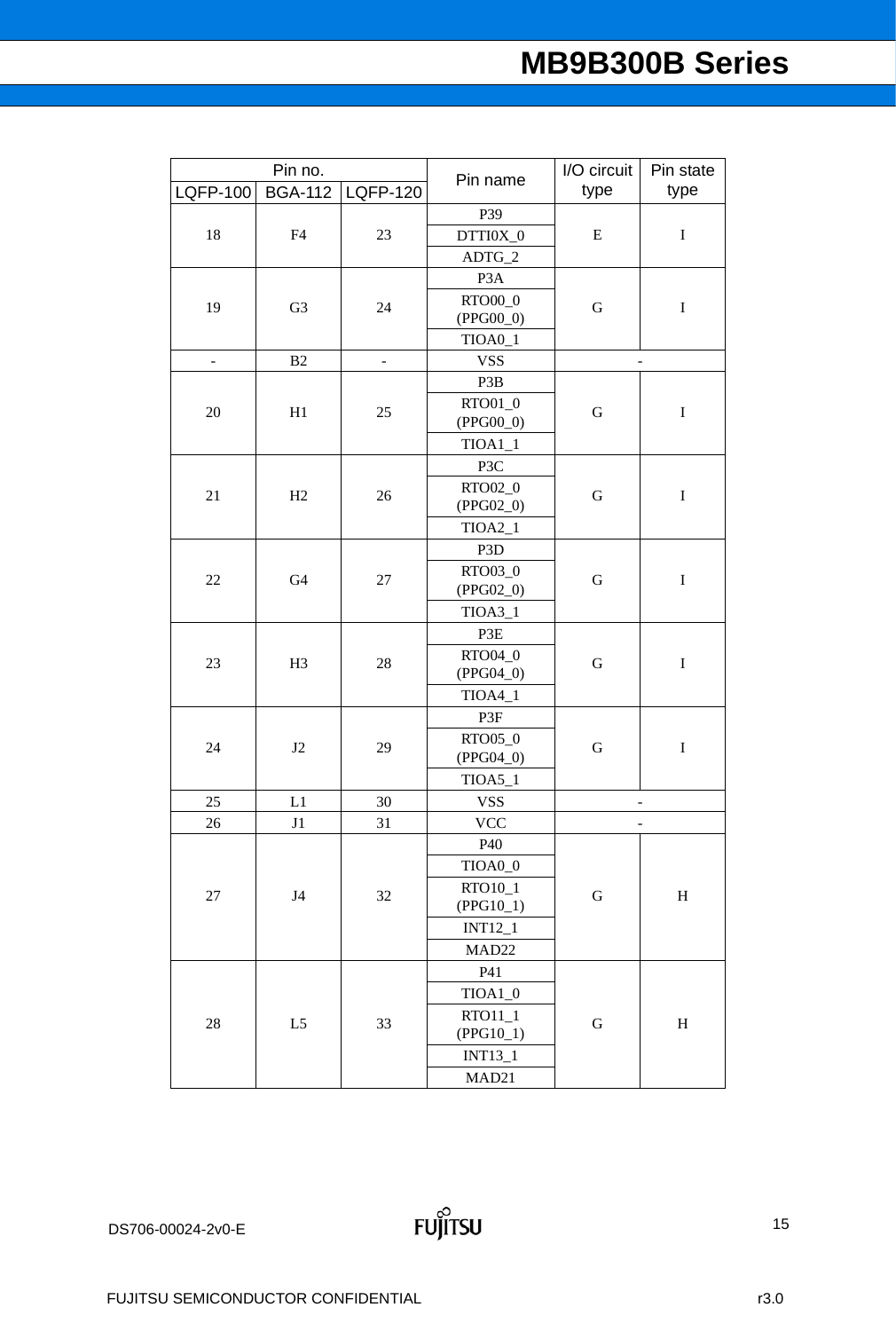| Pin no. | | | Pin name | I/O circuit type | Pin state type |
|---|---|---|---|---|---|
| LQFP-100 | BGA-112 | LQFP-120 | | | |
| 18 | F4 | 23 | P39 | E | I |
| | | | DTTI0X_0 | | |
| | | | ADTG_2 | | |
| 19 | G3 | 24 | P3A | G | I |
| | | | RTO00_0 (PPG00_0) | | |
| | | | TIOA0_1 | | |
| - | B2 | - | VSS | - | |
| 20 | H1 | 25 | P3B | G | I |
| | | | RTO01_0 (PPG00_0) | | |
| | | | TIOA1_1 | | |
| 21 | H2 | 26 | P3C | G | I |
| | | | RTO02_0 (PPG02_0) | | |
| | | | TIOA2_1 | | |
| 22 | G4 | 27 | P3D | G | I |
| | | | RTO03_0 (PPG02_0) | | |
| | | | TIOA3_1 | | |
| 23 | H3 | 28 | P3E | G | I |
| | | | RTO04_0 (PPG04_0) | | |
| | | | TIOA4_1 | | |
| 24 | J2 | 29 | P3F | G | I |
| | | | RTO05_0 (PPG04_0) | | |
| | | | TIOA5_1 | | |
| 25 | L1 | 30 | VSS | - | |
| 26 | J1 | 31 | VCC | - | |
| 27 | J4 | 32 | P40 | G | H |
| | | | TIOA0_0 | | |
| | | | RTO10_1 (PPG10_1) | | |
| | | | INT12_1 | | |
| | | | MAD22 | | |
| 28 | L5 | 33 | P41 | G | H |
| | | | TIOA1_0 | | |
| | | | RTO11_1 (PPG10_1) | | |
| | | | INT13_1 | | |
| | | | MAD21 | | |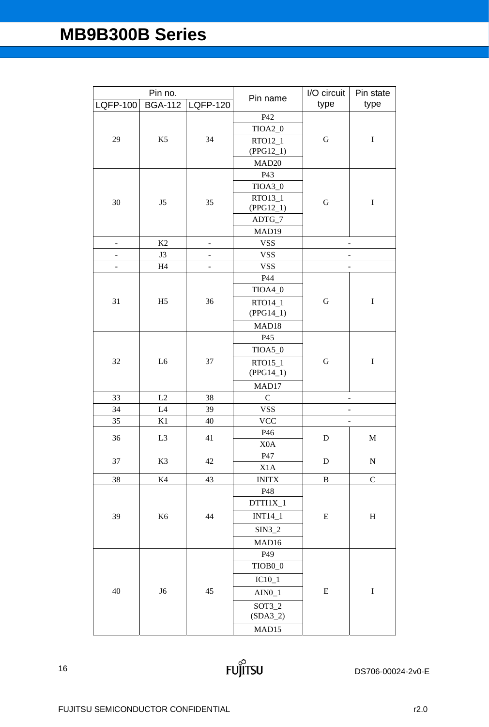| Pin no. | | | Pin name | I/O circuit type | Pin state type |
|---|---|---|---|---|---|
| LQFP-100 | BGA-112 | LQFP-120 | | | |
| 29 | K5 | 34 | P42 | G | I |
| | | | TIOA2_0 | | |
| | | | RTO12_1 (PPG12_1) | | |
| | | | MAD20 | | |
| 30 | J5 | 35 | P43 | G | I |
| | | | TIOA3_0 | | |
| | | | RTO13_1 (PPG12_1) | | |
| | | | ADTG_7 | | |
| | | | MAD19 | | |
| - | K2 | - | VSS | - | |
| - | J3 | - | VSS | - | |
| - | H4 | - | VSS | - | |
| 31 | H5 | 36 | P44 | G | I |
| | | | TIOA4_0 | | |
| | | | RTO14_1 (PPG14_1) | | |
| | | | MAD18 | | |
| 32 | L6 | 37 | P45 | G | I |
| | | | TIOA5_0 | | |
| | | | RTO15_1 (PPG14_1) | | |
| | | | MAD17 | | |
| 33 | L2 | 38 | C | - | |
| 34 | L4 | 39 | VSS | - | |
| 35 | K1 | 40 | VCC | - | |
| 36 | L3 | 41 | P46 | D | M |
| | | | X0A | | |
| 37 | K3 | 42 | P47 | D | N |
| | | | X1A | | |
| 38 | K4 | 43 | INITX | B | C |
| 39 | K6 | 44 | P48 | E | H |
| | | | DTTI1X_1 | | |
| | | | INT14_1 | | |
| | | | SIN3_2 | | |
| | | | MAD16 | | |
| 40 | J6 | 45 | P49 | E | I |
| | | | TIOB0_0 | | |
| | | | IC10_1 | | |
| | | | AIN0_1 | | |
| | | | SOT3_2 (SDA3_2) | | |
| | | | MAD15 | | |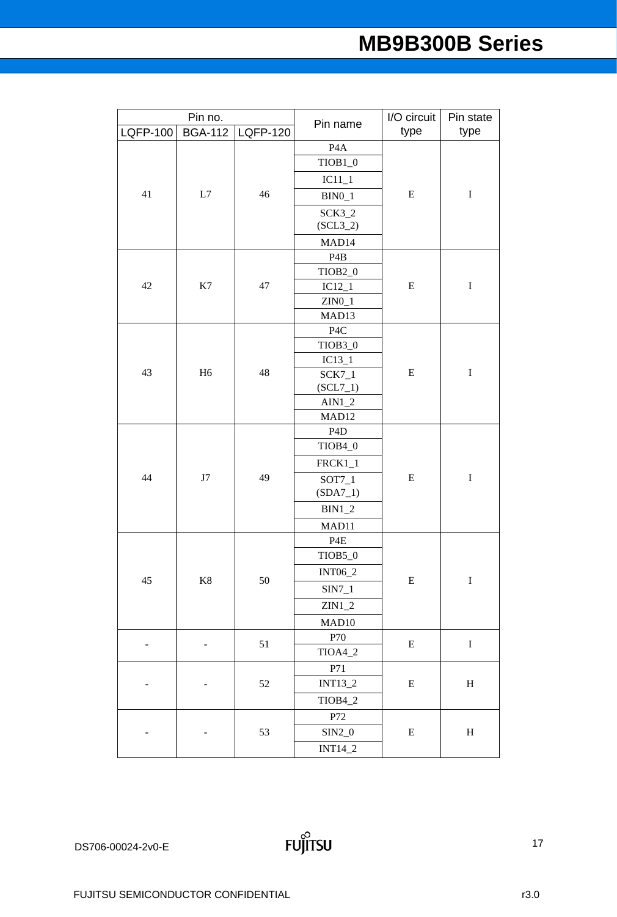| Pin no. | | | Pin name | I/O circuit type | Pin state type |
|---|---|---|---|---|---|
| LQFP-100 | BGA-112 | LQFP-120 | | | |
| 41 | L7 | 46 | P4A | E | I |
| | | | TIOB1_0 | | |
| | | | IC11_1 | | |
| | | | BIN0_1 | | |
| | | | SCK3_2 (SCL3_2) | | |
| | | | MAD14 | | |
| 42 | K7 | 47 | P4B | E | I |
| | | | TIOB2_0 | | |
| | | | IC12_1 | | |
| | | | ZIN0_1 | | |
| | | | MAD13 | | |
| 43 | H6 | 48 | P4C | E | I |
| | | | TIOB3_0 | | |
| | | | IC13_1 | | |
| | | | SCK7_1 (SCL7_1) | | |
| | | | AIN1_2 | | |
| | | | MAD12 | | |
| 44 | J7 | 49 | P4D | E | I |
| | | | TIOB4_0 | | |
| | | | FRCK1_1 | | |
| | | | SOT7_1 (SDA7_1) | | |
| | | | BIN1_2 | | |
| | | | MAD11 | | |
| 45 | K8 | 50 | P4E | E | I |
| | | | TIOB5_0 | | |
| | | | INT06_2 | | |
| | | | SIN7_1 | | |
| | | | ZIN1_2 | | |
| | | | MAD10 | | |
| - | - | 51 | P70 | E | I |
| | | | TIOA4_2 | | |
| - | - | 52 | P71 | E | H |
| | | | INT13_2 | | |
| | | | TIOB4_2 | | |
| - | - | 53 | P72 | E | H |
| | | | SIN2_0 | | |
| | | | INT14_2 | | |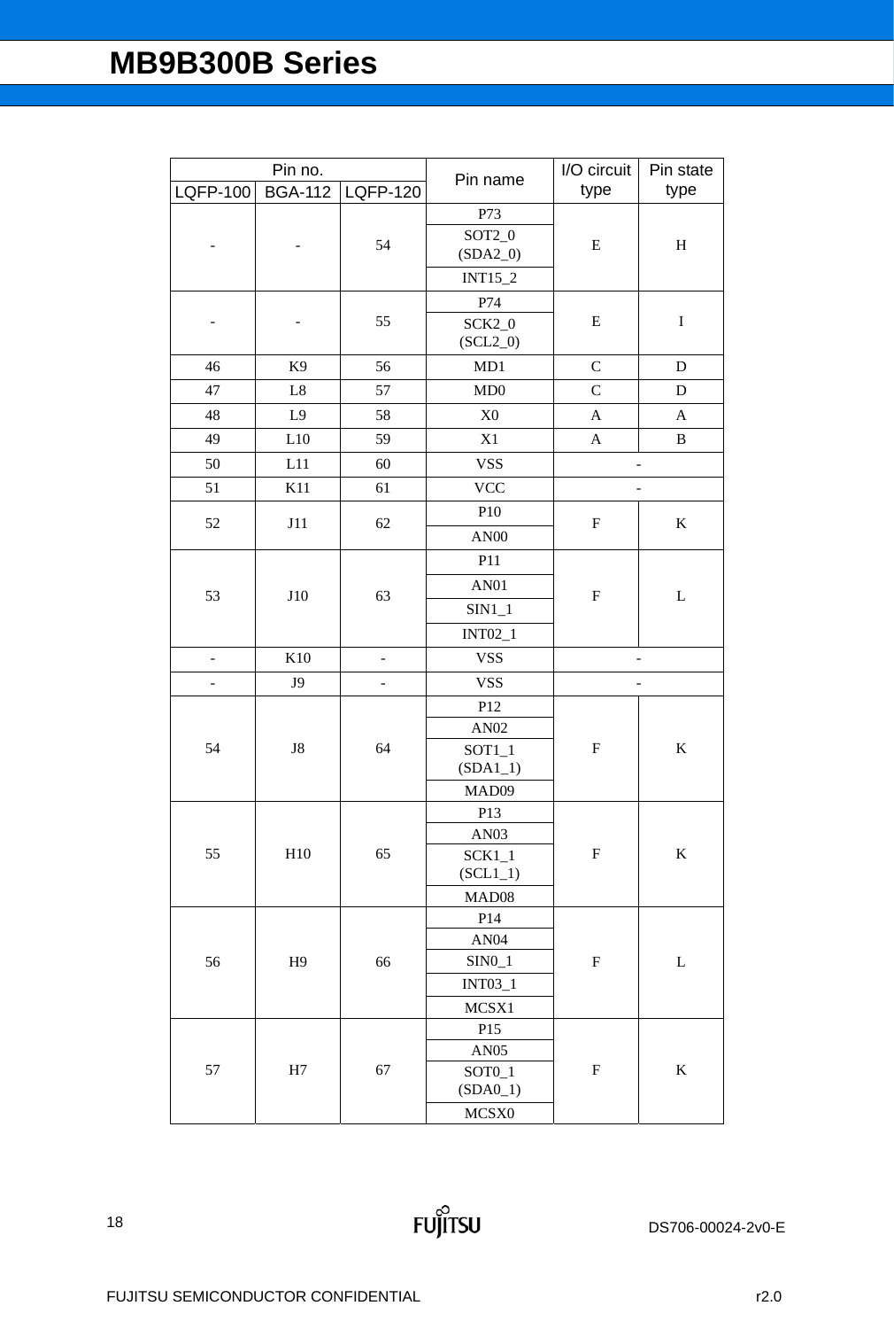| Pin no. | | | Pin name | I/O circuit type | Pin state type |
|---|---|---|---|---|---|
| LQFP-100 | BGA-112 | LQFP-120 | | | |
| - | - | 54 | P73 | E | H |
| | | | SOT2_0 (SDA2_0) | | |
| | | | INT15_2 | | |
| - | - | 55 | P74 | E | I |
| | | | SCK2_0 (SCL2_0) | | |
| 46 | K9 | 56 | MD1 | C | D |
| 47 | L8 | 57 | MD0 | C | D |
| 48 | L9 | 58 | X0 | A | A |
| 49 | L10 | 59 | X1 | A | B |
| 50 | L11 | 60 | VSS | - | |
| 51 | K11 | 61 | VCC | - | |
| 52 | J11 | 62 | P10 | F | K |
| | | | AN00 | | |
| 53 | J10 | 63 | P11 | F | L |
| | | | AN01 | | |
| | | | SIN1_1 | | |
| | | | INT02_1 | | |
| - | K10 | - | VSS | - | |
| - | J9 | - | VSS | - | |
| 54 | J8 | 64 | P12 | F | K |
| | | | AN02 | | |
| | | | SOT1_1 (SDA1_1) | | |
| | | | MAD09 | | |
| 55 | H10 | 65 | P13 | F | K |
| | | | AN03 | | |
| | | | SCK1_1 (SCL1_1) | | |
| | | | MAD08 | | |
| 56 | H9 | 66 | P14 | F | L |
| | | | AN04 | | |
| | | | SIN0_1 | | |
| | | | INT03_1 | | |
| | | | MCSX1 | | |
| 57 | H7 | 67 | P15 | F | K |
| | | | AN05 | | |
| | | | SOT0_1 (SDA0_1) | | |
| | | | MCSX0 | | |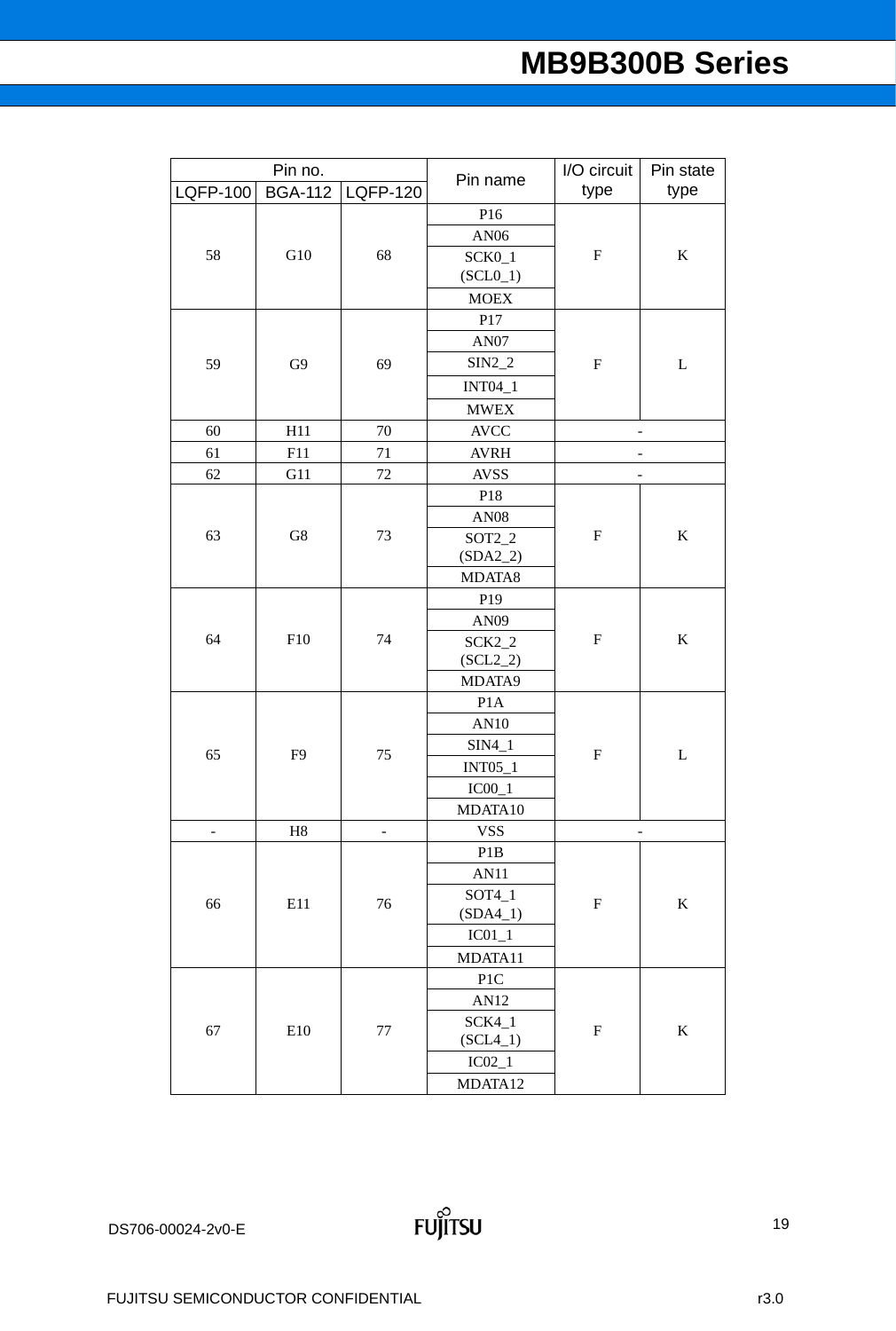| Pin no. | | | Pin name | I/O circuit type | Pin state type |
|---|---|---|---|---|---|
| LQFP-100 | BGA-112 | LQFP-120 | | | |
| 58 | G10 | 68 | P16 | F | K |
| | | | AN06 | | |
| | | | SCK0_1 (SCL0_1) | | |
| | | | MOEX | | |
| 59 | G9 | 69 | P17 | F | L |
| | | | AN07 | | |
| | | | SIN2_2 | | |
| | | | INT04_1 | | |
| | | | MWEX | | |
| 60 | H11 | 70 | AVCC | - | |
| 61 | F11 | 71 | AVRH | - | |
| 62 | G11 | 72 | AVSS | - | |
| 63 | G8 | 73 | P18 | F | K |
| | | | AN08 | | |
| | | | SOT2_2 (SDA2_2) | | |
| | | | MDATA8 | | |
| 64 | F10 | 74 | P19 | F | K |
| | | | AN09 | | |
| | | | SCK2_2 (SCL2_2) | | |
| | | | MDATA9 | | |
| 65 | F9 | 75 | P1A | F | L |
| | | | AN10 | | |
| | | | SIN4_1 | | |
| | | | INT05_1 | | |
| | | | IC00_1 | | |
| | | | MDATA10 | | |
| - | H8 | - | VSS | - | |
| 66 | E11 | 76 | P1B | F | K |
| | | | AN11 | | |
| | | | SOT4_1 (SDA4_1) | | |
| | | | IC01_1 | | |
| | | | MDATA11 | | |
| 67 | E10 | 77 | P1C | F | K |
| | | | AN12 | | |
| | | | SCK4_1 (SCL4_1) | | |
| | | | IC02_1 | | |
| | | | MDATA12 | | |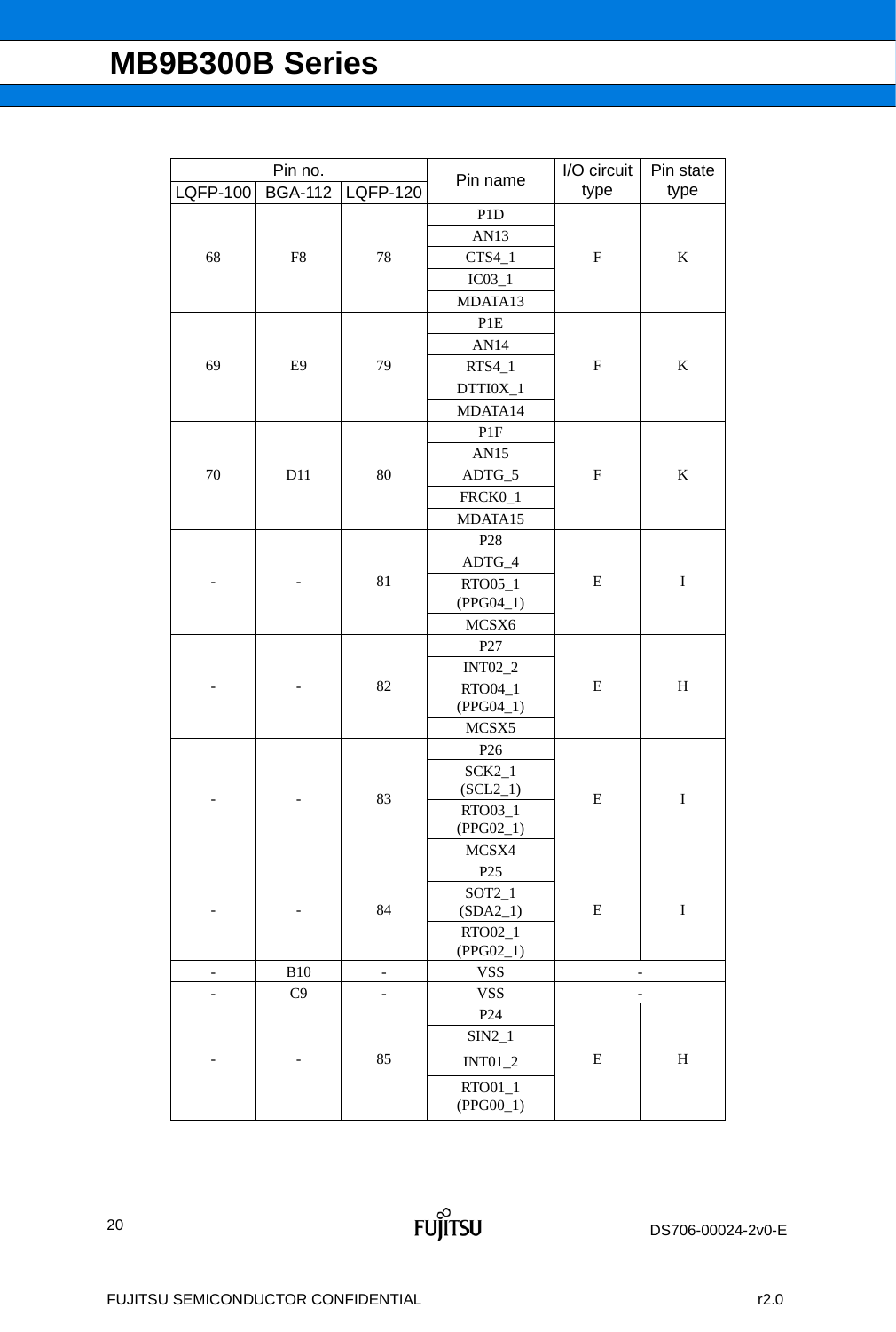| Pin no. | | | Pin name | I/O circuit type | Pin state type |
|---|---|---|---|---|---|
| LQFP-100 | BGA-112 | LQFP-120 | | | |
| 68 | F8 | 78 | P1D | F | K |
| | | | AN13 | | |
| | | | CTS4_1 | | |
| | | | IC03_1 | | |
| | | | MDATA13 | | |
| 69 | E9 | 79 | P1E | F | K |
| | | | AN14 | | |
| | | | RTS4_1 | | |
| | | | DTTI0X_1 | | |
| | | | MDATA14 | | |
| 70 | D11 | 80 | P1F | F | K |
| | | | AN15 | | |
| | | | ADTG_5 | | |
| | | | FRCK0_1 | | |
| | | | MDATA15 | | |
| - | - | 81 | P28 | E | I |
| | | | ADTG_4 | | |
| | | | RTO05_1 (PPG04_1) | | |
| | | | MCSX6 | | |
| - | - | 82 | P27 | E | H |
| | | | INT02_2 | | |
| | | | RTO04_1 (PPG04_1) | | |
| | | | MCSX5 | | |
| - | - | 83 | P26 | E | I |
| | | | SCK2_1 (SCL2_1) | | |
| | | | RTO03_1 (PPG02_1) | | |
| | | | MCSX4 | | |
| - | - | 84 | P25 | E | I |
| | | | SOT2_1 (SDA2_1) | | |
| | | | RTO02_1 (PPG02_1) | | |
| - | B10 | - | VSS | - | |
| - | C9 | - | VSS | - | |
| - | - | 85 | P24 | E | H |
| | | | SIN2_1 | | |
| | | | INT01_2 | | |
| | | | RTO01_1 (PPG00_1) | | |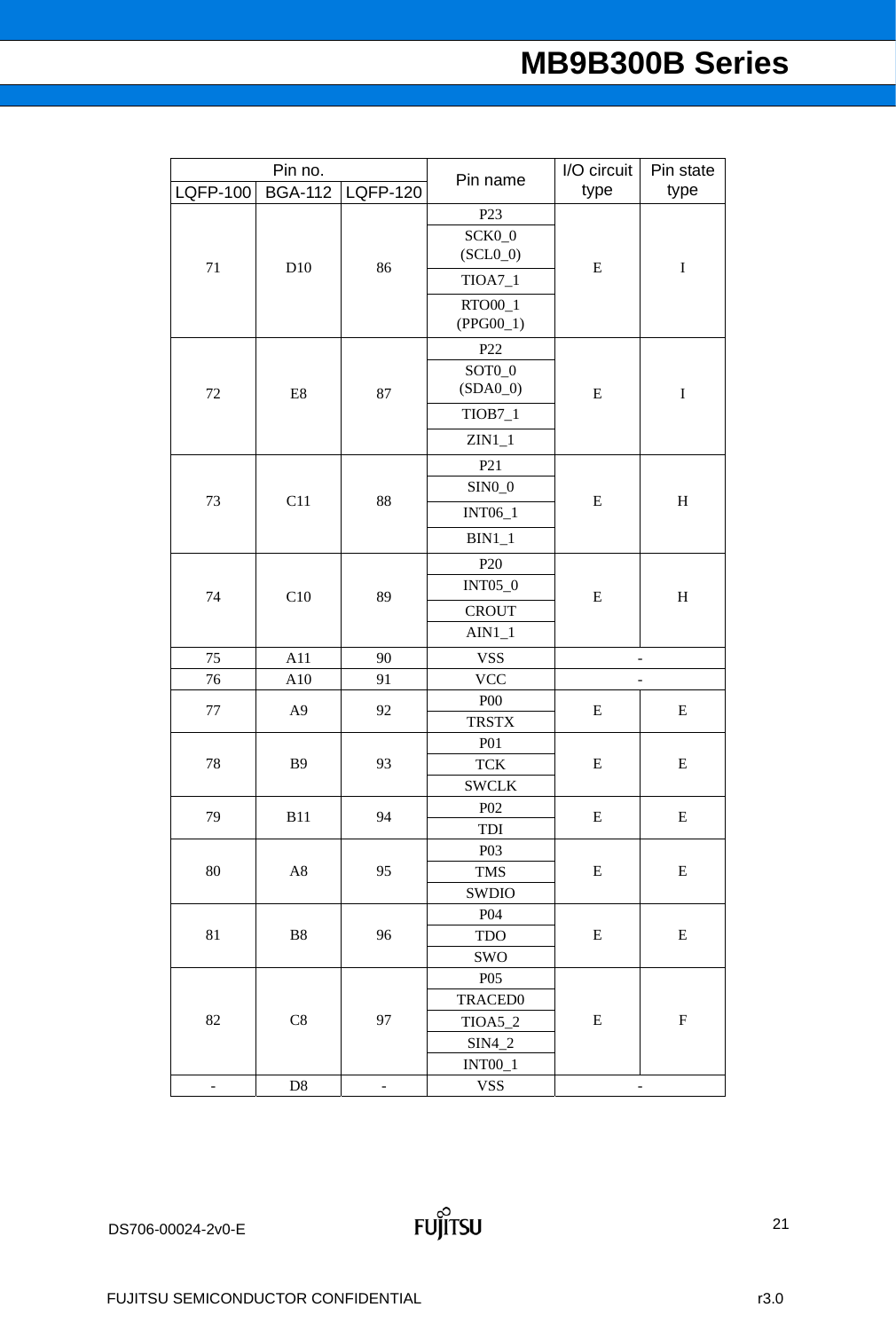| Pin no. | | | Pin name | I/O circuit type | Pin state type |
|---|---|---|---|---|---|
| LQFP-100 | BGA-112 | LQFP-120 | | | |
| 71 | D10 | 86 | P23 | E | I |
| | | | SCK0_0 (SCL0_0) | | |
| | | | TIOA7_1 | | |
| | | | RTO00_1 (PPG00_1) | | |
| 72 | E8 | 87 | P22 | E | I |
| | | | SOT0_0 (SDA0_0) | | |
| | | | TIOB7_1 | | |
| | | | ZIN1_1 | | |
| 73 | C11 | 88 | P21 | E | H |
| | | | SIN0_0 | | |
| | | | INT06_1 | | |
| | | | BIN1_1 | | |
| 74 | C10 | 89 | P20 | E | H |
| | | | INT05_0 | | |
| | | | CROUT | | |
| | | | AIN1_1 | | |
| 75 | A11 | 90 | VSS | - | |
| 76 | A10 | 91 | VCC | - | |
| 77 | A9 | 92 | P00 | E | E |
| | | | TRSTX | | |
| 78 | B9 | 93 | P01 | E | E |
| | | | TCK | | |
| | | | SWCLK | | |
| 79 | B11 | 94 | P02 | E | E |
| | | | TDI | | |
| 80 | A8 | 95 | P03 | E | E |
| | | | TMS | | |
| | | | SWDIO | | |
| 81 | B8 | 96 | P04 | E | E |
| | | | TDO | | |
| | | | SWO | | |
| 82 | C8 | 97 | P05 | E | F |
| | | | TRACED0 | | |
| | | | TIOA5_2 | | |
| | | | SIN4_2 | | |
| | | | INT00_1 | | |
| - | D8 | - | VSS | - | |

DS706-00024-2v0-E

FUJITSU SEMICONDUCTOR CONFIDENTIAL r3.0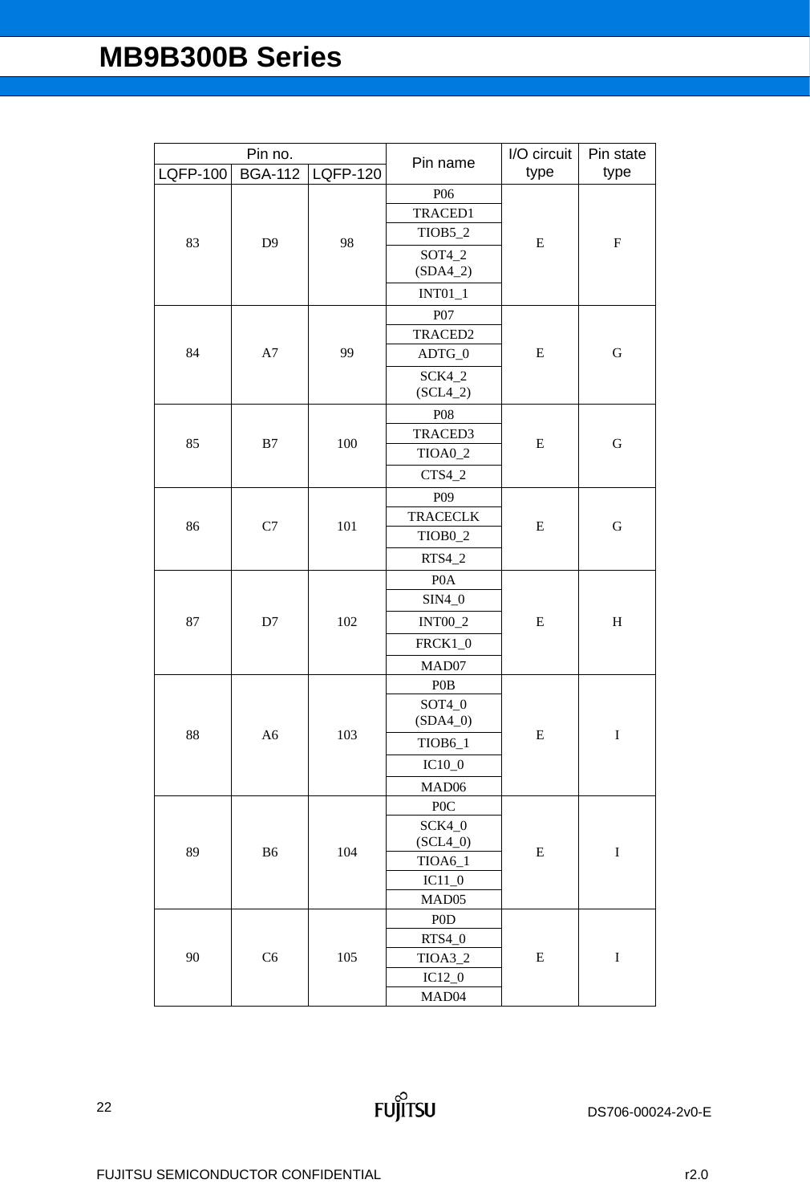| Pin no. | | | Pin name | I/O circuit type | Pin state type |
|---|---|---|---|---|---|
| LQFP-100 | BGA-112 | LQFP-120 | | | |
| 83 | D9 | 98 | P06 | E | F |
| | | | TRACED1 | | |
| | | | TIOB5_2 | | |
| | | | SOT4_2 (SDA4_2) | | |
| | | | INT01_1 | | |
| 84 | A7 | 99 | P07 | E | G |
| | | | TRACED2 | | |
| | | | ADTG_0 | | |
| | | | SCK4_2 (SCL4_2) | | |
| 85 | B7 | 100 | P08 | E | G |
| | | | TRACED3 | | |
| | | | TIOA0_2 | | |
| | | | CTS4_2 | | |
| 86 | C7 | 101 | P09 | E | G |
| | | | TRACECLK | | |
| | | | TIOB0_2 | | |
| | | | RTS4_2 | | |
| 87 | D7 | 102 | P0A | E | H |
| | | | SIN4_0 | | |
| | | | INT00_2 | | |
| | | | FRCK1_0 | | |
| | | | MAD07 | | |
| 88 | A6 | 103 | P0B | E | I |
| | | | SOT4_0 (SDA4_0) | | |
| | | | TIOB6_1 | | |
| | | | IC10_0 | | |
| | | | MAD06 | | |
| 89 | B6 | 104 | P0C | E | I |
| | | | SCK4_0 (SCL4_0) | | |
| | | | TIOA6_1 | | |
| | | | IC11_0 | | |
| | | | MAD05 | | |
| 90 | C6 | 105 | P0D | E | I |
| | | | RTS4_0 | | |
| | | | TIOA3_2 | | |
| | | | IC12_0 | | |
| | | | MAD04 | | |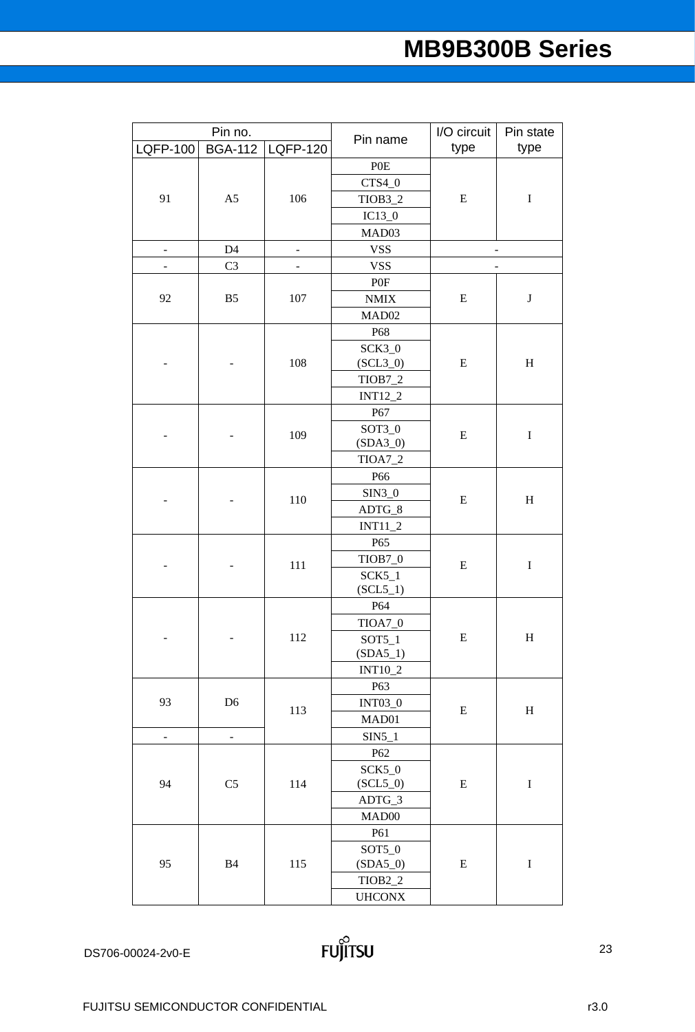| Pin no. | | | Pin name | I/O circuit type | Pin state type |
|---|---|---|---|---|---|
| LQFP-100 | BGA-112 | LQFP-120 | | | |
| 91 | A5 | 106 | P0E | E | I |
| | | | CTS4_0 | | |
| | | | TIOB3_2 | | |
| | | | IC13_0 | | |
| | | | MAD03 | | |
| - | D4 | - | VSS | - | |
| - | C3 | - | VSS | - | |
| 92 | B5 | 107 | P0F | E | J |
| | | | NMIX | | |
| | | | MAD02 | | |
| - | - | 108 | P68 | E | H |
| | | | SCK3_0 (SCL3_0) | | |
| | | | TIOB7_2 | | |
| | | | INT12_2 | | |
| - | - | 109 | P67 | E | I |
| | | | SOT3_0 (SDA3_0) | | |
| | | | TIOA7_2 | | |
| - | - | 110 | P66 | E | H |
| | | | SIN3_0 | | |
| | | | ADTG_8 | | |
| | | | INT11_2 | | |
| - | - | 111 | P65 | E | I |
| | | | TIOB7_0 | | |
| | | | SCK5_1 (SCL5_1) | | |
| - | - | 112 | P64 | E | H |
| | | | TIOA7_0 | | |
| | | | SOT5_1 (SDA5_1) | | |
| | | | INT10_2 | | |
| 93 | D6 | 113 | P63 | E | H |
| | | | INT03_0 | | |
| | | | MAD01 | | |
| - | - | | SIN5_1 | | |
| 94 | C5 | 114 | P62 | E | I |
| | | | SCK5_0 (SCL5_0) | | |
| | | | ADTG_3 | | |
| | | | MAD00 | | |
| 95 | B4 | 115 | P61 | E | I |
| | | | SOT5_0 (SDA5_0) | | |
| | | | TIOB2_2 | | |
| | | | UHCONX | | |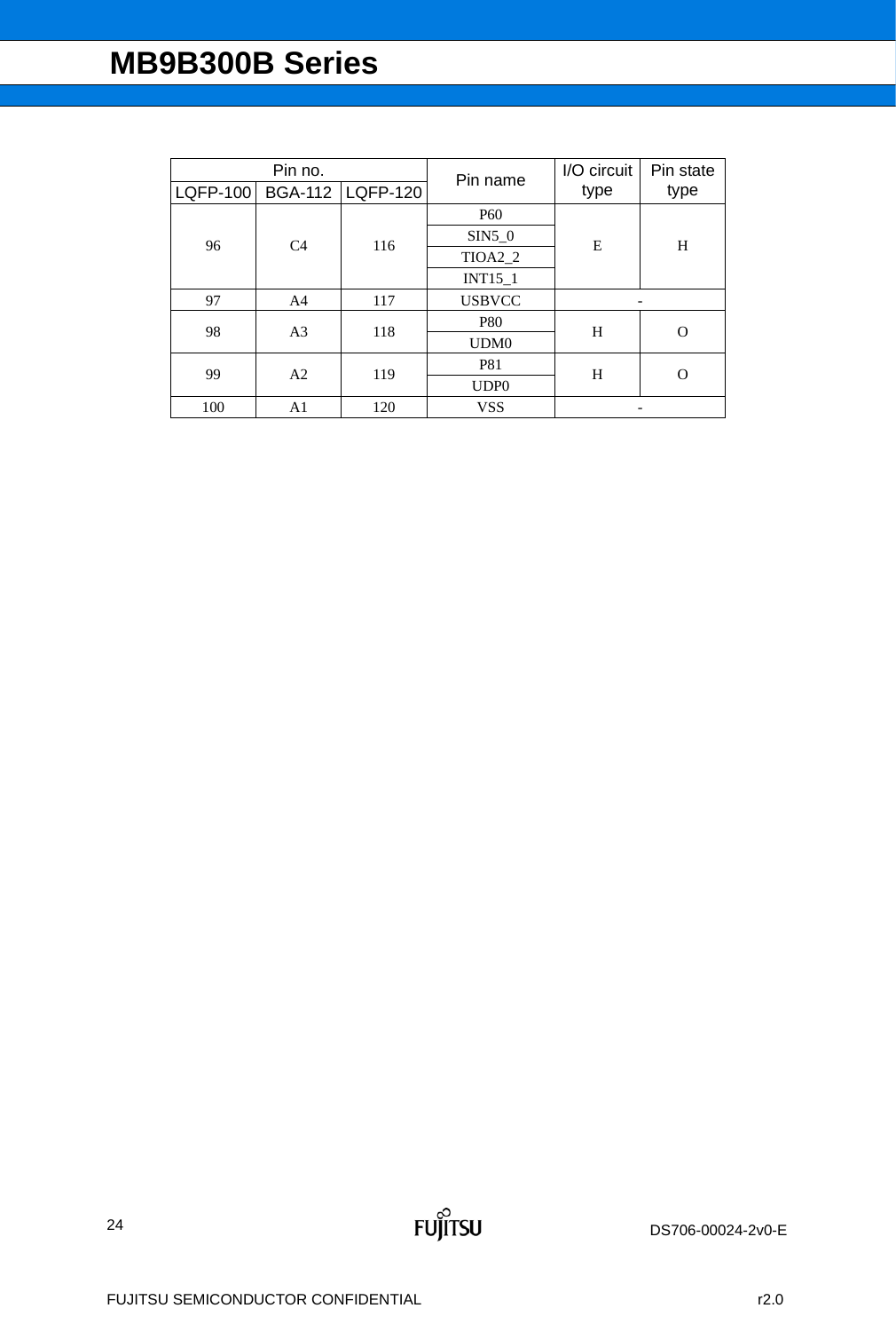| Pin no. | | | Pin name | I/O circuit type | Pin state type |
|---|---|---|---|---|---|
| LQFP-100 | BGA-112 | LQFP-120 | | | |
| 96 | C4 | 116 | P60 | E | H |
| | | | SIN5_0 | | |
| | | | TIOA2_2 | | |
| | | | INT15_1 | | |
| 97 | A4 | 117 | USBVCC | - | |
| 98 | A3 | 118 | P80 | H | O |
| | | | UDM0 | | |
| 99 | A2 | 119 | P81 | H | O |
| | | | UDP0 | | |
| 100 | A1 | 120 | VSS | - | |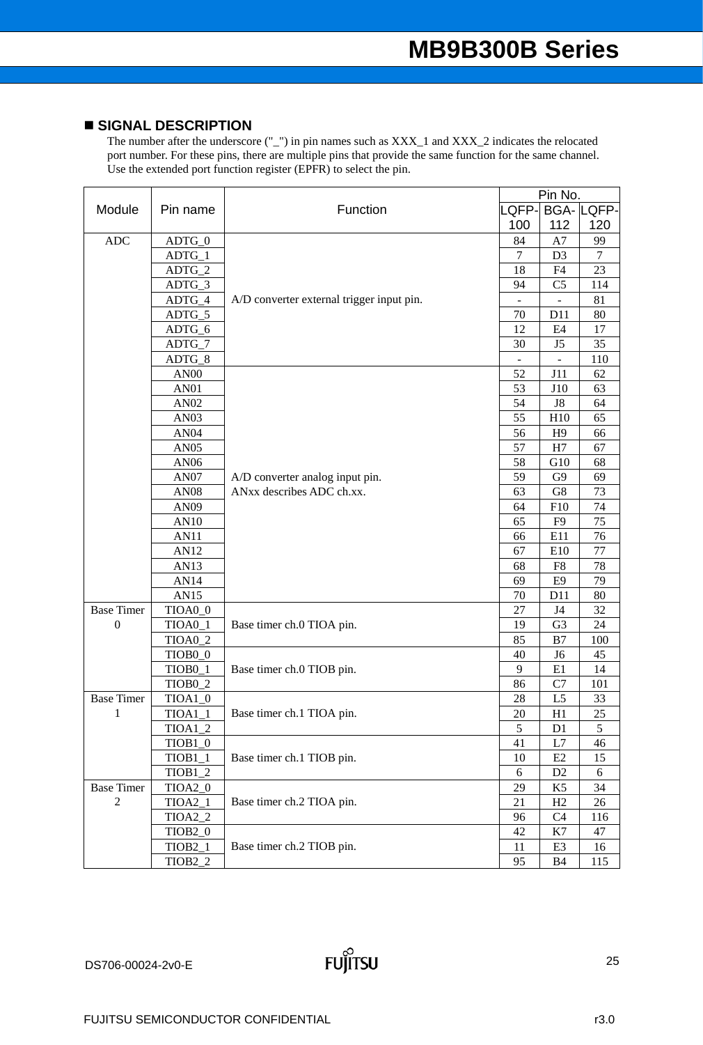## ■ SIGNAL DESCRIPTION

The number after the underscore ("_") in pin names such as XXX_1 and XXX_2 indicates the relocated port number. For these pins, there are multiple pins that provide the same function for the same channel. Use the extended port function register (EPFR) to select the pin.

| Module | Pin name | Function | Pin No. | | |
|---|---|---|---|---|---|
| | | | LQFP-100 | BGA-112 | LQFP-120 |
| ADC | ADTG_0 | A/D converter external trigger input pin. | 84 | A7 | 99 |
| | ADTG_1 | | 7 | D3 | 7 |
| | ADTG_2 | | 18 | F4 | 23 |
| | ADTG_3 | | 94 | C5 | 114 |
| | ADTG_4 | | - | - | 81 |
| | ADTG_5 | | 70 | D11 | 80 |
| | ADTG_6 | | 12 | E4 | 17 |
| | ADTG_7 | | 30 | J5 | 35 |
| | ADTG_8 | | - | - | 110 |
| | AN00 | A/D converter analog input pin. ANxx describes ADC ch.xx. | 52 | J11 | 62 |
| | AN01 | | 53 | J10 | 63 |
| | AN02 | | 54 | J8 | 64 |
| | AN03 | | 55 | H10 | 65 |
| | AN04 | | 56 | H9 | 66 |
| | AN05 | | 57 | H7 | 67 |
| | AN06 | | 58 | G10 | 68 |
| | AN07 | | 59 | G9 | 69 |
| | AN08 | | 63 | G8 | 73 |
| | AN09 | | 64 | F10 | 74 |
| | AN10 | | 65 | F9 | 75 |
| | AN11 | | 66 | E11 | 76 |
| | AN12 | | 67 | E10 | 77 |
| | AN13 | | 68 | F8 | 78 |
| | AN14 | | 69 | E9 | 79 |
| | AN15 | | 70 | D11 | 80 |
| Base Timer 0 | TIOA0_0 | Base timer ch.0 TIOA pin. | 27 | J4 | 32 |
| | TIOA0_1 | | 19 | G3 | 24 |
| | TIOA0_2 | | 85 | B7 | 100 |
| | TIOB0_0 | Base timer ch.0 TIOB pin. | 40 | J6 | 45 |
| | TIOB0_1 | | 9 | E1 | 14 |
| | TIOB0_2 | | 86 | C7 | 101 |
| Base Timer 1 | TIOA1_0 | Base timer ch.1 TIOA pin. | 28 | L5 | 33 |
| | TIOA1_1 | | 20 | H1 | 25 |
| | TIOA1_2 | | 5 | D1 | 5 |
| | TIOB1_0 | Base timer ch.1 TIOB pin. | 41 | L7 | 46 |
| | TIOB1_1 | | 10 | E2 | 15 |
| | TIOB1_2 | | 6 | D2 | 6 |
| Base Timer 2 | TIOA2_0 | Base timer ch.2 TIOA pin. | 29 | K5 | 34 |
| | TIOA2_1 | | 21 | H2 | 26 |
| | TIOA2_2 | | 96 | C4 | 116 |
| | TIOB2_0 | Base timer ch.2 TIOB pin. | 42 | K7 | 47 |
| | TIOB2_1 | | 11 | E3 | 16 |
| | TIOB2_2 | | 95 | B4 | 115 |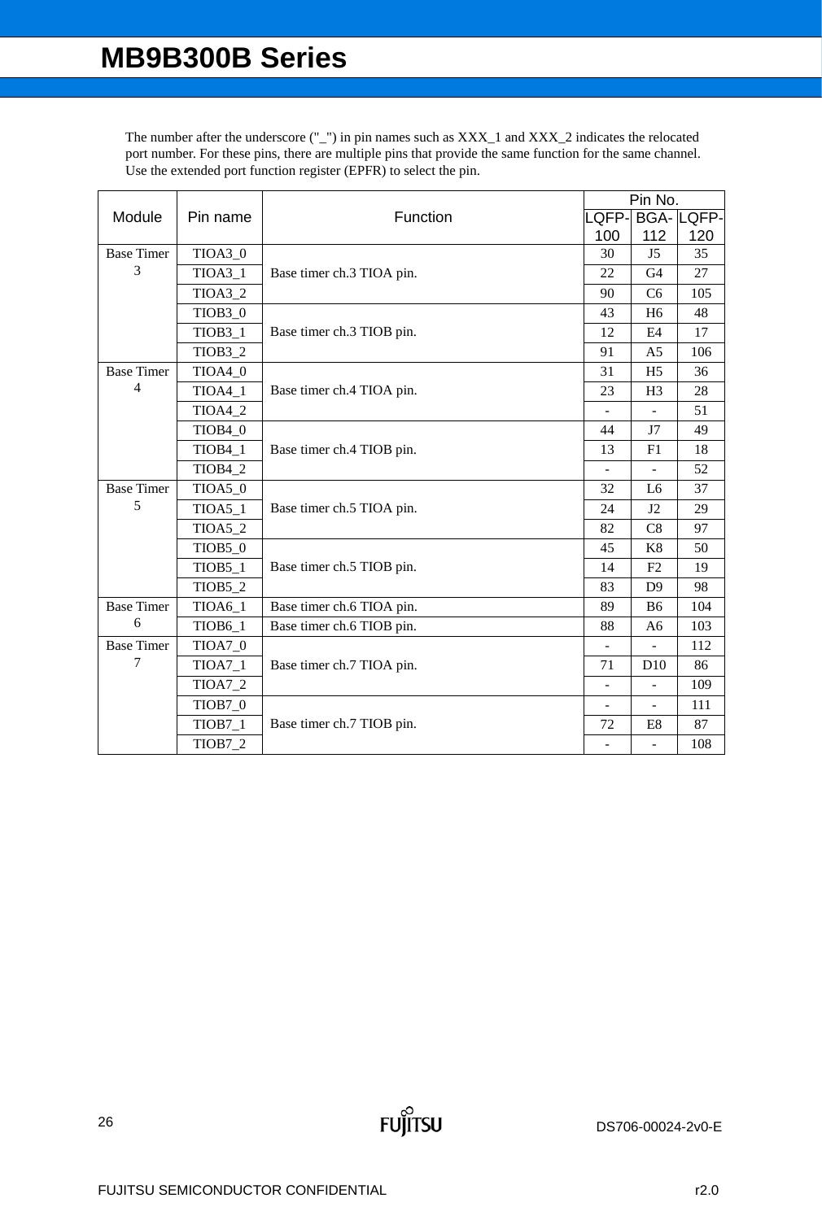The number after the underscore ("_") in pin names such as XXX_1 and XXX_2 indicates the relocated port number. For these pins, there are multiple pins that provide the same function for the same channel. Use the extended port function register (EPFR) to select the pin.

| Module | Pin name | Function | Pin No. | | |
|---|---|---|---|---|---|
| | | | LQFP-100 | BGA-112 | LQFP-120 |
| Base Timer 3 | TIOA3_0 | Base timer ch.3 TIOA pin. | 30 | J5 | 35 |
| | TIOA3_1 | | 22 | G4 | 27 |
| | TIOA3_2 | | 90 | C6 | 105 |
| | TIOB3_0 | Base timer ch.3 TIOB pin. | 43 | H6 | 48 |
| | TIOB3_1 | | 12 | E4 | 17 |
| | TIOB3_2 | | 91 | A5 | 106 |
| Base Timer 4 | TIOA4_0 | Base timer ch.4 TIOA pin. | 31 | H5 | 36 |
| | TIOA4_1 | | 23 | H3 | 28 |
| | TIOA4_2 | | - | - | 51 |
| | TIOB4_0 | Base timer ch.4 TIOB pin. | 44 | J7 | 49 |
| | TIOB4_1 | | 13 | F1 | 18 |
| | TIOB4_2 | | - | - | 52 |
| Base Timer 5 | TIOA5_0 | Base timer ch.5 TIOA pin. | 32 | L6 | 37 |
| | TIOA5_1 | | 24 | J2 | 29 |
| | TIOA5_2 | | 82 | C8 | 97 |
| | TIOB5_0 | Base timer ch.5 TIOB pin. | 45 | K8 | 50 |
| | TIOB5_1 | | 14 | F2 | 19 |
| | TIOB5_2 | | 83 | D9 | 98 |
| Base Timer 6 | TIOA6_1 | Base timer ch.6 TIOA pin. | 89 | B6 | 104 |
| | TIOB6_1 | Base timer ch.6 TIOB pin. | 88 | A6 | 103 |
| Base Timer 7 | TIOA7_0 | Base timer ch.7 TIOA pin. | - | - | 112 |
| | TIOA7_1 | | 71 | D10 | 86 |
| | TIOA7_2 | | - | - | 109 |
| | TIOB7_0 | Base timer ch.7 TIOB pin. | - | - | 111 |
| | TIOB7_1 | | 72 | E8 | 87 |
| | TIOB7_2 | | - | - | 108 |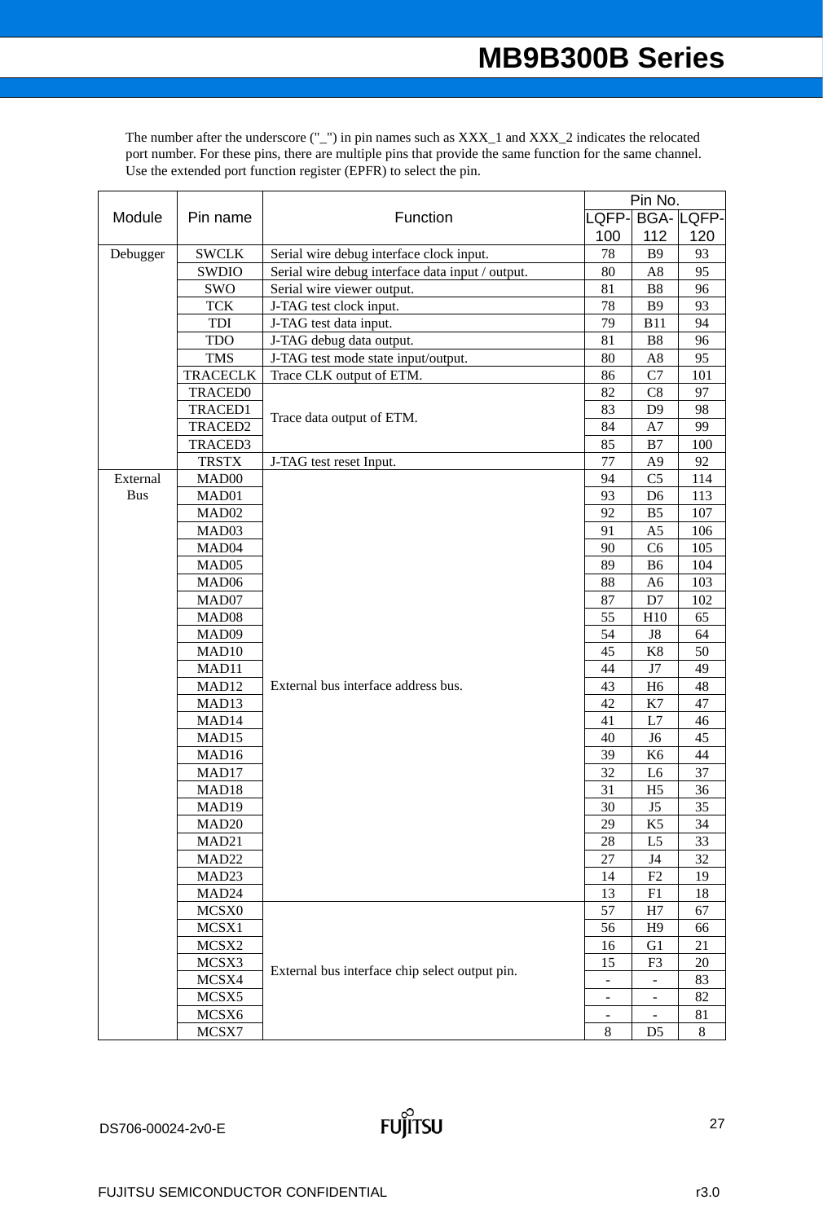The number after the underscore ("_") in pin names such as XXX_1 and XXX_2 indicates the relocated port number. For these pins, there are multiple pins that provide the same function for the same channel. Use the extended port function register (EPFR) to select the pin.

| Module | Pin name | Function | Pin No. | | |
|---|---|---|---|---|---|
| | | | LQFP-100 | BGA-112 | LQFP-120 |
| Debugger | SWCLK | Serial wire debug interface clock input. | 78 | B9 | 93 |
| | SWDIO | Serial wire debug interface data input / output. | 80 | A8 | 95 |
| | SWO | Serial wire viewer output. | 81 | B8 | 96 |
| | TCK | J-TAG test clock input. | 78 | B9 | 93 |
| | TDI | J-TAG test data input. | 79 | B11 | 94 |
| | TDO | J-TAG debug data output. | 81 | B8 | 96 |
| | TMS | J-TAG test mode state input/output. | 80 | A8 | 95 |
| | TRACECLK | Trace CLK output of ETM. | 86 | C7 | 101 |
| | TRACED0 | Trace data output of ETM. | 82 | C8 | 97 |
| | TRACED1 | | 83 | D9 | 98 |
| | TRACED2 | | 84 | A7 | 99 |
| | TRACED3 | | 85 | B7 | 100 |
| | TRSTX | J-TAG test reset Input. | 77 | A9 | 92 |
| External Bus | MAD00 | External bus interface address bus. | 94 | C5 | 114 |
| | MAD01 | | 93 | D6 | 113 |
| | MAD02 | | 92 | B5 | 107 |
| | MAD03 | | 91 | A5 | 106 |
| | MAD04 | | 90 | C6 | 105 |
| | MAD05 | | 89 | B6 | 104 |
| | MAD06 | | 88 | A6 | 103 |
| | MAD07 | | 87 | D7 | 102 |
| | MAD08 | | 55 | H10 | 65 |
| | MAD09 | | 54 | J8 | 64 |
| | MAD10 | | 45 | K8 | 50 |
| | MAD11 | | 44 | J7 | 49 |
| | MAD12 | | 43 | H6 | 48 |
| | MAD13 | | 42 | K7 | 47 |
| | MAD14 | | 41 | L7 | 46 |
| | MAD15 | | 40 | J6 | 45 |
| | MAD16 | | 39 | K6 | 44 |
| | MAD17 | | 32 | L6 | 37 |
| | MAD18 | | 31 | H5 | 36 |
| | MAD19 | | 30 | J5 | 35 |
| | MAD20 | | 29 | K5 | 34 |
| | MAD21 | | 28 | L5 | 33 |
| | MAD22 | | 27 | J4 | 32 |
| | MAD23 | | 14 | F2 | 19 |
| | MAD24 | | 13 | F1 | 18 |
| | MCSX0 | External bus interface chip select output pin. | 57 | H7 | 67 |
| | MCSX1 | | 56 | H9 | 66 |
| | MCSX2 | | 16 | G1 | 21 |
| | MCSX3 | | 15 | F3 | 20 |
| | MCSX4 | | - | - | 83 |
| | MCSX5 | | - | - | 82 |
| | MCSX6 | | - | - | 81 |
| | MCSX7 | | 8 | D5 | 8 |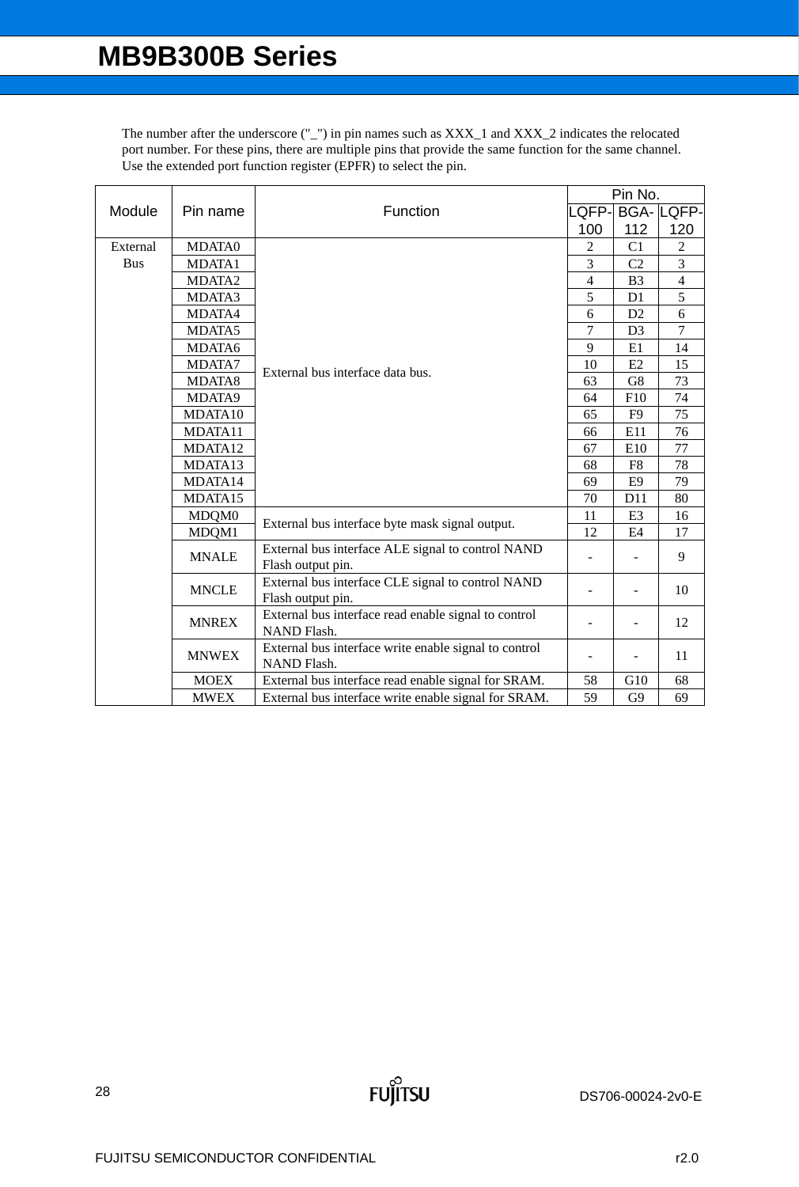The number after the underscore ("_") in pin names such as XXX_1 and XXX_2 indicates the relocated port number. For these pins, there are multiple pins that provide the same function for the same channel. Use the extended port function register (EPFR) to select the pin.

| Module | Pin name | Function | Pin No. | | |
|---|---|---|---|---|---|
| | | | LQFP-100 | BGA-112 | LQFP-120 |
| External Bus | MDATA0 | External bus interface data bus. | 2 | C1 | 2 |
| | MDATA1 | | 3 | C2 | 3 |
| | MDATA2 | | 4 | B3 | 4 |
| | MDATA3 | | 5 | D1 | 5 |
| | MDATA4 | | 6 | D2 | 6 |
| | MDATA5 | | 7 | D3 | 7 |
| | MDATA6 | | 9 | E1 | 14 |
| | MDATA7 | | 10 | E2 | 15 |
| | MDATA8 | | 63 | G8 | 73 |
| | MDATA9 | | 64 | F10 | 74 |
| | MDATA10 | | 65 | F9 | 75 |
| | MDATA11 | | 66 | E11 | 76 |
| | MDATA12 | | 67 | E10 | 77 |
| | MDATA13 | | 68 | F8 | 78 |
| | MDATA14 | | 69 | E9 | 79 |
| | MDATA15 | | 70 | D11 | 80 |
| | MDQM0 | External bus interface byte mask signal output. | 11 | E3 | 16 |
| | MDQM1 | | 12 | E4 | 17 |
| | MNALE | External bus interface ALE signal to control NAND Flash output pin. | - | - | 9 |
| | MNCLE | External bus interface CLE signal to control NAND Flash output pin. | - | - | 10 |
| | MNREX | External bus interface read enable signal to control NAND Flash. | - | - | 12 |
| | MNWEX | External bus interface write enable signal to control NAND Flash. | - | - | 11 |
| | MOEX | External bus interface read enable signal for SRAM. | 58 | G10 | 68 |
| | MWEX | External bus interface write enable signal for SRAM. | 59 | G9 | 69 |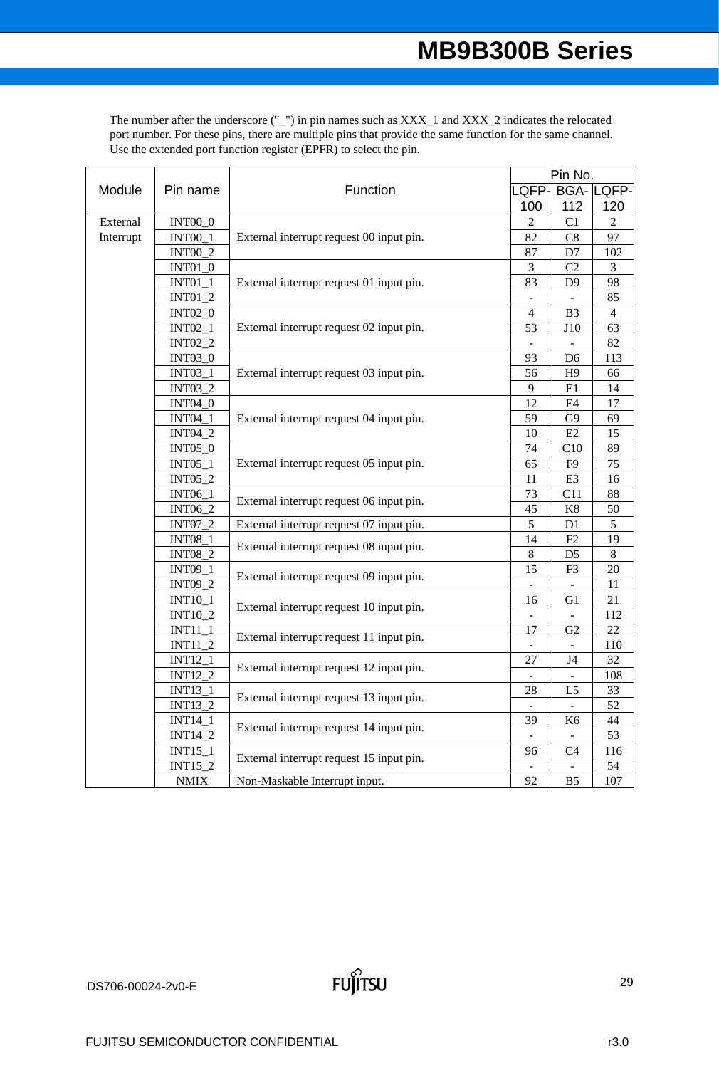The number after the underscore ("_") in pin names such as XXX_1 and XXX_2 indicates the relocated port number. For these pins, there are multiple pins that provide the same function for the same channel. Use the extended port function register (EPFR) to select the pin.

| Module | Pin name | Function | Pin No. | | |
|---|---|---|---|---|---|
| | | | LQFP-100 | BGA-112 | LQFP-120 |
| External Interrupt | INT00_0 | External interrupt request 00 input pin. | 2 | C1 | 2 |
| | INT00_1 | | 82 | C8 | 97 |
| | INT00_2 | | 87 | D7 | 102 |
| | INT01_0 | External interrupt request 01 input pin. | 3 | C2 | 3 |
| | INT01_1 | | 83 | D9 | 98 |
| | INT01_2 | | - | - | 85 |
| | INT02_0 | External interrupt request 02 input pin. | 4 | B3 | 4 |
| | INT02_1 | | 53 | J10 | 63 |
| | INT02_2 | | - | - | 82 |
| | INT03_0 | External interrupt request 03 input pin. | 93 | D6 | 113 |
| | INT03_1 | | 56 | H9 | 66 |
| | INT03_2 | | 9 | E1 | 14 |
| | INT04_0 | External interrupt request 04 input pin. | 12 | E4 | 17 |
| | INT04_1 | | 59 | G9 | 69 |
| | INT04_2 | | 10 | E2 | 15 |
| | INT05_0 | External interrupt request 05 input pin. | 74 | C10 | 89 |
| | INT05_1 | | 65 | F9 | 75 |
| | INT05_2 | | 11 | E3 | 16 |
| | INT06_1 | External interrupt request 06 input pin. | 73 | C11 | 88 |
| | INT06_2 | | 45 | K8 | 50 |
| | INT07_2 | External interrupt request 07 input pin. | 5 | D1 | 5 |
| | INT08_1 | External interrupt request 08 input pin. | 14 | F2 | 19 |
| | INT08_2 | | 8 | D5 | 8 |
| | INT09_1 | External interrupt request 09 input pin. | 15 | F3 | 20 |
| | INT09_2 | | - | - | 11 |
| | INT10_1 | External interrupt request 10 input pin. | 16 | G1 | 21 |
| | INT10_2 | | - | - | 112 |
| | INT11_1 | External interrupt request 11 input pin. | 17 | G2 | 22 |
| | INT11_2 | | - | - | 110 |
| | INT12_1 | External interrupt request 12 input pin. | 27 | J4 | 32 |
| | INT12_2 | | - | - | 108 |
| | INT13_1 | External interrupt request 13 input pin. | 28 | L5 | 33 |
| | INT13_2 | | - | - | 52 |
| | INT14_1 | External interrupt request 14 input pin. | 39 | K6 | 44 |
| | INT14_2 | | - | - | 53 |
| | INT15_1 | External interrupt request 15 input pin. | 96 | C4 | 116 |
| | INT15_2 | | - | - | 54 |
| | NMIX | Non-Maskable Interrupt input. | 92 | B5 | 107 |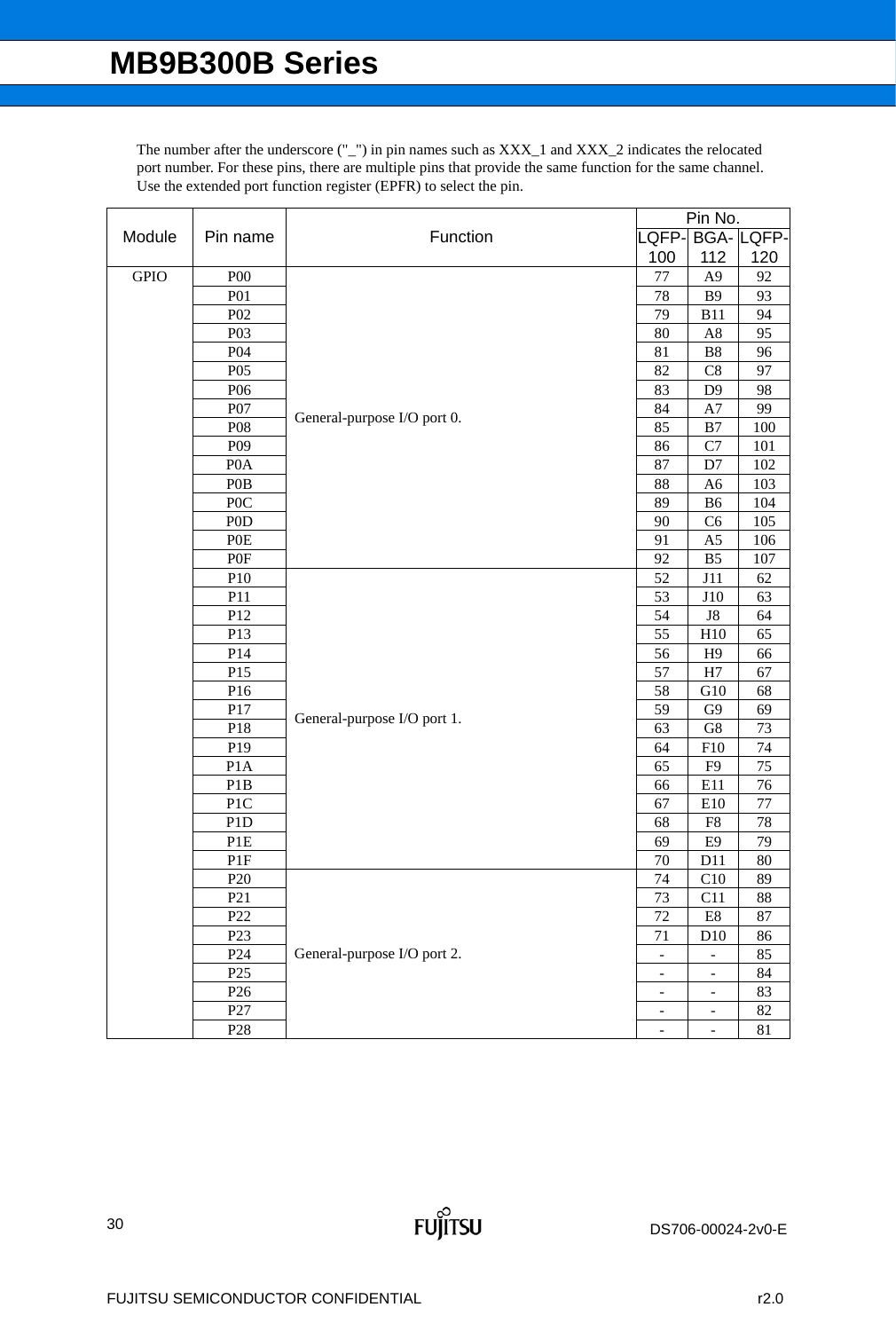The number after the underscore ("_") in pin names such as XXX_1 and XXX_2 indicates the relocated port number. For these pins, there are multiple pins that provide the same function for the same channel. Use the extended port function register (EPFR) to select the pin.

| Module | Pin name | Function | Pin No. | | |
|---|---|---|---|---|---|
| | | | LQFP-100 | BGA-112 | LQFP-120 |
| GPIO | P00 | General-purpose I/O port 0. | 77 | A9 | 92 |
| | P01 | | 78 | B9 | 93 |
| | P02 | | 79 | B11 | 94 |
| | P03 | | 80 | A8 | 95 |
| | P04 | | 81 | B8 | 96 |
| | P05 | | 82 | C8 | 97 |
| | P06 | | 83 | D9 | 98 |
| | P07 | | 84 | A7 | 99 |
| | P08 | | 85 | B7 | 100 |
| | P09 | | 86 | C7 | 101 |
| | P0A | | 87 | D7 | 102 |
| | P0B | | 88 | A6 | 103 |
| | P0C | | 89 | B6 | 104 |
| | P0D | | 90 | C6 | 105 |
| | P0E | | 91 | A5 | 106 |
| | P0F | | 92 | B5 | 107 |
| | P10 | General-purpose I/O port 1. | 52 | J11 | 62 |
| | P11 | | 53 | J10 | 63 |
| | P12 | | 54 | J8 | 64 |
| | P13 | | 55 | H10 | 65 |
| | P14 | | 56 | H9 | 66 |
| | P15 | | 57 | H7 | 67 |
| | P16 | | 58 | G10 | 68 |
| | P17 | | 59 | G9 | 69 |
| | P18 | | 63 | G8 | 73 |
| | P19 | | 64 | F10 | 74 |
| | P1A | | 65 | F9 | 75 |
| | P1B | | 66 | E11 | 76 |
| | P1C | | 67 | E10 | 77 |
| | P1D | | 68 | F8 | 78 |
| | P1E | | 69 | E9 | 79 |
| | P1F | | 70 | D11 | 80 |
| | P20 | General-purpose I/O port 2. | 74 | C10 | 89 |
| | P21 | | 73 | C11 | 88 |
| | P22 | | 72 | E8 | 87 |
| | P23 | | 71 | D10 | 86 |
| | P24 | | - | - | 85 |
| | P25 | | - | - | 84 |
| | P26 | | - | - | 83 |
| | P27 | | - | - | 82 |
| | P28 | | - | - | 81 |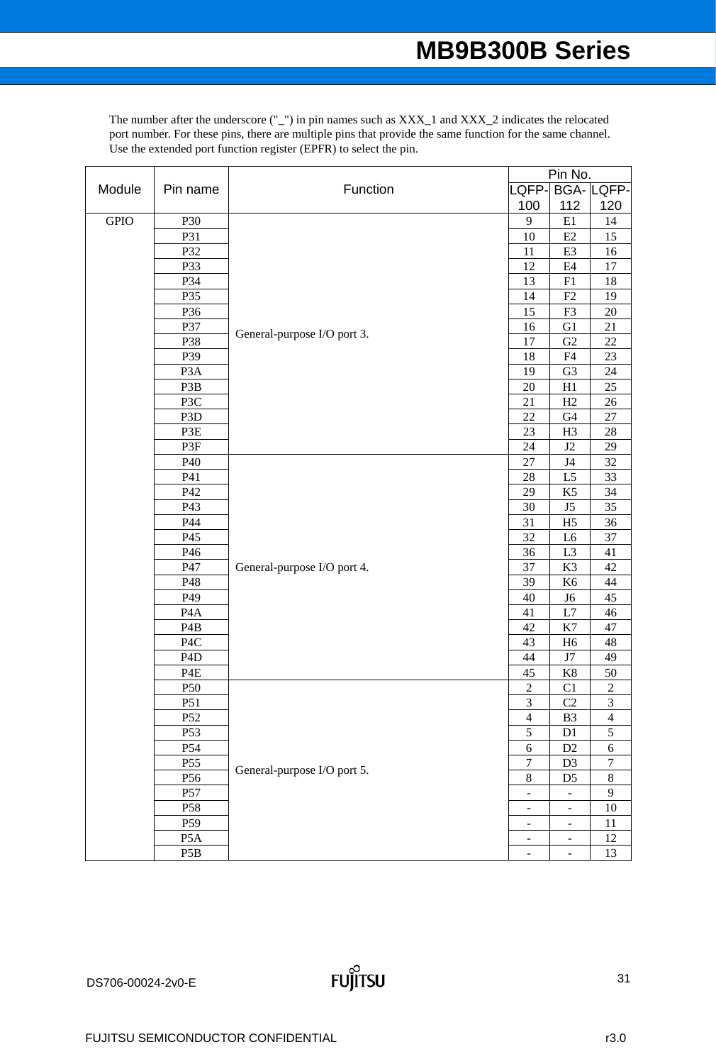The number after the underscore ("_") in pin names such as XXX_1 and XXX_2 indicates the relocated port number. For these pins, there are multiple pins that provide the same function for the same channel. Use the extended port function register (EPFR) to select the pin.

| Module | Pin name | Function | Pin No. | | |
|---|---|---|---|---|---|
| | | | LQFP-100 | BGA-112 | LQFP-120 |
| GPIO | P30 | General-purpose I/O port 3. | 9 | E1 | 14 |
| | P31 | | 10 | E2 | 15 |
| | P32 | | 11 | E3 | 16 |
| | P33 | | 12 | E4 | 17 |
| | P34 | | 13 | F1 | 18 |
| | P35 | | 14 | F2 | 19 |
| | P36 | | 15 | F3 | 20 |
| | P37 | | 16 | G1 | 21 |
| | P38 | | 17 | G2 | 22 |
| | P39 | | 18 | F4 | 23 |
| | P3A | | 19 | G3 | 24 |
| | P3B | | 20 | H1 | 25 |
| | P3C | | 21 | H2 | 26 |
| | P3D | | 22 | G4 | 27 |
| | P3E | | 23 | H3 | 28 |
| | P3F | | 24 | J2 | 29 |
| | P40 | General-purpose I/O port 4. | 27 | J4 | 32 |
| | P41 | | 28 | L5 | 33 |
| | P42 | | 29 | K5 | 34 |
| | P43 | | 30 | J5 | 35 |
| | P44 | | 31 | H5 | 36 |
| | P45 | | 32 | L6 | 37 |
| | P46 | | 36 | L3 | 41 |
| | P47 | | 37 | K3 | 42 |
| | P48 | | 39 | K6 | 44 |
| | P49 | | 40 | J6 | 45 |
| | P4A | | 41 | L7 | 46 |
| | P4B | | 42 | K7 | 47 |
| | P4C | | 43 | H6 | 48 |
| | P4D | | 44 | J7 | 49 |
| | P4E | | 45 | K8 | 50 |
| | P50 | General-purpose I/O port 5. | 2 | C1 | 2 |
| | P51 | | 3 | C2 | 3 |
| | P52 | | 4 | B3 | 4 |
| | P53 | | 5 | D1 | 5 |
| | P54 | | 6 | D2 | 6 |
| | P55 | | 7 | D3 | 7 |
| | P56 | | 8 | D5 | 8 |
| | P57 | | - | - | 9 |
| | P58 | | - | - | 10 |
| | P59 | | - | - | 11 |
| | P5A | | - | - | 12 |
| | P5B | | - | - | 13 |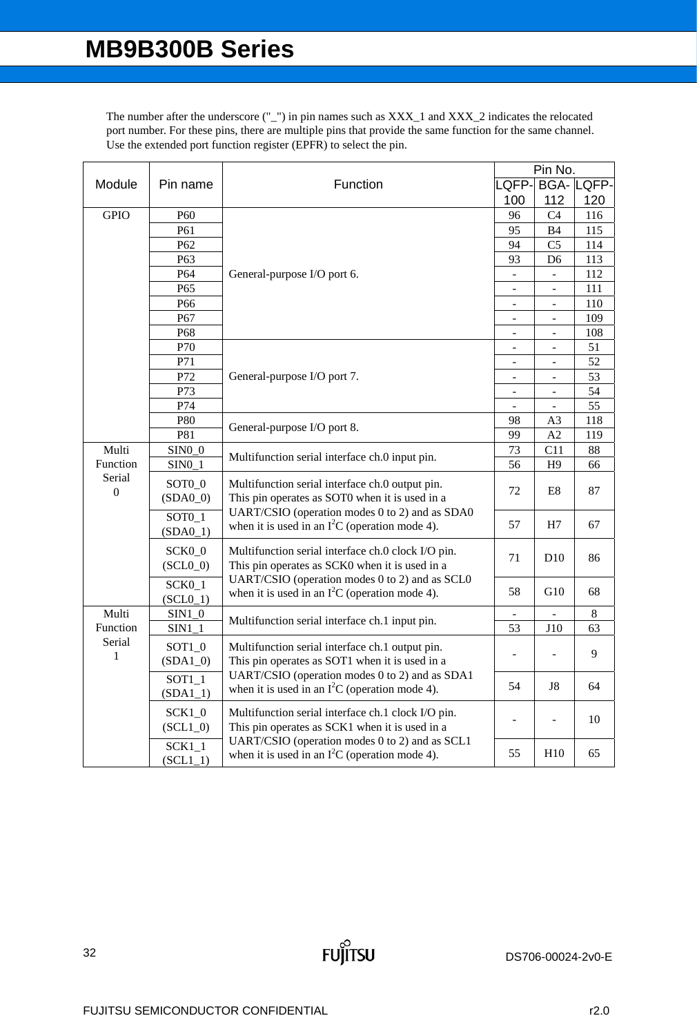The number after the underscore ("_") in pin names such as XXX_1 and XXX_2 indicates the relocated port number. For these pins, there are multiple pins that provide the same function for the same channel. Use the extended port function register (EPFR) to select the pin.

| Module | Pin name | Function | Pin No. | | |
|---|---|---|---|---|---|
| | | | LQFP-100 | BGA-112 | LQFP-120 |
| GPIO | P60 | General-purpose I/O port 6. | 96 | C4 | 116 |
| | P61 | | 95 | B4 | 115 |
| | P62 | | 94 | C5 | 114 |
| | P63 | | 93 | D6 | 113 |
| | P64 | | - | - | 112 |
| | P65 | | - | - | 111 |
| | P66 | | - | - | 110 |
| | P67 | | - | - | 109 |
| | P68 | | - | - | 108 |
| | P70 | General-purpose I/O port 7. | - | - | 51 |
| | P71 | | - | - | 52 |
| | P72 | | - | - | 53 |
| | P73 | | - | - | 54 |
| | P74 | | - | - | 55 |
| | P80 | General-purpose I/O port 8. | 98 | A3 | 118 |
| | P81 | | 99 | A2 | 119 |
| Multi Function Serial 0 | SIN0_0 | Multifunction serial interface ch.0 input pin. | 73 | C11 | 88 |
| | SIN0_1 | | 56 | H9 | 66 |
| | SOT0_0 (SDA0_0) | Multifunction serial interface ch.0 output pin. This pin operates as SOT0 when it is used in a UART/CSIO (operation modes 0 to 2) and as SDA0 when it is used in an $I^2C$ (operation mode 4). | 72 | E8 | 87 |
| | SOT0_1 (SDA0_1) | | 57 | H7 | 67 |
| | SCK0_0 (SCL0_0) | Multifunction serial interface ch.0 clock I/O pin. This pin operates as SCK0 when it is used in a UART/CSIO (operation modes 0 to 2) and as SCL0 when it is used in an $I^2C$ (operation mode 4). | 71 | D10 | 86 |
| | SCK0_1 (SCL0_1) | | 58 | G10 | 68 |
| Multi Function Serial 1 | SIN1_0 | Multifunction serial interface ch.1 input pin. | - | - | 8 |
| | SIN1_1 | | 53 | J10 | 63 |
| | SOT1_0 (SDA1_0) | Multifunction serial interface ch.1 output pin. This pin operates as SOT1 when it is used in a UART/CSIO (operation modes 0 to 2) and as SDA1 when it is used in an $I^2C$ (operation mode 4). | - | - | 9 |
| | SOT1_1 (SDA1_1) | | 54 | J8 | 64 |
| | SCK1_0 (SCL1_0) | Multifunction serial interface ch.1 clock I/O pin. This pin operates as SCK1 when it is used in a UART/CSIO (operation modes 0 to 2) and as SCL1 when it is used in an $I^2C$ (operation mode 4). | - | - | 10 |
| | SCK1_1 (SCL1_1) | | 55 | H10 | 65 |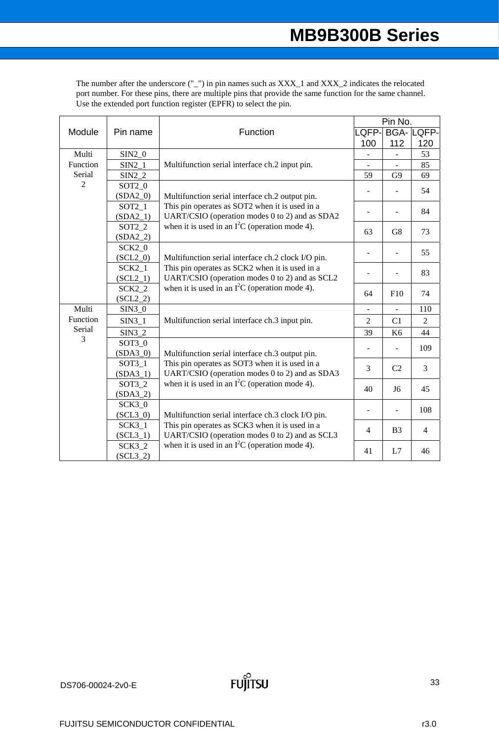The number after the underscore ("_") in pin names such as XXX_1 and XXX_2 indicates the relocated port number. For these pins, there are multiple pins that provide the same function for the same channel. Use the extended port function register (EPFR) to select the pin.

| Module | Pin name | Function | Pin No. | | |
|---|---|---|---|---|---|
| | | | LQFP-100 | BGA-112 | LQFP-120 |
| Multi Function Serial 2 | SIN2_0 | Multifunction serial interface ch.2 input pin. | - | - | 53 |
| | SIN2_1 | | - | - | 85 |
| | SIN2_2 | | 59 | G9 | 69 |
| | SOT2_0 (SDA2_0) | Multifunction serial interface ch.2 output pin. This pin operates as SOT2 when it is used in a UART/CSIO (operation modes 0 to 2) and as SDA2 when it is used in an $I^2C$ (operation mode 4). | - | - | 54 |
| | SOT2_1 (SDA2_1) | | - | - | 84 |
| | SOT2_2 (SDA2_2) | | 63 | G8 | 73 |
| | SCK2_0 (SCL2_0) | Multifunction serial interface ch.2 clock I/O pin. This pin operates as SCK2 when it is used in a UART/CSIO (operation modes 0 to 2) and as SCL2 when it is used in an $I^2C$ (operation mode 4). | - | - | 55 |
| | SCK2_1 (SCL2_1) | | - | - | 83 |
| | SCK2_2 (SCL2_2) | | 64 | F10 | 74 |
| Multi Function Serial 3 | SIN3_0 | Multifunction serial interface ch.3 input pin. | - | - | 110 |
| | SIN3_1 | | 2 | C1 | 2 |
| | SIN3_2 | | 39 | K6 | 44 |
| | SOT3_0 (SDA3_0) | Multifunction serial interface ch.3 output pin. This pin operates as SOT3 when it is used in a UART/CSIO (operation modes 0 to 2) and as SDA3 when it is used in an $I^2C$ (operation mode 4). | - | - | 109 |
| | SOT3_1 (SDA3_1) | | 3 | C2 | 3 |
| | SOT3_2 (SDA3_2) | | 40 | J6 | 45 |
| | SCK3_0 (SCL3_0) | Multifunction serial interface ch.3 clock I/O pin. This pin operates as SCK3 when it is used in a UART/CSIO (operation modes 0 to 2) and as SCL3 when it is used in an $I^2C$ (operation mode 4). | - | - | 108 |
| | SCK3_1 (SCL3_1) | | 4 | B3 | 4 |
| | SCK3_2 (SCL3_2) | | 41 | L7 | 46 |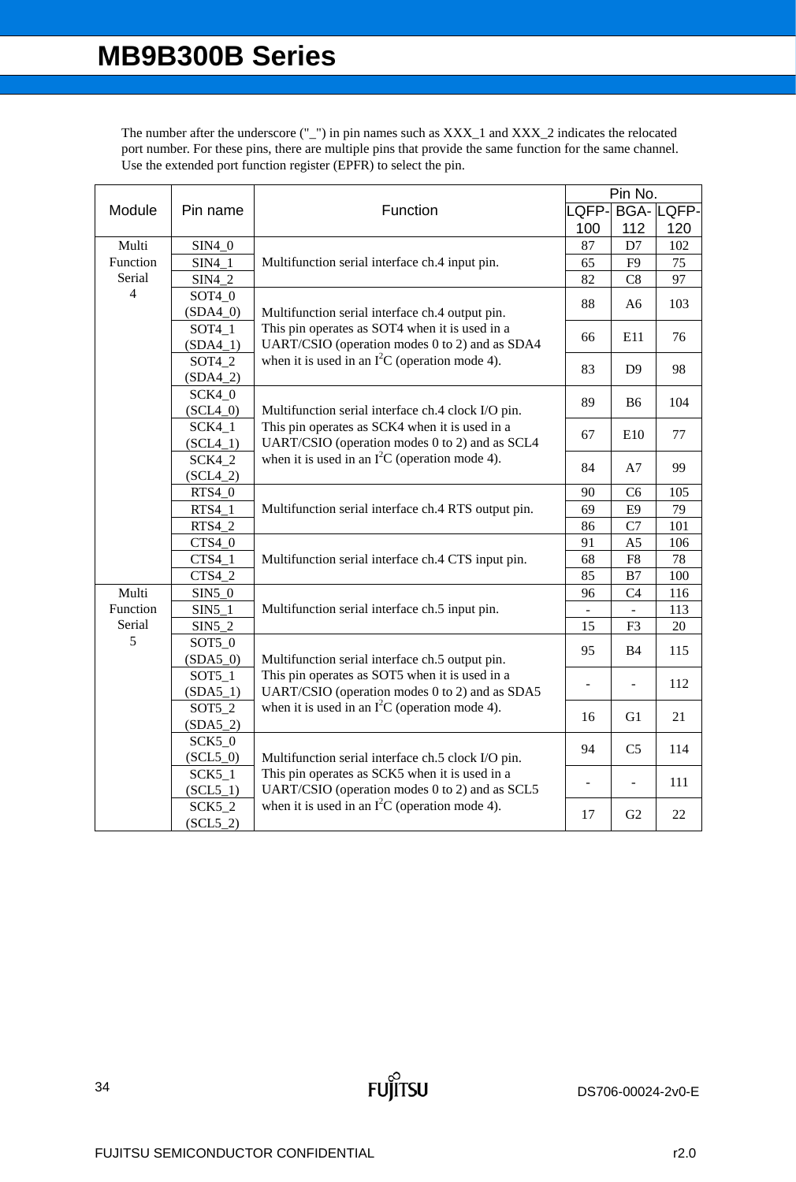The number after the underscore ("_") in pin names such as XXX_1 and XXX_2 indicates the relocated port number. For these pins, there are multiple pins that provide the same function for the same channel. Use the extended port function register (EPFR) to select the pin.

| Module | Pin name | Function | Pin No. | | |
|---|---|---|---|---|---|
| | | | LQFP-100 | BGA-112 | LQFP-120 |
| Multi Function Serial 4 | SIN4_0 | Multifunction serial interface ch.4 input pin. | 87 | D7 | 102 |
| | SIN4_1 | | 65 | F9 | 75 |
| | SIN4_2 | | 82 | C8 | 97 |
| | SOT4_0 (SDA4_0) | Multifunction serial interface ch.4 output pin. This pin operates as SOT4 when it is used in a UART/CSIO (operation modes 0 to 2) and as SDA4 when it is used in an $I^2C$ (operation mode 4). | 88 | A6 | 103 |
| | SOT4_1 (SDA4_1) | | 66 | E11 | 76 |
| | SOT4_2 (SDA4_2) | | 83 | D9 | 98 |
| | SCK4_0 (SCL4_0) | Multifunction serial interface ch.4 clock I/O pin. This pin operates as SCK4 when it is used in a UART/CSIO (operation modes 0 to 2) and as SCL4 when it is used in an $I^2C$ (operation mode 4). | 89 | B6 | 104 |
| | SCK4_1 (SCL4_1) | | 67 | E10 | 77 |
| | SCK4_2 (SCL4_2) | | 84 | A7 | 99 |
| | RTS4_0 | Multifunction serial interface ch.4 RTS output pin. | 90 | C6 | 105 |
| | RTS4_1 | | 69 | E9 | 79 |
| | RTS4_2 | | 86 | C7 | 101 |
| | CTS4_0 | Multifunction serial interface ch.4 CTS input pin. | 91 | A5 | 106 |
| | CTS4_1 | | 68 | F8 | 78 |
| | CTS4_2 | | 85 | B7 | 100 |
| Multi Function Serial 5 | SIN5_0 | Multifunction serial interface ch.5 input pin. | 96 | C4 | 116 |
| | SIN5_1 | | - | - | 113 |
| | SIN5_2 | | 15 | F3 | 20 |
| | SOT5_0 (SDA5_0) | Multifunction serial interface ch.5 output pin. This pin operates as SOT5 when it is used in a UART/CSIO (operation modes 0 to 2) and as SDA5 when it is used in an $I^2C$ (operation mode 4). | 95 | B4 | 115 |
| | SOT5_1 (SDA5_1) | | - | - | 112 |
| | SOT5_2 (SDA5_2) | | 16 | G1 | 21 |
| | SCK5_0 (SCL5_0) | Multifunction serial interface ch.5 clock I/O pin. This pin operates as SCK5 when it is used in a UART/CSIO (operation modes 0 to 2) and as SCL5 when it is used in an $I^2C$ (operation mode 4). | 94 | C5 | 114 |
| | SCK5_1 (SCL5_1) | | - | - | 111 |
| | SCK5_2 (SCL5_2) | | 17 | G2 | 22 |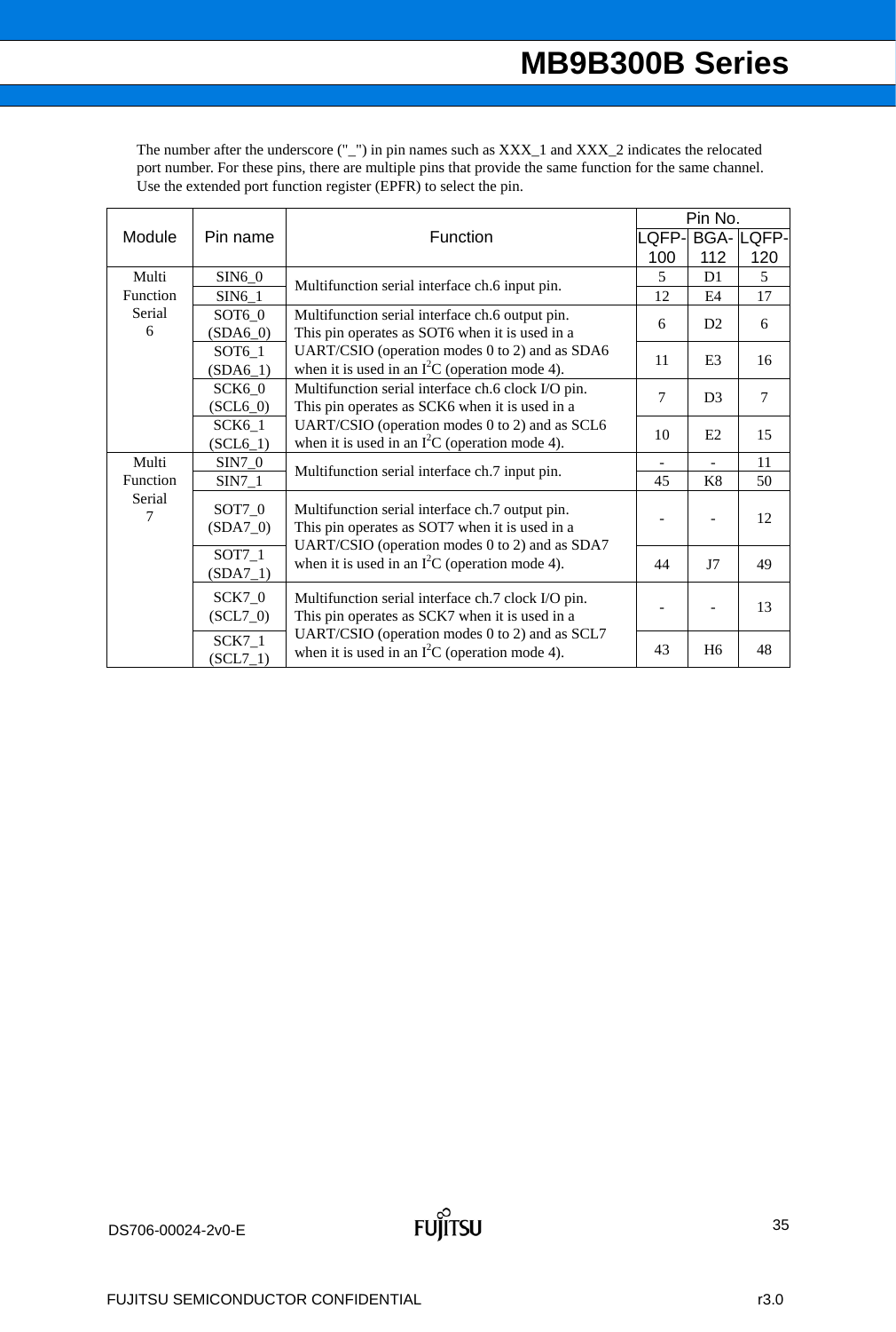The number after the underscore ("_") in pin names such as XXX_1 and XXX_2 indicates the relocated port number. For these pins, there are multiple pins that provide the same function for the same channel. Use the extended port function register (EPFR) to select the pin.

| Module | Pin name | Function | Pin No. | | |
|---|---|---|---|---|---|
| | | | LQFP-100 | BGA-112 | LQFP-120 |
| Multi Function Serial 6 | SIN6_0 | Multifunction serial interface ch.6 input pin. | 5 | D1 | 5 |
| | SIN6_1 | | 12 | E4 | 17 |
| | SOT6_0 (SDA6_0) | Multifunction serial interface ch.6 output pin. This pin operates as SOT6 when it is used in a UART/CSIO (operation modes 0 to 2) and as SDA6 when it is used in an $I^2C$ (operation mode 4). | 6 | D2 | 6 |
| | SOT6_1 (SDA6_1) | | 11 | E3 | 16 |
| | SCK6_0 (SCL6_0) | Multifunction serial interface ch.6 clock I/O pin. This pin operates as SCK6 when it is used in a UART/CSIO (operation modes 0 to 2) and as SCL6 when it is used in an $I^2C$ (operation mode 4). | 7 | D3 | 7 |
| | SCK6_1 (SCL6_1) | | 10 | E2 | 15 |
| Multi Function Serial 7 | SIN7_0 | Multifunction serial interface ch.7 input pin. | - | - | 11 |
| | SIN7_1 | | 45 | K8 | 50 |
| | SOT7_0 (SDA7_0) | Multifunction serial interface ch.7 output pin. This pin operates as SOT7 when it is used in a UART/CSIO (operation modes 0 to 2) and as SDA7 when it is used in an $I^2C$ (operation mode 4). | - | - | 12 |
| | SOT7_1 (SDA7_1) | | 44 | J7 | 49 |
| | SCK7_0 (SCL7_0) | Multifunction serial interface ch.7 clock I/O pin. This pin operates as SCK7 when it is used in a UART/CSIO (operation modes 0 to 2) and as SCL7 when it is used in an $I^2C$ (operation mode 4). | - | - | 13 |
| | SCK7_1 (SCL7_1) | | 43 | H6 | 48 |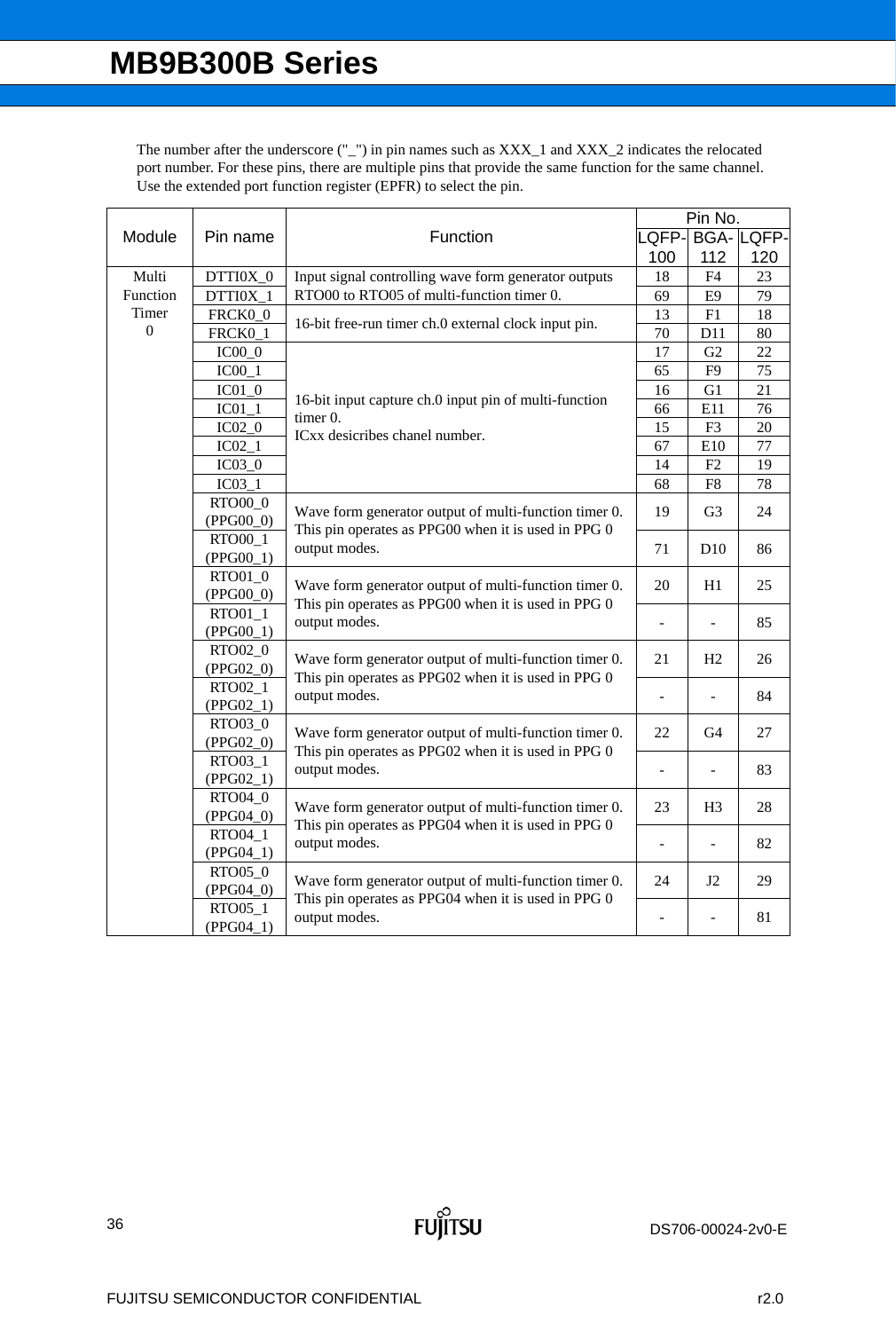The number after the underscore ("_") in pin names such as XXX_1 and XXX_2 indicates the relocated port number. For these pins, there are multiple pins that provide the same function for the same channel. Use the extended port function register (EPFR) to select the pin.

| Module | Pin name | Function | Pin No. | | |
|---|---|---|---|---|---|
| | | | LQFP-100 | BGA-112 | LQFP-120 |
| Multi Function Timer 0 | DTTI0X_0 | Input signal controlling wave form generator outputs RTO00 to RTO05 of multi-function timer 0. | 18 | F4 | 23 |
| | DTTI0X_1 | | 69 | E9 | 79 |
| | FRCK0_0 | 16-bit free-run timer ch.0 external clock input pin. | 13 | F1 | 18 |
| | FRCK0_1 | | 70 | D11 | 80 |
| | IC00_0 | 16-bit input capture ch.0 input pin of multi-function timer 0. ICxx desicribes chanel number. | 17 | G2 | 22 |
| | IC00_1 | | 65 | F9 | 75 |
| | IC01_0 | | 16 | G1 | 21 |
| | IC01_1 | | 66 | E11 | 76 |
| | IC02_0 | | 15 | F3 | 20 |
| | IC02_1 | | 67 | E10 | 77 |
| | IC03_0 | | 14 | F2 | 19 |
| | IC03_1 | | 68 | F8 | 78 |
| | RTO00_0 (PPG00_0) | Wave form generator output of multi-function timer 0. This pin operates as PPG00 when it is used in PPG 0 output modes. | 19 | G3 | 24 |
| | RTO00_1 (PPG00_1) | | 71 | D10 | 86 |
| | RTO01_0 (PPG00_0) | Wave form generator output of multi-function timer 0. This pin operates as PPG00 when it is used in PPG 0 output modes. | 20 | H1 | 25 |
| | RTO01_1 (PPG00_1) | | - | - | 85 |
| | RTO02_0 (PPG02_0) | Wave form generator output of multi-function timer 0. This pin operates as PPG02 when it is used in PPG 0 output modes. | 21 | H2 | 26 |
| | RTO02_1 (PPG02_1) | | - | - | 84 |
| | RTO03_0 (PPG02_0) | Wave form generator output of multi-function timer 0. This pin operates as PPG02 when it is used in PPG 0 output modes. | 22 | G4 | 27 |
| | RTO03_1 (PPG02_1) | | - | - | 83 |
| | RTO04_0 (PPG04_0) | Wave form generator output of multi-function timer 0. This pin operates as PPG04 when it is used in PPG 0 output modes. | 23 | H3 | 28 |
| | RTO04_1 (PPG04_1) | | - | - | 82 |
| | RTO05_0 (PPG04_0) | Wave form generator output of multi-function timer 0. This pin operates as PPG04 when it is used in PPG 0 output modes. | 24 | J2 | 29 |
| | RTO05_1 (PPG04_1) | | - | - | 81 |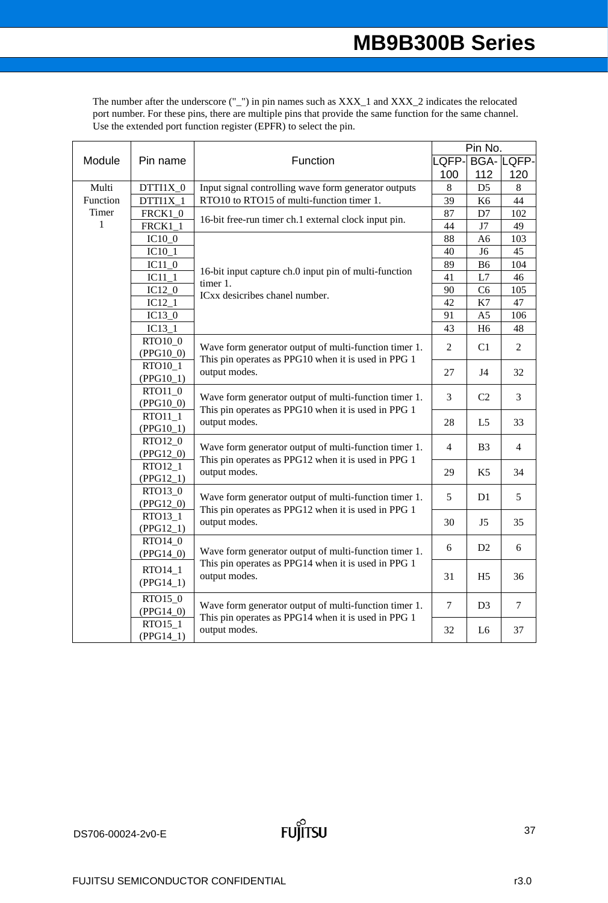The number after the underscore ("_") in pin names such as XXX_1 and XXX_2 indicates the relocated port number. For these pins, there are multiple pins that provide the same function for the same channel. Use the extended port function register (EPFR) to select the pin.

| Module | Pin name | Function | Pin No. | | |
|---|---|---|---|---|---|
| | | | LQFP-100 | BGA-112 | LQFP-120 |
| Multi Function Timer 1 | DTTI1X_0 | Input signal controlling wave form generator outputs RTO10 to RTO15 of multi-function timer 1. | 8 | D5 | 8 |
| | DTTI1X_1 | | 39 | K6 | 44 |
| | FRCK1_0 | 16-bit free-run timer ch.1 external clock input pin. | 87 | D7 | 102 |
| | FRCK1_1 | | 44 | J7 | 49 |
| | IC10_0 | 16-bit input capture ch.0 input pin of multi-function timer 1.<br>ICxx desicribes chanel number. | 88 | A6 | 103 |
| | IC10_1 | | 40 | J6 | 45 |
| | IC11_0 | | 89 | B6 | 104 |
| | IC11_1 | | 41 | L7 | 46 |
| | IC12_0 | | 90 | C6 | 105 |
| | IC12_1 | | 42 | K7 | 47 |
| | IC13_0 | | 91 | A5 | 106 |
| | IC13_1 | | 43 | H6 | 48 |
| | RTO10_0 (PPG10_0) | Wave form generator output of multi-function timer 1.<br>This pin operates as PPG10 when it is used in PPG 1 output modes. | 2 | C1 | 2 |
| | RTO10_1 (PPG10_1) | | 27 | J4 | 32 |
| | RTO11_0 (PPG10_0) | Wave form generator output of multi-function timer 1.<br>This pin operates as PPG10 when it is used in PPG 1 output modes. | 3 | C2 | 3 |
| | RTO11_1 (PPG10_1) | | 28 | L5 | 33 |
| | RTO12_0 (PPG12_0) | Wave form generator output of multi-function timer 1.<br>This pin operates as PPG12 when it is used in PPG 1 output modes. | 4 | B3 | 4 |
| | RTO12_1 (PPG12_1) | | 29 | K5 | 34 |
| | RTO13_0 (PPG12_0) | Wave form generator output of multi-function timer 1.<br>This pin operates as PPG12 when it is used in PPG 1 output modes. | 5 | D1 | 5 |
| | RTO13_1 (PPG12_1) | | 30 | J5 | 35 |
| | RTO14_0 (PPG14_0) | Wave form generator output of multi-function timer 1.<br>This pin operates as PPG14 when it is used in PPG 1 output modes. | 6 | D2 | 6 |
| | RTO14_1 (PPG14_1) | | 31 | H5 | 36 |
| | RTO15_0 (PPG14_0) | Wave form generator output of multi-function timer 1.<br>This pin operates as PPG14 when it is used in PPG 1 output modes. | 7 | D3 | 7 |
| | RTO15_1 (PPG14_1) | | 32 | L6 | 37 |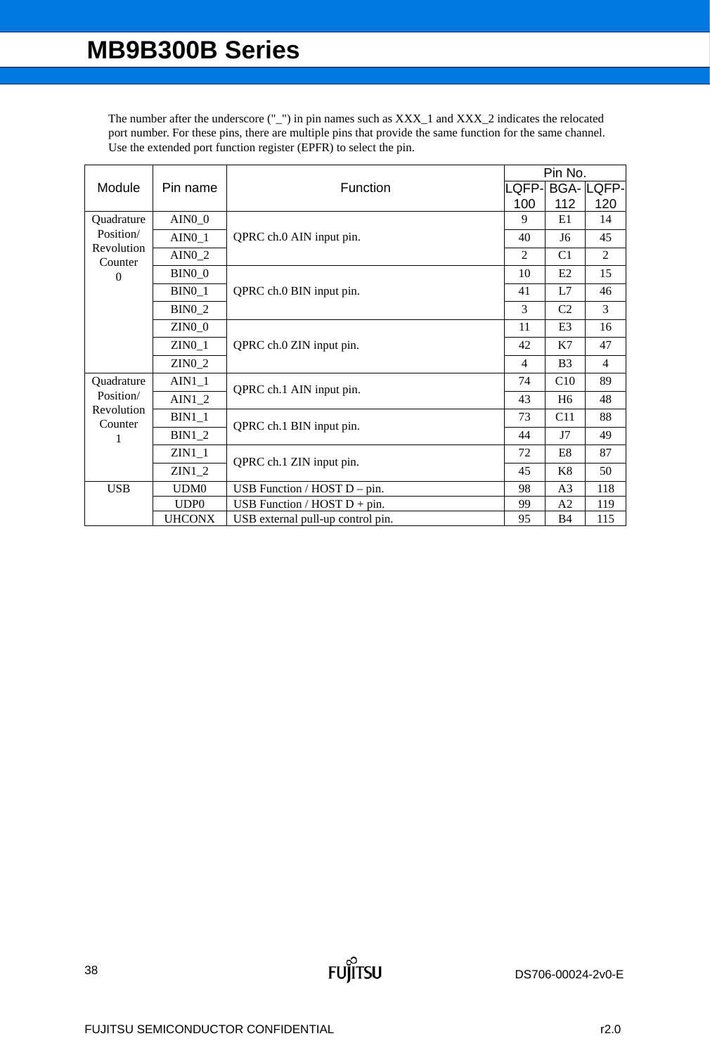The number after the underscore ("_") in pin names such as XXX_1 and XXX_2 indicates the relocated port number. For these pins, there are multiple pins that provide the same function for the same channel. Use the extended port function register (EPFR) to select the pin.

| Module | Pin name | Function | Pin No. | | |
|---|---|---|---|---|---|
| | | | LQFP-100 | BGA-112 | LQFP-120 |
| Quadrature Position/ Revolution Counter 0 | AIN0_0 | QPRC ch.0 AIN input pin. | 9 | E1 | 14 |
| | AIN0_1 | | 40 | J6 | 45 |
| | AIN0_2 | | 2 | C1 | 2 |
| | BIN0_0 | QPRC ch.0 BIN input pin. | 10 | E2 | 15 |
| | BIN0_1 | | 41 | L7 | 46 |
| | BIN0_2 | | 3 | C2 | 3 |
| | ZIN0_0 | QPRC ch.0 ZIN input pin. | 11 | E3 | 16 |
| | ZIN0_1 | | 42 | K7 | 47 |
| | ZIN0_2 | | 4 | B3 | 4 |
| Quadrature Position/ Revolution Counter 1 | AIN1_1 | QPRC ch.1 AIN input pin. | 74 | C10 | 89 |
| | AIN1_2 | | 43 | H6 | 48 |
| | BIN1_1 | QPRC ch.1 BIN input pin. | 73 | C11 | 88 |
| | BIN1_2 | | 44 | J7 | 49 |
| | ZIN1_1 | QPRC ch.1 ZIN input pin. | 72 | E8 | 87 |
| | ZIN1_2 | | 45 | K8 | 50 |
| USB | UDM0 | USB Function / HOST D – pin. | 98 | A3 | 118 |
| | UDP0 | USB Function / HOST D + pin. | 99 | A2 | 119 |
| | UHCONX | USB external pull-up control pin. | 95 | B4 | 115 |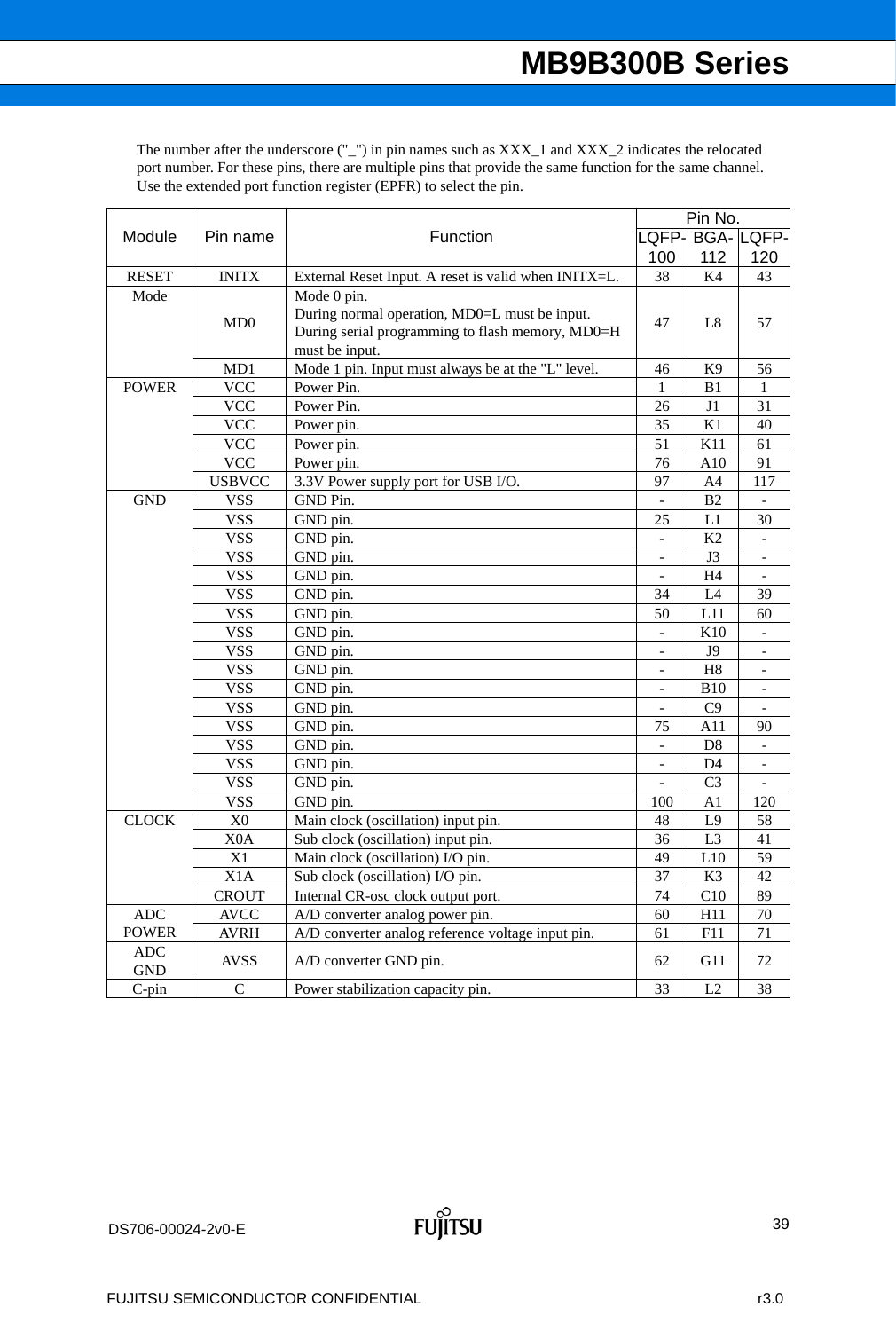The number after the underscore ("_") in pin names such as XXX_1 and XXX_2 indicates the relocated port number. For these pins, there are multiple pins that provide the same function for the same channel. Use the extended port function register (EPFR) to select the pin.

| Module | Pin name | Function | Pin No. | | |
|---|---|---|---|---|---|
| | | | LQFP-100 | BGA-112 | LQFP-120 |
| RESET | INITX | External Reset Input. A reset is valid when INITX=L. | 38 | K4 | 43 |
| Mode | MD0 | Mode 0 pin.<br>During normal operation, MD0=L must be input.<br>During serial programming to flash memory, MD0=H must be input. | 47 | L8 | 57 |
| | MD1 | Mode 1 pin. Input must always be at the "L" level. | 46 | K9 | 56 |
| POWER | VCC | Power Pin. | 1 | B1 | 1 |
| | VCC | Power Pin. | 26 | J1 | 31 |
| | VCC | Power pin. | 35 | K1 | 40 |
| | VCC | Power pin. | 51 | K11 | 61 |
| | VCC | Power pin. | 76 | A10 | 91 |
| | USBVCC | 3.3V Power supply port for USB I/O. | 97 | A4 | 117 |
| GND | VSS | GND Pin. | - | B2 | - |
| | VSS | GND pin. | 25 | L1 | 30 |
| | VSS | GND pin. | - | K2 | - |
| | VSS | GND pin. | - | J3 | - |
| | VSS | GND pin. | - | H4 | - |
| | VSS | GND pin. | 34 | L4 | 39 |
| | VSS | GND pin. | 50 | L11 | 60 |
| | VSS | GND pin. | - | K10 | - |
| | VSS | GND pin. | - | J9 | - |
| | VSS | GND pin. | - | H8 | - |
| | VSS | GND pin. | - | B10 | - |
| | VSS | GND pin. | - | C9 | - |
| | VSS | GND pin. | 75 | A11 | 90 |
| | VSS | GND pin. | - | D8 | - |
| | VSS | GND pin. | - | D4 | - |
| | VSS | GND pin. | - | C3 | - |
| | VSS | GND pin. | 100 | A1 | 120 |
| CLOCK | X0 | Main clock (oscillation) input pin. | 48 | L9 | 58 |
| | X0A | Sub clock (oscillation) input pin. | 36 | L3 | 41 |
| | X1 | Main clock (oscillation) I/O pin. | 49 | L10 | 59 |
| | X1A | Sub clock (oscillation) I/O pin. | 37 | K3 | 42 |
| | CROUT | Internal CR-osc clock output port. | 74 | C10 | 89 |
| ADC POWER | AVCC | A/D converter analog power pin. | 60 | H11 | 70 |
| | AVRH | A/D converter analog reference voltage input pin. | 61 | F11 | 71 |
| ADC GND | AVSS | A/D converter GND pin. | 62 | G11 | 72 |
| C-pin | C | Power stabilization capacity pin. | 33 | L2 | 38 |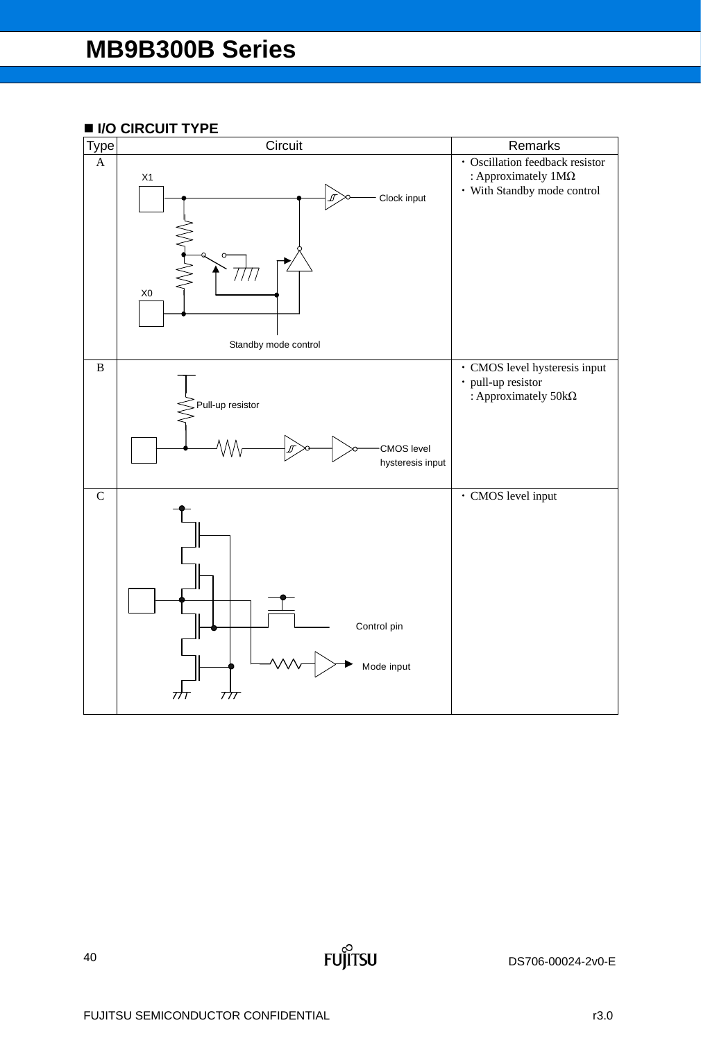## ■ I/O CIRCUIT TYPE

| Type | Circuit | Remarks |
|---|---|---|
| A | X1, Clock input, X0, Standby mode control | ・Oscillation feedback resistor : Approximately 1MΩ<br>・With Standby mode control |
| B | Pull-up resistor, CMOS level hysteresis input | ・CMOS level hysteresis input<br>・pull-up resistor : Approximately 50kΩ |
| C | Control pin, Mode input | ・CMOS level input |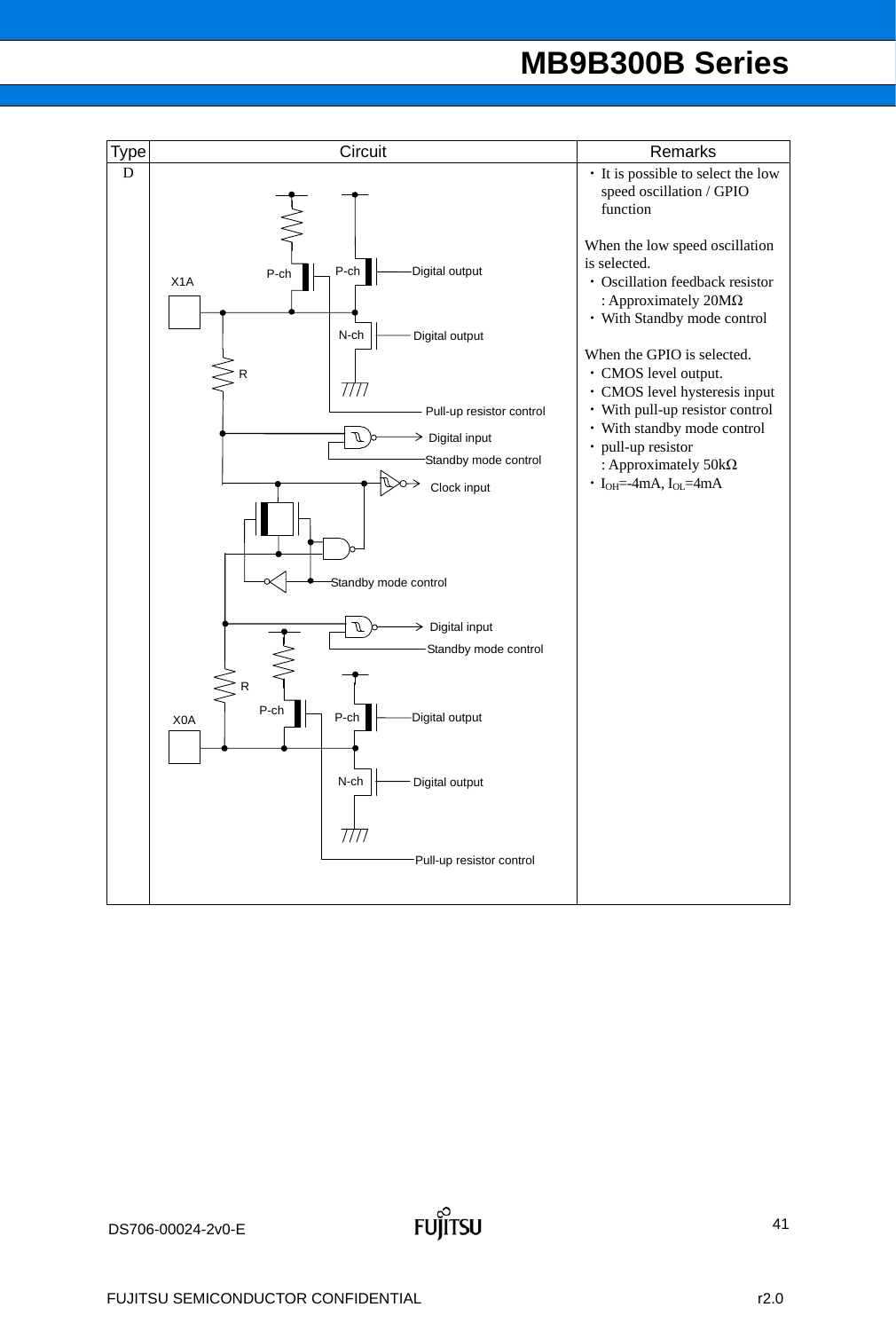| Type | Circuit | Remarks |
|---|---|---|
| D | X1A, P-ch, P-ch, Digital output, N-ch, Digital output, R, Pull-up resistor control, Digital input, Standby mode control, Clock input, Standby mode control, Digital input, Standby mode control, R, P-ch, P-ch, Digital output, X0A, N-ch, Digital output, Pull-up resistor control | ・It is possible to select the low speed oscillation / GPIO function<br><br>When the low speed oscillation is selected.<br>・Oscillation feedback resistor : Approximately 20MΩ<br>・With Standby mode control<br><br>When the GPIO is selected.<br>・CMOS level output.<br>・CMOS level hysteresis input<br>・With pull-up resistor control<br>・With standby mode control<br>・pull-up resistor : Approximately 50kΩ<br>・$I_{OH}$=-4mA, $I_{OL}$=4mA |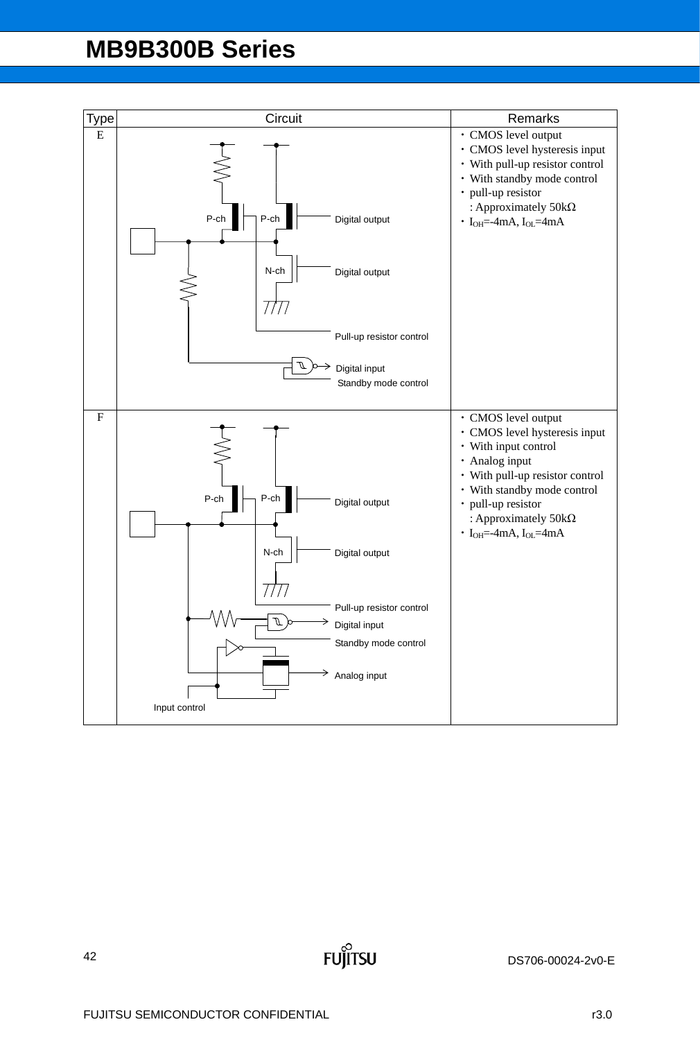| Type | Circuit | Remarks |
|---|---|---|
| E | P-ch, P-ch, Digital output, N-ch, Digital output, Pull-up resistor control, Digital input, Standby mode control | ・CMOS level output<br>・CMOS level hysteresis input<br>・With pull-up resistor control<br>・With standby mode control<br>・pull-up resistor<br>: Approximately 50kΩ<br>・$I_{OH}$=-4mA, $I_{OL}$=4mA |
| F | P-ch, P-ch, Digital output, N-ch, Digital output, Pull-up resistor control, Digital input, Standby mode control, Analog input, Input control | ・CMOS level output<br>・CMOS level hysteresis input<br>・With input control<br>・Analog input<br>・With pull-up resistor control<br>・With standby mode control<br>・pull-up resistor<br>: Approximately 50kΩ<br>・$I_{OH}$=-4mA, $I_{OL}$=4mA |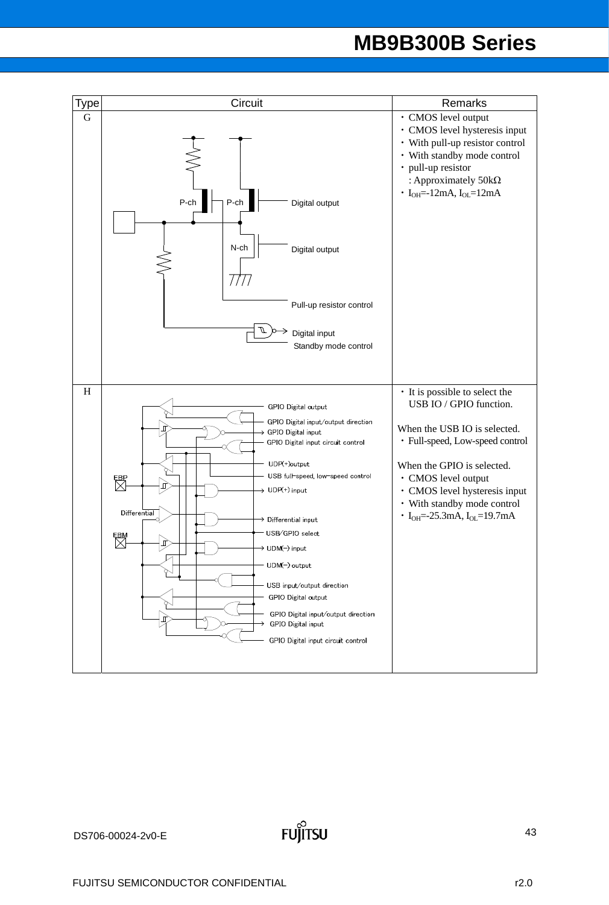| Type | Circuit | Remarks |
|---|---|---|
| G | P-ch, P-ch, Digital output, N-ch, Digital output, Pull-up resistor control, Digital input, Standby mode control | ・CMOS level output<br>・CMOS level hysteresis input<br>・With pull-up resistor control<br>・With standby mode control<br>・pull-up resistor<br>: Approximately 50kΩ<br>・$I_{OH}$=-12mA, $I_{OL}$=12mA |
| H | GPIO Digital output, GPIO Digital input/output direction, GPIO Digital input, GPIO Digital input circuit control, UDP(+)output, USB full-speed, low-speed control, UDP(+) input, Differential input, USB/GPIO select, UDM(-) input, UDM(-) output, USB input/output direction, GPIO Digital output, GPIO Digital input/output direction, GPIO Digital input, GPIO Digital input circuit control, FBP, Differential, FBM | ・It is possible to select the USB IO / GPIO function.<br><br>When the USB IO is selected.<br>・Full-speed, Low-speed control<br><br>When the GPIO is selected.<br>・CMOS level output<br>・CMOS level hysteresis input<br>・With standby mode control<br>・$I_{OH}$=-25.3mA, $I_{OL}$=19.7mA |

DS706-00024-2v0-E

FUJITSU SEMICONDUCTOR CONFIDENTIAL r2.0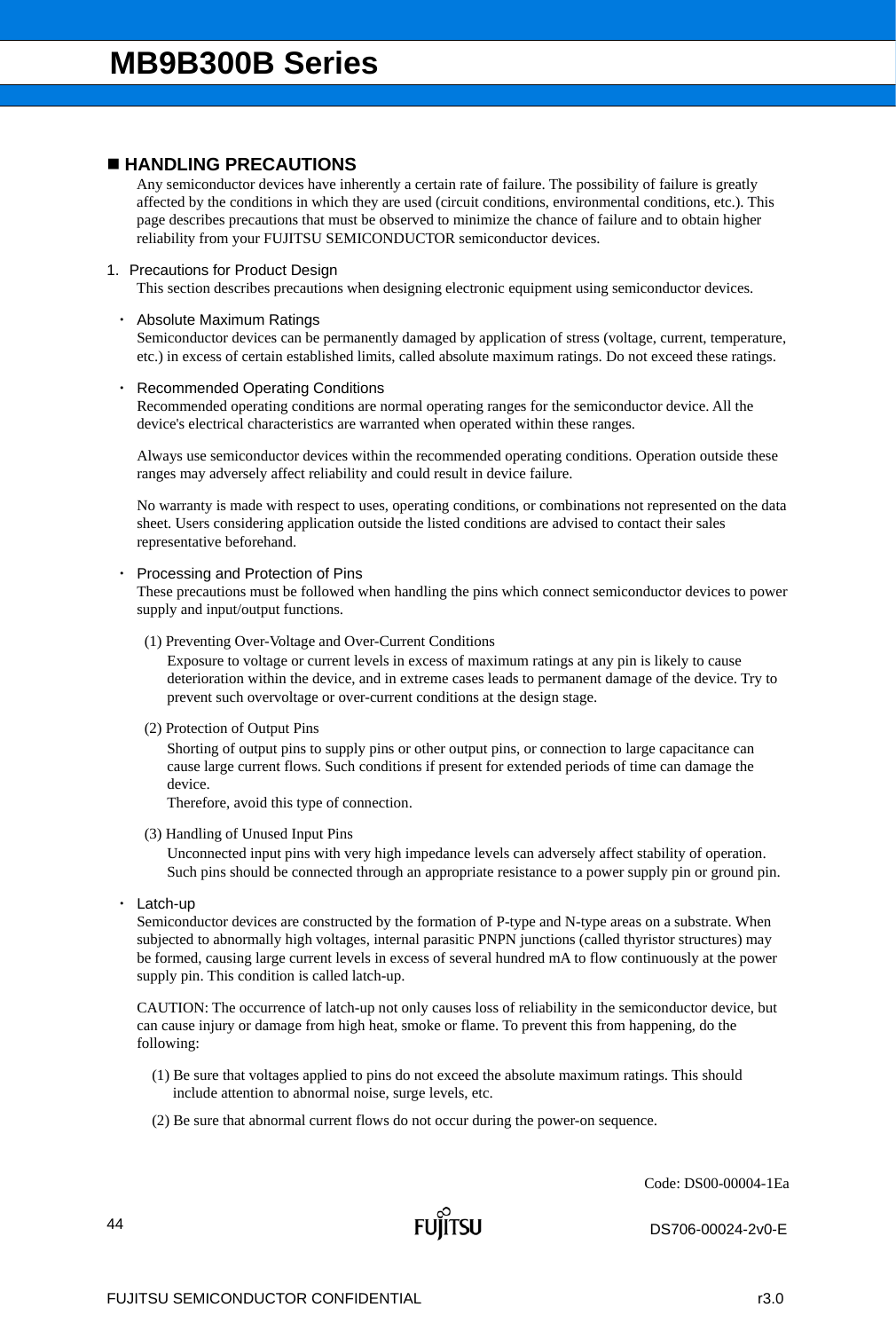## ■ HANDLING PRECAUTIONS

Any semiconductor devices have inherently a certain rate of failure. The possibility of failure is greatly affected by the conditions in which they are used (circuit conditions, environmental conditions, etc.). This page describes precautions that must be observed to minimize the chance of failure and to obtain higher reliability from your FUJITSU SEMICONDUCTOR semiconductor devices.

### 1. Precautions for Product Design

This section describes precautions when designing electronic equipment using semiconductor devices.

- **Absolute Maximum Ratings**

  Semiconductor devices can be permanently damaged by application of stress (voltage, current, temperature, etc.) in excess of certain established limits, called absolute maximum ratings. Do not exceed these ratings.

- **Recommended Operating Conditions**

  Recommended operating conditions are normal operating ranges for the semiconductor device. All the device's electrical characteristics are warranted when operated within these ranges.

  Always use semiconductor devices within the recommended operating conditions. Operation outside these ranges may adversely affect reliability and could result in device failure.

  No warranty is made with respect to uses, operating conditions, or combinations not represented on the data sheet. Users considering application outside the listed conditions are advised to contact their sales representative beforehand.

- **Processing and Protection of Pins**

  These precautions must be followed when handling the pins which connect semiconductor devices to power supply and input/output functions.

  (1) Preventing Over-Voltage and Over-Current Conditions

  Exposure to voltage or current levels in excess of maximum ratings at any pin is likely to cause deterioration within the device, and in extreme cases leads to permanent damage of the device. Try to prevent such overvoltage or over-current conditions at the design stage.

  (2) Protection of Output Pins

  Shorting of output pins to supply pins or other output pins, or connection to large capacitance can cause large current flows. Such conditions if present for extended periods of time can damage the device.
  Therefore, avoid this type of connection.

  (3) Handling of Unused Input Pins

  Unconnected input pins with very high impedance levels can adversely affect stability of operation. Such pins should be connected through an appropriate resistance to a power supply pin or ground pin.

- **Latch-up**

  Semiconductor devices are constructed by the formation of P-type and N-type areas on a substrate. When subjected to abnormally high voltages, internal parasitic PNPN junctions (called thyristor structures) may be formed, causing large current levels in excess of several hundred mA to flow continuously at the power supply pin. This condition is called latch-up.

  CAUTION: The occurrence of latch-up not only causes loss of reliability in the semiconductor device, but can cause injury or damage from high heat, smoke or flame. To prevent this from happening, do the following:

  (1) Be sure that voltages applied to pins do not exceed the absolute maximum ratings. This should include attention to abnormal noise, surge levels, etc.

  (2) Be sure that abnormal current flows do not occur during the power-on sequence.

Code: DS00-00004-1Ea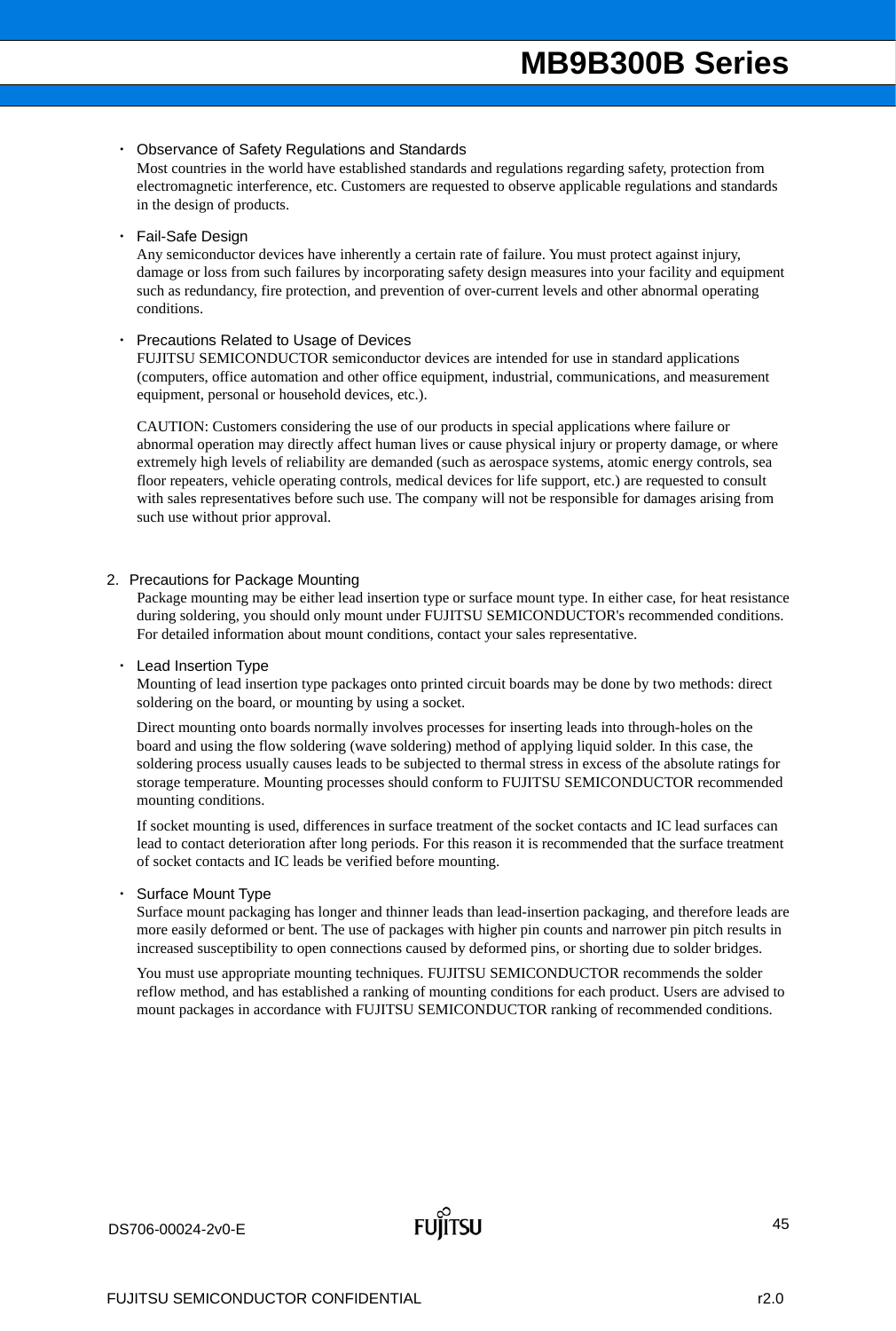- Observance of Safety Regulations and Standards

  Most countries in the world have established standards and regulations regarding safety, protection from electromagnetic interference, etc. Customers are requested to observe applicable regulations and standards in the design of products.

- Fail-Safe Design

  Any semiconductor devices have inherently a certain rate of failure. You must protect against injury, damage or loss from such failures by incorporating safety design measures into your facility and equipment such as redundancy, fire protection, and prevention of over-current levels and other abnormal operating conditions.

- Precautions Related to Usage of Devices

  FUJITSU SEMICONDUCTOR semiconductor devices are intended for use in standard applications (computers, office automation and other office equipment, industrial, communications, and measurement equipment, personal or household devices, etc.).

  CAUTION: Customers considering the use of our products in special applications where failure or abnormal operation may directly affect human lives or cause physical injury or property damage, or where extremely high levels of reliability are demanded (such as aerospace systems, atomic energy controls, sea floor repeaters, vehicle operating controls, medical devices for life support, etc.) are requested to consult with sales representatives before such use. The company will not be responsible for damages arising from such use without prior approval.

2. Precautions for Package Mounting

   Package mounting may be either lead insertion type or surface mount type. In either case, for heat resistance during soldering, you should only mount under FUJITSU SEMICONDUCTOR's recommended conditions. For detailed information about mount conditions, contact your sales representative.

- Lead Insertion Type

  Mounting of lead insertion type packages onto printed circuit boards may be done by two methods: direct soldering on the board, or mounting by using a socket.

  Direct mounting onto boards normally involves processes for inserting leads into through-holes on the board and using the flow soldering (wave soldering) method of applying liquid solder. In this case, the soldering process usually causes leads to be subjected to thermal stress in excess of the absolute ratings for storage temperature. Mounting processes should conform to FUJITSU SEMICONDUCTOR recommended mounting conditions.

  If socket mounting is used, differences in surface treatment of the socket contacts and IC lead surfaces can lead to contact deterioration after long periods. For this reason it is recommended that the surface treatment of socket contacts and IC leads be verified before mounting.

- Surface Mount Type

  Surface mount packaging has longer and thinner leads than lead-insertion packaging, and therefore leads are more easily deformed or bent. The use of packages with higher pin counts and narrower pin pitch results in increased susceptibility to open connections caused by deformed pins, or shorting due to solder bridges.

  You must use appropriate mounting techniques. FUJITSU SEMICONDUCTOR recommends the solder reflow method, and has established a ranking of mounting conditions for each product. Users are advised to mount packages in accordance with FUJITSU SEMICONDUCTOR ranking of recommended conditions.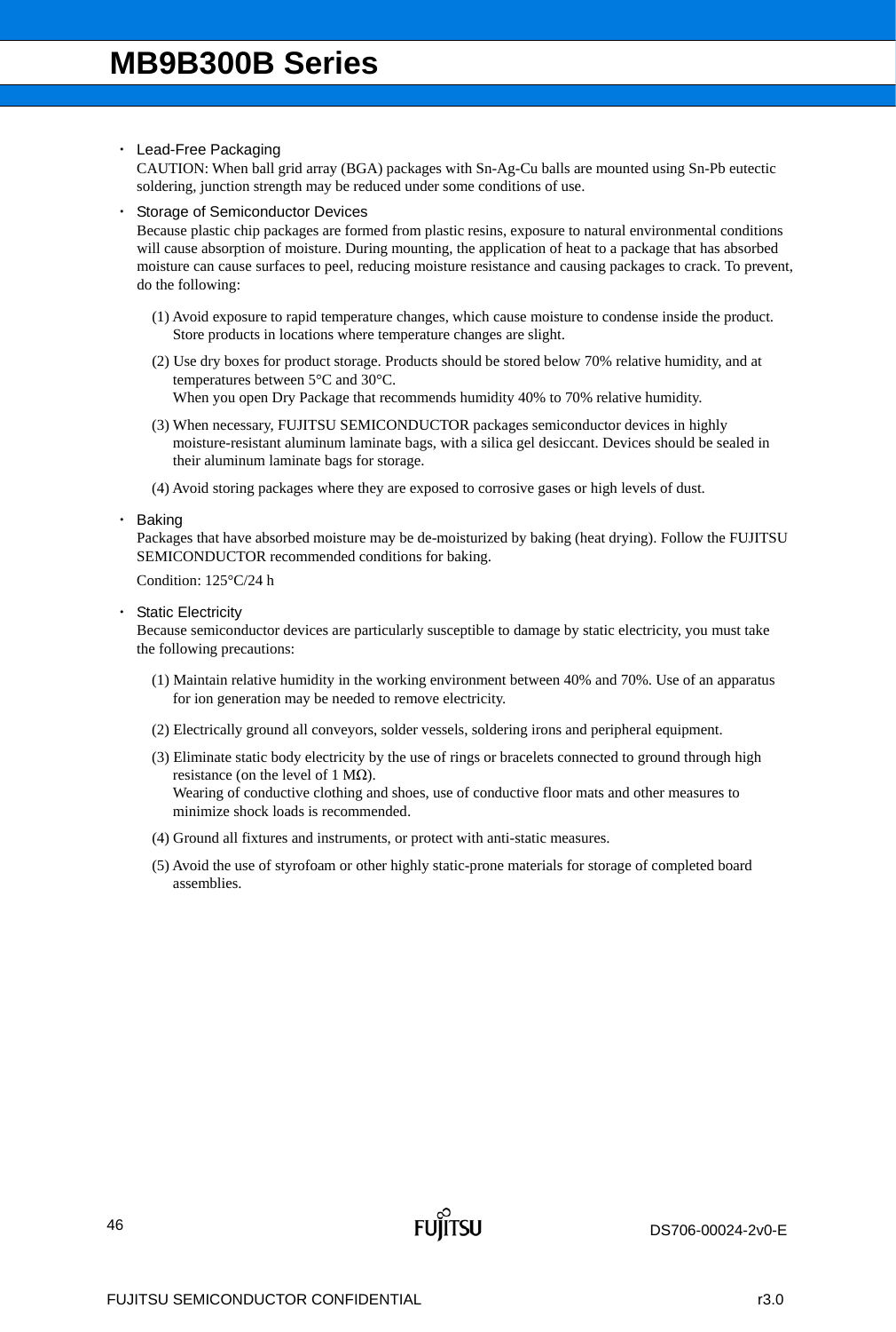- Lead-Free Packaging

  CAUTION: When ball grid array (BGA) packages with Sn-Ag-Cu balls are mounted using Sn-Pb eutectic soldering, junction strength may be reduced under some conditions of use.

- Storage of Semiconductor Devices

  Because plastic chip packages are formed from plastic resins, exposure to natural environmental conditions will cause absorption of moisture. During mounting, the application of heat to a package that has absorbed moisture can cause surfaces to peel, reducing moisture resistance and causing packages to crack. To prevent, do the following:

  (1) Avoid exposure to rapid temperature changes, which cause moisture to condense inside the product. Store products in locations where temperature changes are slight.

  (2) Use dry boxes for product storage. Products should be stored below 70% relative humidity, and at temperatures between 5°C and 30°C.
  When you open Dry Package that recommends humidity 40% to 70% relative humidity.

  (3) When necessary, FUJITSU SEMICONDUCTOR packages semiconductor devices in highly moisture-resistant aluminum laminate bags, with a silica gel desiccant. Devices should be sealed in their aluminum laminate bags for storage.

  (4) Avoid storing packages where they are exposed to corrosive gases or high levels of dust.

- Baking

  Packages that have absorbed moisture may be de-moisturized by baking (heat drying). Follow the FUJITSU SEMICONDUCTOR recommended conditions for baking.

  Condition: 125°C/24 h

- Static Electricity

  Because semiconductor devices are particularly susceptible to damage by static electricity, you must take the following precautions:

  (1) Maintain relative humidity in the working environment between 40% and 70%. Use of an apparatus for ion generation may be needed to remove electricity.

  (2) Electrically ground all conveyors, solder vessels, soldering irons and peripheral equipment.

  (3) Eliminate static body electricity by the use of rings or bracelets connected to ground through high resistance (on the level of 1 MΩ).
  Wearing of conductive clothing and shoes, use of conductive floor mats and other measures to minimize shock loads is recommended.

  (4) Ground all fixtures and instruments, or protect with anti-static measures.

  (5) Avoid the use of styrofoam or other highly static-prone materials for storage of completed board assemblies.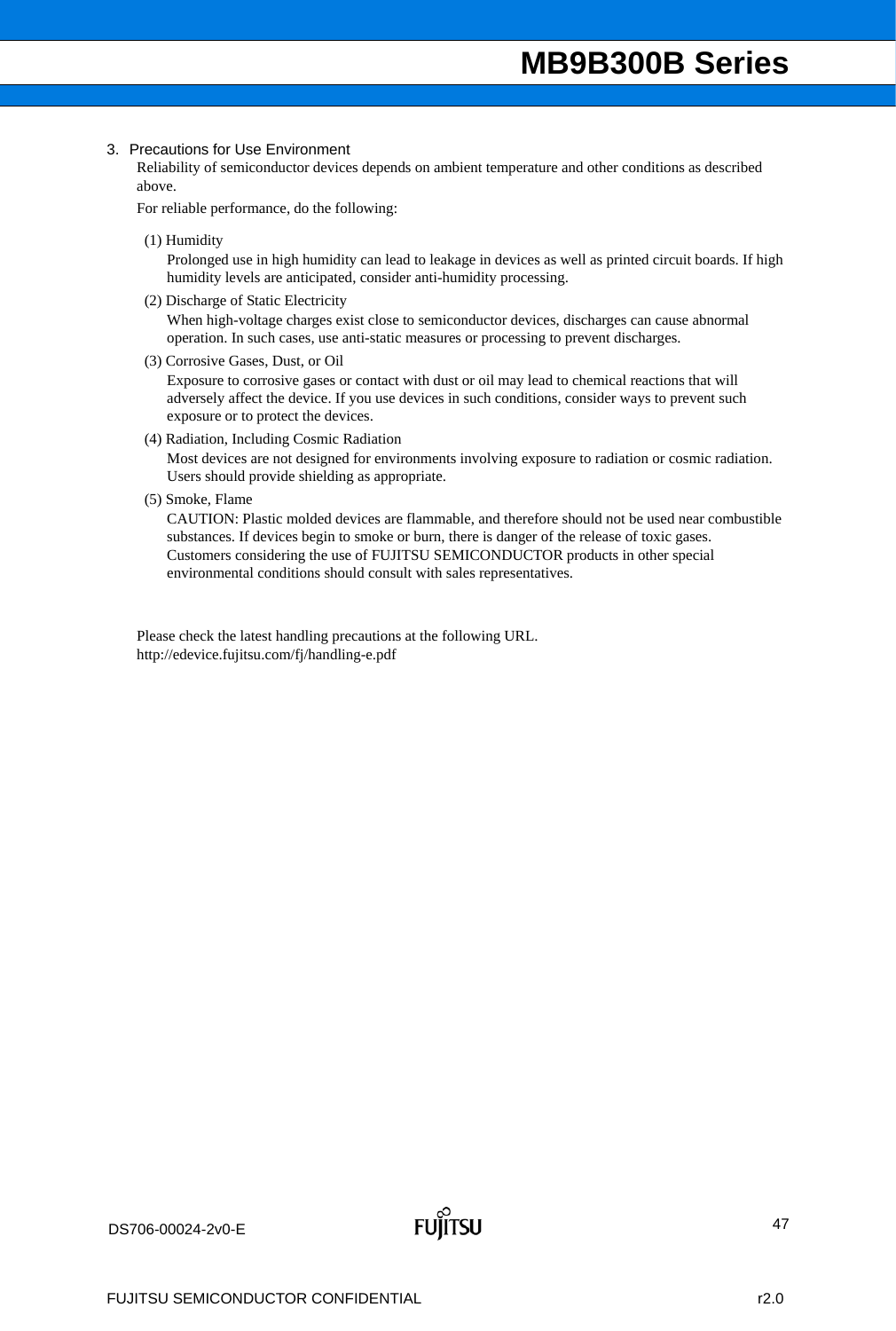3. Precautions for Use Environment

Reliability of semiconductor devices depends on ambient temperature and other conditions as described above.

For reliable performance, do the following:

(1) Humidity

Prolonged use in high humidity can lead to leakage in devices as well as printed circuit boards. If high humidity levels are anticipated, consider anti-humidity processing.

(2) Discharge of Static Electricity

When high-voltage charges exist close to semiconductor devices, discharges can cause abnormal operation. In such cases, use anti-static measures or processing to prevent discharges.

(3) Corrosive Gases, Dust, or Oil

Exposure to corrosive gases or contact with dust or oil may lead to chemical reactions that will adversely affect the device. If you use devices in such conditions, consider ways to prevent such exposure or to protect the devices.

(4) Radiation, Including Cosmic Radiation

Most devices are not designed for environments involving exposure to radiation or cosmic radiation. Users should provide shielding as appropriate.

(5) Smoke, Flame

CAUTION: Plastic molded devices are flammable, and therefore should not be used near combustible substances. If devices begin to smoke or burn, there is danger of the release of toxic gases.

Customers considering the use of FUJITSU SEMICONDUCTOR products in other special environmental conditions should consult with sales representatives.

Please check the latest handling precautions at the following URL.
http://edevice.fujitsu.com/fj/handling-e.pdf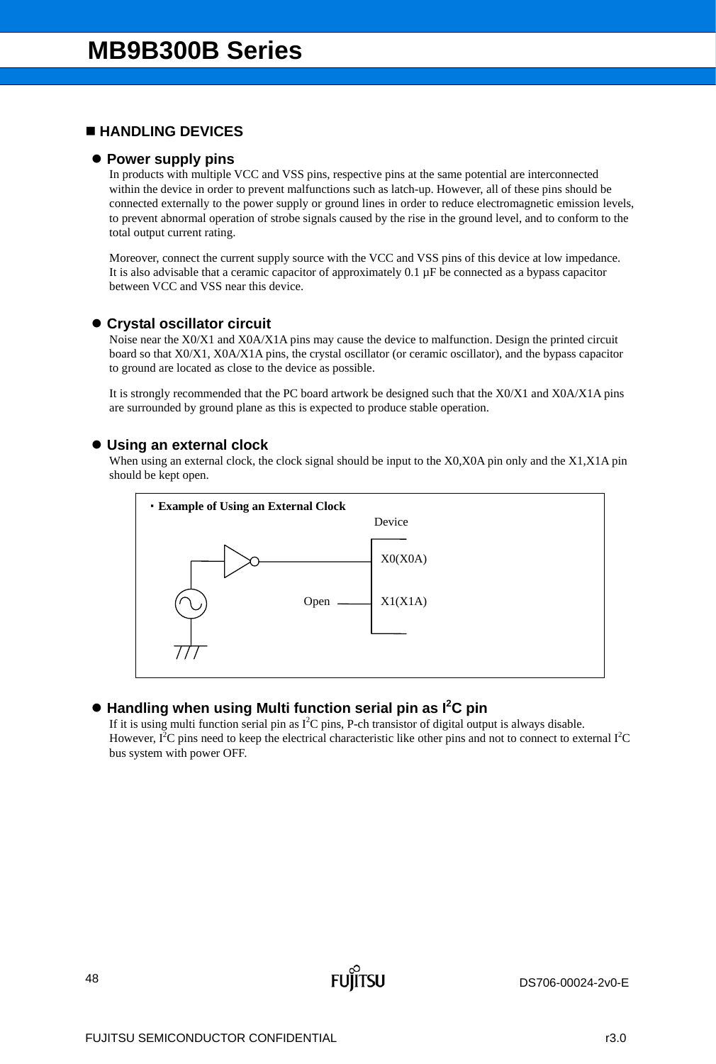## ■ HANDLING DEVICES

### ● Power supply pins

In products with multiple VCC and VSS pins, respective pins at the same potential are interconnected within the device in order to prevent malfunctions such as latch-up. However, all of these pins should be connected externally to the power supply or ground lines in order to reduce electromagnetic emission levels, to prevent abnormal operation of strobe signals caused by the rise in the ground level, and to conform to the total output current rating.

Moreover, connect the current supply source with the VCC and VSS pins of this device at low impedance. It is also advisable that a ceramic capacitor of approximately 0.1 μF be connected as a bypass capacitor between VCC and VSS near this device.

### ● Crystal oscillator circuit

Noise near the X0/X1 and X0A/X1A pins may cause the device to malfunction. Design the printed circuit board so that X0/X1, X0A/X1A pins, the crystal oscillator (or ceramic oscillator), and the bypass capacitor to ground are located as close to the device as possible.

It is strongly recommended that the PC board artwork be designed such that the X0/X1 and X0A/X1A pins are surrounded by ground plane as this is expected to produce stable operation.

### ● Using an external clock

When using an external clock, the clock signal should be input to the X0,X0A pin only and the X1,X1A pin should be kept open.

**・Example of Using an External Clock**

Device

X0(X0A)

Open — X1(X1A)

### ● Handling when using Multi function serial pin as I²C pin

If it is using multi function serial pin as I²C pins, P-ch transistor of digital output is always disable. However, I²C pins need to keep the electrical characteristic like other pins and not to connect to external I²C bus system with power OFF.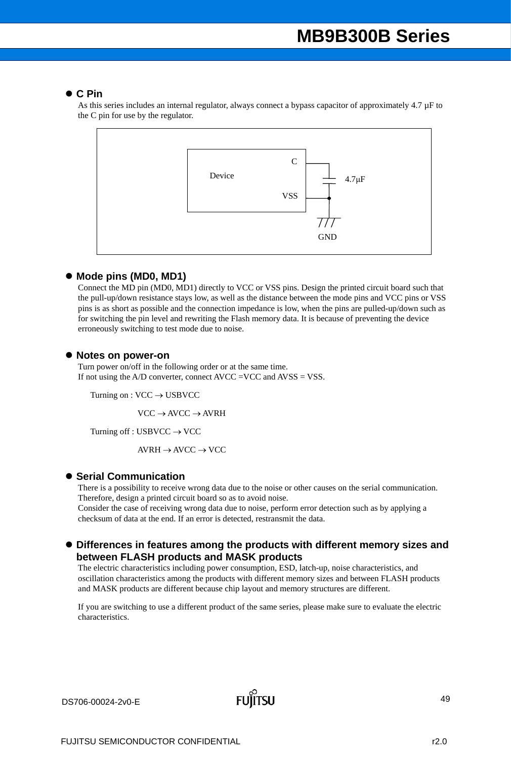## C Pin

As this series includes an internal regulator, always connect a bypass capacitor of approximately 4.7 μF to the C pin for use by the regulator.

Device
C
VSS
4.7μF
GND

## Mode pins (MD0, MD1)

Connect the MD pin (MD0, MD1) directly to VCC or VSS pins. Design the printed circuit board such that the pull-up/down resistance stays low, as well as the distance between the mode pins and VCC pins or VSS pins is as short as possible and the connection impedance is low, when the pins are pulled-up/down such as for switching the pin level and rewriting the Flash memory data. It is because of preventing the device erroneously switching to test mode due to noise.

## Notes on power-on

Turn power on/off in the following order or at the same time.
If not using the A/D converter, connect AVCC =VCC and AVSS = VSS.

Turning on : VCC → USBVCC

VCC → AVCC → AVRH

Turning off : USBVCC → VCC

AVRH → AVCC → VCC

## Serial Communication

There is a possibility to receive wrong data due to the noise or other causes on the serial communication. Therefore, design a printed circuit board so as to avoid noise.
Consider the case of receiving wrong data due to noise, perform error detection such as by applying a checksum of data at the end. If an error is detected, restransmit the data.

## Differences in features among the products with different memory sizes and between FLASH products and MASK products

The electric characteristics including power consumption, ESD, latch-up, noise characteristics, and oscillation characteristics among the products with different memory sizes and between FLASH products and MASK products are different because chip layout and memory structures are different.

If you are switching to use a different product of the same series, please make sure to evaluate the electric characteristics.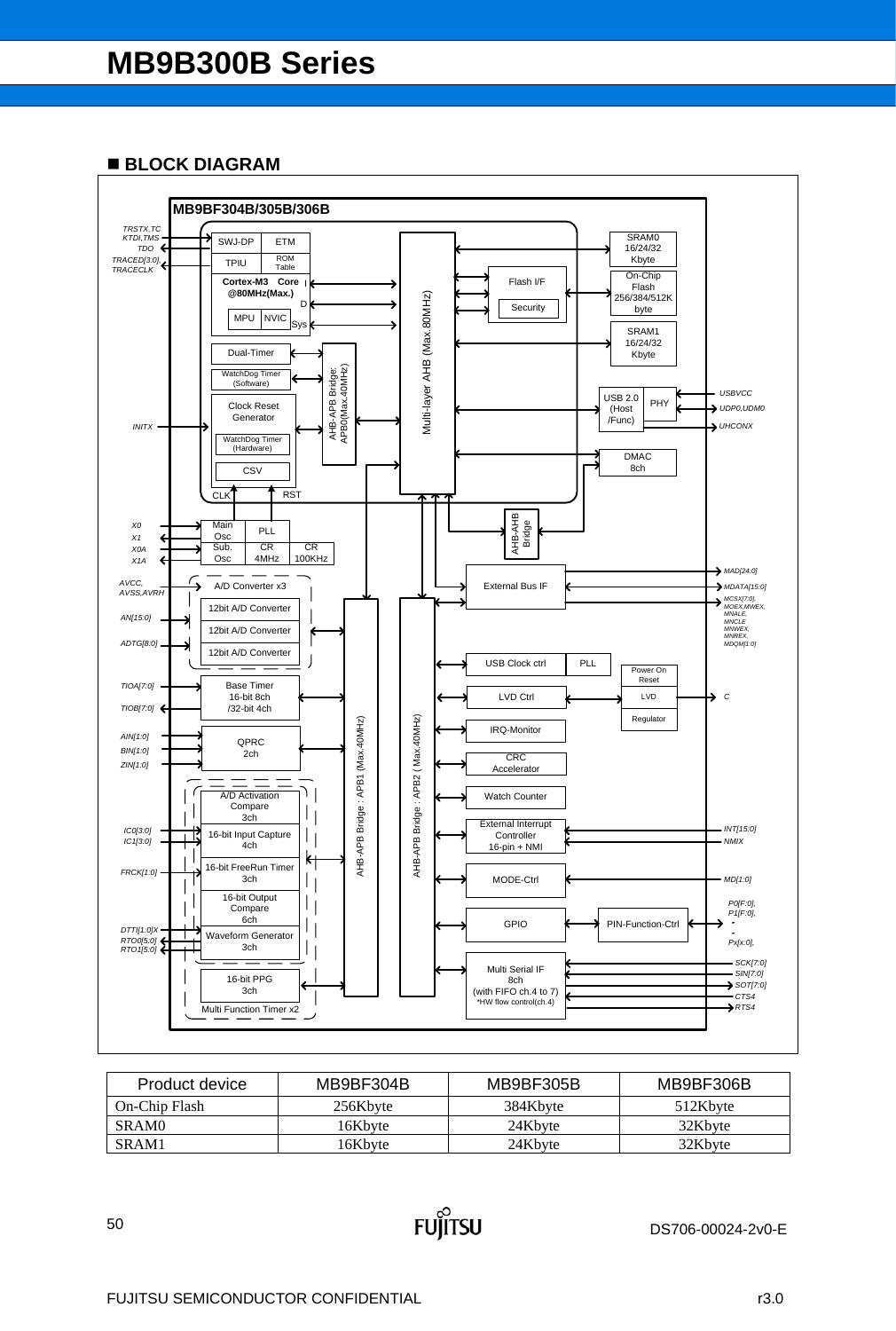## ■ BLOCK DIAGRAM

| Product device | MB9BF304B | MB9BF305B | MB9BF306B |
| --- | --- | --- | --- |
| On-Chip Flash | 256Kbyte | 384Kbyte | 512Kbyte |
| SRAM0 | 16Kbyte | 24Kbyte | 32Kbyte |
| SRAM1 | 16Kbyte | 24Kbyte | 32Kbyte |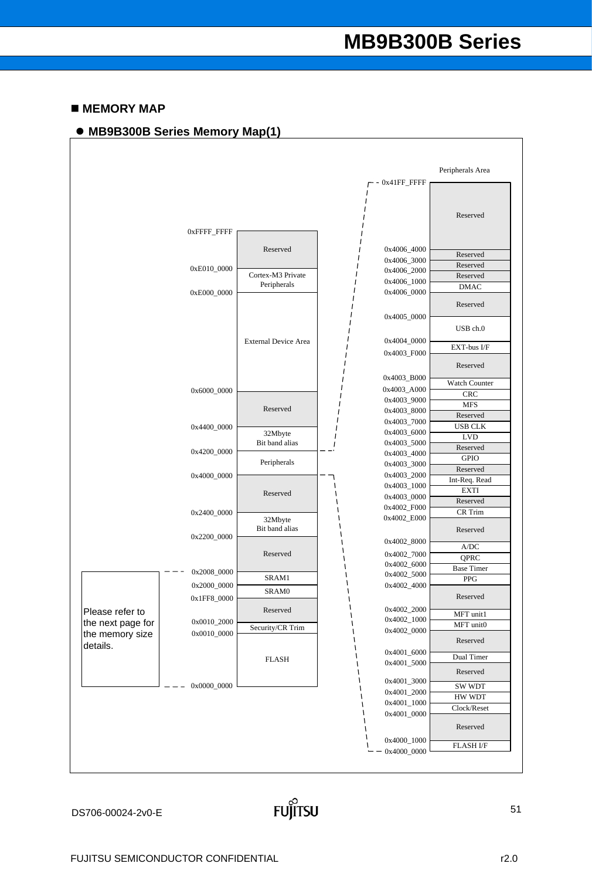## ■ MEMORY MAP

### ● MB9B300B Series Memory Map(1)

| Address | Area |
|---|---|
| 0xFFFF_FFFF | |
| | Reserved |
| 0xE010_0000 | |
| | Cortex-M3 Private Peripherals |
| 0xE000_0000 | |
| | External Device Area |
| 0x6000_0000 | |
| | Reserved |
| 0x4400_0000 | |
| | 32Mbyte Bit band alias |
| 0x4200_0000 | |
| | Peripherals |
| 0x4000_0000 | |
| | Reserved |
| 0x2400_0000 | |
| | 32Mbyte Bit band alias |
| 0x2200_0000 | |
| | Reserved |
| 0x2008_0000 | |
| | SRAM1 |
| 0x2000_0000 | |
| | SRAM0 |
| 0x1FF8_0000 | |
| | Reserved |
| 0x0010_2000 | |
| | Security/CR Trim |
| 0x0010_0000 | |
| | FLASH |
| 0x0000_0000 | |

Please refer to the next page for the memory size details.

**Peripherals Area**

| Address | Area |
|---|---|
| 0x41FF_FFFF | |
| | Reserved |
| 0x4006_4000 | |
| | Reserved |
| 0x4006_3000 | |
| | Reserved |
| 0x4006_2000 | |
| | Reserved |
| 0x4006_1000 | |
| | DMAC |
| 0x4006_0000 | |
| | Reserved |
| 0x4005_0000 | |
| | USB ch.0 |
| 0x4004_0000 | |
| | EXT-bus I/F |
| 0x4003_F000 | |
| | Reserved |
| 0x4003_B000 | |
| | Watch Counter |
| 0x4003_A000 | |
| | CRC |
| 0x4003_9000 | |
| | MFS |
| 0x4003_8000 | |
| | Reserved |
| 0x4003_7000 | |
| | USB CLK |
| 0x4003_6000 | |
| | LVD |
| 0x4003_5000 | |
| | Reserved |
| 0x4003_4000 | |
| | GPIO |
| 0x4003_3000 | |
| | Reserved |
| 0x4003_2000 | |
| | Int-Req. Read |
| 0x4003_1000 | |
| | EXTI |
| 0x4003_0000 | |
| | Reserved |
| 0x4002_F000 | |
| | CR Trim |
| 0x4002_E000 | |
| | Reserved |
| 0x4002_8000 | |
| | A/DC |
| 0x4002_7000 | |
| | QPRC |
| 0x4002_6000 | |
| | Base Timer |
| 0x4002_5000 | |
| | PPG |
| 0x4002_4000 | |
| | Reserved |
| 0x4002_2000 | |
| | MFT unit1 |
| 0x4002_1000 | |
| | MFT unit0 |
| 0x4002_0000 | |
| | Reserved |
| 0x4001_6000 | |
| | Dual Timer |
| 0x4001_5000 | |
| | Reserved |
| 0x4001_3000 | |
| | SW WDT |
| 0x4001_2000 | |
| | HW WDT |
| 0x4001_1000 | |
| | Clock/Reset |
| 0x4001_0000 | |
| | Reserved |
| 0x4000_1000 | |
| | FLASH I/F |
| 0x4000_0000 | |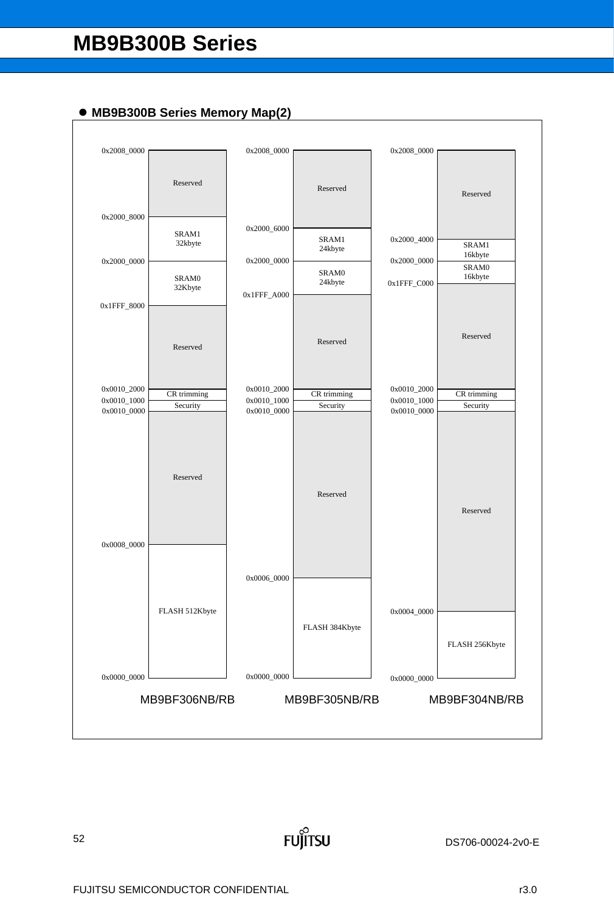- **MB9B300B Series Memory Map(2)**

**MB9BF306NB/RB**

| Address | Region |
|---|---|
| 0x2008_0000 | |
| | Reserved |
| 0x2000_8000 | |
| | SRAM1 32kbyte |
| 0x2000_0000 | |
| | SRAM0 32Kbyte |
| 0x1FFF_8000 | |
| | Reserved |
| 0x0010_2000 | |
| | CR trimming |
| 0x0010_1000 | |
| | Security |
| 0x0010_0000 | |
| | Reserved |
| 0x0008_0000 | |
| | FLASH 512Kbyte |
| 0x0000_0000 | |

**MB9BF305NB/RB**

| Address | Region |
|---|---|
| 0x2008_0000 | |
| | Reserved |
| 0x2000_6000 | |
| | SRAM1 24kbyte |
| 0x2000_0000 | |
| | SRAM0 24kbyte |
| 0x1FFF_A000 | |
| | Reserved |
| 0x0010_2000 | |
| | CR trimming |
| 0x0010_1000 | |
| | Security |
| 0x0010_0000 | |
| | Reserved |
| 0x0006_0000 | |
| | FLASH 384Kbyte |
| 0x0000_0000 | |

**MB9BF304NB/RB**

| Address | Region |
|---|---|
| 0x2008_0000 | |
| | Reserved |
| 0x2000_4000 | |
| | SRAM1 16kbyte |
| 0x2000_0000 | |
| | SRAM0 16kbyte |
| 0x1FFF_C000 | |
| | Reserved |
| 0x0010_2000 | |
| | CR trimming |
| 0x0010_1000 | |
| | Security |
| 0x0010_0000 | |
| | Reserved |
| 0x0004_0000 | |
| | FLASH 256Kbyte |
| 0x0000_0000 | |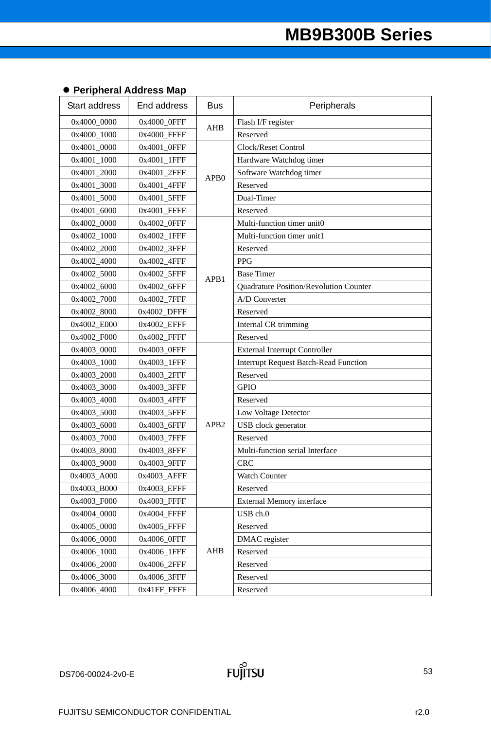- **Peripheral Address Map**

| Start address | End address | Bus | Peripherals |
|---|---|---|---|
| 0x4000_0000 | 0x4000_0FFF | AHB | Flash I/F register |
| 0x4000_1000 | 0x4000_FFFF | | Reserved |
| 0x4001_0000 | 0x4001_0FFF | APB0 | Clock/Reset Control |
| 0x4001_1000 | 0x4001_1FFF | | Hardware Watchdog timer |
| 0x4001_2000 | 0x4001_2FFF | | Software Watchdog timer |
| 0x4001_3000 | 0x4001_4FFF | | Reserved |
| 0x4001_5000 | 0x4001_5FFF | | Dual-Timer |
| 0x4001_6000 | 0x4001_FFFF | | Reserved |
| 0x4002_0000 | 0x4002_0FFF | APB1 | Multi-function timer unit0 |
| 0x4002_1000 | 0x4002_1FFF | | Multi-function timer unit1 |
| 0x4002_2000 | 0x4002_3FFF | | Reserved |
| 0x4002_4000 | 0x4002_4FFF | | PPG |
| 0x4002_5000 | 0x4002_5FFF | | Base Timer |
| 0x4002_6000 | 0x4002_6FFF | | Quadrature Position/Revolution Counter |
| 0x4002_7000 | 0x4002_7FFF | | A/D Converter |
| 0x4002_8000 | 0x4002_DFFF | | Reserved |
| 0x4002_E000 | 0x4002_EFFF | | Internal CR trimming |
| 0x4002_F000 | 0x4002_FFFF | | Reserved |
| 0x4003_0000 | 0x4003_0FFF | APB2 | External Interrupt Controller |
| 0x4003_1000 | 0x4003_1FFF | | Interrupt Request Batch-Read Function |
| 0x4003_2000 | 0x4003_2FFF | | Reserved |
| 0x4003_3000 | 0x4003_3FFF | | GPIO |
| 0x4003_4000 | 0x4003_4FFF | | Reserved |
| 0x4003_5000 | 0x4003_5FFF | | Low Voltage Detector |
| 0x4003_6000 | 0x4003_6FFF | | USB clock generator |
| 0x4003_7000 | 0x4003_7FFF | | Reserved |
| 0x4003_8000 | 0x4003_8FFF | | Multi-function serial Interface |
| 0x4003_9000 | 0x4003_9FFF | | CRC |
| 0x4003_A000 | 0x4003_AFFF | | Watch Counter |
| 0x4003_B000 | 0x4003_EFFF | | Reserved |
| 0x4003_F000 | 0x4003_FFFF | | External Memory interface |
| 0x4004_0000 | 0x4004_FFFF | AHB | USB ch.0 |
| 0x4005_0000 | 0x4005_FFFF | | Reserved |
| 0x4006_0000 | 0x4006_0FFF | | DMAC register |
| 0x4006_1000 | 0x4006_1FFF | | Reserved |
| 0x4006_2000 | 0x4006_2FFF | | Reserved |
| 0x4006_3000 | 0x4006_3FFF | | Reserved |
| 0x4006_4000 | 0x41FF_FFFF | | Reserved |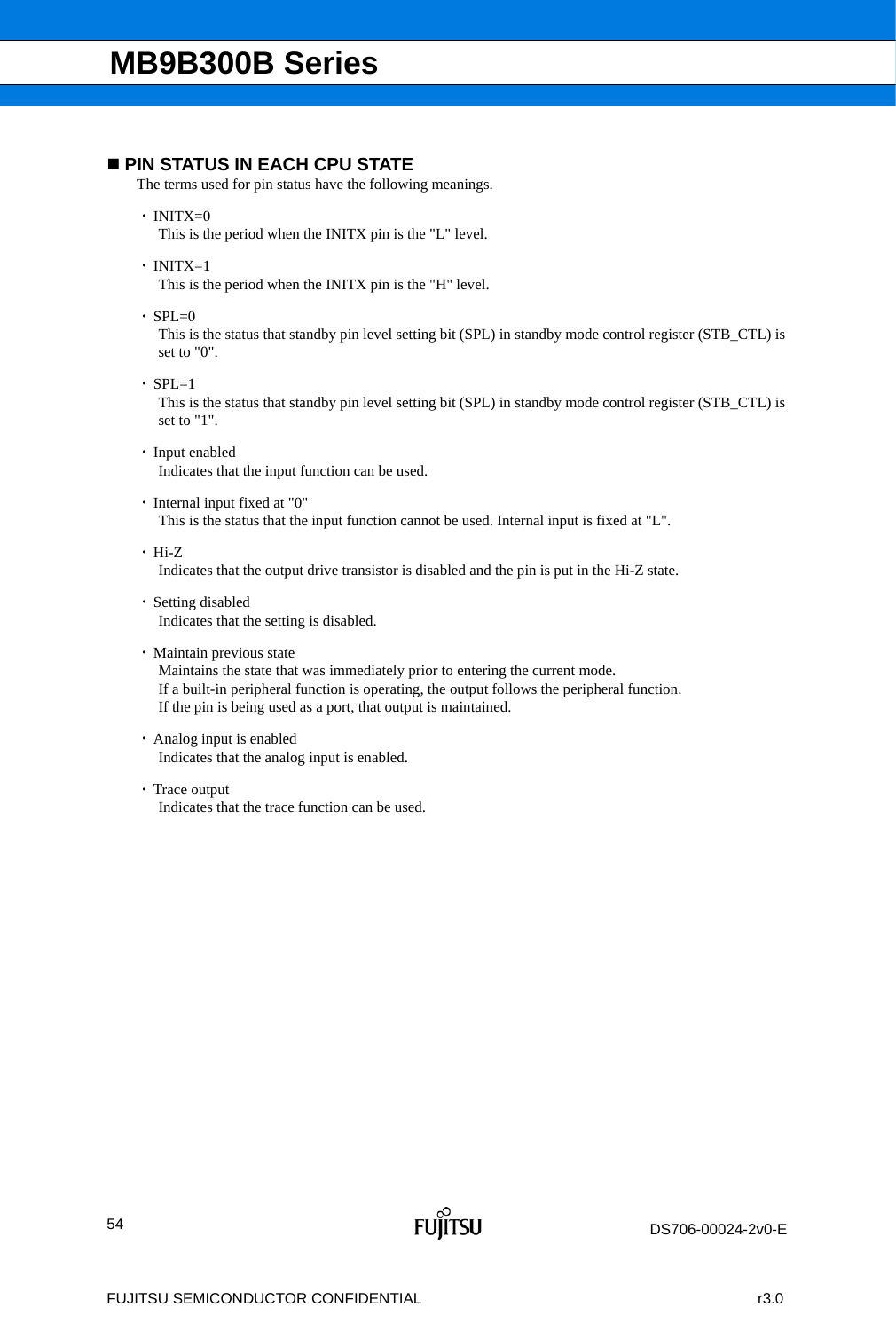## ■ PIN STATUS IN EACH CPU STATE

The terms used for pin status have the following meanings.

- INITX=0
  This is the period when the INITX pin is the "L" level.
- INITX=1
  This is the period when the INITX pin is the "H" level.
- SPL=0
  This is the status that standby pin level setting bit (SPL) in standby mode control register (STB_CTL) is set to "0".
- SPL=1
  This is the status that standby pin level setting bit (SPL) in standby mode control register (STB_CTL) is set to "1".
- Input enabled
  Indicates that the input function can be used.
- Internal input fixed at "0"
  This is the status that the input function cannot be used. Internal input is fixed at "L".
- Hi-Z
  Indicates that the output drive transistor is disabled and the pin is put in the Hi-Z state.
- Setting disabled
  Indicates that the setting is disabled.
- Maintain previous state
  Maintains the state that was immediately prior to entering the current mode.
  If a built-in peripheral function is operating, the output follows the peripheral function.
  If the pin is being used as a port, that output is maintained.
- Analog input is enabled
  Indicates that the analog input is enabled.
- Trace output
  Indicates that the trace function can be used.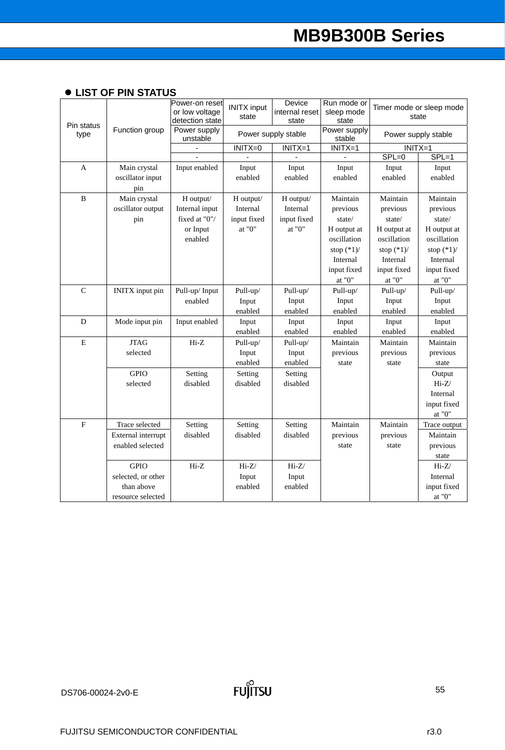## ● LIST OF PIN STATUS

| Pin status type | Function group | Power-on reset or low voltage detection state | INITX input state | Device internal reset state | Run mode or sleep mode state | Timer mode or sleep mode state | |
|---|---|---|---|---|---|---|---|
| | | Power supply unstable | Power supply stable | | Power supply stable | Power supply stable | |
| | | - | INITX=0 | INITX=1 | INITX=1 | INITX=1 | |
| | | - | - | - | - | SPL=0 | SPL=1 |
| A | Main crystal oscillator input pin | Input enabled | Input enabled | Input enabled | Input enabled | Input enabled | Input enabled |
| B | Main crystal oscillator output pin | H output/ Internal input fixed at "0"/ or Input enabled | H output/ Internal input fixed at "0" | H output/ Internal input fixed at "0" | Maintain previous state/ H output at oscillation stop (*1)/ Internal input fixed at "0" | Maintain previous state/ H output at oscillation stop (*1)/ Internal input fixed at "0" | Maintain previous state/ H output at oscillation stop (*1)/ Internal input fixed at "0" |
| C | INITX input pin | Pull-up/ Input enabled | Pull-up/ Input enabled | Pull-up/ Input enabled | Pull-up/ Input enabled | Pull-up/ Input enabled | Pull-up/ Input enabled |
| D | Mode input pin | Input enabled | Input enabled | Input enabled | Input enabled | Input enabled | Input enabled |
| E | JTAG selected | Hi-Z | Pull-up/ Input enabled | Pull-up/ Input enabled | Maintain previous state | Maintain previous state | Maintain previous state |
| | GPIO selected | Setting disabled | Setting disabled | Setting disabled | | | Output Hi-Z/ Internal input fixed at "0" |
| F | Trace selected | Setting disabled | Setting disabled | Setting disabled | Maintain previous state | Maintain previous state | Trace output |
| | External interrupt enabled selected | | | | | | Maintain previous state |
| | GPIO selected, or other than above resource selected | Hi-Z | Hi-Z/ Input enabled | Hi-Z/ Input enabled | | | Hi-Z/ Internal input fixed at "0" |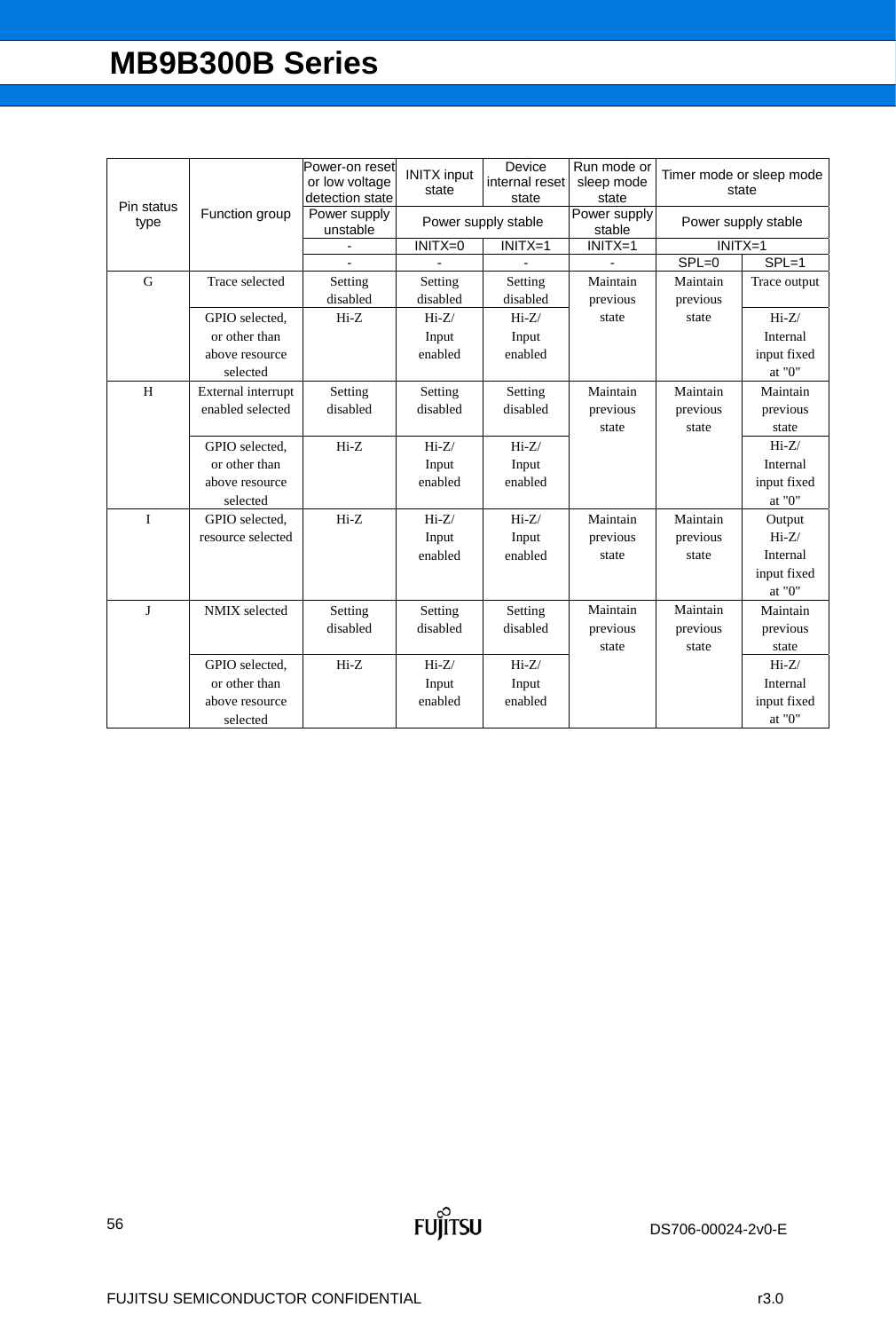| Pin status type | Function group | Power-on reset or low voltage detection state | INITX input state | Device internal reset state | Run mode or sleep mode state | Timer mode or sleep mode state | |
|---|---|---|---|---|---|---|---|
| | | Power supply unstable | Power supply stable | | Power supply stable | Power supply stable | |
| | | - | INITX=0 | INITX=1 | INITX=1 | INITX=1 | |
| | | - | - | - | - | SPL=0 | SPL=1 |
| G | Trace selected | Setting disabled | Setting disabled | Setting disabled | Maintain previous state | Maintain previous state | Trace output |
| | GPIO selected, or other than above resource selected | Hi-Z | Hi-Z/ Input enabled | Hi-Z/ Input enabled | | | Hi-Z/ Internal input fixed at "0" |
| H | External interrupt enabled selected | Setting disabled | Setting disabled | Setting disabled | Maintain previous state | Maintain previous state | Maintain previous state |
| | GPIO selected, or other than above resource selected | Hi-Z | Hi-Z/ Input enabled | Hi-Z/ Input enabled | | | Hi-Z/ Internal input fixed at "0" |
| I | GPIO selected, resource selected | Hi-Z | Hi-Z/ Input enabled | Hi-Z/ Input enabled | Maintain previous state | Maintain previous state | Output Hi-Z/ Internal input fixed at "0" |
| J | NMIX selected | Setting disabled | Setting disabled | Setting disabled | Maintain previous state | Maintain previous state | Maintain previous state |
| | GPIO selected, or other than above resource selected | Hi-Z | Hi-Z/ Input enabled | Hi-Z/ Input enabled | | | Hi-Z/ Internal input fixed at "0" |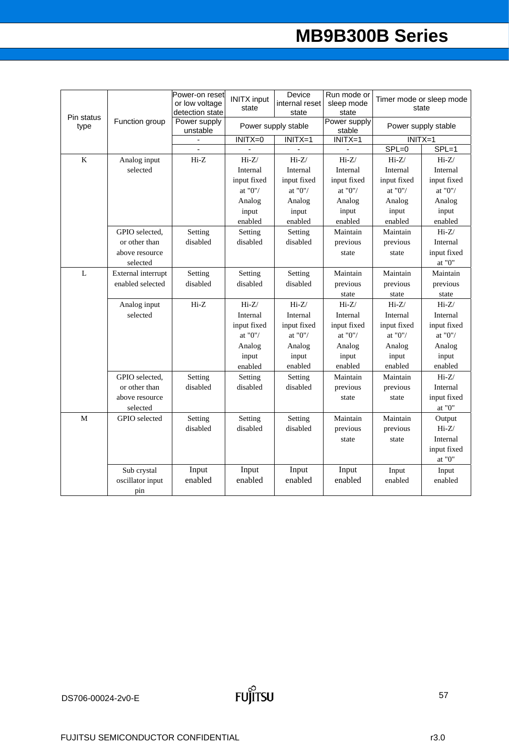| Pin status type | Function group | Power-on reset or low voltage detection state | INITX input state | Device internal reset state | Run mode or sleep mode state | Timer mode or sleep mode state | |
|---|---|---|---|---|---|---|---|
| | | Power supply unstable | Power supply stable | | Power supply stable | Power supply stable | |
| | | - | INITX=0 | INITX=1 | INITX=1 | INITX=1 | |
| | | - | - | - | - | SPL=0 | SPL=1 |
| K | Analog input selected | Hi-Z | Hi-Z/ Internal input fixed at "0"/ Analog input enabled | Hi-Z/ Internal input fixed at "0"/ Analog input enabled | Hi-Z/ Internal input fixed at "0"/ Analog input enabled | Hi-Z/ Internal input fixed at "0"/ Analog input enabled | Hi-Z/ Internal input fixed at "0"/ Analog input enabled |
| | GPIO selected, or other than above resource selected | Setting disabled | Setting disabled | Setting disabled | Maintain previous state | Maintain previous state | Hi-Z/ Internal input fixed at "0" |
| L | External interrupt enabled selected | Setting disabled | Setting disabled | Setting disabled | Maintain previous state | Maintain previous state | Maintain previous state |
| | Analog input selected | Hi-Z | Hi-Z/ Internal input fixed at "0"/ Analog input enabled | Hi-Z/ Internal input fixed at "0"/ Analog input enabled | Hi-Z/ Internal input fixed at "0"/ Analog input enabled | Hi-Z/ Internal input fixed at "0"/ Analog input enabled | Hi-Z/ Internal input fixed at "0"/ Analog input enabled |
| | GPIO selected, or other than above resource selected | Setting disabled | Setting disabled | Setting disabled | Maintain previous state | Maintain previous state | Hi-Z/ Internal input fixed at "0" |
| M | GPIO selected | Setting disabled | Setting disabled | Setting disabled | Maintain previous state | Maintain previous state | Output Hi-Z/ Internal input fixed at "0" |
| | Sub crystal oscillator input pin | Input enabled | Input enabled | Input enabled | Input enabled | Input enabled | Input enabled |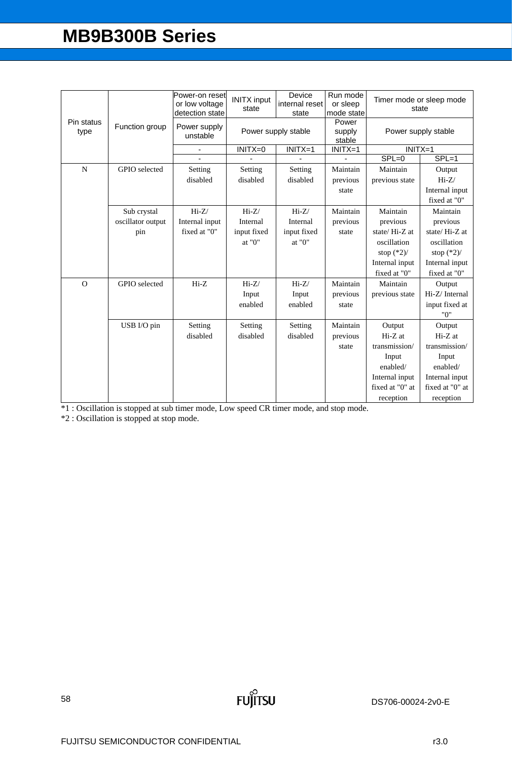| Pin status type | Function group | Power-on reset or low voltage detection state | INITX input state | Device internal reset state | Run mode or sleep mode state | Timer mode or sleep mode state | |
|---|---|---|---|---|---|---|---|
| | | Power supply unstable | Power supply stable | | Power supply stable | Power supply stable | |
| | | - | INITX=0 | INITX=1 | INITX=1 | INITX=1 | |
| | | - | - | - | - | SPL=0 | SPL=1 |
| N | GPIO selected | Setting disabled | Setting disabled | Setting disabled | Maintain previous state | Maintain previous state | Output Hi-Z/ Internal input fixed at "0" |
| | Sub crystal oscillator output pin | Hi-Z/ Internal input fixed at "0" | Hi-Z/ Internal input fixed at "0" | Hi-Z/ Internal input fixed at "0" | Maintain previous state | Maintain previous state/ Hi-Z at oscillation stop (*2)/ Internal input fixed at "0" | Maintain previous state/ Hi-Z at oscillation stop (*2)/ Internal input fixed at "0" |
| O | GPIO selected | Hi-Z | Hi-Z/ Input enabled | Hi-Z/ Input enabled | Maintain previous state | Maintain previous state | Output Hi-Z/ Internal input fixed at "0" |
| | USB I/O pin | Setting disabled | Setting disabled | Setting disabled | Maintain previous state | Output Hi-Z at transmission/ Input enabled/ Internal input fixed at "0" at reception | Output Hi-Z at transmission/ Input enabled/ Internal input fixed at "0" at reception |

*1 : Oscillation is stopped at sub timer mode, Low speed CR timer mode, and stop mode.

*2 : Oscillation is stopped at stop mode.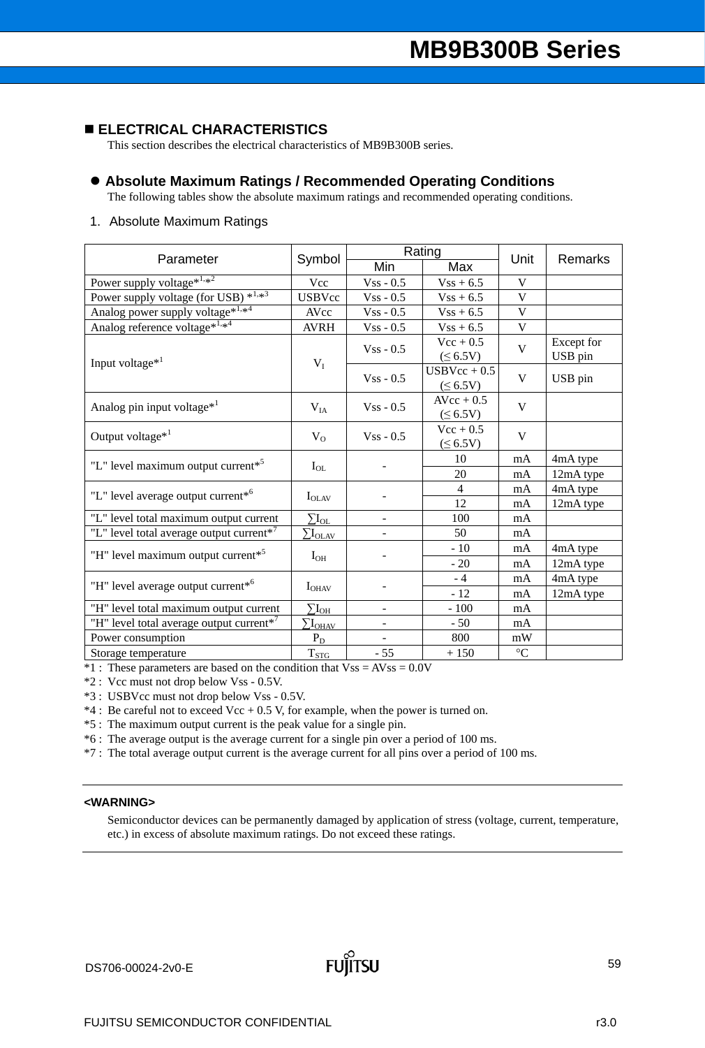## ■ ELECTRICAL CHARACTERISTICS

This section describes the electrical characteristics of MB9B300B series.

### ● Absolute Maximum Ratings / Recommended Operating Conditions

The following tables show the absolute maximum ratings and recommended operating conditions.

1. Absolute Maximum Ratings

| Parameter | Symbol | Rating | | Unit | Remarks |
|---|---|---|---|---|---|
| | | Min | Max | | |
| Power supply voltage*[1,*2] | Vcc | Vss - 0.5 | Vss + 6.5 | V | |
| Power supply voltage (for USB) *[1,*3] | USBVcc | Vss - 0.5 | Vss + 6.5 | V | |
| Analog power supply voltage*[1,*4] | AVcc | Vss - 0.5 | Vss + 6.5 | V | |
| Analog reference voltage*[1,*4] | AVRH | Vss - 0.5 | Vss + 6.5 | V | |
| Input voltage*[1] | $V_I$ | Vss - 0.5 | Vcc + 0.5 (≤ 6.5V) | V | Except for USB pin |
| | | Vss - 0.5 | USBVcc + 0.5 (≤ 6.5V) | V | USB pin |
| Analog pin input voltage*[1] | $V_{IA}$ | Vss - 0.5 | AVcc + 0.5 (≤ 6.5V) | V | |
| Output voltage*[1] | $V_O$ | Vss - 0.5 | Vcc + 0.5 (≤ 6.5V) | V | |
| "L" level maximum output current*[5] | $I_{OL}$ | - | 10 | mA | 4mA type |
| | | | 20 | mA | 12mA type |
| "L" level average output current*[6] | $I_{OLAV}$ | - | 4 | mA | 4mA type |
| | | | 12 | mA | 12mA type |
| "L" level total maximum output current | $\sum I_{OL}$ | - | 100 | mA | |
| "L" level total average output current*[7] | $\sum I_{OLAV}$ | - | 50 | mA | |
| "H" level maximum output current*[5] | $I_{OH}$ | - | - 10 | mA | 4mA type |
| | | | - 20 | mA | 12mA type |
| "H" level average output current*[6] | $I_{OHAV}$ | - | - 4 | mA | 4mA type |
| | | | - 12 | mA | 12mA type |
| "H" level total maximum output current | $\sum I_{OH}$ | - | - 100 | mA | |
| "H" level total average output current*[7] | $\sum I_{OHAV}$ | - | - 50 | mA | |
| Power consumption | $P_D$ | - | 800 | mW | |
| Storage temperature | $T_{STG}$ | - 55 | + 150 | °C | |

*1 : These parameters are based on the condition that Vss = AVss = 0.0V

*2 : Vcc must not drop below Vss - 0.5V.

*3 : USBVcc must not drop below Vss - 0.5V.

*4 : Be careful not to exceed Vcc + 0.5 V, for example, when the power is turned on.

*5 : The maximum output current is the peak value for a single pin.

*6 : The average output is the average current for a single pin over a period of 100 ms.

*7 : The total average output current is the average current for all pins over a period of 100 ms.

**<WARNING>**

Semiconductor devices can be permanently damaged by application of stress (voltage, current, temperature, etc.) in excess of absolute maximum ratings. Do not exceed these ratings.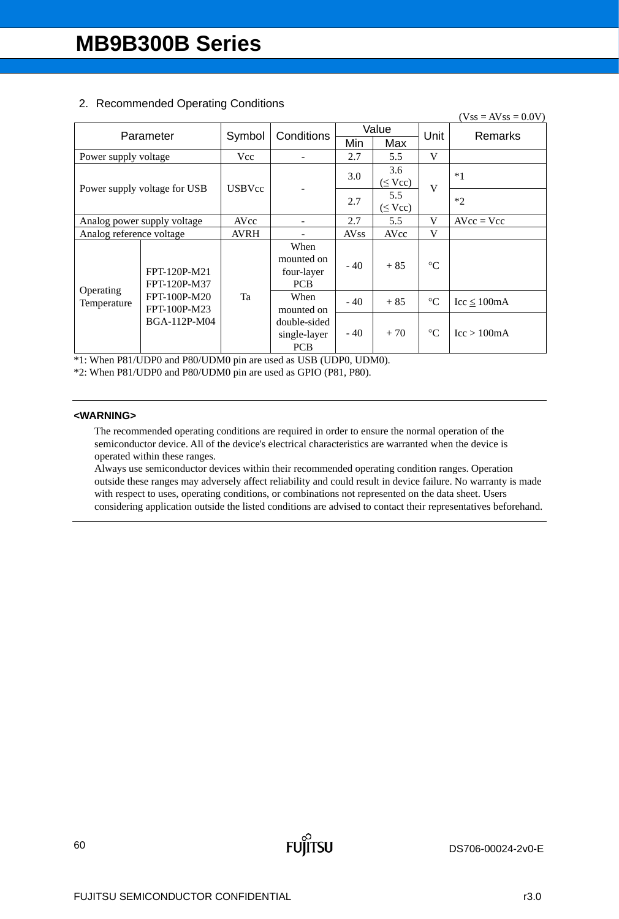2. Recommended Operating Conditions

(Vss = AVss = 0.0V)

| Parameter | | Symbol | Conditions | Value | | Unit | Remarks |
|---|---|---|---|---|---|---|---|
| | | | | Min | Max | | |
| Power supply voltage | | Vcc | - | 2.7 | 5.5 | V | |
| Power supply voltage for USB | | USBVcc | - | 3.0 | 3.6 (≤ Vcc) | V | *1 |
| | | | | 2.7 | 5.5 (≤ Vcc) | | *2 |
| Analog power supply voltage | | AVcc | - | 2.7 | 5.5 | V | AVcc = Vcc |
| Analog reference voltage | | AVRH | - | AVss | AVcc | V | |
| Operating Temperature | FPT-120P-M21 FPT-120P-M37 FPT-100P-M20 FPT-100P-M23 BGA-112P-M04 | Ta | When mounted on four-layer PCB | - 40 | + 85 | °C | |
| | | | When mounted on double-sided single-layer PCB | - 40 | + 85 | °C | Icc ≤ 100mA |
| | | | | - 40 | + 70 | °C | Icc > 100mA |

*1: When P81/UDP0 and P80/UDM0 pin are used as USB (UDP0, UDM0).

*2: When P81/UDP0 and P80/UDM0 pin are used as GPIO (P81, P80).

---

**<WARNING>**

The recommended operating conditions are required in order to ensure the normal operation of the semiconductor device. All of the device's electrical characteristics are warranted when the device is operated within these ranges.

Always use semiconductor devices within their recommended operating condition ranges. Operation outside these ranges may adversely affect reliability and could result in device failure. No warranty is made with respect to uses, operating conditions, or combinations not represented on the data sheet. Users considering application outside the listed conditions are advised to contact their representatives beforehand.

---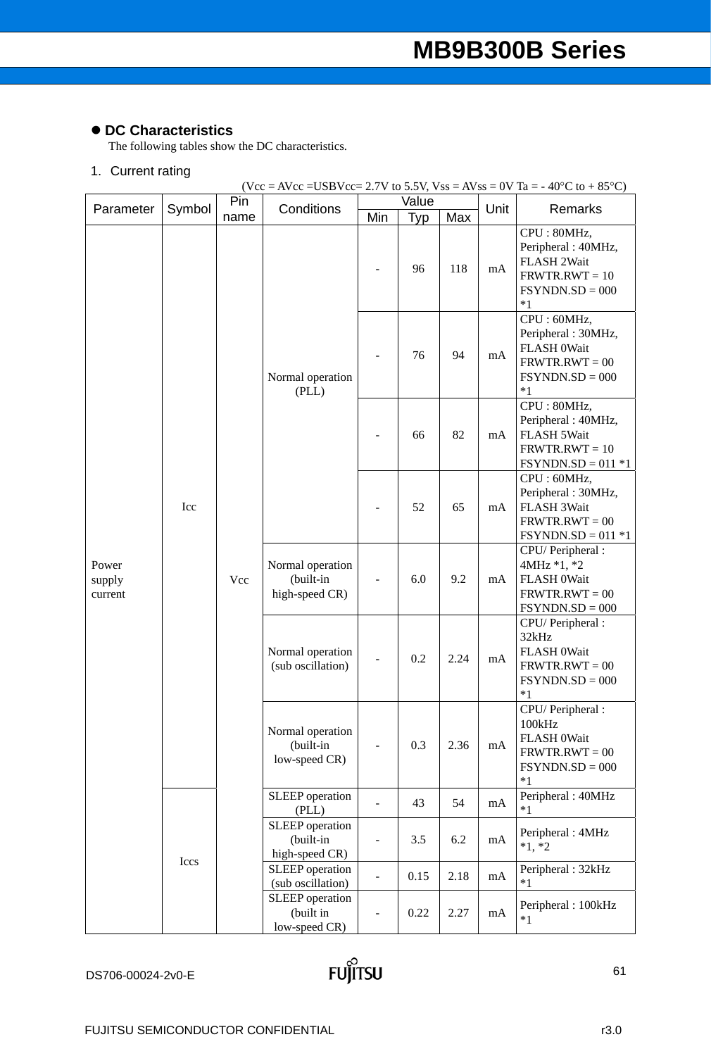- **DC Characteristics**

The following tables show the DC characteristics.

1. Current rating

(Vcc = AVcc =USBVcc= 2.7V to 5.5V, Vss = AVss = 0V Ta = - 40°C to + 85°C)

| Parameter | Symbol | Pin name | Conditions | Value | | | Unit | Remarks |
|---|---|---|---|---|---|---|---|---|
| | | | | Min | Typ | Max | | |
| Power supply current | Icc | Vcc | Normal operation (PLL) | - | 96 | 118 | mA | CPU : 80MHz, Peripheral : 40MHz, FLASH 2Wait FRWTR.RWT = 10 FSYNDN.SD = 000 *1 |
| | | | | - | 76 | 94 | mA | CPU : 60MHz, Peripheral : 30MHz, FLASH 0Wait FRWTR.RWT = 00 FSYNDN.SD = 000 *1 |
| | | | | - | 66 | 82 | mA | CPU : 80MHz, Peripheral : 40MHz, FLASH 5Wait FRWTR.RWT = 10 FSYNDN.SD = 011 *1 |
| | | | | - | 52 | 65 | mA | CPU : 60MHz, Peripheral : 30MHz, FLASH 3Wait FRWTR.RWT = 00 FSYNDN.SD = 011 *1 |
| | | | Normal operation (built-in high-speed CR) | - | 6.0 | 9.2 | mA | CPU/ Peripheral : 4MHz *1, *2 FLASH 0Wait FRWTR.RWT = 00 FSYNDN.SD = 000 |
| | | | Normal operation (sub oscillation) | - | 0.2 | 2.24 | mA | CPU/ Peripheral : 32kHz FLASH 0Wait FRWTR.RWT = 00 FSYNDN.SD = 000 *1 |
| | | | Normal operation (built-in low-speed CR) | - | 0.3 | 2.36 | mA | CPU/ Peripheral : 100kHz FLASH 0Wait FRWTR.RWT = 00 FSYNDN.SD = 000 *1 |
| | Iccs | | SLEEP operation (PLL) | - | 43 | 54 | mA | Peripheral : 40MHz *1 |
| | | | SLEEP operation (built-in high-speed CR) | - | 3.5 | 6.2 | mA | Peripheral : 4MHz *1, *2 |
| | | | SLEEP operation (sub oscillation) | - | 0.15 | 2.18 | mA | Peripheral : 32kHz *1 |
| | | | SLEEP operation (built in low-speed CR) | - | 0.22 | 2.27 | mA | Peripheral : 100kHz *1 |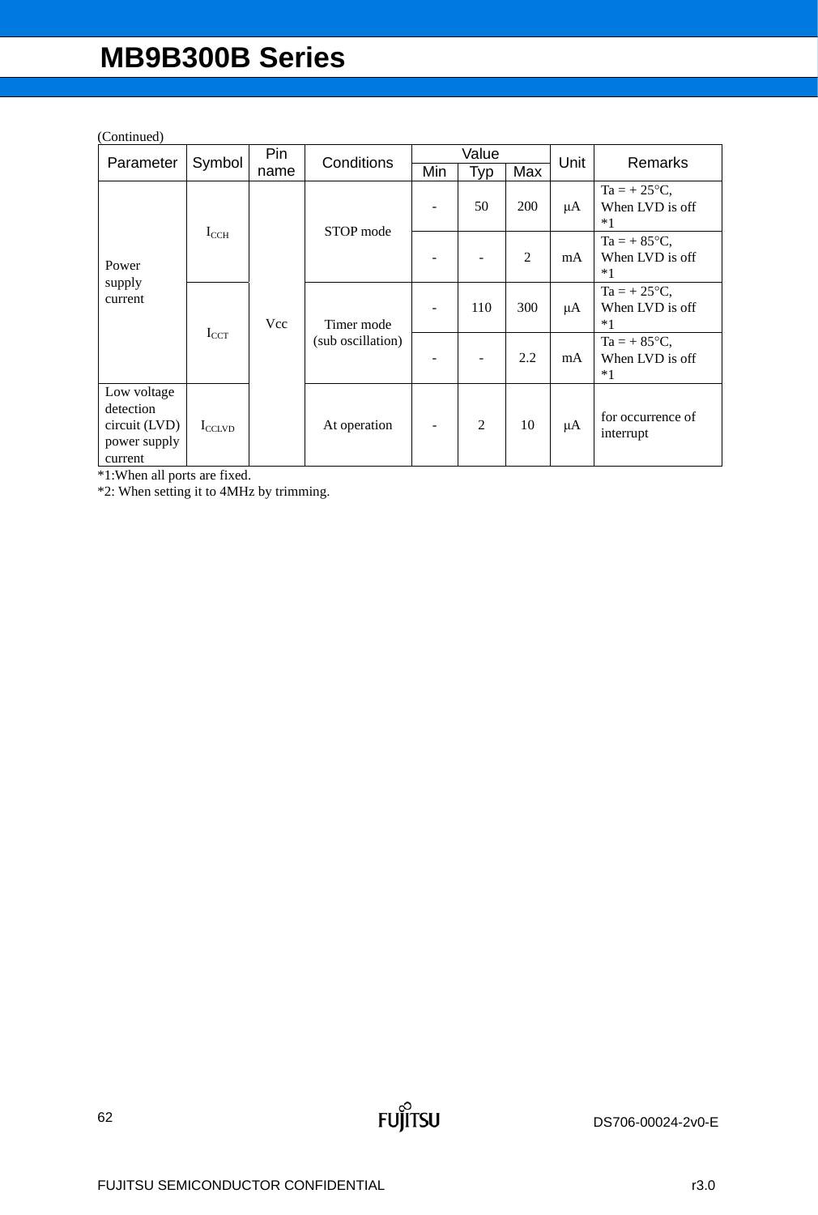(Continued)

| Parameter | Symbol | Pin name | Conditions | Value | | | Unit | Remarks |
|---|---|---|---|---|---|---|---|---|
| | | | | Min | Typ | Max | | |
| Power supply current | $I_{CCH}$ | Vcc | STOP mode | - | 50 | 200 | μA | Ta = + 25°C, When LVD is off *1 |
| | | | | - | - | 2 | mA | Ta = + 85°C, When LVD is off *1 |
| | $I_{CCT}$ | | Timer mode (sub oscillation) | - | 110 | 300 | μA | Ta = + 25°C, When LVD is off *1 |
| | | | | - | - | 2.2 | mA | Ta = + 85°C, When LVD is off *1 |
| Low voltage detection circuit (LVD) power supply current | $I_{CCLVD}$ | | At operation | - | 2 | 10 | μA | for occurrence of interrupt |

*1:When all ports are fixed.

*2: When setting it to 4MHz by trimming.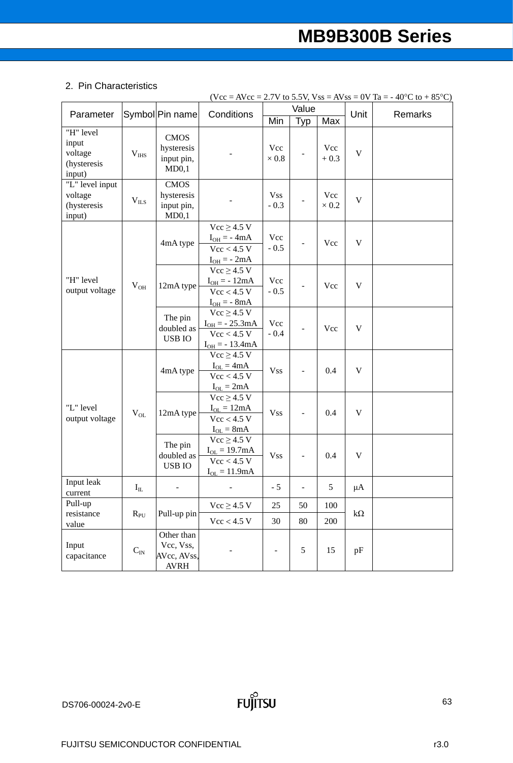## 2. Pin Characteristics

(Vcc = AVcc = 2.7V to 5.5V, Vss = AVss = 0V Ta = - 40°C to + 85°C)

| Parameter | Symbol | Pin name | Conditions | Value Min | Value Typ | Value Max | Unit | Remarks |
|---|---|---|---|---|---|---|---|---|
| "H" level input voltage (hysteresis input) | $V_{IHS}$ | CMOS hysteresis input pin, MD0,1 | - | Vcc × 0.8 | - | Vcc + 0.3 | V | |
| "L" level input voltage (hysteresis input) | $V_{ILS}$ | CMOS hysteresis input pin, MD0,1 | - | Vss - 0.3 | - | Vcc × 0.2 | V | |
| "H" level output voltage | $V_{OH}$ | 4mA type | Vcc ≥ 4.5 V $I_{OH}$ = - 4mA<br>Vcc < 4.5 V $I_{OH}$ = - 2mA | Vcc - 0.5 | - | Vcc | V | |
| | | 12mA type | Vcc ≥ 4.5 V $I_{OH}$ = - 12mA<br>Vcc < 4.5 V $I_{OH}$ = - 8mA | Vcc - 0.5 | - | Vcc | V | |
| | | The pin doubled as USB IO | Vcc ≥ 4.5 V $I_{OH}$ = - 25.3mA<br>Vcc < 4.5 V $I_{OH}$ = - 13.4mA | Vcc - 0.4 | - | Vcc | V | |
| "L" level output voltage | $V_{OL}$ | 4mA type | Vcc ≥ 4.5 V $I_{OL}$ = 4mA<br>Vcc < 4.5 V $I_{OL}$ = 2mA | Vss | - | 0.4 | V | |
| | | 12mA type | Vcc ≥ 4.5 V $I_{OL}$ = 12mA<br>Vcc < 4.5 V $I_{OL}$ = 8mA | Vss | - | 0.4 | V | |
| | | The pin doubled as USB IO | Vcc ≥ 4.5 V $I_{OL}$ = 19.7mA<br>Vcc < 4.5 V $I_{OL}$ = 11.9mA | Vss | - | 0.4 | V | |
| Input leak current | $I_{IL}$ | - | - | - 5 | - | 5 | μA | |
| Pull-up resistance value | $R_{PU}$ | Pull-up pin | Vcc ≥ 4.5 V | 25 | 50 | 100 | kΩ | |
| | | | Vcc < 4.5 V | 30 | 80 | 200 | | |
| Input capacitance | $C_{IN}$ | Other than Vcc, Vss, AVcc, AVss, AVRH | - | - | 5 | 15 | pF | |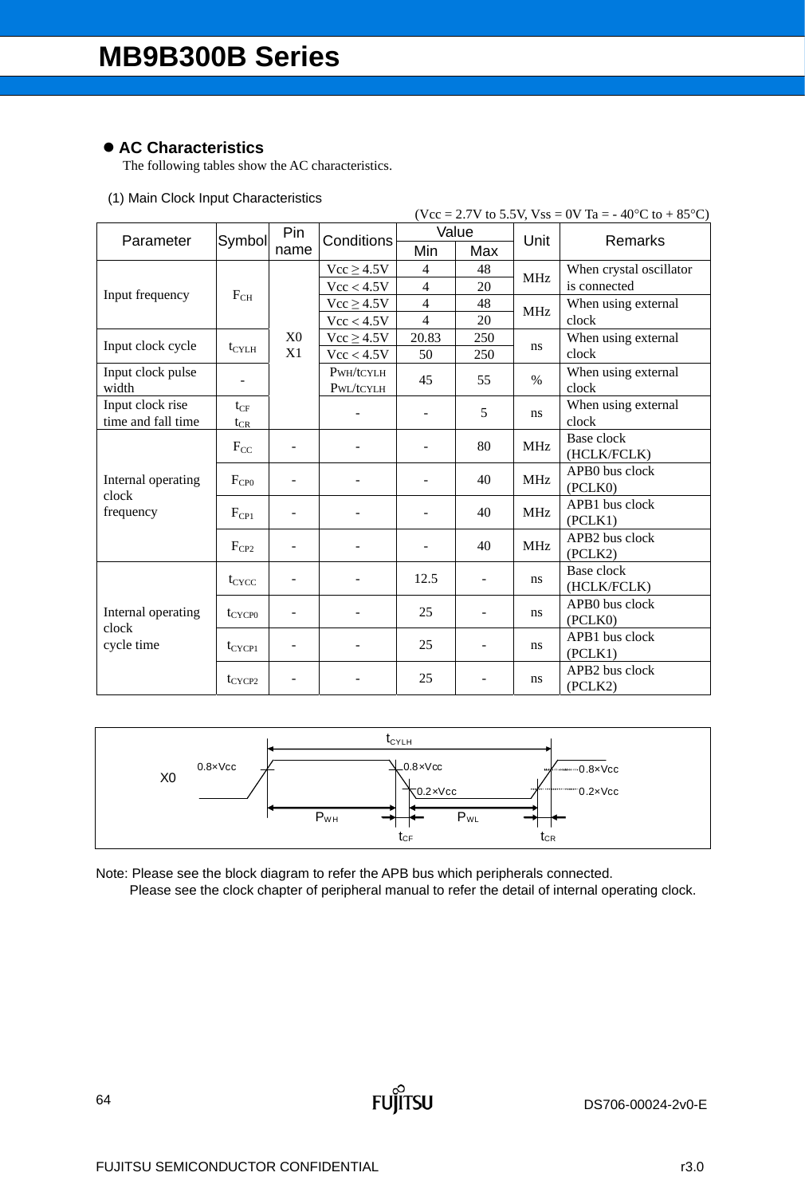## AC Characteristics

The following tables show the AC characteristics.

(1) Main Clock Input Characteristics

(Vcc = 2.7V to 5.5V, Vss = 0V Ta = - 40°C to + 85°C)

| Parameter | Symbol | Pin name | Conditions | Value Min | Value Max | Unit | Remarks |
|---|---|---|---|---|---|---|---|
| Input frequency | $F_{CH}$ | X0 X1 | Vcc ≥ 4.5V | 4 | 48 | MHz | When crystal oscillator is connected |
| | | | Vcc < 4.5V | 4 | 20 | | |
| | | | Vcc ≥ 4.5V | 4 | 48 | MHz | When using external clock |
| | | | Vcc < 4.5V | 4 | 20 | | |
| Input clock cycle | $t_{CYLH}$ | | Vcc ≥ 4.5V | 20.83 | 250 | ns | When using external clock |
| | | | Vcc < 4.5V | 50 | 250 | | |
| Input clock pulse width | - | | $P_{WH}/t_{CYLH}$ $P_{WL}/t_{CYLH}$ | 45 | 55 | % | When using external clock |
| Input clock rise time and fall time | $t_{CF}$ $t_{CR}$ | | - | - | 5 | ns | When using external clock |
| Internal operating clock frequency | $F_{CC}$ | - | - | - | 80 | MHz | Base clock (HCLK/FCLK) |
| | $F_{CP0}$ | - | - | - | 40 | MHz | APB0 bus clock (PCLK0) |
| | $F_{CP1}$ | - | - | - | 40 | MHz | APB1 bus clock (PCLK1) |
| | $F_{CP2}$ | - | - | - | 40 | MHz | APB2 bus clock (PCLK2) |
| Internal operating clock cycle time | $t_{CYCC}$ | - | - | 12.5 | - | ns | Base clock (HCLK/FCLK) |
| | $t_{CYCP0}$ | - | - | 25 | - | ns | APB0 bus clock (PCLK0) |
| | $t_{CYCP1}$ | - | - | 25 | - | ns | APB1 bus clock (PCLK1) |
| | $t_{CYCP2}$ | - | - | 25 | - | ns | APB2 bus clock (PCLK2) |

X0, $t_{CYLH}$, 0.8×Vcc, 0.2×Vcc, $P_{WH}$, $P_{WL}$, $t_{CF}$, $t_{CR}$

Note: Please see the block diagram to refer the APB bus which peripherals connected.
Please see the clock chapter of peripheral manual to refer the detail of internal operating clock.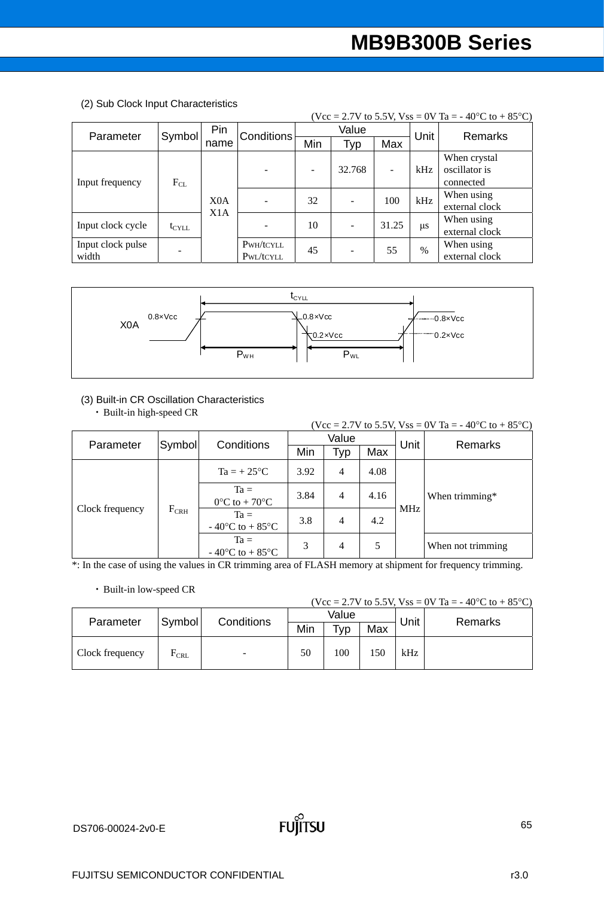(2) Sub Clock Input Characteristics

(Vcc = 2.7V to 5.5V, Vss = 0V Ta = - 40°C to + 85°C)

| Parameter | Symbol | Pin name | Conditions | Value | | | Unit | Remarks |
|---|---|---|---|---|---|---|---|---|
| | | | | Min | Typ | Max | | |
| Input frequency | $F_{CL}$ | X0A X1A | - | - | 32.768 | - | kHz | When crystal oscillator is connected |
| | | | - | 32 | - | 100 | kHz | When using external clock |
| Input clock cycle | $t_{CYLL}$ | | - | 10 | - | 31.25 | μs | When using external clock |
| Input clock pulse width | - | | PWH/tCYLL PWL/tCYLL | 45 | - | 55 | % | When using external clock |

(3) Built-in CR Oscillation Characteristics

・Built-in high-speed CR

(Vcc = 2.7V to 5.5V, Vss = 0V Ta = - 40°C to + 85°C)

| Parameter | Symbol | Conditions | Value | | | Unit | Remarks |
|---|---|---|---|---|---|---|---|
| | | | Min | Typ | Max | | |
| Clock frequency | $F_{CRH}$ | Ta = + 25°C | 3.92 | 4 | 4.08 | MHz | When trimming* |
| | | Ta = 0°C to + 70°C | 3.84 | 4 | 4.16 | | |
| | | Ta = - 40°C to + 85°C | 3.8 | 4 | 4.2 | | |
| | | Ta = - 40°C to + 85°C | 3 | 4 | 5 | | When not trimming |

*: In the case of using the values in CR trimming area of FLASH memory at shipment for frequency trimming.

・Built-in low-speed CR

(Vcc = 2.7V to 5.5V, Vss = 0V Ta = - 40°C to + 85°C)

| Parameter | Symbol | Conditions | Value | | | Unit | Remarks |
|---|---|---|---|---|---|---|---|
| | | | Min | Typ | Max | | |
| Clock frequency | $F_{CRL}$ | - | 50 | 100 | 150 | kHz | |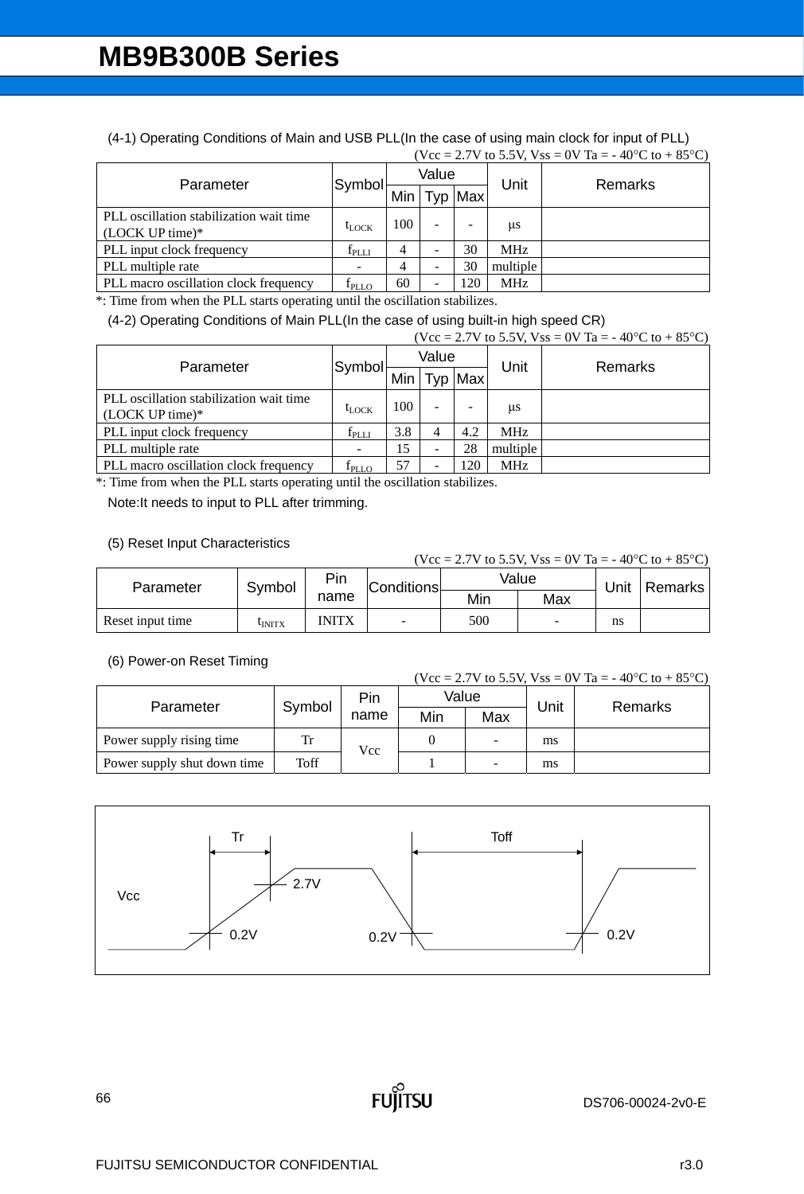(4-1) Operating Conditions of Main and USB PLL(In the case of using main clock for input of PLL)

(Vcc = 2.7V to 5.5V, Vss = 0V Ta = - 40°C to + 85°C)

| Parameter | Symbol | Value | | | Unit | Remarks |
|---|---|---|---|---|---|---|
| | | Min | Typ | Max | | |
| PLL oscillation stabilization wait time (LOCK UP time)* | $t_{LOCK}$ | 100 | - | - | μs | |
| PLL input clock frequency | $f_{PLLI}$ | 4 | - | 30 | MHz | |
| PLL multiple rate | - | 4 | - | 30 | multiple | |
| PLL macro oscillation clock frequency | $f_{PLLO}$ | 60 | - | 120 | MHz | |

*: Time from when the PLL starts operating until the oscillation stabilizes.

(4-2) Operating Conditions of Main PLL(In the case of using built-in high speed CR)

(Vcc = 2.7V to 5.5V, Vss = 0V Ta = - 40°C to + 85°C)

| Parameter | Symbol | Value | | | Unit | Remarks |
|---|---|---|---|---|---|---|
| | | Min | Typ | Max | | |
| PLL oscillation stabilization wait time (LOCK UP time)* | $t_{LOCK}$ | 100 | - | - | μs | |
| PLL input clock frequency | $f_{PLLI}$ | 3.8 | 4 | 4.2 | MHz | |
| PLL multiple rate | - | 15 | - | 28 | multiple | |
| PLL macro oscillation clock frequency | $f_{PLLO}$ | 57 | - | 120 | MHz | |

*: Time from when the PLL starts operating until the oscillation stabilizes.

Note:It needs to input to PLL after trimming.

(5) Reset Input Characteristics

(Vcc = 2.7V to 5.5V, Vss = 0V Ta = - 40°C to + 85°C)

| Parameter | Symbol | Pin name | Conditions | Value | | Unit | Remarks |
|---|---|---|---|---|---|---|---|
| | | | | Min | Max | | |
| Reset input time | $t_{INITX}$ | INITX | - | 500 | - | ns | |

(6) Power-on Reset Timing

(Vcc = 2.7V to 5.5V, Vss = 0V Ta = - 40°C to + 85°C)

| Parameter | Symbol | Pin name | Value | | Unit | Remarks |
|---|---|---|---|---|---|---|
| | | | Min | Max | | |
| Power supply rising time | Tr | Vcc | 0 | - | ms | |
| Power supply shut down time | Toff | Vcc | 1 | - | ms | |

Tr Toff Vcc 2.7V 0.2V 0.2V 0.2V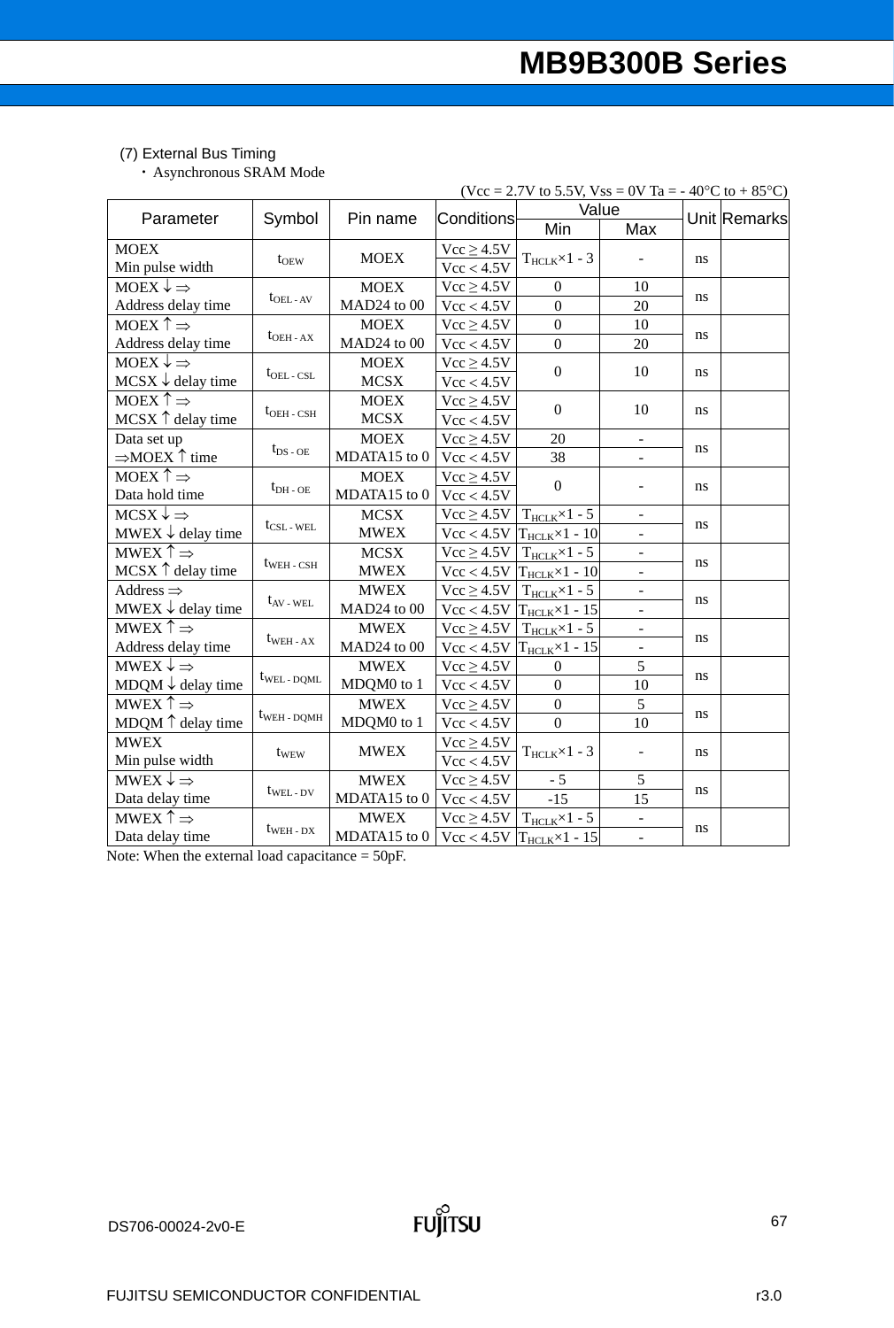(7) External Bus Timing

・ Asynchronous SRAM Mode

(Vcc = 2.7V to 5.5V, Vss = 0V Ta = - 40°C to + 85°C)

| Parameter | Symbol | Pin name | Conditions | Value | | Unit | Remarks |
|---|---|---|---|---|---|---|---|
| | | | | Min | Max | | |
| MOEX Min pulse width | $t_{OEW}$ | MOEX | Vcc ≥ 4.5V | $T_{HCLK}$×1 - 3 | - | ns | |
| | | | Vcc < 4.5V | | | | |
| MOEX ↓ ⇒ Address delay time | $t_{OEL-AV}$ | MOEX MAD24 to 00 | Vcc ≥ 4.5V | 0 | 10 | ns | |
| | | | Vcc < 4.5V | 0 | 20 | | |
| MOEX ↑ ⇒ Address delay time | $t_{OEH-AX}$ | MOEX MAD24 to 00 | Vcc ≥ 4.5V | 0 | 10 | ns | |
| | | | Vcc < 4.5V | 0 | 20 | | |
| MOEX ↓ ⇒ MCSX ↓ delay time | $t_{OEL-CSL}$ | MOEX MCSX | Vcc ≥ 4.5V | 0 | 10 | ns | |
| | | | Vcc < 4.5V | | | | |
| MOEX ↑ ⇒ MCSX ↑ delay time | $t_{OEH-CSH}$ | MOEX MCSX | Vcc ≥ 4.5V | 0 | 10 | ns | |
| | | | Vcc < 4.5V | | | | |
| Data set up ⇒MOEX ↑ time | $t_{DS-OE}$ | MOEX MDATA15 to 0 | Vcc ≥ 4.5V | 20 | - | ns | |
| | | | Vcc < 4.5V | 38 | - | | |
| MOEX ↑ ⇒ Data hold time | $t_{DH-OE}$ | MOEX MDATA15 to 0 | Vcc ≥ 4.5V | 0 | - | ns | |
| | | | Vcc < 4.5V | | | | |
| MCSX ↓ ⇒ MWEX ↓ delay time | $t_{CSL-WEL}$ | MCSX MWEX | Vcc ≥ 4.5V | $T_{HCLK}$×1 - 5 | - | ns | |
| | | | Vcc < 4.5V | $T_{HCLK}$×1 - 10 | - | | |
| MWEX ↑ ⇒ MCSX ↑ delay time | $t_{WEH-CSH}$ | MCSX MWEX | Vcc ≥ 4.5V | $T_{HCLK}$×1 - 5 | - | ns | |
| | | | Vcc < 4.5V | $T_{HCLK}$×1 - 10 | - | | |
| Address ⇒ MWEX ↓ delay time | $t_{AV-WEL}$ | MWEX MAD24 to 00 | Vcc ≥ 4.5V | $T_{HCLK}$×1 - 5 | - | ns | |
| | | | Vcc < 4.5V | $T_{HCLK}$×1 - 15 | - | | |
| MWEX ↑ ⇒ Address delay time | $t_{WEH-AX}$ | MWEX MAD24 to 00 | Vcc ≥ 4.5V | $T_{HCLK}$×1 - 5 | - | ns | |
| | | | Vcc < 4.5V | $T_{HCLK}$×1 - 15 | - | | |
| MWEX ↓ ⇒ MDQM ↓ delay time | $t_{WEL-DQML}$ | MWEX MDQM0 to 1 | Vcc ≥ 4.5V | 0 | 5 | ns | |
| | | | Vcc < 4.5V | 0 | 10 | | |
| MWEX ↑ ⇒ MDQM ↑ delay time | $t_{WEH-DQMH}$ | MWEX MDQM0 to 1 | Vcc ≥ 4.5V | 0 | 5 | ns | |
| | | | Vcc < 4.5V | 0 | 10 | | |
| MWEX Min pulse width | $t_{WEW}$ | MWEX | Vcc ≥ 4.5V | $T_{HCLK}$×1 - 3 | - | ns | |
| | | | Vcc < 4.5V | | | | |
| MWEX ↓ ⇒ Data delay time | $t_{WEL-DV}$ | MWEX MDATA15 to 0 | Vcc ≥ 4.5V | - 5 | 5 | ns | |
| | | | Vcc < 4.5V | -15 | 15 | | |
| MWEX ↑ ⇒ Data delay time | $t_{WEH-DX}$ | MWEX MDATA15 to 0 | Vcc ≥ 4.5V | $T_{HCLK}$×1 - 5 | - | ns | |
| | | | Vcc < 4.5V | $T_{HCLK}$×1 - 15 | - | | |

Note: When the external load capacitance = 50pF.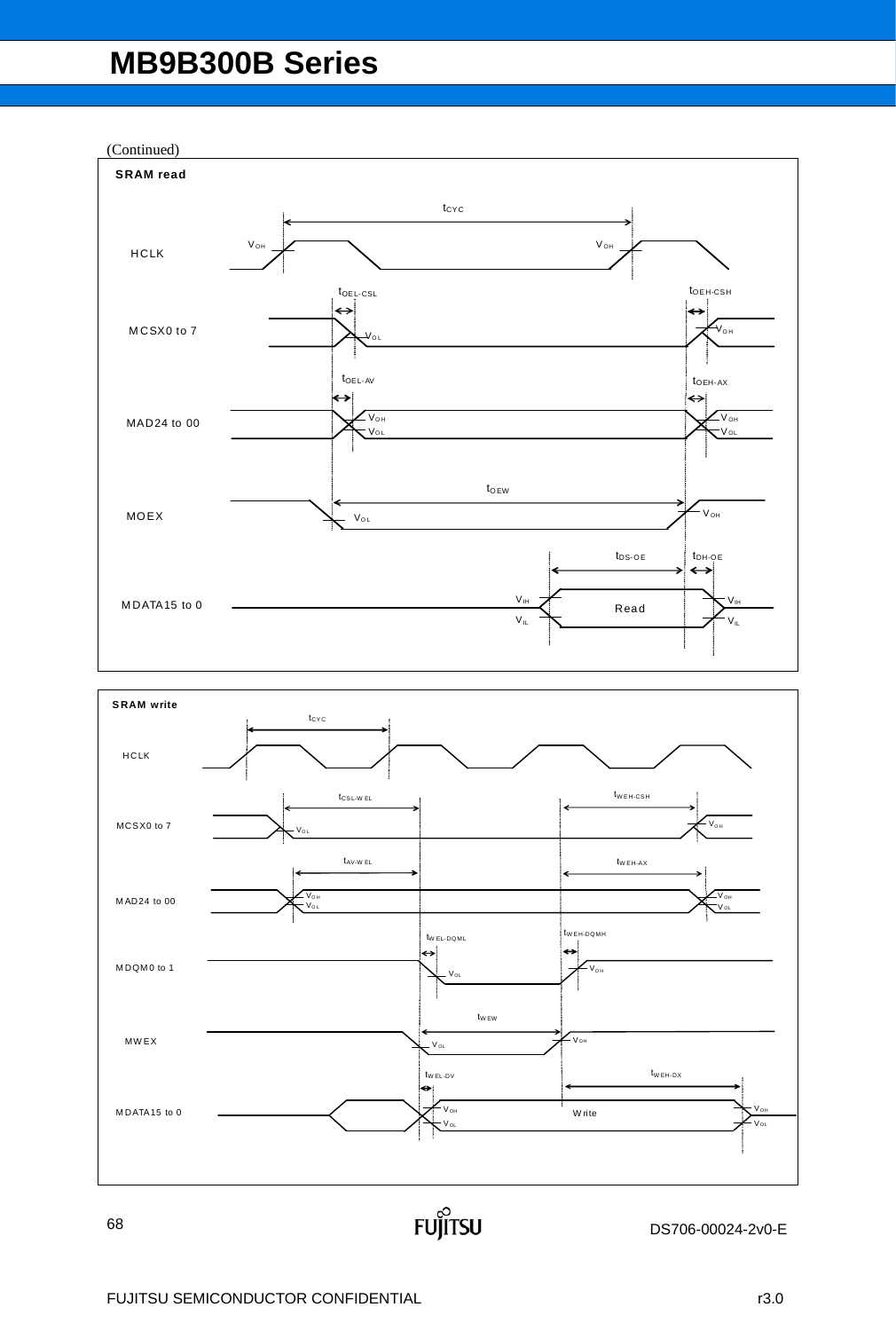(Continued)

**SRAM read**

$t_{CYC}$

HCLK $V_{OH}$ $V_{OH}$

$t_{OEL\text{-}CSL}$ $t_{OEH\text{-}CSH}$

MCSX0 to 7 $V_{OL}$ $V_{OH}$

$t_{OEL\text{-}AV}$ $t_{OEH\text{-}AX}$

MAD24 to 00 $V_{OH}$ $V_{OL}$ $V_{OH}$ $V_{OL}$

$t_{OEW}$

MOEX $V_{OL}$ $V_{OH}$

$t_{DS\text{-}OE}$ $t_{DH\text{-}OE}$

MDATA15 to 0 $V_{IH}$ $V_{IL}$ Read $V_{IH}$ $V_{IL}$

**SRAM write**

$t_{CYC}$

HCLK

$t_{CSL\text{-}WEL}$ $t_{WEH\text{-}CSH}$

MCSX0 to 7 $V_{OL}$ $V_{OH}$

$t_{AV\text{-}WEL}$ $t_{WEH\text{-}AX}$

MAD24 to 00 $V_{OH}$ $V_{OL}$ $V_{OH}$ $V_{OL}$

$t_{WEL\text{-}DQML}$ $t_{WEH\text{-}DQMH}$

MDQM0 to 1 $V_{OL}$ $V_{OH}$

$t_{WEW}$

MWEX $V_{OL}$ $V_{OH}$

$t_{WEL\text{-}DV}$ $t_{WEH\text{-}DX}$

MDATA15 to 0 $V_{OH}$ $V_{OL}$ Write $V_{OH}$ $V_{OL}$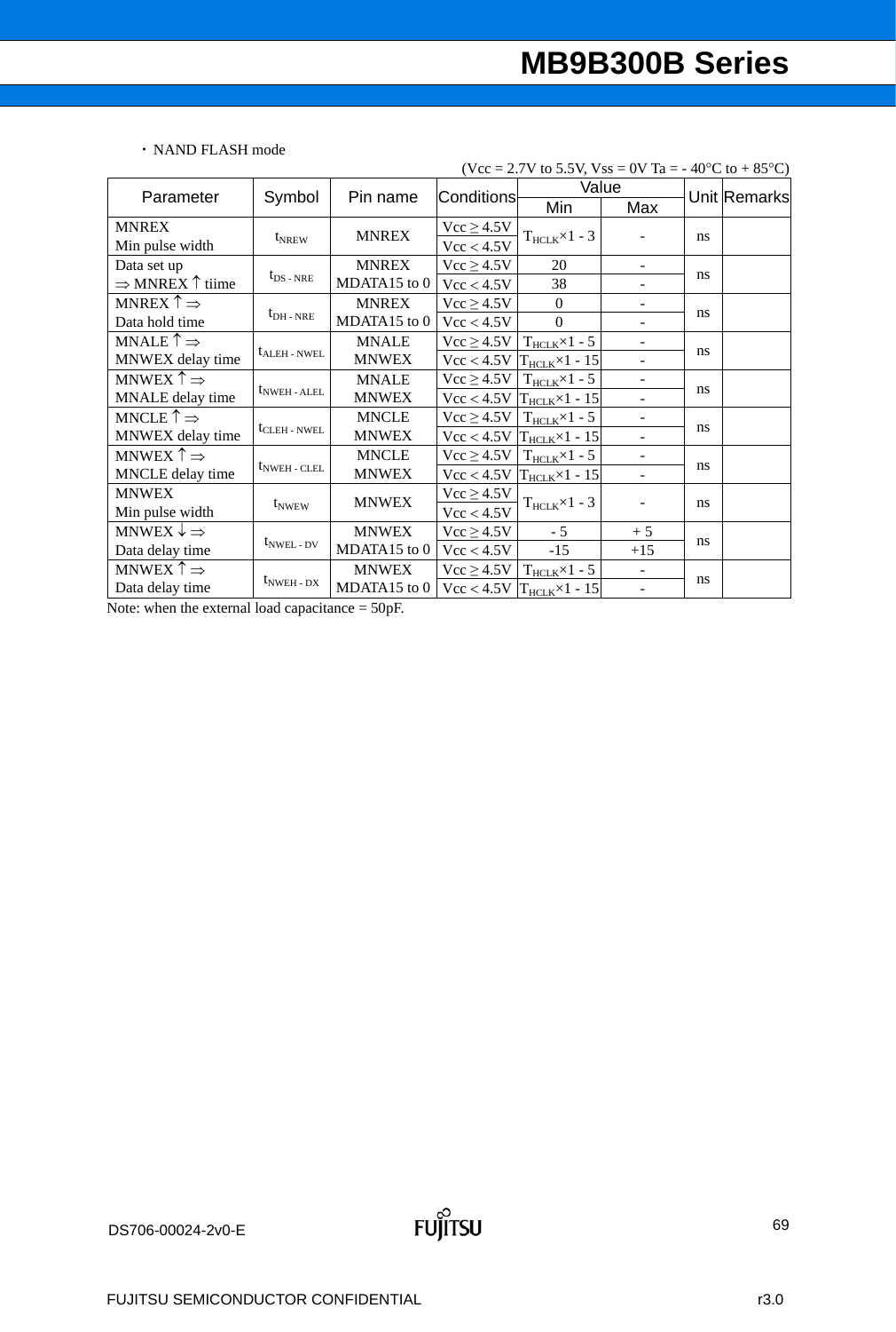・NAND FLASH mode

(Vcc = 2.7V to 5.5V, Vss = 0V Ta = - 40°C to + 85°C)

| Parameter | Symbol | Pin name | Conditions | Value | | Unit | Remarks |
|---|---|---|---|---|---|---|---|
| | | | | Min | Max | | |
| MNREX Min pulse width | $t_{NREW}$ | MNREX | Vcc ≥ 4.5V | $T_{HCLK}$×1 - 3 | - | ns | |
| | | | Vcc < 4.5V | | | | |
| Data set up ⇒ MNREX ↑ tiime | $t_{DS - NRE}$ | MNREX MDATA15 to 0 | Vcc ≥ 4.5V | 20 | - | ns | |
| | | | Vcc < 4.5V | 38 | - | | |
| MNREX ↑ ⇒ Data hold time | $t_{DH - NRE}$ | MNREX MDATA15 to 0 | Vcc ≥ 4.5V | 0 | - | ns | |
| | | | Vcc < 4.5V | 0 | - | | |
| MNALE ↑ ⇒ MNWEX delay time | $t_{ALEH - NWEL}$ | MNALE MNWEX | Vcc ≥ 4.5V | $T_{HCLK}$×1 - 5 | - | ns | |
| | | | Vcc < 4.5V | $T_{HCLK}$×1 - 15 | - | | |
| MNWEX ↑ ⇒ MNALE delay time | $t_{NWEH - ALEL}$ | MNALE MNWEX | Vcc ≥ 4.5V | $T_{HCLK}$×1 - 5 | - | ns | |
| | | | Vcc < 4.5V | $T_{HCLK}$×1 - 15 | - | | |
| MNCLE ↑ ⇒ MNWEX delay time | $t_{CLEH - NWEL}$ | MNCLE MNWEX | Vcc ≥ 4.5V | $T_{HCLK}$×1 - 5 | - | ns | |
| | | | Vcc < 4.5V | $T_{HCLK}$×1 - 15 | - | | |
| MNWEX ↑ ⇒ MNCLE delay time | $t_{NWEH - CLEL}$ | MNCLE MNWEX | Vcc ≥ 4.5V | $T_{HCLK}$×1 - 5 | - | ns | |
| | | | Vcc < 4.5V | $T_{HCLK}$×1 - 15 | - | | |
| MNWEX Min pulse width | $t_{NWEW}$ | MNWEX | Vcc ≥ 4.5V | $T_{HCLK}$×1 - 3 | - | ns | |
| | | | Vcc < 4.5V | | | | |
| MNWEX ↓ ⇒ Data delay time | $t_{NWEL - DV}$ | MNWEX MDATA15 to 0 | Vcc ≥ 4.5V | - 5 | + 5 | ns | |
| | | | Vcc < 4.5V | -15 | +15 | | |
| MNWEX ↑ ⇒ Data delay time | $t_{NWEH - DX}$ | MNWEX MDATA15 to 0 | Vcc ≥ 4.5V | $T_{HCLK}$×1 - 5 | - | ns | |
| | | | Vcc < 4.5V | $T_{HCLK}$×1 - 15 | - | | |

Note: when the external load capacitance = 50pF.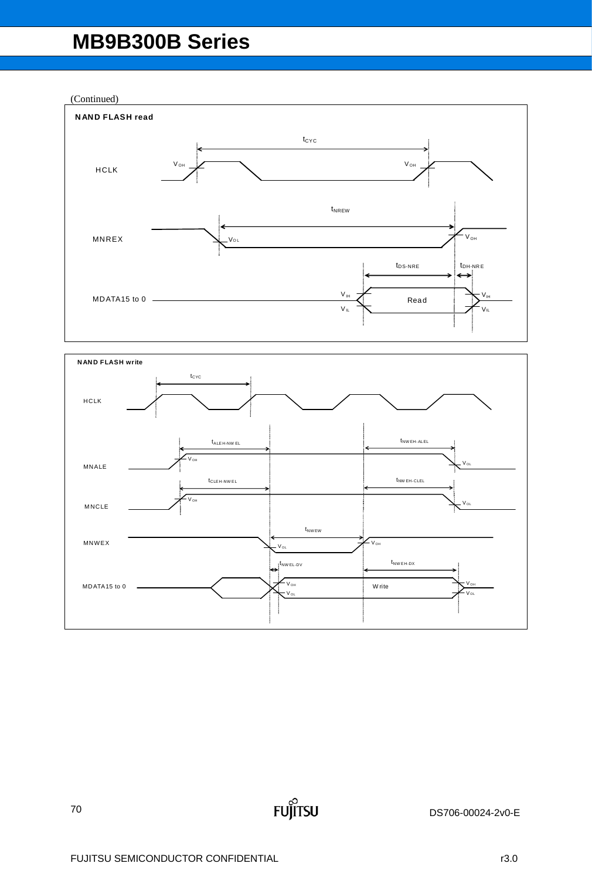(Continued)

**NAND FLASH read**

HCLK

MNREX

MDATA15 to 0

$t_{CYC}$

$t_{NREW}$

$t_{DS\text{-}NRE}$

$t_{DH\text{-}NRE}$

$V_{OH}$ $V_{OL}$ $V_{IH}$ $V_{IL}$

Read

**NAND FLASH write**

HCLK

MNALE

MNCLE

MNWEX

MDATA15 to 0

$t_{CYC}$

$t_{ALEH\text{-}NWEL}$

$t_{NWEH\text{-}ALEL}$

$t_{CLEH\text{-}NWEL}$

$t_{NWEH\text{-}CLEL}$

$t_{NWEW}$

$t_{NWEL\text{-}DV}$

$t_{NWEH\text{-}DX}$

$V_{OH}$ $V_{OL}$

Write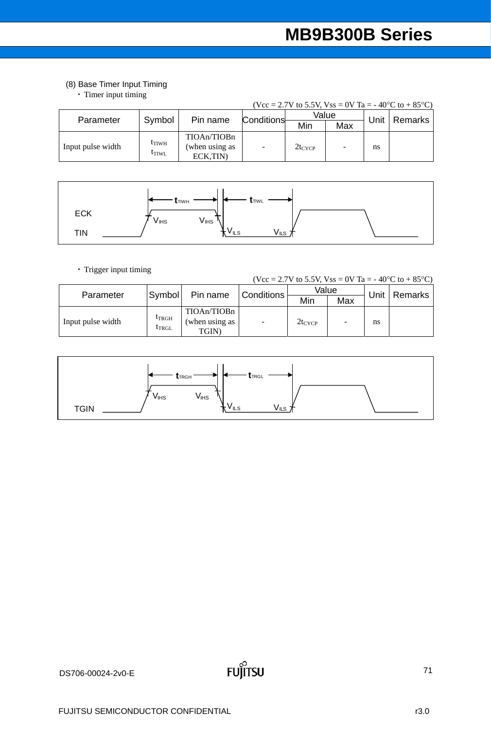(8) Base Timer Input Timing

・Timer input timing

($V_{CC}$ = 2.7V to 5.5V, $V_{SS}$ = 0V Ta = - 40°C to + 85°C)

| Parameter | Symbol | Pin name | Conditions | Value | | Unit | Remarks |
|---|---|---|---|---|---|---|---|
| | | | | Min | Max | | |
| Input pulse width | $t_{TIWH}$ $t_{TIWL}$ | TIOAn/TIOBn (when using as ECK,TIN) | - | $2t_{CYCP}$ | - | ns | |

ECK
TIN

$t_{TIWH}$ $t_{TIWL}$
$V_{IHS}$ $V_{IHS}$ $V_{ILS}$ $V_{ILS}$

・Trigger input timing

($V_{CC}$ = 2.7V to 5.5V, $V_{SS}$ = 0V Ta = - 40°C to + 85°C)

| Parameter | Symbol | Pin name | Conditions | Value | | Unit | Remarks |
|---|---|---|---|---|---|---|---|
| | | | | Min | Max | | |
| Input pulse width | $t_{TRGH}$ $t_{TRGL}$ | TIOAn/TIOBn (when using as TGIN) | - | $2t_{CYCP}$ | - | ns | |

TGIN

$t_{TRGH}$ $t_{TRGL}$
$V_{IHS}$ $V_{IHS}$ $V_{ILS}$ $V_{ILS}$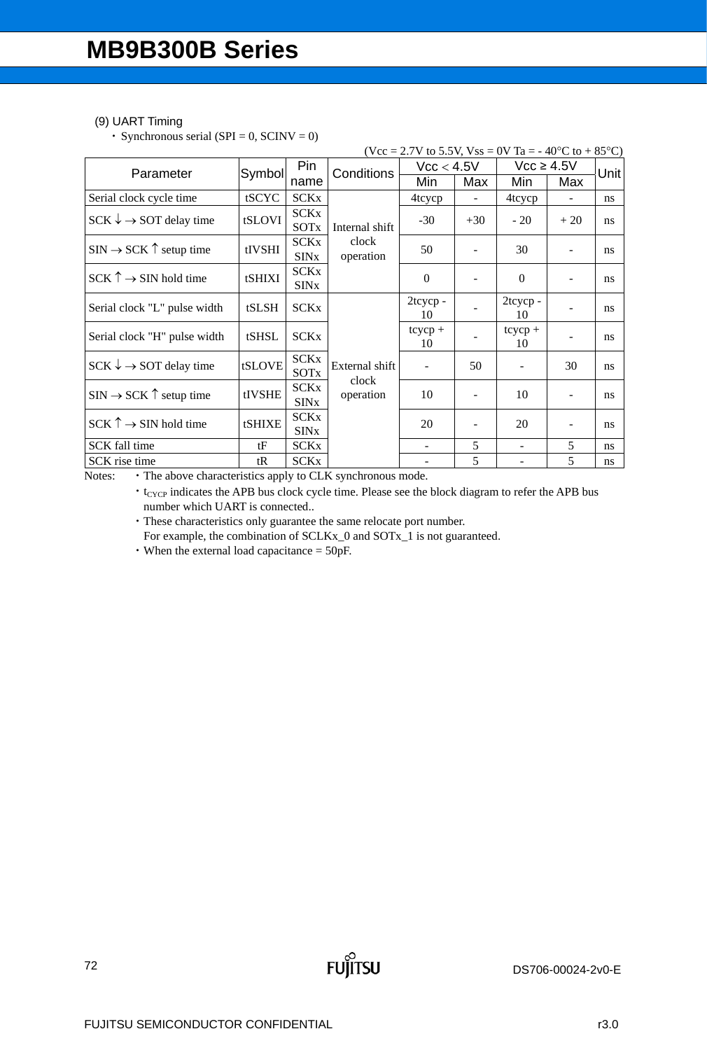(9) UART Timing

・Synchronous serial (SPI = 0, SCINV = 0)

(Vcc = 2.7V to 5.5V, Vss = 0V Ta = - 40°C to + 85°C)

| Parameter | Symbol | Pin name | Conditions | Vcc < 4.5V | | Vcc ≥ 4.5V | | Unit |
|---|---|---|---|---|---|---|---|---|
| | | | | Min | Max | Min | Max | |
| Serial clock cycle time | tSCYC | SCKx | Internal shift clock operation | 4tcycp | - | 4tcycp | - | ns |
| SCK ↓ → SOT delay time | tSLOVI | SCKx SOTx | Internal shift clock operation | -30 | +30 | - 20 | + 20 | ns |
| SIN → SCK ↑ setup time | tIVSHI | SCKx SINx | Internal shift clock operation | 50 | - | 30 | - | ns |
| SCK ↑ → SIN hold time | tSHIXI | SCKx SINx | Internal shift clock operation | 0 | - | 0 | - | ns |
| Serial clock "L" pulse width | tSLSH | SCKx | External shift clock operation | 2tcycp - 10 | - | 2tcycp - 10 | - | ns |
| Serial clock "H" pulse width | tSHSL | SCKx | External shift clock operation | tcycp + 10 | - | tcycp + 10 | - | ns |
| SCK ↓ → SOT delay time | tSLOVE | SCKx SOTx | External shift clock operation | - | 50 | - | 30 | ns |
| SIN → SCK ↑ setup time | tIVSHE | SCKx SINx | External shift clock operation | 10 | - | 10 | - | ns |
| SCK ↑ → SIN hold time | tSHIXE | SCKx SINx | External shift clock operation | 20 | - | 20 | - | ns |
| SCK fall time | tF | SCKx | External shift clock operation | - | 5 | - | 5 | ns |
| SCK rise time | tR | SCKx | External shift clock operation | - | 5 | - | 5 | ns |

Notes:
- The above characteristics apply to CLK synchronous mode.
- $t_{CYCP}$ indicates the APB bus clock cycle time. Please see the block diagram to refer the APB bus number which UART is connected..
- These characteristics only guarantee the same relocate port number.
  For example, the combination of SCLKx_0 and SOTx_1 is not guaranteed.
- When the external load capacitance = 50pF.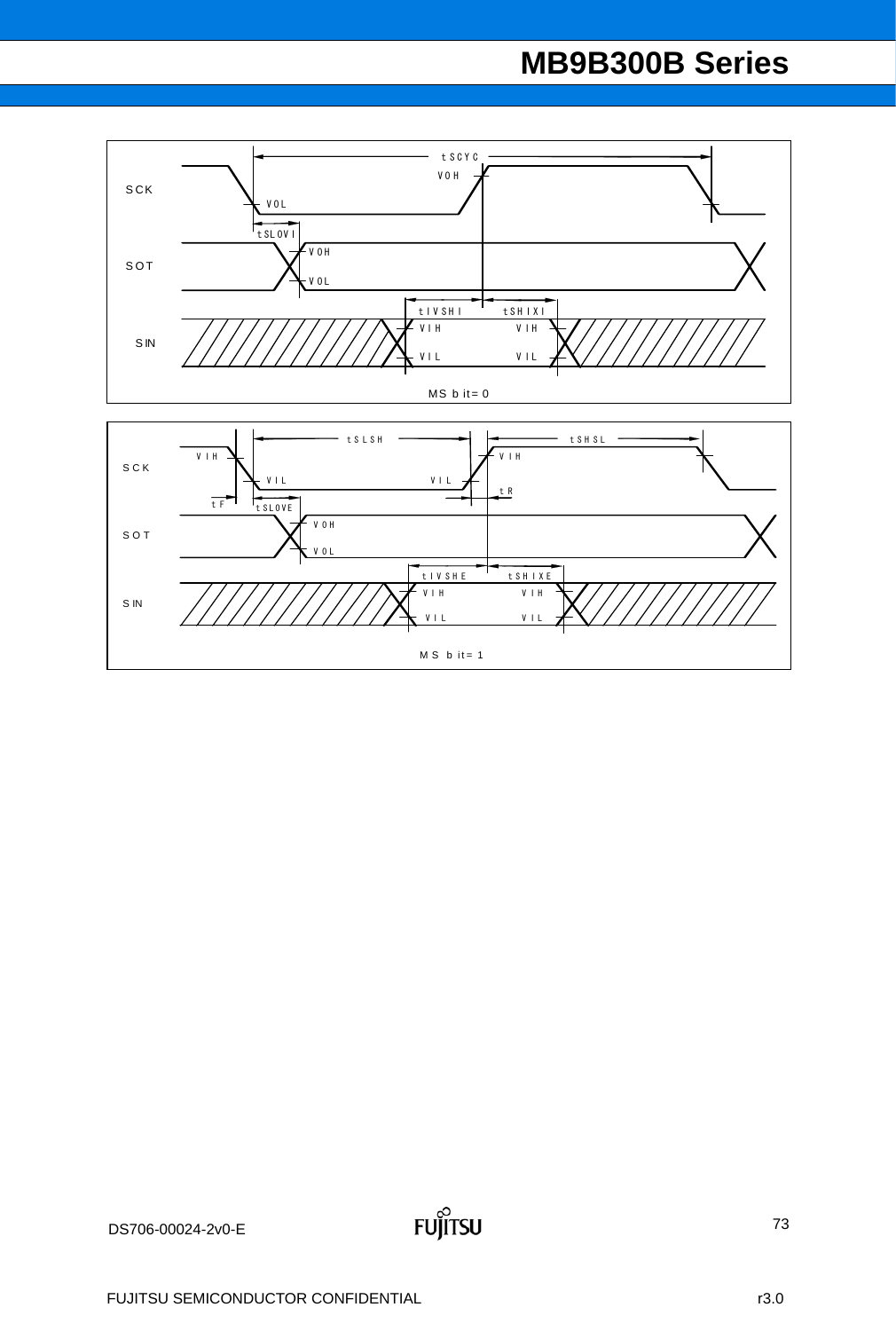MS bit= 0

MS bit= 1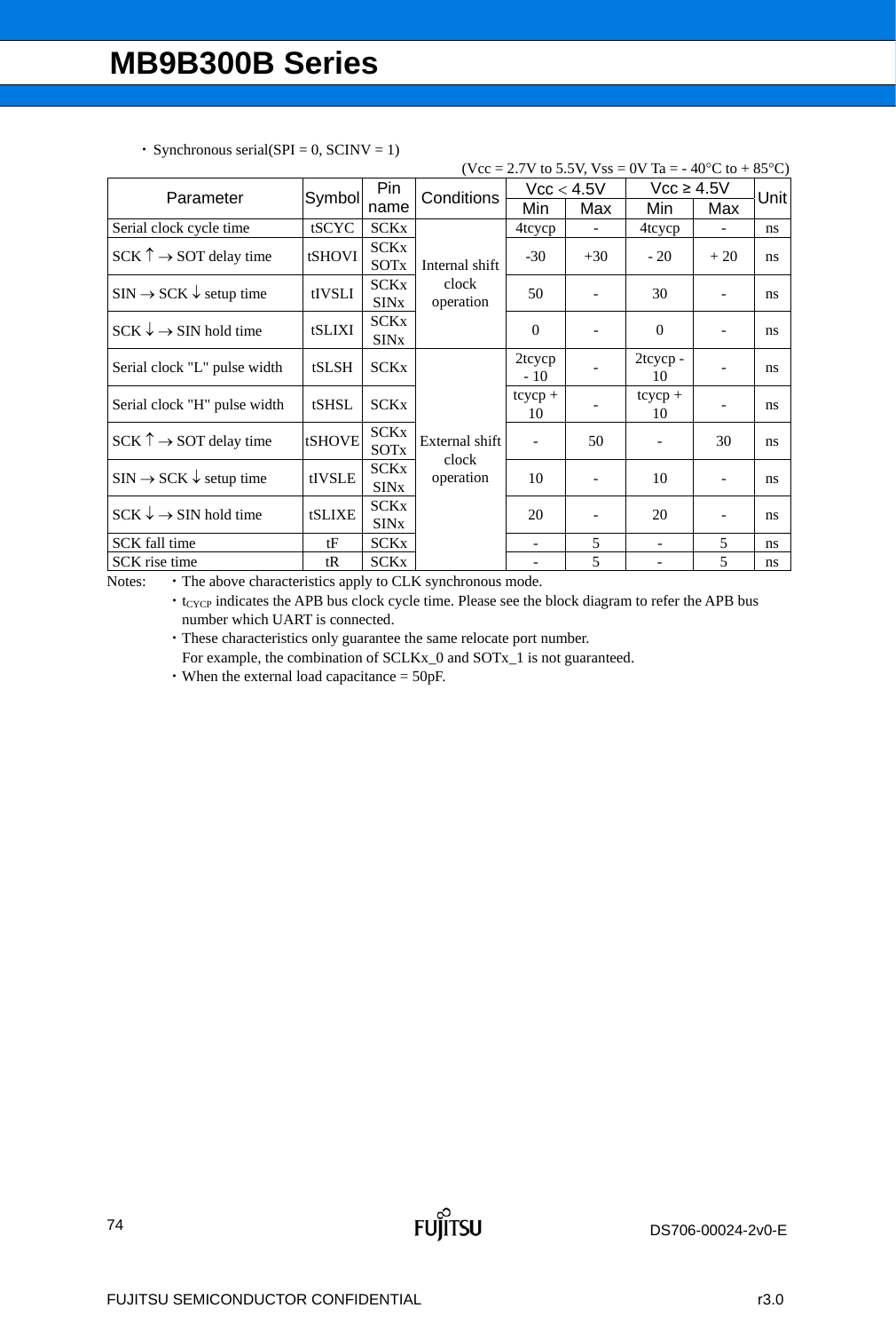・Synchronous serial(SPI = 0, SCINV = 1)

(Vcc = 2.7V to 5.5V, Vss = 0V Ta = - 40°C to + 85°C)

| Parameter | Symbol | Pin name | Conditions | Vcc < 4.5V | | Vcc ≥ 4.5V | | Unit |
|---|---|---|---|---|---|---|---|---|
| | | | | Min | Max | Min | Max | |
| Serial clock cycle time | tSCYC | SCKx | Internal shift clock operation | 4tcycp | - | 4tcycp | - | ns |
| SCK ↑ → SOT delay time | tSHOVI | SCKx SOTx | | -30 | +30 | - 20 | + 20 | ns |
| SIN → SCK ↓ setup time | tIVSLI | SCKx SINx | | 50 | - | 30 | - | ns |
| SCK ↓ → SIN hold time | tSLIXI | SCKx SINx | | 0 | - | 0 | - | ns |
| Serial clock "L" pulse width | tSLSH | SCKx | External shift clock operation | 2tcycp - 10 | - | 2tcycp - 10 | - | ns |
| Serial clock "H" pulse width | tSHSL | SCKx | | tcycp + 10 | - | tcycp + 10 | - | ns |
| SCK ↑ → SOT delay time | tSHOVE | SCKx SOTx | | - | 50 | - | 30 | ns |
| SIN → SCK ↓ setup time | tIVSLE | SCKx SINx | | 10 | - | 10 | - | ns |
| SCK ↓ → SIN hold time | tSLIXE | SCKx SINx | | 20 | - | 20 | - | ns |
| SCK fall time | tF | SCKx | | - | 5 | - | 5 | ns |
| SCK rise time | tR | SCKx | | - | 5 | - | 5 | ns |

Notes:
- The above characteristics apply to CLK synchronous mode.
- $t_{CYCP}$ indicates the APB bus clock cycle time. Please see the block diagram to refer the APB bus number which UART is connected.
- These characteristics only guarantee the same relocate port number.
  For example, the combination of SCLKx_0 and SOTx_1 is not guaranteed.
- When the external load capacitance = 50pF.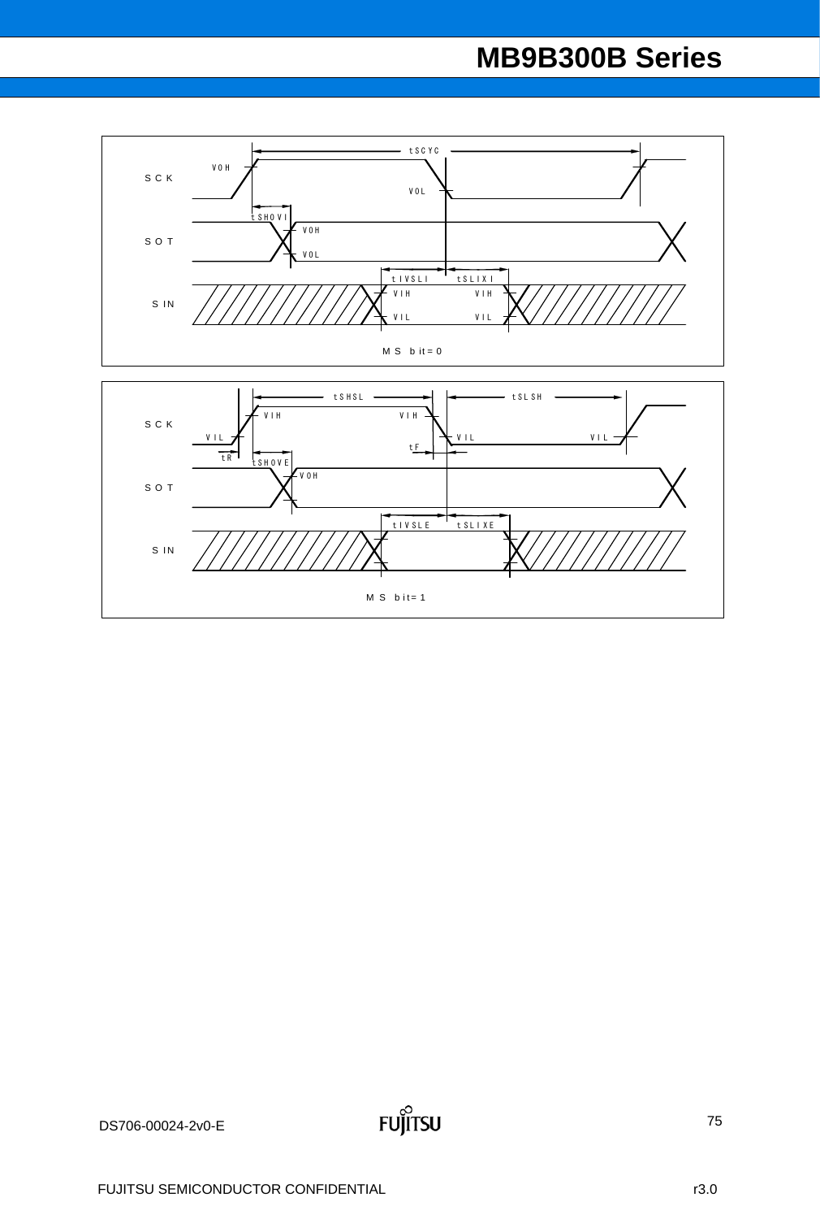SCK

SOT

SIN

$t_{SCYC}$

$V_{OH}$ $V_{OL}$

$t_{SHOVI}$

$t_{IVSLI}$ $t_{SLIXI}$

$V_{IH}$ $V_{IL}$

MS bit = 0

SCK

SOT

SIN

$t_{SHSL}$ $t_{SLSH}$

$V_{IH}$ $V_{IL}$

$t_R$ $t_F$

$t_{SHOVE}$

$V_{OH}$

$t_{IVSLE}$ $t_{SLIXE}$

MS bit = 1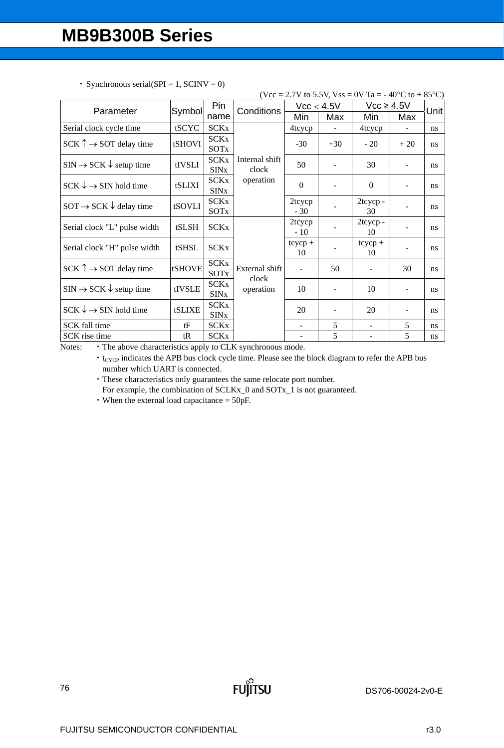・ Synchronous serial(SPI = 1, SCINV = 0)

(Vcc = 2.7V to 5.5V, Vss = 0V Ta = - 40°C to + 85°C)

| Parameter | Symbol | Pin name | Conditions | Vcc < 4.5V | | Vcc ≥ 4.5V | | Unit |
|---|---|---|---|---|---|---|---|---|
| | | | | Min | Max | Min | Max | |
| Serial clock cycle time | tSCYC | SCKx | Internal shift clock operation | 4tcycp | - | 4tcycp | - | ns |
| SCK ↑ → SOT delay time | tSHOVI | SCKx SOTx | | -30 | +30 | - 20 | + 20 | ns |
| SIN → SCK ↓ setup time | tIVSLI | SCKx SINx | | 50 | - | 30 | - | ns |
| SCK ↓ → SIN hold time | tSLIXI | SCKx SINx | | 0 | - | 0 | - | ns |
| SOT → SCK ↓ delay time | tSOVLI | SCKx SOTx | | 2tcycp - 30 | - | 2tcycp - 30 | - | ns |
| Serial clock "L" pulse width | tSLSH | SCKx | External shift clock operation | 2tcycp - 10 | - | 2tcycp - 10 | - | ns |
| Serial clock "H" pulse width | tSHSL | SCKx | | tcycp + 10 | - | tcycp + 10 | - | ns |
| SCK ↑ → SOT delay time | tSHOVE | SCKx SOTx | | - | 50 | - | 30 | ns |
| SIN → SCK ↓ setup time | tIVSLE | SCKx SINx | | 10 | - | 10 | - | ns |
| SCK ↓ → SIN hold time | tSLIXE | SCKx SINx | | 20 | - | 20 | - | ns |
| SCK fall time | tF | SCKx | | - | 5 | - | 5 | ns |
| SCK rise time | tR | SCKx | | - | 5 | - | 5 | ns |

Notes:
- The above characteristics apply to CLK synchronous mode.
- $t_{CYCP}$ indicates the APB bus clock cycle time. Please see the block diagram to refer the APB bus number which UART is connected.
- These characteristics only guarantees the same relocate port number.  
  For example, the combination of SCLKx_0 and SOTx_1 is not guaranteed.
- When the external load capacitance = 50pF.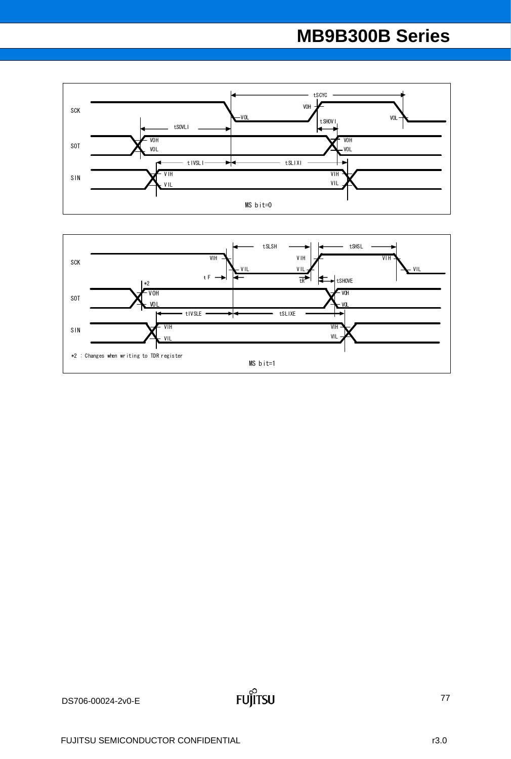SCK, SOT, SIN timing diagram (MS bit=0): tSCYC, tSOVLI, tSHOVI, tIVSLI, tSLIXI; levels VOH, VOL, VIH, VIL

MS bit=0

SCK, SOT, SIN timing diagram (MS bit=1): tSLSH, tSHSL, tF, tR, tSHOVE, tIVSLE, tSLIXE; levels VIH, VIL, VOH, VOL

*2 : Changes when writing to TDR register

MS bit=1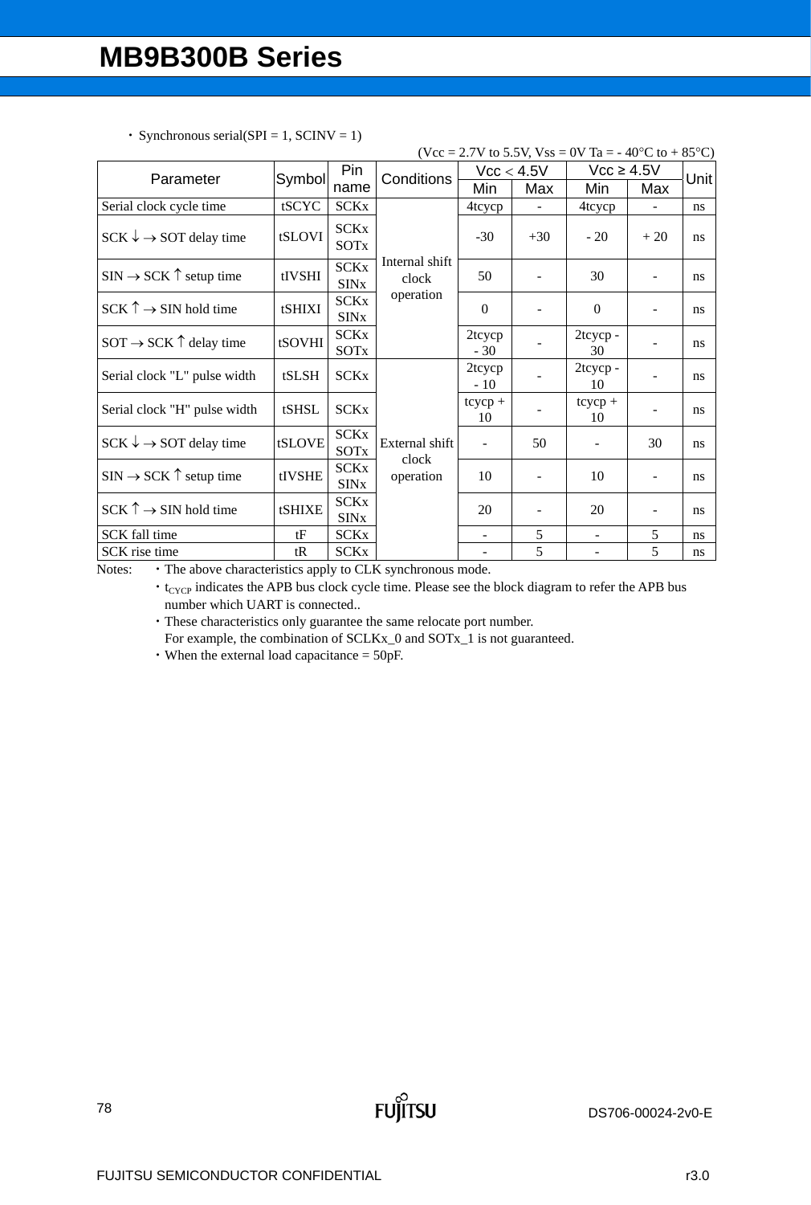・ Synchronous serial(SPI = 1, SCINV = 1)

(Vcc = 2.7V to 5.5V, Vss = 0V Ta = - 40°C to + 85°C)

| Parameter | Symbol | Pin name | Conditions | Vcc < 4.5V | | Vcc ≥ 4.5V | | Unit |
|---|---|---|---|---|---|---|---|---|
| | | | | Min | Max | Min | Max | |
| Serial clock cycle time | tSCYC | SCKx | Internal shift clock operation | 4tcycp | - | 4tcycp | - | ns |
| SCK ↓ → SOT delay time | tSLOVI | SCKx SOTx | | -30 | +30 | - 20 | + 20 | ns |
| SIN → SCK ↑ setup time | tIVSHI | SCKx SINx | | 50 | - | 30 | - | ns |
| SCK ↑ → SIN hold time | tSHIXI | SCKx SINx | | 0 | - | 0 | - | ns |
| SOT → SCK ↑ delay time | tSOVHI | SCKx SOTx | | 2tcycp - 30 | - | 2tcycp - 30 | - | ns |
| Serial clock "L" pulse width | tSLSH | SCKx | External shift clock operation | 2tcycp - 10 | - | 2tcycp - 10 | - | ns |
| Serial clock "H" pulse width | tSHSL | SCKx | | tcycp + 10 | - | tcycp + 10 | - | ns |
| SCK ↓ → SOT delay time | tSLOVE | SCKx SOTx | | - | 50 | - | 30 | ns |
| SIN → SCK ↑ setup time | tIVSHE | SCKx SINx | | 10 | - | 10 | - | ns |
| SCK ↑ → SIN hold time | tSHIXE | SCKx SINx | | 20 | - | 20 | - | ns |
| SCK fall time | tF | SCKx | | - | 5 | - | 5 | ns |
| SCK rise time | tR | SCKx | | - | 5 | - | 5 | ns |

Notes:
- The above characteristics apply to CLK synchronous mode.
- $t_{CYCP}$ indicates the APB bus clock cycle time. Please see the block diagram to refer the APB bus number which UART is connected..
- These characteristics only guarantee the same relocate port number.
  For example, the combination of SCLKx_0 and SOTx_1 is not guaranteed.
- When the external load capacitance = 50pF.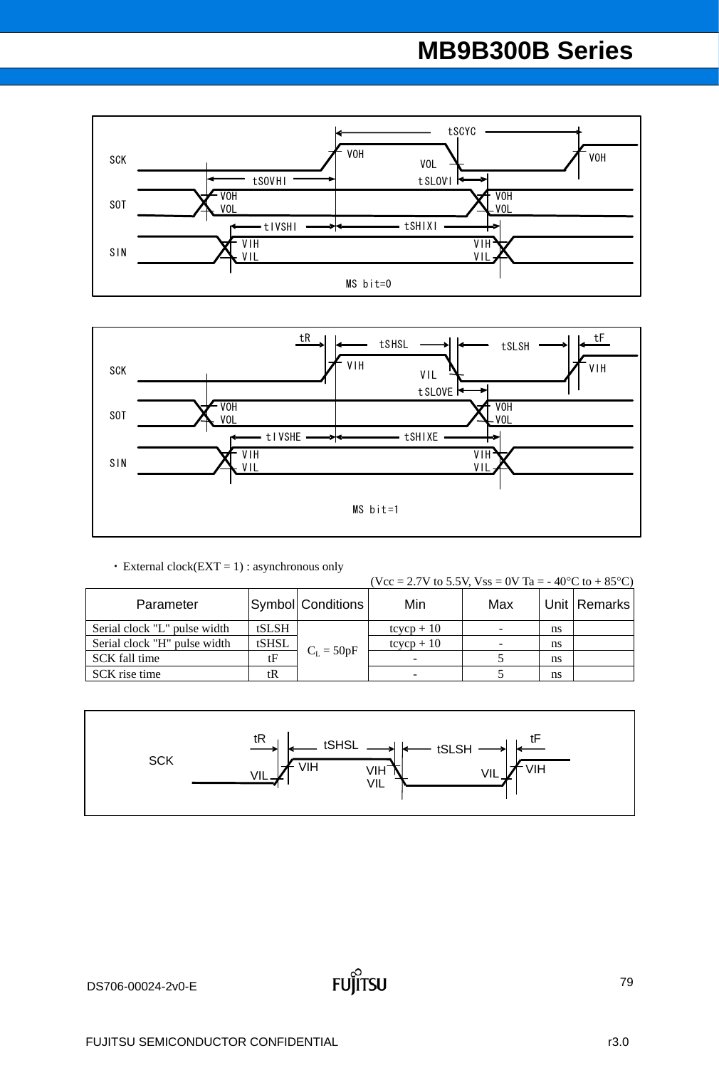MS bit=0

MS bit=1

・External clock(EXT = 1) : asynchronous only

(Vcc = 2.7V to 5.5V, Vss = 0V Ta = - 40°C to + 85°C)

| Parameter | Symbol | Conditions | Min | Max | Unit | Remarks |
|---|---|---|---|---|---|---|
| Serial clock "L" pulse width | tSLSH | $C_L$ = 50pF | tcycp + 10 | - | ns | |
| Serial clock "H" pulse width | tSHSL | | tcycp + 10 | - | ns | |
| SCK fall time | tF | | - | 5 | ns | |
| SCK rise time | tR | | - | 5 | ns | |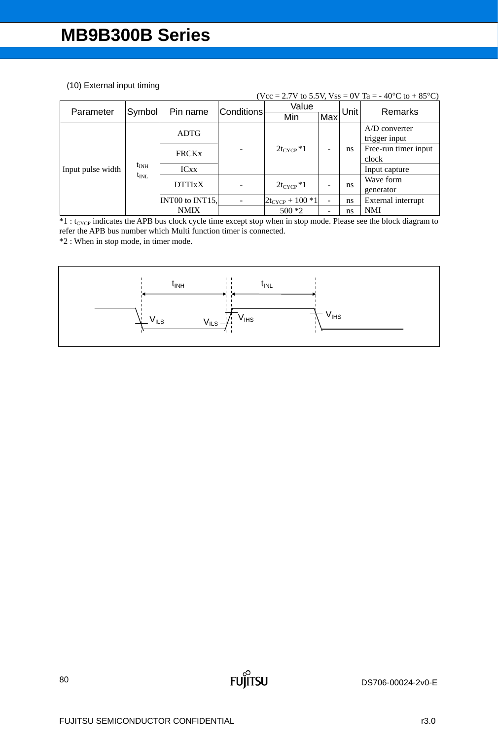(10) External input timing

(Vcc = 2.7V to 5.5V, Vss = 0V Ta = - 40°C to + 85°C)

| Parameter | Symbol | Pin name | Conditions | Value | | Unit | Remarks |
|---|---|---|---|---|---|---|---|
| | | | | Min | Max | | |
| Input pulse width | $t_{INH}$ $t_{INL}$ | ADTG | - | $2t_{CYCP}$ *1 | - | ns | A/D converter trigger input |
| | | FRCKx | | | | | Free-run timer input clock |
| | | ICxx | | | | | Input capture |
| | | DTTIxX | - | $2t_{CYCP}$ *1 | - | ns | Wave form generator |
| | | INT00 to INT15, | - | $2t_{CYCP}$ + 100 *1 | - | ns | External interrupt |
| | | NMIX | | 500 *2 | - | ns | NMI |

*1 : $t_{CYCP}$ indicates the APB bus clock cycle time except stop when in stop mode. Please see the block diagram to refer the APB bus number which Multi function timer is connected.

*2 : When in stop mode, in timer mode.

Timing diagram labels: $t_{INH}$, $t_{INL}$, $V_{ILS}$, $V_{ILS}$, $V_{IHS}$, $V_{IHS}$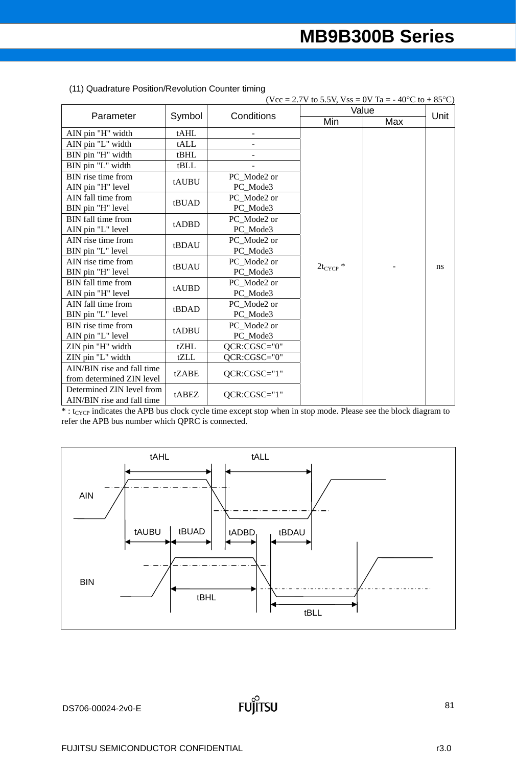(11) Quadrature Position/Revolution Counter timing

(Vcc = 2.7V to 5.5V, Vss = 0V Ta = - 40°C to + 85°C)

| Parameter | Symbol | Conditions | Value | | Unit |
|---|---|---|---|---|---|
| | | | Min | Max | |
| AIN pin "H" width | tAHL | - | $2t_{CYCP}$ * | - | ns |
| AIN pin "L" width | tALL | - | | | |
| BIN pin "H" width | tBHL | - | | | |
| BIN pin "L" width | tBLL | - | | | |
| BIN rise time from AIN pin "H" level | tAUBU | PC_Mode2 or PC_Mode3 | | | |
| AIN fall time from BIN pin "H" level | tBUAD | PC_Mode2 or PC_Mode3 | | | |
| BIN fall time from AIN pin "L" level | tADBD | PC_Mode2 or PC_Mode3 | | | |
| AIN rise time from BIN pin "L" level | tBDAU | PC_Mode2 or PC_Mode3 | | | |
| AIN rise time from BIN pin "H" level | tBUAU | PC_Mode2 or PC_Mode3 | | | |
| BIN fall time from AIN pin "H" level | tAUBD | PC_Mode2 or PC_Mode3 | | | |
| AIN fall time from BIN pin "L" level | tBDAD | PC_Mode2 or PC_Mode3 | | | |
| BIN rise time from AIN pin "L" level | tADBU | PC_Mode2 or PC_Mode3 | | | |
| ZIN pin "H" width | tZHL | QCR:CGSC="0" | | | |
| ZIN pin "L" width | tZLL | QCR:CGSC="0" | | | |
| AIN/BIN rise and fall time from determined ZIN level | tZABE | QCR:CGSC="1" | | | |
| Determined ZIN level from AIN/BIN rise and fall time | tABEZ | QCR:CGSC="1" | | | |

* : $t_{CYCP}$ indicates the APB bus clock cycle time except stop when in stop mode. Please see the block diagram to refer the APB bus number which QPRC is connected.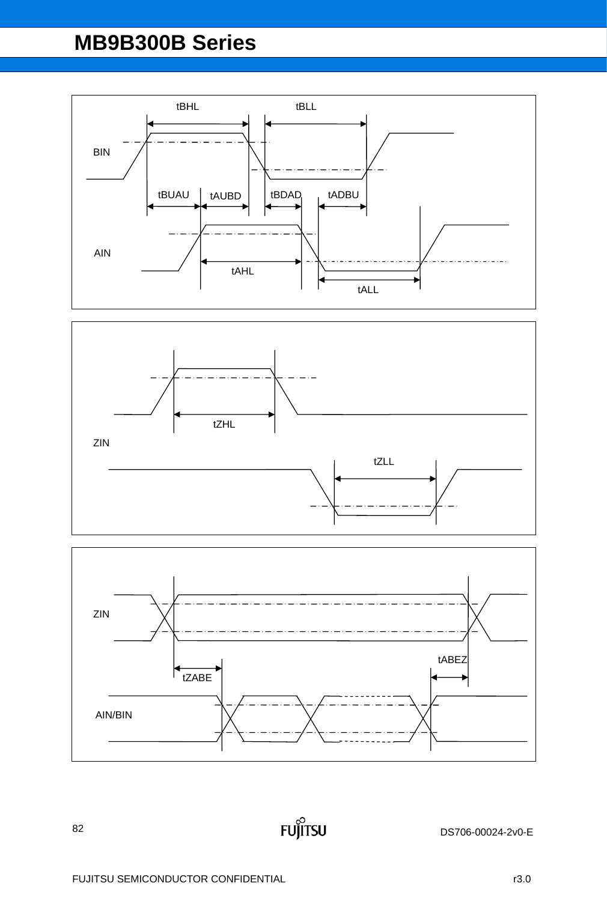BIN

tBHL tBLL

tBUAU tAUBD tBDAD tADBU

AIN

tAHL

tALL

ZIN

tZHL

tZLL

ZIN

tZABE

tABEZ

AIN/BIN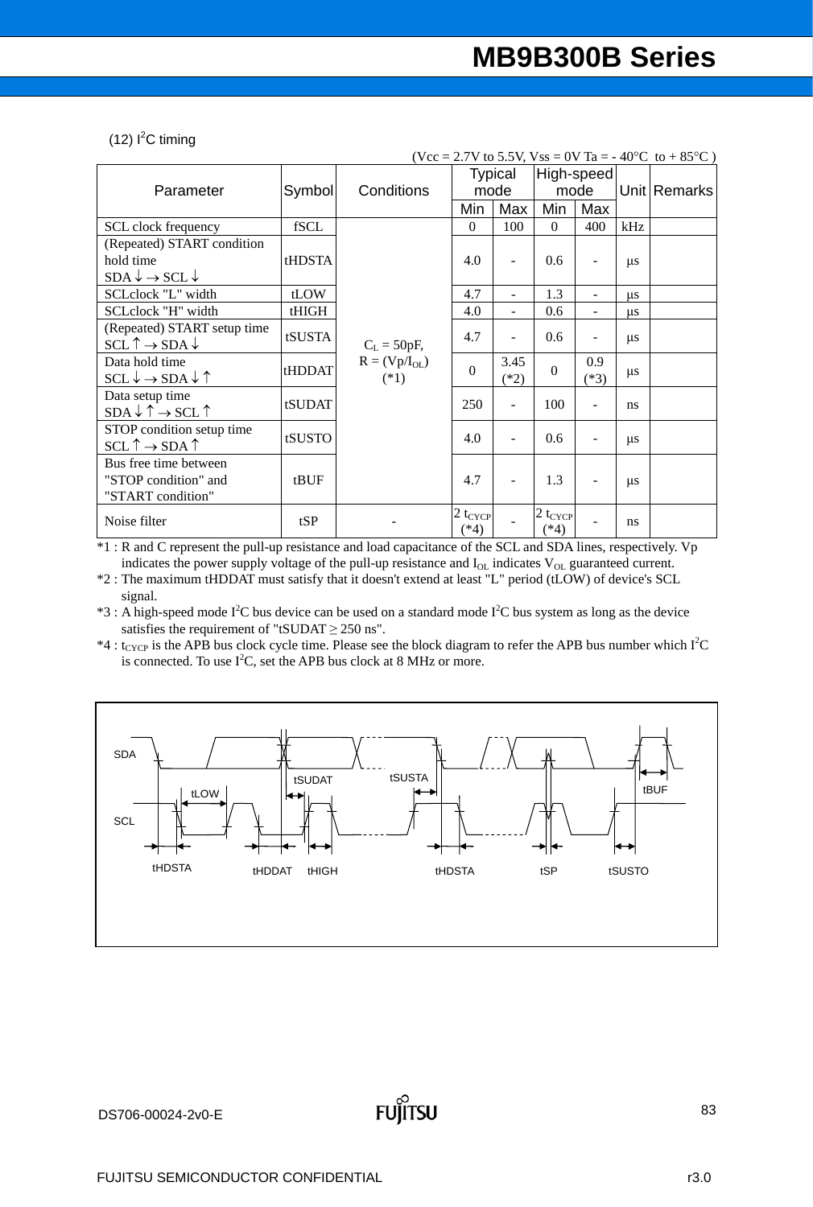(12) $I^2C$ timing

(Vcc = 2.7V to 5.5V, Vss = 0V Ta = - 40°C to + 85°C )

| Parameter | Symbol | Conditions | Typical mode | | High-speed mode | | Unit | Remarks |
|---|---|---|---|---|---|---|---|---|
| | | | Min | Max | Min | Max | | |
| SCL clock frequency | fSCL | $C_L$ = 50pF, R = (Vp/$I_{OL}$) (*1) | 0 | 100 | 0 | 400 | kHz | |
| (Repeated) START condition hold time SDA↓ → SCL↓ | tHDSTA | | 4.0 | - | 0.6 | - | μs | |
| SCLclock "L" width | tLOW | | 4.7 | - | 1.3 | - | μs | |
| SCLclock "H" width | tHIGH | | 4.0 | - | 0.6 | - | μs | |
| (Repeated) START setup time SCL↑ → SDA↓ | tSUSTA | | 4.7 | - | 0.6 | - | μs | |
| Data hold time SCL↓ → SDA↓↑ | tHDDAT | | 0 | 3.45 (*2) | 0 | 0.9 (*3) | μs | |
| Data setup time SDA↓↑ → SCL↑ | tSUDAT | | 250 | - | 100 | - | ns | |
| STOP condition setup time SCL↑ → SDA↑ | tSUSTO | | 4.0 | - | 0.6 | - | μs | |
| Bus free time between "STOP condition" and "START condition" | tBUF | | 4.7 | - | 1.3 | - | μs | |
| Noise filter | tSP | - | 2 $t_{CYCP}$ (*4) | - | 2 $t_{CYCP}$ (*4) | - | ns | |

*1 : R and C represent the pull-up resistance and load capacitance of the SCL and SDA lines, respectively. Vp indicates the power supply voltage of the pull-up resistance and $I_{OL}$ indicates $V_{OL}$ guaranteed current.

*2 : The maximum tHDDAT must satisfy that it doesn't extend at least "L" period (tLOW) of device's SCL signal.

*3 : A high-speed mode $I^2C$ bus device can be used on a standard mode $I^2C$ bus system as long as the device satisfies the requirement of "tSUDAT ≥ 250 ns".

*4 : $t_{CYCP}$ is the APB bus clock cycle time. Please see the block diagram to refer the APB bus number which $I^2C$ is connected. To use $I^2C$, set the APB bus clock at 8 MHz or more.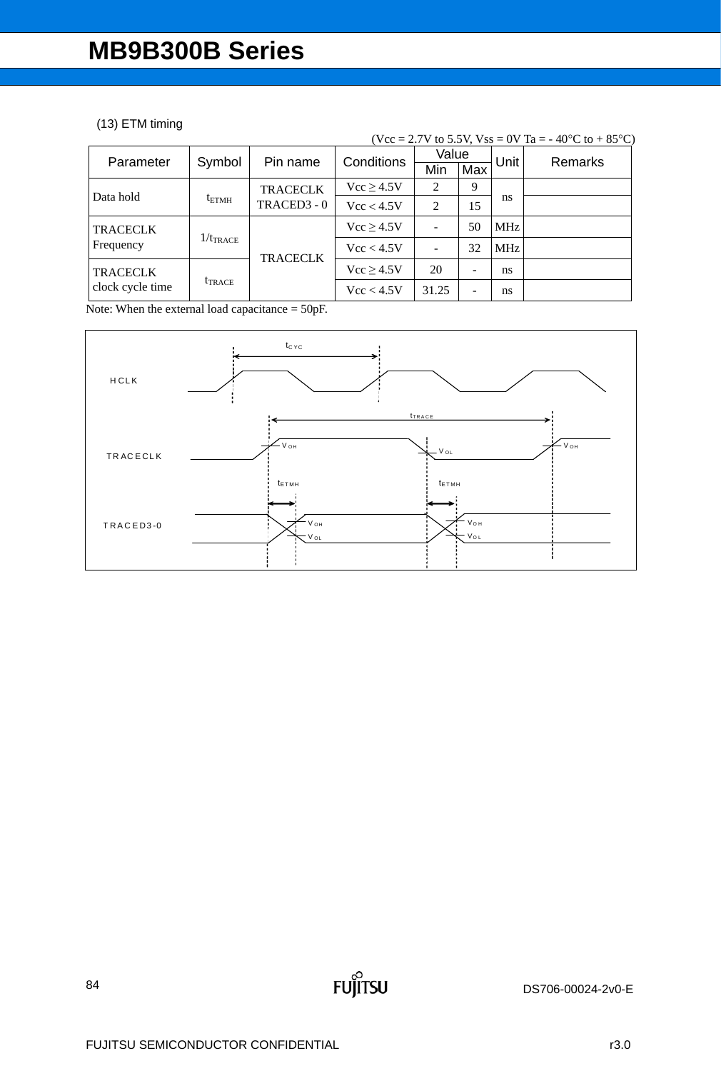(13) ETM timing

(Vcc = 2.7V to 5.5V, Vss = 0V Ta = - 40°C to + 85°C)

| Parameter | Symbol | Pin name | Conditions | Value Min | Value Max | Unit | Remarks |
|---|---|---|---|---|---|---|---|
| Data hold | $t_{ETMH}$ | TRACECLK TRACED3 - 0 | Vcc ≥ 4.5V | 2 | 9 | ns | |
| | | | Vcc < 4.5V | 2 | 15 | | |
| TRACECLK Frequency | $1/t_{TRACE}$ | TRACECLK | Vcc ≥ 4.5V | - | 50 | MHz | |
| | | | Vcc < 4.5V | - | 32 | MHz | |
| TRACECLK clock cycle time | $t_{TRACE}$ | | Vcc ≥ 4.5V | 20 | - | ns | |
| | | | Vcc < 4.5V | 31.25 | - | ns | |

Note: When the external load capacitance = 50pF.

HCLK, TRACECLK, TRACED3-0 timing diagram: $t_{CYC}$, $t_{TRACE}$, $t_{ETMH}$, $V_{OH}$, $V_{OL}$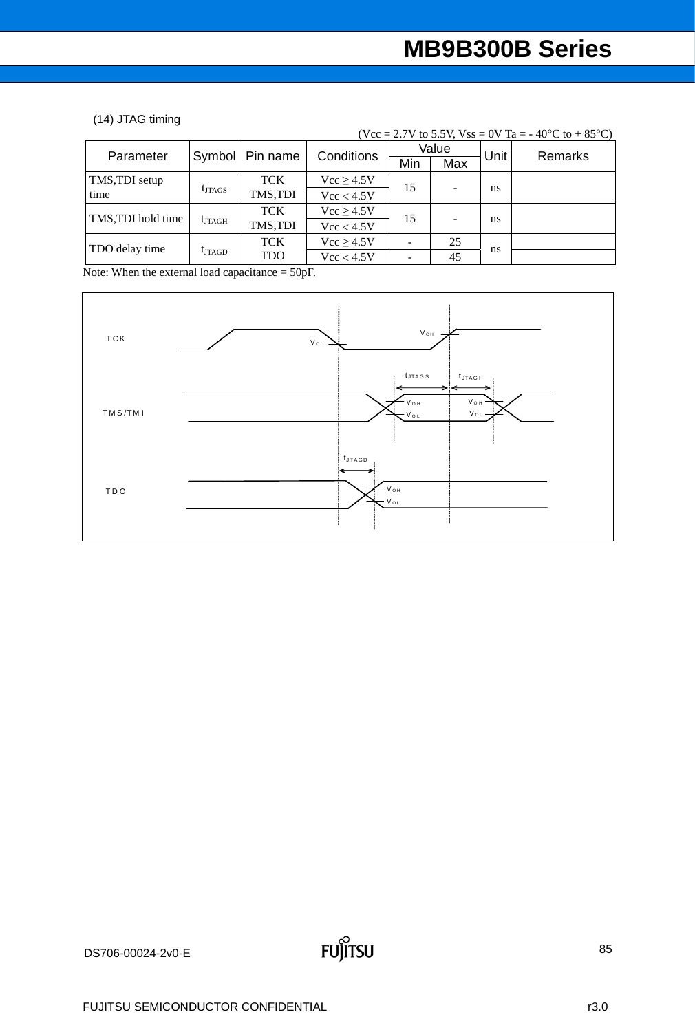(14) JTAG timing

(Vcc = 2.7V to 5.5V, Vss = 0V Ta = - 40°C to + 85°C)

| Parameter | Symbol | Pin name | Conditions | Value | | Unit | Remarks |
|---|---|---|---|---|---|---|---|
| | | | | Min | Max | | |
| TMS,TDI setup time | $t_{JTAGS}$ | TCK TMS,TDI | Vcc ≥ 4.5V | 15 | - | ns | |
| | | | Vcc < 4.5V | | | | |
| TMS,TDI hold time | $t_{JTAGH}$ | TCK TMS,TDI | Vcc ≥ 4.5V | 15 | - | ns | |
| | | | Vcc < 4.5V | | | | |
| TDO delay time | $t_{JTAGD}$ | TCK TDO | Vcc ≥ 4.5V | - | 25 | ns | |
| | | | Vcc < 4.5V | - | 45 | | |

Note: When the external load capacitance = 50pF.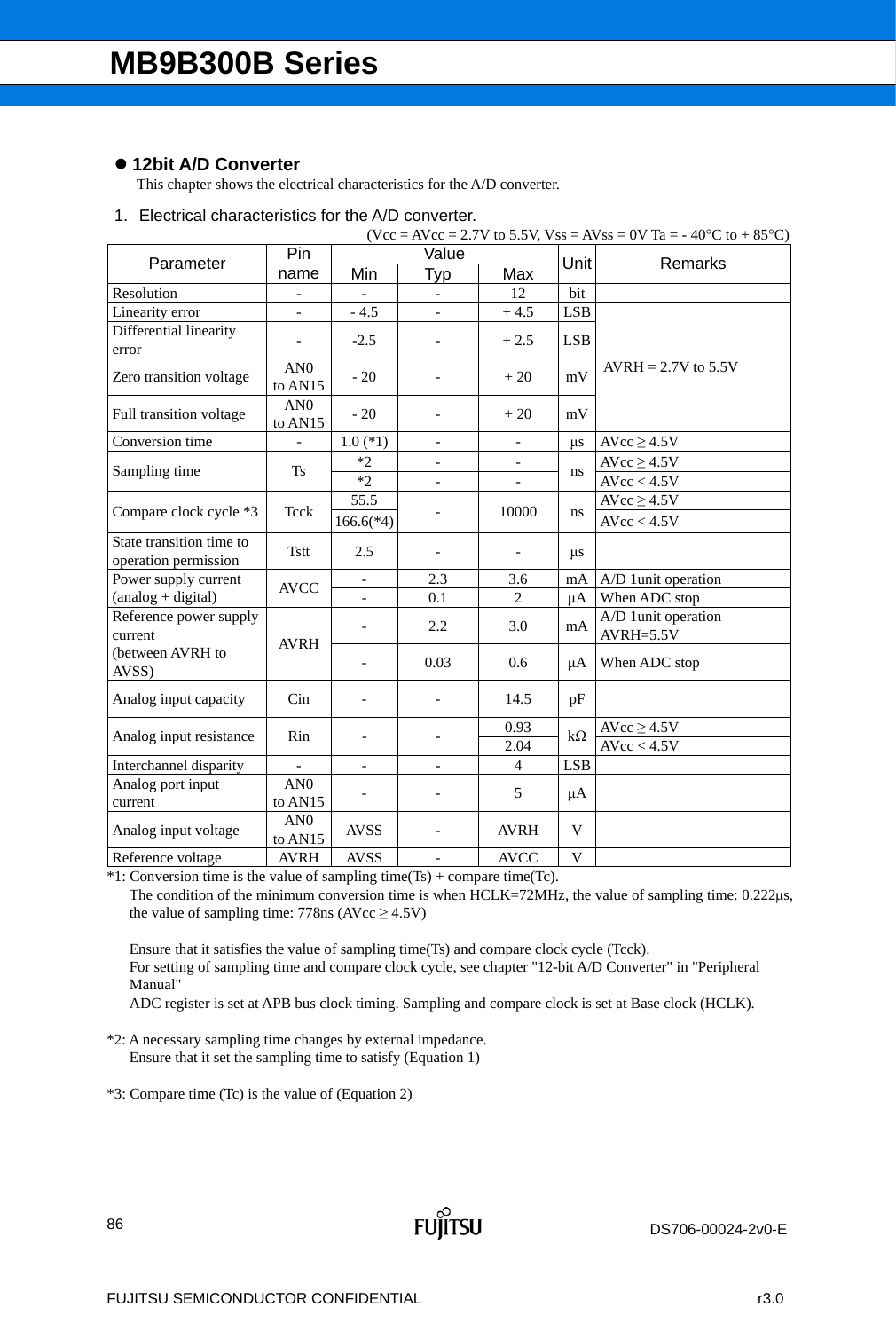## ● 12bit A/D Converter

This chapter shows the electrical characteristics for the A/D converter.

1. Electrical characteristics for the A/D converter.

(Vcc = AVcc = 2.7V to 5.5V, Vss = AVss = 0V Ta = - 40°C to + 85°C)

| Parameter | Pin name | Value | | | Unit | Remarks |
|---|---|---|---|---|---|---|
| | | Min | Typ | Max | | |
| Resolution | - | - | - | 12 | bit | |
| Linearity error | - | - 4.5 | - | + 4.5 | LSB | AVRH = 2.7V to 5.5V |
| Differential linearity error | - | -2.5 | - | + 2.5 | LSB | AVRH = 2.7V to 5.5V |
| Zero transition voltage | AN0 to AN15 | - 20 | - | + 20 | mV | AVRH = 2.7V to 5.5V |
| Full transition voltage | AN0 to AN15 | - 20 | - | + 20 | mV | AVRH = 2.7V to 5.5V |
| Conversion time | - | 1.0 (*1) | - | - | μs | AVcc ≥ 4.5V |
| Sampling time | Ts | *2 | - | - | ns | AVcc ≥ 4.5V |
| | | *2 | - | - | | AVcc < 4.5V |
| Compare clock cycle *3 | Tcck | 55.5 | - | 10000 | ns | AVcc ≥ 4.5V |
| | | 166.6(*4) | | | | AVcc < 4.5V |
| State transition time to operation permission | Tstt | 2.5 | - | - | μs | |
| Power supply current (analog + digital) | AVCC | - | 2.3 | 3.6 | mA | A/D 1unit operation |
| | | - | 0.1 | 2 | μA | When ADC stop |
| Reference power supply current (between AVRH to AVSS) | AVRH | - | 2.2 | 3.0 | mA | A/D 1unit operation AVRH=5.5V |
| | | - | 0.03 | 0.6 | μA | When ADC stop |
| Analog input capacity | Cin | - | - | 14.5 | pF | |
| Analog input resistance | Rin | - | - | 0.93 | kΩ | AVcc ≥ 4.5V |
| | | | | 2.04 | | AVcc < 4.5V |
| Interchannel disparity | - | - | - | 4 | LSB | |
| Analog port input current | AN0 to AN15 | - | - | 5 | μA | |
| Analog input voltage | AN0 to AN15 | AVSS | - | AVRH | V | |
| Reference voltage | AVRH | AVSS | - | AVCC | V | |

*1: Conversion time is the value of sampling time(Ts) + compare time(Tc).
The condition of the minimum conversion time is when HCLK=72MHz, the value of sampling time: 0.222μs, the value of sampling time: 778ns (AVcc ≥ 4.5V)

Ensure that it satisfies the value of sampling time(Ts) and compare clock cycle (Tcck).
For setting of sampling time and compare clock cycle, see chapter "12-bit A/D Converter" in "Peripheral Manual"
ADC register is set at APB bus clock timing. Sampling and compare clock is set at Base clock (HCLK).

*2: A necessary sampling time changes by external impedance.
Ensure that it set the sampling time to satisfy (Equation 1)

*3: Compare time (Tc) is the value of (Equation 2)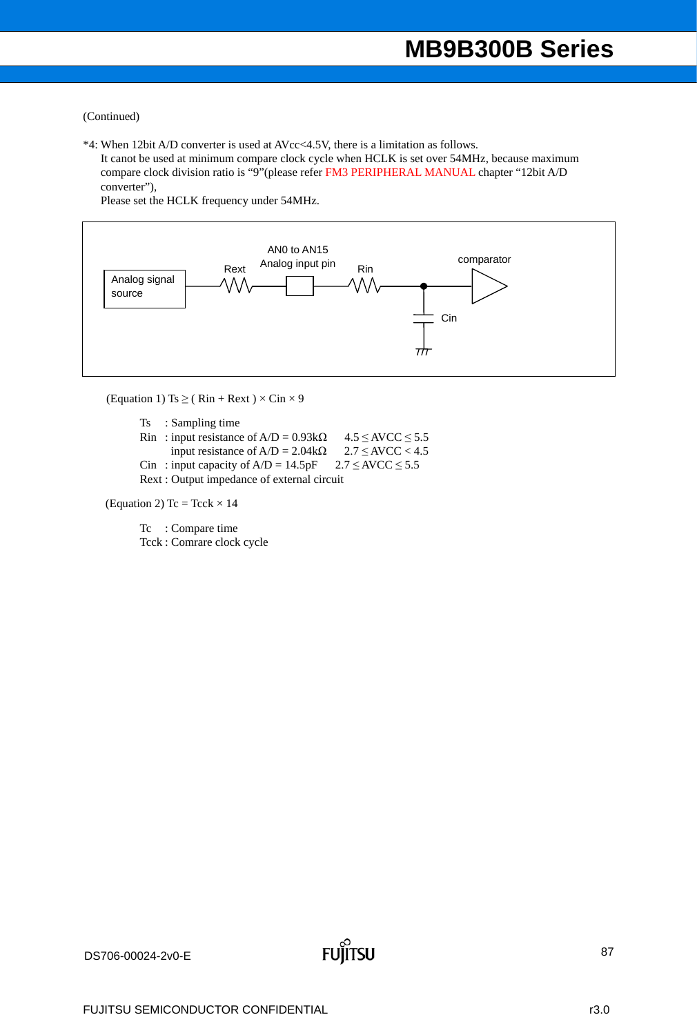(Continued)

*4: When 12bit A/D converter is used at AVcc<4.5V, there is a limitation as follows.
It canot be used at minimum compare clock cycle when HCLK is set over 54MHz, because maximum compare clock division ratio is “9”(please refer FM3 PERIPHERAL MANUAL chapter “12bit A/D converter”),
Please set the HCLK frequency under 54MHz.

Analog signal source — Rext — AN0 to AN15 Analog input pin — Rin — comparator, Cin

(Equation 1) $Ts \geq ( Rin + Rext ) \times Cin \times 9$

Ts : Sampling time
Rin : input resistance of A/D = 0.93kΩ $4.5 \leq AVCC \leq 5.5$
input resistance of A/D = 2.04kΩ $2.7 \leq AVCC < 4.5$
Cin : input capacity of A/D = 14.5pF $2.7 \leq AVCC \leq 5.5$
Rext : Output impedance of external circuit

(Equation 2) $Tc = Tcck \times 14$

Tc : Compare time
Tcck : Comrare clock cycle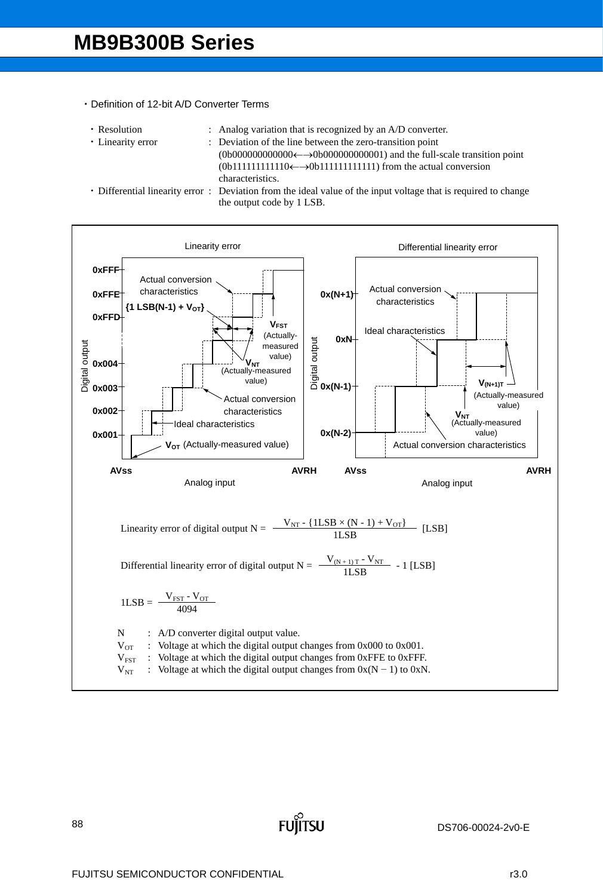- Definition of 12-bit A/D Converter Terms

- Resolution : Analog variation that is recognized by an A/D converter.
- Linearity error : Deviation of the line between the zero-transition point (0b000000000000←→0b000000000001) and the full-scale transition point (0b111111111110←→0b111111111111) from the actual conversion characteristics.
- Differential linearity error : Deviation from the ideal value of the input voltage that is required to change the output code by 1 LSB.

Linearity error

Differential linearity error

$$\text{Linearity error of digital output N} = \frac{V_{NT} - \{1LSB \times (N - 1) + V_{OT}\}}{1LSB} \text{ [LSB]}$$

$$\text{Differential linearity error of digital output N} = \frac{V_{(N+1)T} - V_{NT}}{1LSB} - 1 \text{ [LSB]}$$

$$1LSB = \frac{V_{FST} - V_{OT}}{4094}$$

N : A/D converter digital output value.
$V_{OT}$ : Voltage at which the digital output changes from 0x000 to 0x001.
$V_{FST}$ : Voltage at which the digital output changes from 0xFFE to 0xFFF.
$V_{NT}$ : Voltage at which the digital output changes from 0x(N − 1) to 0xN.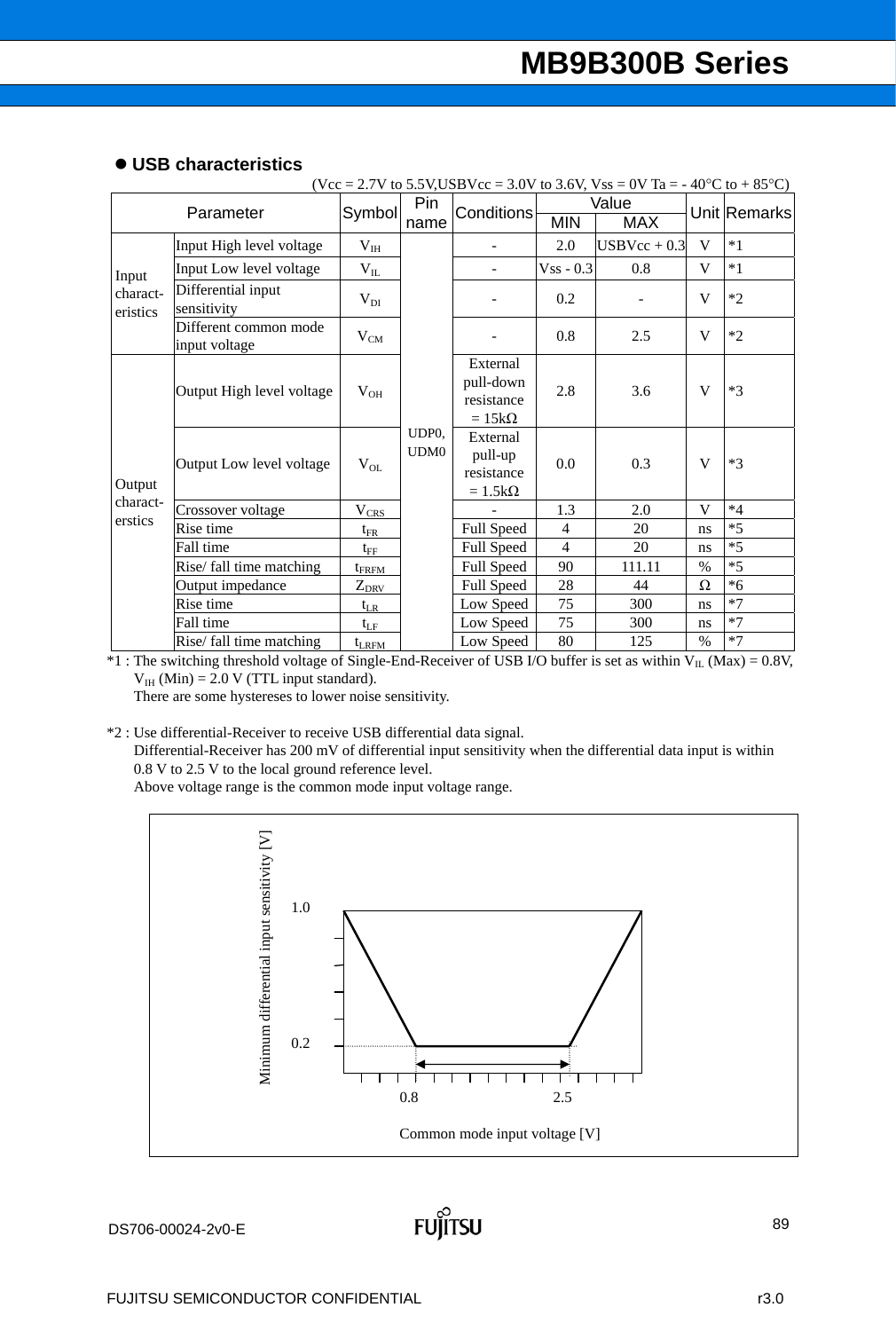- **USB characteristics**

(Vcc = 2.7V to 5.5V,USBVcc = 3.0V to 3.6V, Vss = 0V Ta = - 40°C to + 85°C)

| Parameter | | Symbol | Pin name | Conditions | Value | | Unit | Remarks |
|---|---|---|---|---|---|---|---|---|
| | | | | | MIN | MAX | | |
| Input characteristics | Input High level voltage | $V_{IH}$ | UDP0, UDM0 | - | 2.0 | USBVcc + 0.3 | V | *1 |
| | Input Low level voltage | $V_{IL}$ | | - | Vss - 0.3 | 0.8 | V | *1 |
| | Differential input sensitivity | $V_{DI}$ | | - | 0.2 | - | V | *2 |
| | Different common mode input voltage | $V_{CM}$ | | - | 0.8 | 2.5 | V | *2 |
| Output characterstics | Output High level voltage | $V_{OH}$ | | External pull-down resistance = 15kΩ | 2.8 | 3.6 | V | *3 |
| | Output Low level voltage | $V_{OL}$ | | External pull-up resistance = 1.5kΩ | 0.0 | 0.3 | V | *3 |
| | Crossover voltage | $V_{CRS}$ | | - | 1.3 | 2.0 | V | *4 |
| | Rise time | $t_{FR}$ | | Full Speed | 4 | 20 | ns | *5 |
| | Fall time | $t_{FF}$ | | Full Speed | 4 | 20 | ns | *5 |
| | Rise/ fall time matching | $t_{FRFM}$ | | Full Speed | 90 | 111.11 | % | *5 |
| | Output impedance | $Z_{DRV}$ | | Full Speed | 28 | 44 | Ω | *6 |
| | Rise time | $t_{LR}$ | | Low Speed | 75 | 300 | ns | *7 |
| | Fall time | $t_{LF}$ | | Low Speed | 75 | 300 | ns | *7 |
| | Rise/ fall time matching | $t_{LRFM}$ | | Low Speed | 80 | 125 | % | *7 |

*1 : The switching threshold voltage of Single-End-Receiver of USB I/O buffer is set as within $V_{IL}$ (Max) = 0.8V, $V_{IH}$ (Min) = 2.0 V (TTL input standard).
There are some hystereses to lower noise sensitivity.

*2 : Use differential-Receiver to receive USB differential data signal.
Differential-Receiver has 200 mV of differential input sensitivity when the differential data input is within 0.8 V to 2.5 V to the local ground reference level.
Above voltage range is the common mode input voltage range.

Minimum differential input sensitivity [V]: 1.0, 0.2

Common mode input voltage [V]: 0.8, 2.5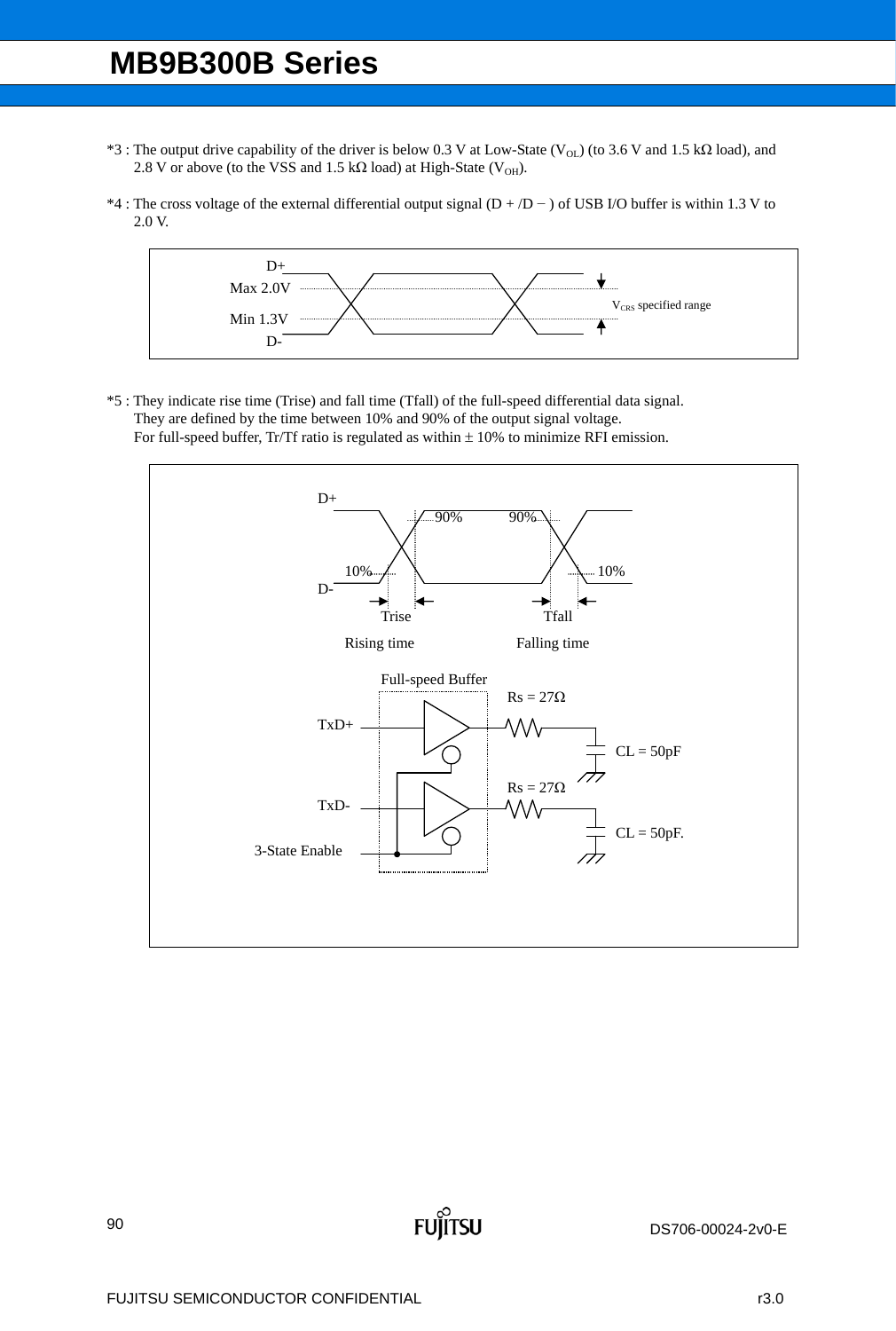*3 : The output drive capability of the driver is below 0.3 V at Low-State ($V_{OL}$) (to 3.6 V and 1.5 kΩ load), and 2.8 V or above (to the VSS and 1.5 kΩ load) at High-State ($V_{OH}$).

*4 : The cross voltage of the external differential output signal (D + /D − ) of USB I/O buffer is within 1.3 V to 2.0 V.

D+
Max 2.0V
Min 1.3V
D-
$V_{CRS}$ specified range

*5 : They indicate rise time (Trise) and fall time (Tfall) of the full-speed differential data signal.
They are defined by the time between 10% and 90% of the output signal voltage.
For full-speed buffer, Tr/Tf ratio is regulated as within ± 10% to minimize RFI emission.

D+
90% 90%
10% 10%
D-
Trise Tfall
Rising time Falling time

Full-speed Buffer
TxD+
TxD-
3-State Enable
Rs = 27Ω
Rs = 27Ω
CL = 50pF
CL = 50pF.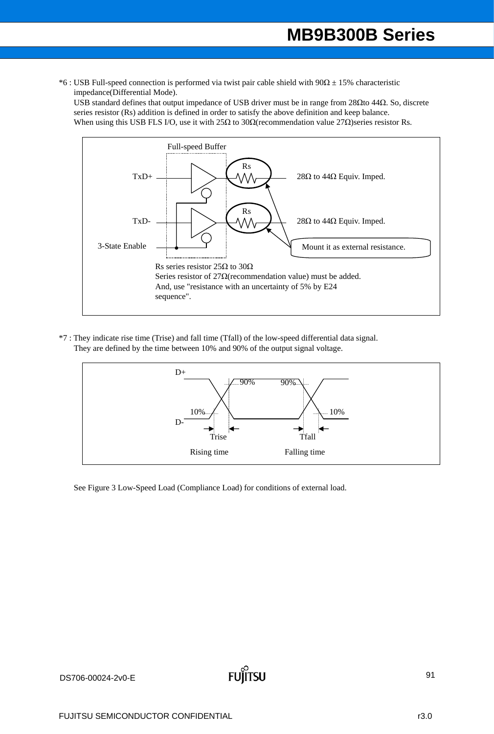*6 : USB Full-speed connection is performed via twist pair cable shield with 90Ω ± 15% characteristic impedance(Differential Mode).
USB standard defines that output impedance of USB driver must be in range from 28Ωto 44Ω. So, discrete series resistor (Rs) addition is defined in order to satisfy the above definition and keep balance.
When using this USB FLS I/O, use it with 25Ω to 30Ω(recommendation value 27Ω)series resistor Rs.

Full-speed Buffer

TxD+ — Rs — 28Ω to 44Ω Equiv. Imped.

TxD- — Rs — 28Ω to 44Ω Equiv. Imped.

3-State Enable

Mount it as external resistance.

Rs series resistor 25Ω to 30Ω
Series resistor of 27Ω(recommendation value) must be added.
And, use "resistance with an uncertainty of 5% by E24 sequence".

*7 : They indicate rise time (Trise) and fall time (Tfall) of the low-speed differential data signal.
They are defined by the time between 10% and 90% of the output signal voltage.

D+, D-, 90%, 90%, 10%, 10%, Trise, Tfall

Rising time    Falling time

See Figure 3 Low-Speed Load (Compliance Load) for conditions of external load.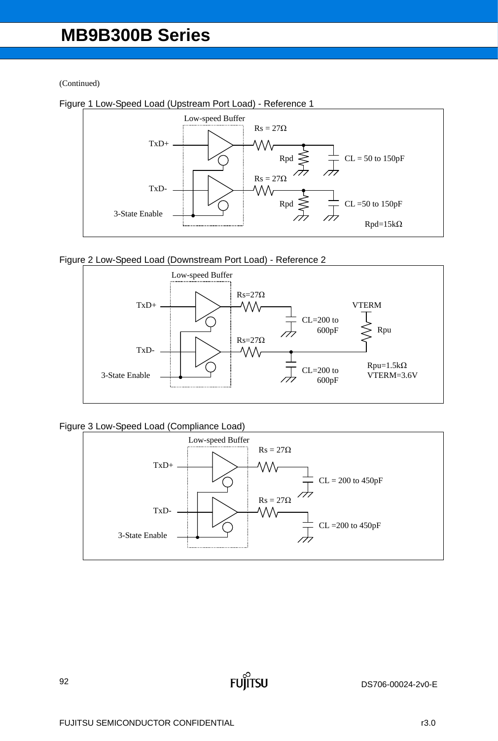(Continued)

Figure 1 Low-Speed Load (Upstream Port Load) - Reference 1

Low-speed Buffer

TxD+

TxD-

3-State Enable

Rs = 27Ω

Rpd

CL = 50 to 150pF

Rs = 27Ω

Rpd

CL =50 to 150pF

Rpd=15kΩ

Figure 2 Low-Speed Load (Downstream Port Load) - Reference 2

Low-speed Buffer

TxD+

TxD-

3-State Enable

Rs=27Ω

CL=200 to 600pF

Rs=27Ω

CL=200 to 600pF

VTERM

Rpu

Rpu=1.5kΩ

VTERM=3.6V

Figure 3 Low-Speed Load (Compliance Load)

Low-speed Buffer

TxD+

TxD-

3-State Enable

Rs = 27Ω

CL = 200 to 450pF

Rs = 27Ω

CL =200 to 450pF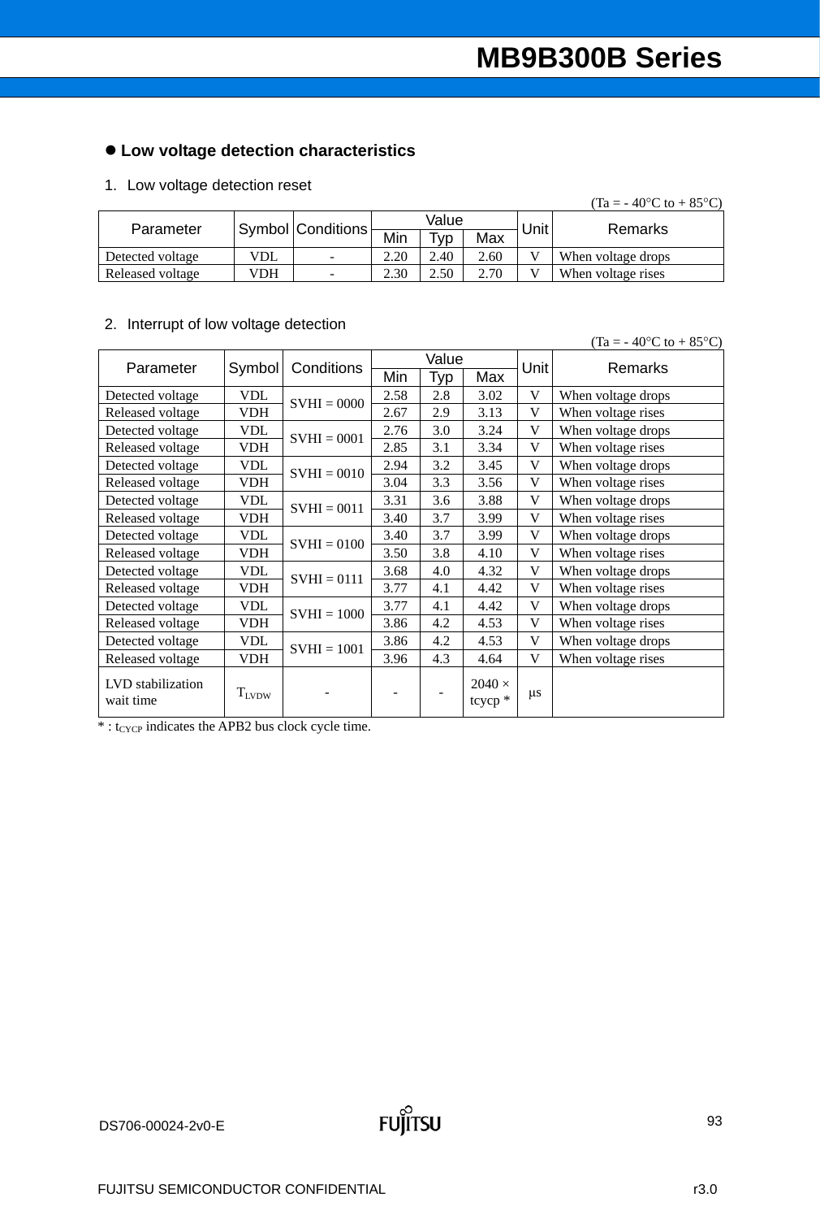## ● Low voltage detection characteristics

### 1. Low voltage detection reset

(Ta = - 40°C to + 85°C)

| Parameter | Symbol | Conditions | Value | | | Unit | Remarks |
|---|---|---|---|---|---|---|---|
| | | | Min | Typ | Max | | |
| Detected voltage | VDL | - | 2.20 | 2.40 | 2.60 | V | When voltage drops |
| Released voltage | VDH | - | 2.30 | 2.50 | 2.70 | V | When voltage rises |

### 2. Interrupt of low voltage detection

(Ta = - 40°C to + 85°C)

| Parameter | Symbol | Conditions | Value | | | Unit | Remarks |
|---|---|---|---|---|---|---|---|
| | | | Min | Typ | Max | | |
| Detected voltage | VDL | SVHI = 0000 | 2.58 | 2.8 | 3.02 | V | When voltage drops |
| Released voltage | VDH | | 2.67 | 2.9 | 3.13 | V | When voltage rises |
| Detected voltage | VDL | SVHI = 0001 | 2.76 | 3.0 | 3.24 | V | When voltage drops |
| Released voltage | VDH | | 2.85 | 3.1 | 3.34 | V | When voltage rises |
| Detected voltage | VDL | SVHI = 0010 | 2.94 | 3.2 | 3.45 | V | When voltage drops |
| Released voltage | VDH | | 3.04 | 3.3 | 3.56 | V | When voltage rises |
| Detected voltage | VDL | SVHI = 0011 | 3.31 | 3.6 | 3.88 | V | When voltage drops |
| Released voltage | VDH | | 3.40 | 3.7 | 3.99 | V | When voltage rises |
| Detected voltage | VDL | SVHI = 0100 | 3.40 | 3.7 | 3.99 | V | When voltage drops |
| Released voltage | VDH | | 3.50 | 3.8 | 4.10 | V | When voltage rises |
| Detected voltage | VDL | SVHI = 0111 | 3.68 | 4.0 | 4.32 | V | When voltage drops |
| Released voltage | VDH | | 3.77 | 4.1 | 4.42 | V | When voltage rises |
| Detected voltage | VDL | SVHI = 1000 | 3.77 | 4.1 | 4.42 | V | When voltage drops |
| Released voltage | VDH | | 3.86 | 4.2 | 4.53 | V | When voltage rises |
| Detected voltage | VDL | SVHI = 1001 | 3.86 | 4.2 | 4.53 | V | When voltage drops |
| Released voltage | VDH | | 3.96 | 4.3 | 4.64 | V | When voltage rises |
| LVD stabilization wait time | $T_{LVDW}$ | - | - | - | 2040 × tcycp * | μs | |

* : $t_{CYCP}$ indicates the APB2 bus clock cycle time.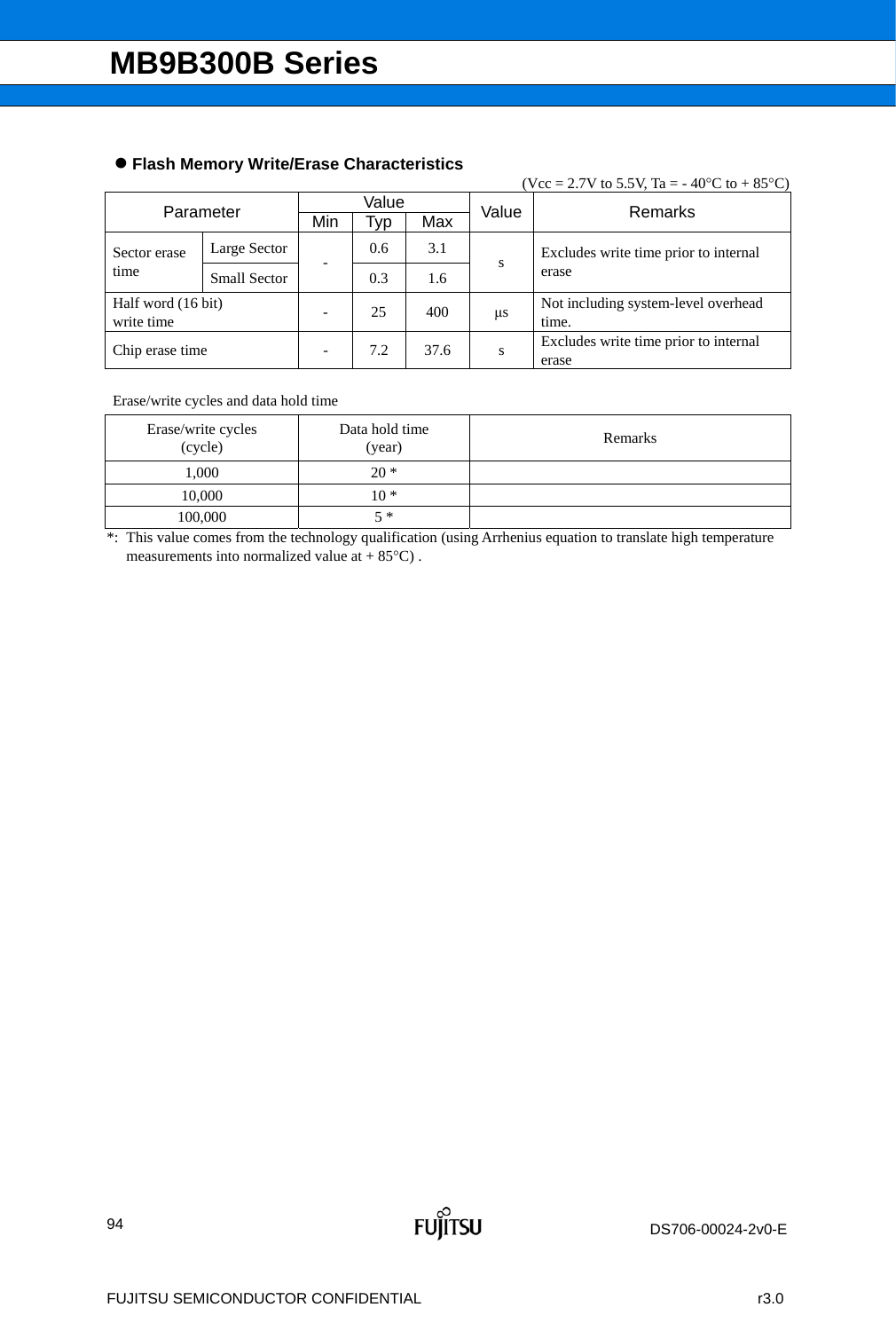- **Flash Memory Write/Erase Characteristics**

(Vcc = 2.7V to 5.5V, Ta = - 40°C to + 85°C)

| Parameter | | Value | | | Value | Remarks |
|---|---|---|---|---|---|---|
| | | Min | Typ | Max | | |
| Sector erase time | Large Sector | - | 0.6 | 3.1 | s | Excludes write time prior to internal erase |
| | Small Sector | | 0.3 | 1.6 | | |
| Half word (16 bit) write time | | - | 25 | 400 | μs | Not including system-level overhead time. |
| Chip erase time | | - | 7.2 | 37.6 | s | Excludes write time prior to internal erase |

Erase/write cycles and data hold time

| Erase/write cycles (cycle) | Data hold time (year) | Remarks |
|---|---|---|
| 1,000 | 20 * | |
| 10,000 | 10 * | |
| 100,000 | 5 * | |

*: This value comes from the technology qualification (using Arrhenius equation to translate high temperature measurements into normalized value at + 85°C) .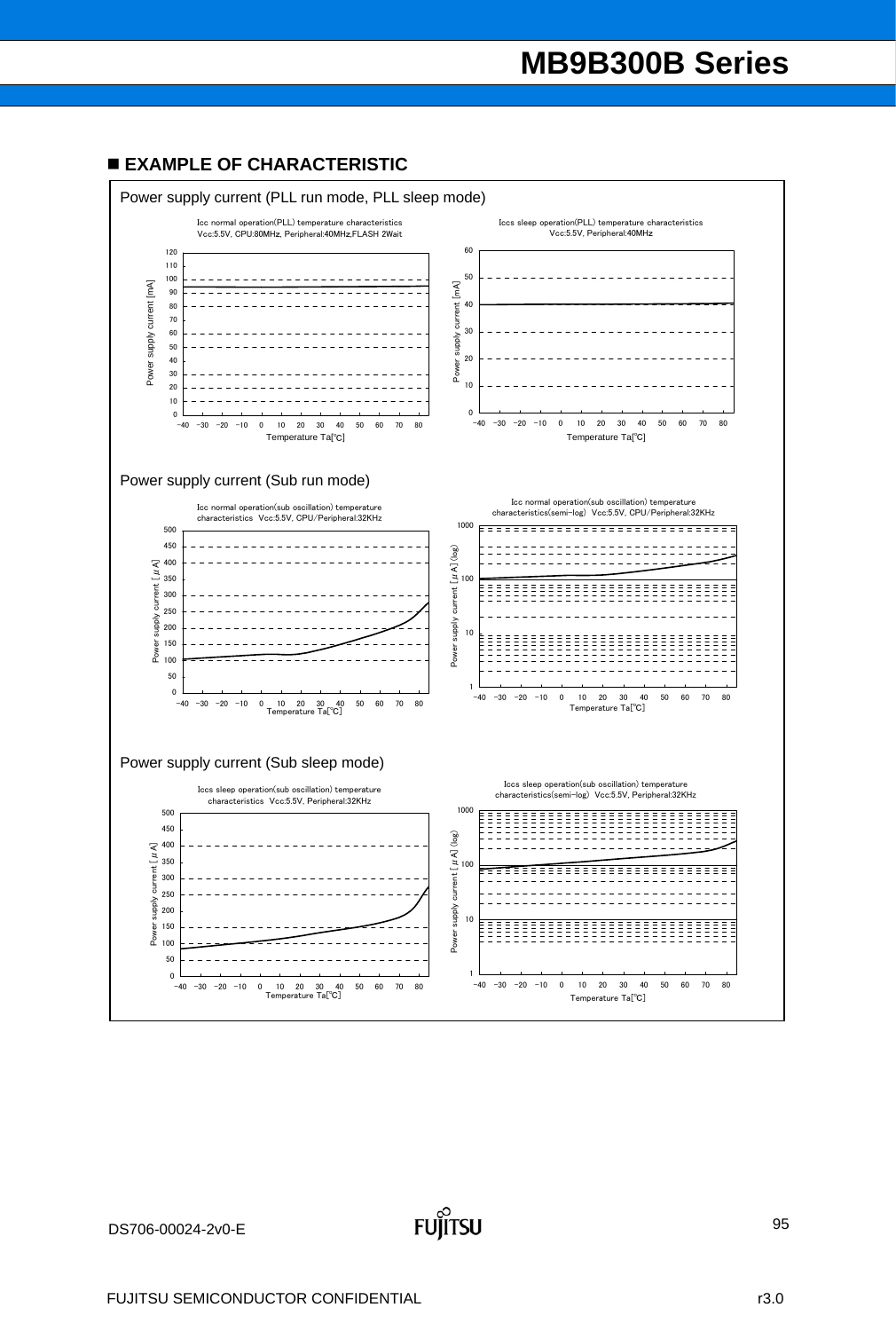## ■ EXAMPLE OF CHARACTERISTIC

Power supply current (PLL run mode, PLL sleep mode)

Icc normal operation(PLL) temperature characteristics
Vcc:5.5V, CPU:80MHz, Peripheral:40MHz,FLASH 2Wait

Power supply current [mA]

Temperature Ta[℃]

Iccs sleep operation(PLL) temperature characteristics
Vcc:5.5V, Peripheral:40MHz

Power supply current [mA]

Temperature Ta[℃]

Power supply current (Sub run mode)

Icc normal operation(sub oscillation) temperature characteristics Vcc:5.5V, CPU/Peripheral:32KHz

Power supply current [μA]

Temperature Ta[℃]

Icc normal operation(sub oscillation) temperature characteristics(semi-log) Vcc:5.5V, CPU/Peripheral:32KHz

Power supply current [μA] (log)

Temperature Ta[℃]

Power supply current (Sub sleep mode)

Iccs sleep operation(sub oscillation) temperature characteristics Vcc:5.5V, Peripheral:32KHz

Power supply current [μA]

Temperature Ta[℃]

Iccs sleep operation(sub oscillation) temperature characteristics(semi-log) Vcc:5.5V, Peripheral:32KHz

Power supply current [μA] (log)

Temperature Ta[℃]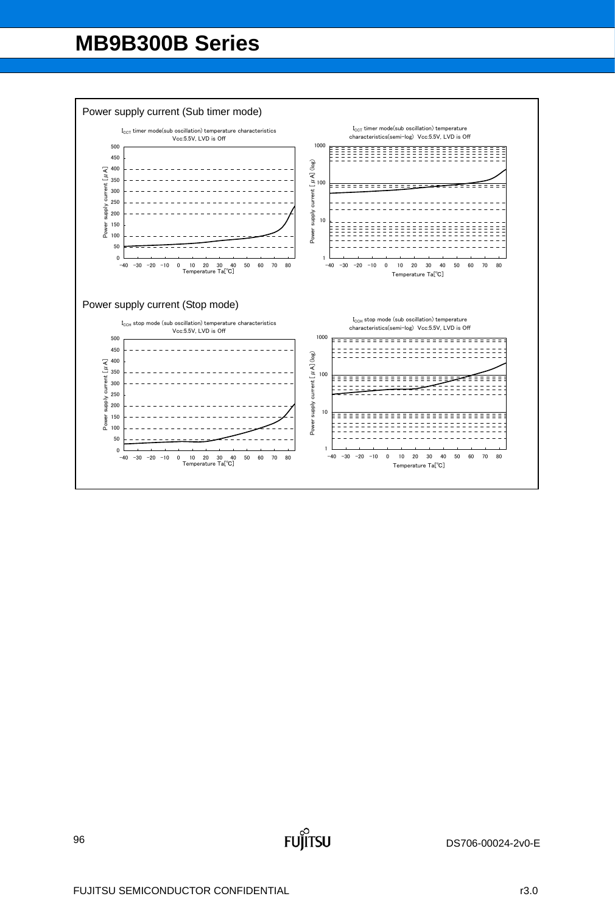Power supply current (Sub timer mode)

$I_{CCT}$ timer mode(sub oscillation) temperature characteristics
Vcc:5.5V, LVD is Off

$I_{CCT}$ timer mode(sub oscillation) temperature characteristics(semi-log) Vcc:5.5V, LVD is Off

Power supply current (Stop mode)

$I_{CCH}$ stop mode (sub oscillation) temperature characteristics
Vcc:5.5V, LVD is Off

$I_{CCH}$ stop mode (sub oscillation) temperature characteristics(semi-log) Vcc:5.5V, LVD is Off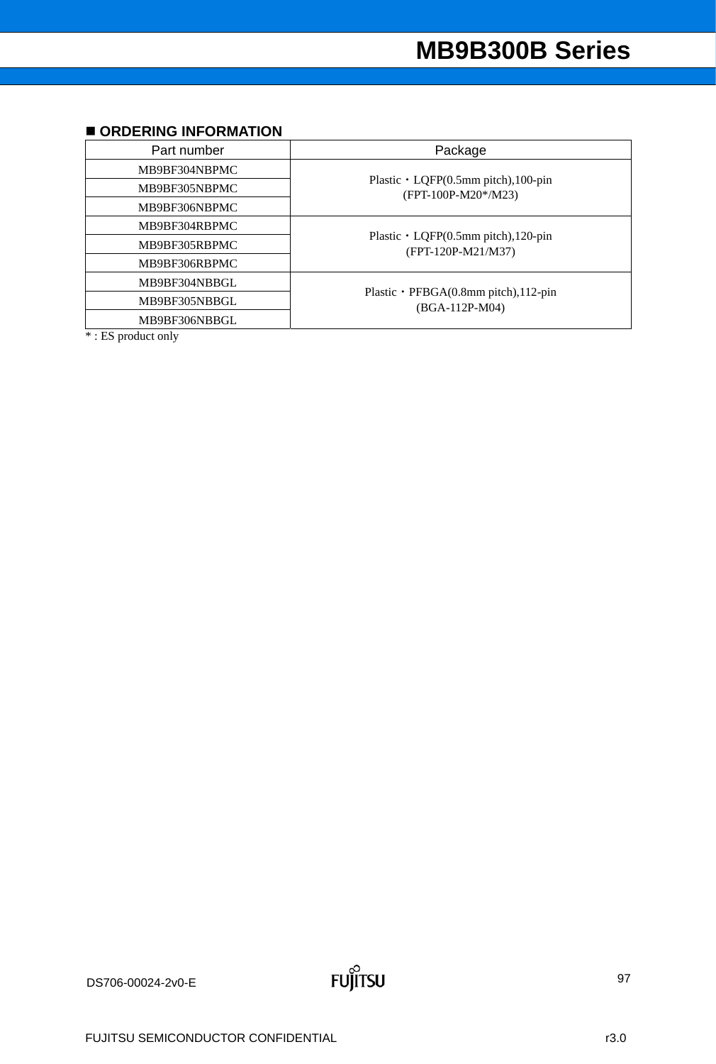## ■ ORDERING INFORMATION

| Part number | Package |
|---|---|
| MB9BF304NBPMC | Plastic・LQFP(0.5mm pitch),100-pin (FPT-100P-M20*/M23) |
| MB9BF305NBPMC | |
| MB9BF306NBPMC | |
| MB9BF304RBPMC | Plastic・LQFP(0.5mm pitch),120-pin (FPT-120P-M21/M37) |
| MB9BF305RBPMC | |
| MB9BF306RBPMC | |
| MB9BF304NBBGL | Plastic・PFBGA(0.8mm pitch),112-pin (BGA-112P-M04) |
| MB9BF305NBBGL | |
| MB9BF306NBBGL | |

* : ES product only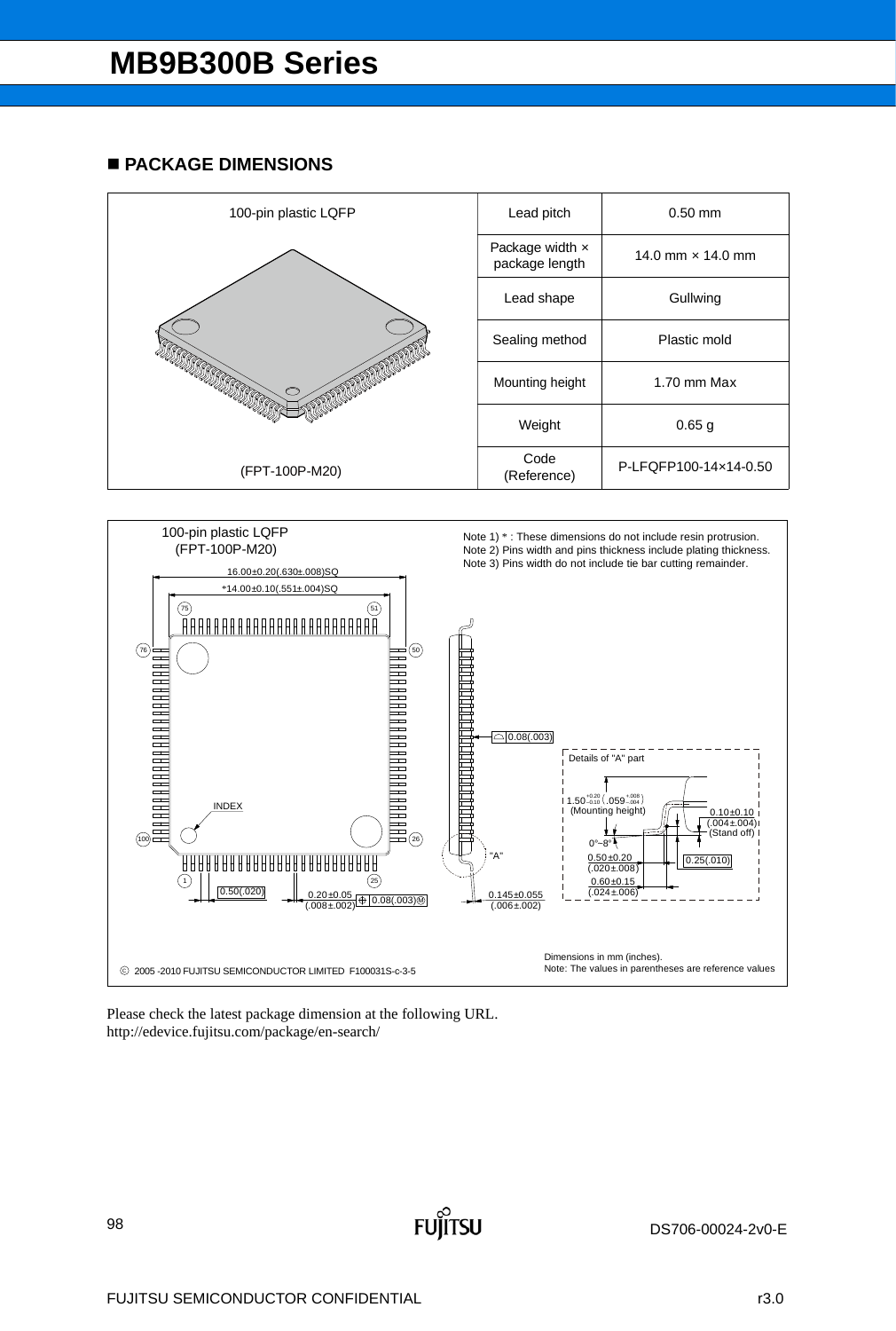## ■ PACKAGE DIMENSIONS

| 100-pin plastic LQFP | Lead pitch | 0.50 mm |
|---|---|---|
| | Package width × package length | 14.0 mm × 14.0 mm |
| | Lead shape | Gullwing |
| | Sealing method | Plastic mold |
| | Mounting height | 1.70 mm Max |
| | Weight | 0.65 g |
| (FPT-100P-M20) | Code (Reference) | P-LFQFP100-14×14-0.50 |

100-pin plastic LQFP
(FPT-100P-M20)

Note 1) * : These dimensions do not include resin protrusion.
Note 2) Pins width and pins thickness include plating thickness.
Note 3) Pins width do not include tie bar cutting remainder.

16.00±0.20(.630±.008)SQ

*14.00±0.10(.551±.004)SQ

75 51 76 50 100 26 1 25

INDEX

0.50(.020)

0.20±0.05 (.008±.002) 0.08(.003) Ⓜ

0.08(.003)

"A"

0.145±0.055 (.006±.002)

Details of "A" part

$1.50^{+0.20}_{-0.10}$ $(.059^{+.008}_{-.004})$ (Mounting height)

0.10±0.10 (.004±.004) (Stand off)

0°~8°

0.50±0.20 (.020±.008)

0.60±0.15 (.024±.006)

0.25(.010)

© 2005 -2010 FUJITSU SEMICONDUCTOR LIMITED F100031S-c-3-5

Dimensions in mm (inches).
Note: The values in parentheses are reference values

Please check the latest package dimension at the following URL.
http://edevice.fujitsu.com/package/en-search/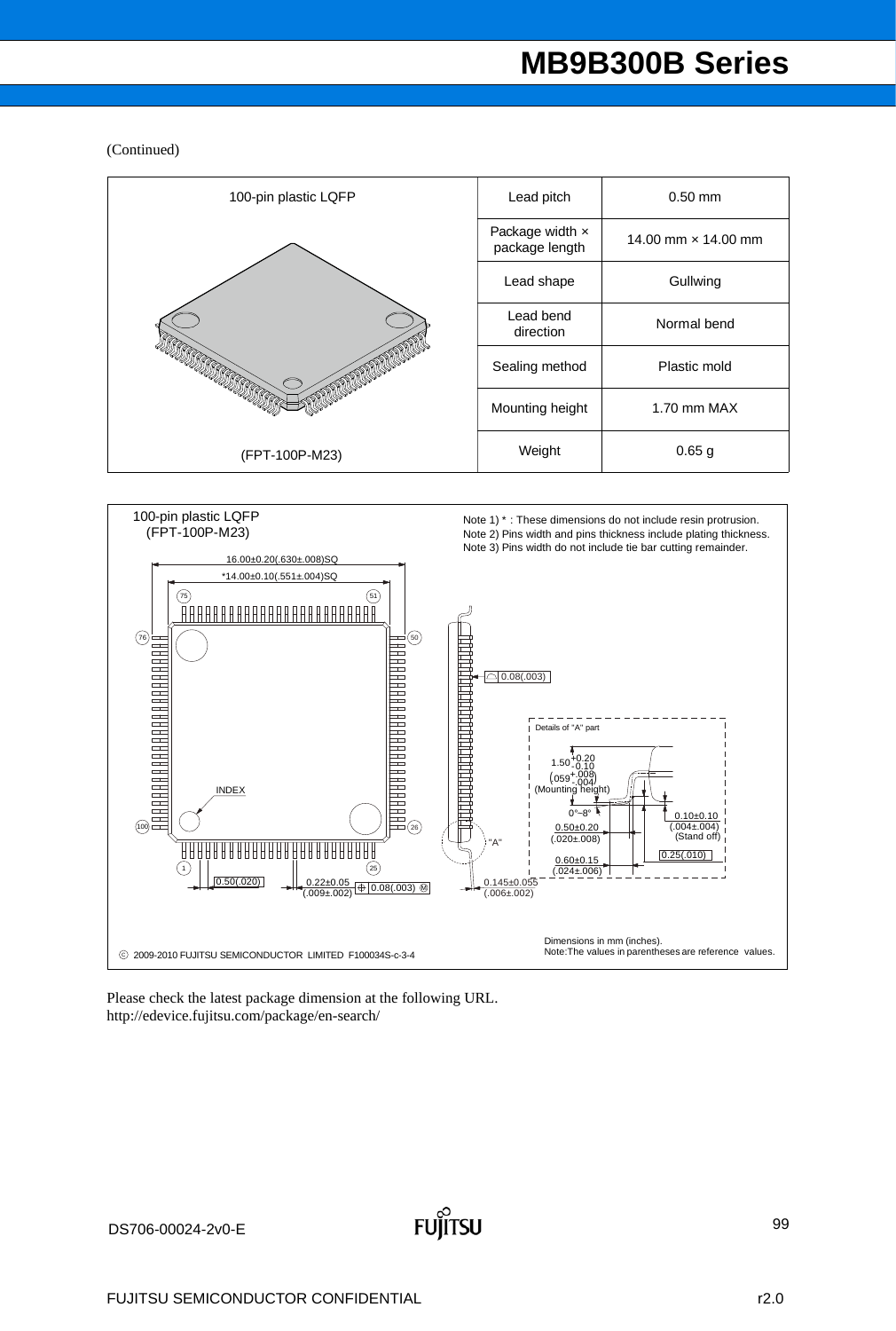(Continued)

| 100-pin plastic LQFP | Lead pitch | 0.50 mm |
|---|---|---|
| | Package width × package length | 14.00 mm × 14.00 mm |
| | Lead shape | Gullwing |
| | Lead bend direction | Normal bend |
| | Sealing method | Plastic mold |
| | Mounting height | 1.70 mm MAX |
| (FPT-100P-M23) | Weight | 0.65 g |

100-pin plastic LQFP
(FPT-100P-M23)

Note 1) * : These dimensions do not include resin protrusion.
Note 2) Pins width and pins thickness include plating thickness.
Note 3) Pins width do not include tie bar cutting remainder.

16.00±0.20(.630±.008)SQ
*14.00±0.10(.551±.004)SQ

75 51 76 50 100 26 1 25

INDEX

0.50(.020) 0.22±0.05 (.009±.002) 0.08(.003) Ⓜ

0.08(.003)

Details of "A" part

$1.50^{+0.20}_{-0.10}$ ($.059^{+.008}_{-.004}$) (Mounting height)

0°~8°

0.50±0.20 (.020±.008)

0.60±0.15 (.024±.006)

0.10±0.10 (.004±.004) (Stand off)

0.25(.010)

"A"

0.145±0.055 (.006±.002)

© 2009-2010 FUJITSU SEMICONDUCTOR LIMITED F100034S-c-3-4

Dimensions in mm (inches).
Note: The values in parentheses are reference values.

Please check the latest package dimension at the following URL.
http://edevice.fujitsu.com/package/en-search/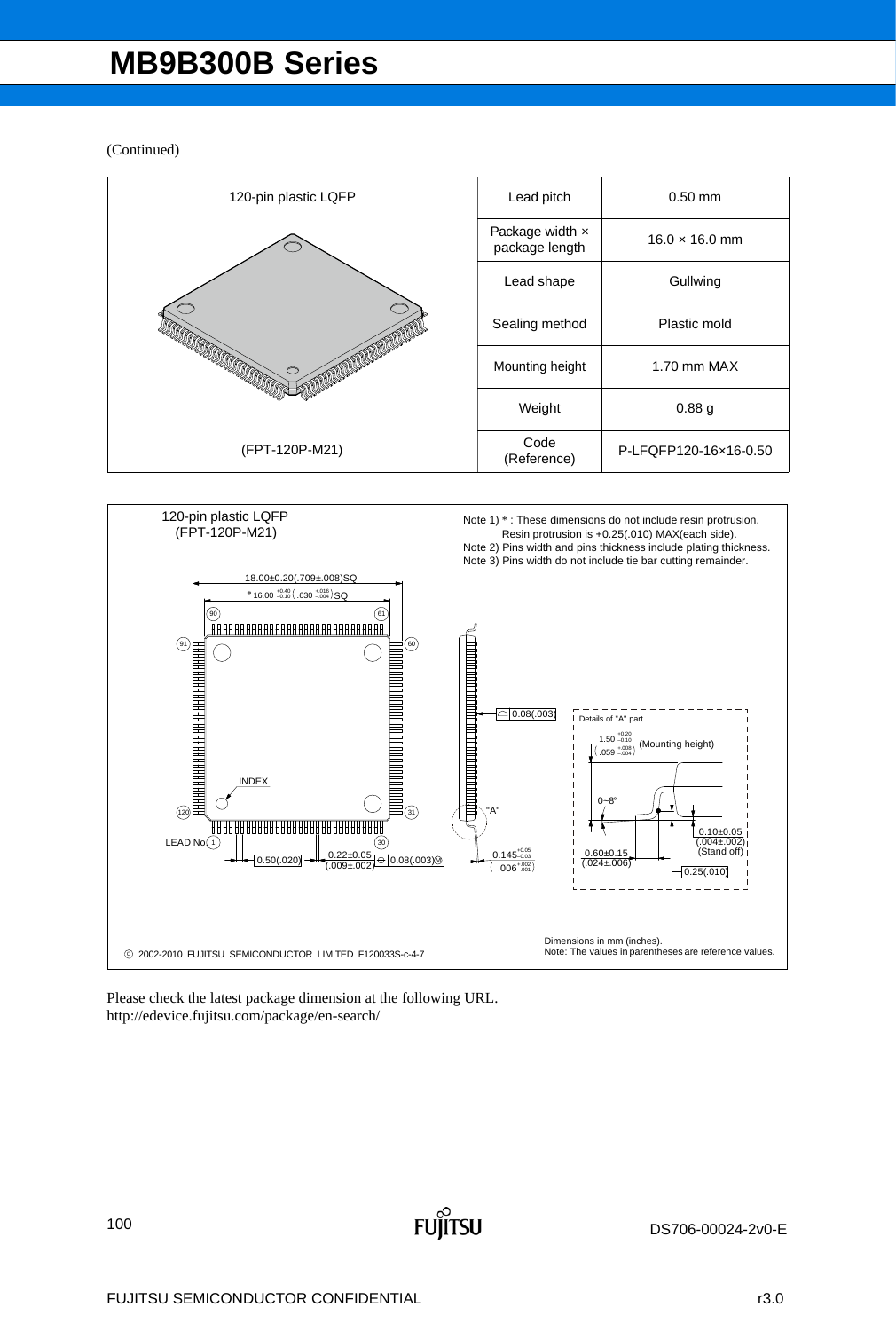(Continued)

| 120-pin plastic LQFP | Lead pitch | 0.50 mm |
|---|---|---|
| | Package width × package length | 16.0 × 16.0 mm |
| | Lead shape | Gullwing |
| | Sealing method | Plastic mold |
| | Mounting height | 1.70 mm MAX |
| | Weight | 0.88 g |
| (FPT-120P-M21) | Code (Reference) | P-LFQFP120-16×16-0.50 |

120-pin plastic LQFP
(FPT-120P-M21)

Note 1) * : These dimensions do not include resin protrusion.
Resin protrusion is +0.25(.010) MAX(each side).
Note 2) Pins width and pins thickness include plating thickness.
Note 3) Pins width do not include tie bar cutting remainder.

18.00±0.20(.709±.008)SQ

\* $16.00^{+0.40}_{-0.10}$ ( $.630^{+.016}_{-.004}$ ) SQ

INDEX

LEAD No. 1

0.50(.020)

0.22±0.05 (.009±.002) 0.08(.003) Ⓜ

0.08(.003)

$0.145^{+0.05}_{-0.03}$ ( $.006^{+.002}_{-.001}$ )

"A"

Details of "A" part

$1.50^{+0.20}_{-0.10}$ ( $.059^{+.008}_{-.004}$ ) (Mounting height)

0~8°

0.60±0.15 (.024±.006)

0.10±0.05 (.004±.002) (Stand off)

0.25(.010)

© 2002-2010 FUJITSU SEMICONDUCTOR LIMITED F120033S-c-4-7

Dimensions in mm (inches).
Note: The values in parentheses are reference values.

Please check the latest package dimension at the following URL.
http://edevice.fujitsu.com/package/en-search/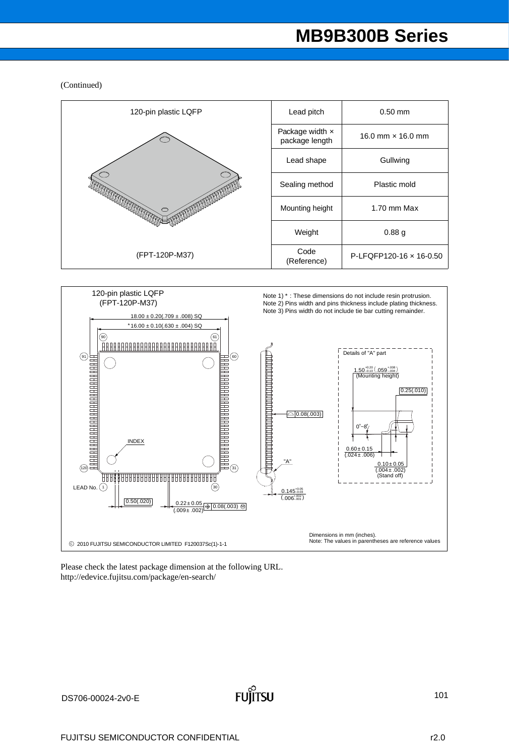(Continued)

| 120-pin plastic LQFP | Lead pitch | 0.50 mm |
|---|---|---|
| | Package width × package length | 16.0 mm × 16.0 mm |
| | Lead shape | Gullwing |
| | Sealing method | Plastic mold |
| | Mounting height | 1.70 mm Max |
| | Weight | 0.88 g |
| (FPT-120P-M37) | Code (Reference) | P-LFQFP120-16 × 16-0.50 |

120-pin plastic LQFP
(FPT-120P-M37)

Note 1) * : These dimensions do not include resin protrusion.
Note 2) Pins width and pins thickness include plating thickness.
Note 3) Pins width do not include tie bar cutting remainder.

18.00 ± 0.20(.709 ± .008) SQ

*16.00 ± 0.10(.630 ± .004) SQ

INDEX

LEAD No.

0.50(.020)

0.22 ± 0.05 (.009 ± .002)

0.08(.003) M

0.08(.003)

"A"

$0.145^{+0.05}_{-0.03}$ $(.006^{+.002}_{-.001})$

Details of "A" part

$1.50^{+0.20}_{-0.10}$ $(.059^{+.008}_{-.004})$ (Mounting height)

0.25(.010)

0°~8°

0.60 ± 0.15 (.024 ± .006)

0.10 ± 0.05 (.004 ± .002) (Stand off)

© 2010 FUJITSU SEMICONDUCTOR LIMITED F120037Sc(1)-1-1

Dimensions in mm (inches).
Note: The values in parentheses are reference values

Please check the latest package dimension at the following URL.
http://edevice.fujitsu.com/package/en-search/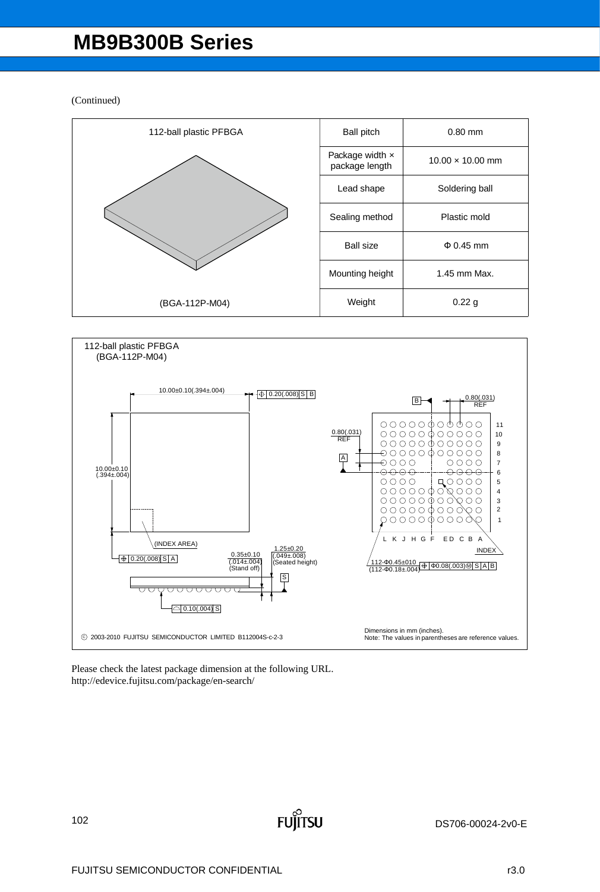(Continued)

| 112-ball plastic PFBGA | Ball pitch | 0.80 mm |
|---|---|---|
| | Package width × package length | 10.00 × 10.00 mm |
| | Lead shape | Soldering ball |
| | Sealing method | Plastic mold |
| | Ball size | Φ 0.45 mm |
| | Mounting height | 1.45 mm Max. |
| (BGA-112P-M04) | Weight | 0.22 g |

112-ball plastic PFBGA
(BGA-112P-M04)

10.00±0.10(.394±.004)

0.20(.008) S B

10.00±0.10 (.394±.004)

(INDEX AREA)

0.20(.008) S A

0.35±0.10 (.014±.004) (Stand off)

1.25±0.20 (.049±.008) (Seated height)

S

0.10(.004) S

B

0.80(.031) REF

0.80(.031) REF

A

11 10 9 8 7 6 5 4 3 2 1

L K J H G F E D C B A

INDEX

112-Φ0.45±010 (112-Φ0.18±.004) Φ0.08(.003) M S A B

© 2003-2010 FUJITSU SEMICONDUCTOR LIMITED B112004S-c-2-3

Dimensions in mm (inches).
Note: The values in parentheses are reference values.

Please check the latest package dimension at the following URL.
http://edevice.fujitsu.com/package/en-search/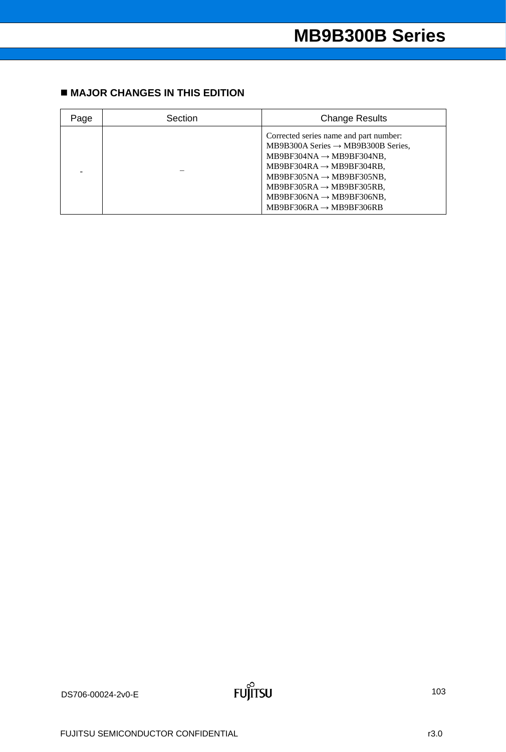## ■ MAJOR CHANGES IN THIS EDITION

| Page | Section | Change Results |
| --- | --- | --- |
| - | – | Corrected series name and part number:<br>MB9B300A Series → MB9B300B Series,<br>MB9BF304NA → MB9BF304NB,<br>MB9BF304RA → MB9BF304RB,<br>MB9BF305NA → MB9BF305NB,<br>MB9BF305RA → MB9BF305RB,<br>MB9BF306NA → MB9BF306NB,<br>MB9BF306RA → MB9BF306RB |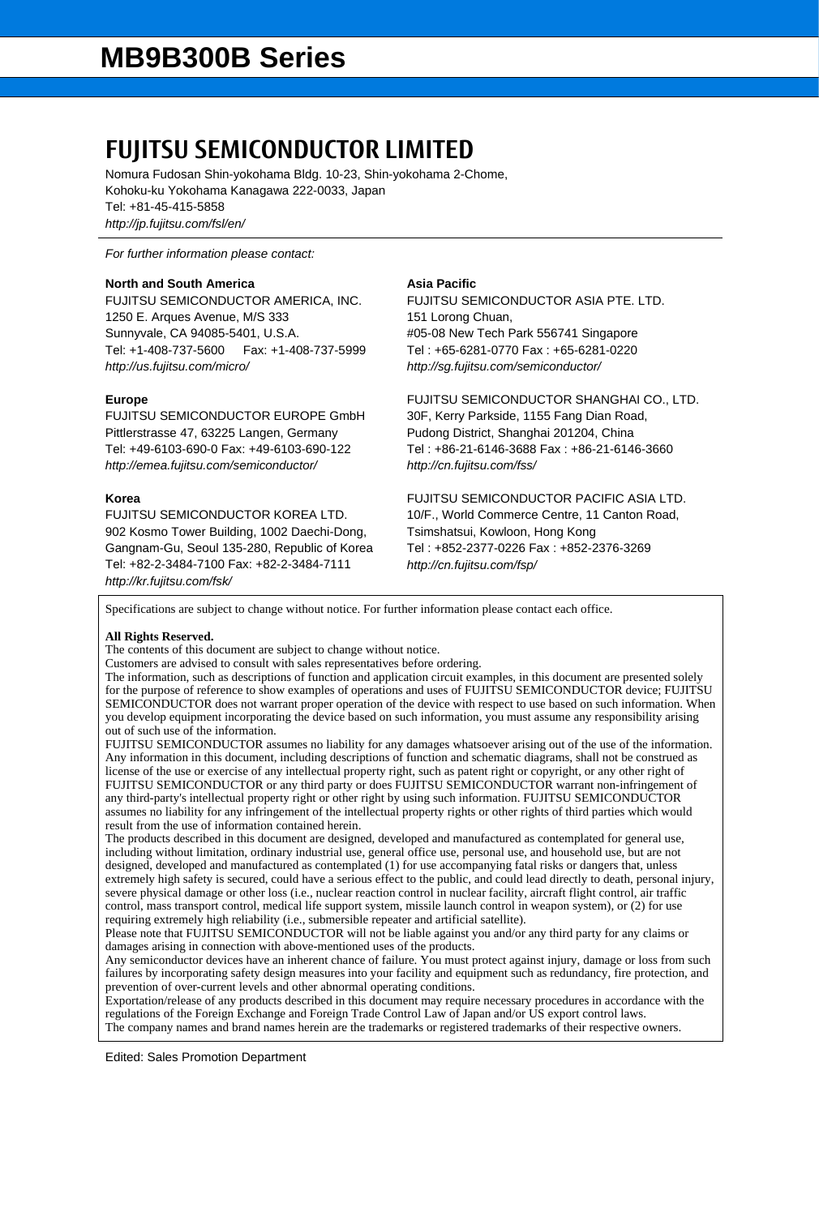# FUJITSU SEMICONDUCTOR LIMITED

Nomura Fudosan Shin-yokohama Bldg. 10-23, Shin-yokohama 2-Chome,
Kohoku-ku Yokohama Kanagawa 222-0033, Japan
Tel: +81-45-415-5858
*http://jp.fujitsu.com/fsl/en/*

*For further information please contact:*

**North and South America**
FUJITSU SEMICONDUCTOR AMERICA, INC.
1250 E. Arques Avenue, M/S 333
Sunnyvale, CA 94085-5401, U.S.A.
Tel: +1-408-737-5600 Fax: +1-408-737-5999
*http://us.fujitsu.com/micro/*

**Europe**
FUJITSU SEMICONDUCTOR EUROPE GmbH
Pittlerstrasse 47, 63225 Langen, Germany
Tel: +49-6103-690-0 Fax: +49-6103-690-122
*http://emea.fujitsu.com/semiconductor/*

**Korea**
FUJITSU SEMICONDUCTOR KOREA LTD.
902 Kosmo Tower Building, 1002 Daechi-Dong,
Gangnam-Gu, Seoul 135-280, Republic of Korea
Tel: +82-2-3484-7100 Fax: +82-2-3484-7111
*http://kr.fujitsu.com/fsk/*

**Asia Pacific**
FUJITSU SEMICONDUCTOR ASIA PTE. LTD.
151 Lorong Chuan,
#05-08 New Tech Park 556741 Singapore
Tel : +65-6281-0770 Fax : +65-6281-0220
*http://sg.fujitsu.com/semiconductor/*

FUJITSU SEMICONDUCTOR SHANGHAI CO., LTD.
30F, Kerry Parkside, 1155 Fang Dian Road,
Pudong District, Shanghai 201204, China
Tel : +86-21-6146-3688 Fax : +86-21-6146-3660
*http://cn.fujitsu.com/fss/*

FUJITSU SEMICONDUCTOR PACIFIC ASIA LTD.
10/F., World Commerce Centre, 11 Canton Road,
Tsimshatsui, Kowloon, Hong Kong
Tel : +852-2377-0226 Fax : +852-2376-3269
*http://cn.fujitsu.com/fsp/*

Specifications are subject to change without notice. For further information please contact each office.

**All Rights Reserved.**
The contents of this document are subject to change without notice.
Customers are advised to consult with sales representatives before ordering.
The information, such as descriptions of function and application circuit examples, in this document are presented solely for the purpose of reference to show examples of operations and uses of FUJITSU SEMICONDUCTOR device; FUJITSU SEMICONDUCTOR does not warrant proper operation of the device with respect to use based on such information. When you develop equipment incorporating the device based on such information, you must assume any responsibility arising out of such use of the information.
FUJITSU SEMICONDUCTOR assumes no liability for any damages whatsoever arising out of the use of the information.
Any information in this document, including descriptions of function and schematic diagrams, shall not be construed as license of the use or exercise of any intellectual property right, such as patent right or copyright, or any other right of FUJITSU SEMICONDUCTOR or any third party or does FUJITSU SEMICONDUCTOR warrant non-infringement of any third-party's intellectual property right or other right by using such information. FUJITSU SEMICONDUCTOR assumes no liability for any infringement of the intellectual property rights or other rights of third parties which would result from the use of information contained herein.
The products described in this document are designed, developed and manufactured as contemplated for general use, including without limitation, ordinary industrial use, general office use, personal use, and household use, but are not designed, developed and manufactured as contemplated (1) for use accompanying fatal risks or dangers that, unless extremely high safety is secured, could have a serious effect to the public, and could lead directly to death, personal injury, severe physical damage or other loss (i.e., nuclear reaction control in nuclear facility, aircraft flight control, air traffic control, mass transport control, medical life support system, missile launch control in weapon system), or (2) for use requiring extremely high reliability (i.e., submersible repeater and artificial satellite).
Please note that FUJITSU SEMICONDUCTOR will not be liable against you and/or any third party for any claims or damages arising in connection with above-mentioned uses of the products.
Any semiconductor devices have an inherent chance of failure. You must protect against injury, damage or loss from such failures by incorporating safety design measures into your facility and equipment such as redundancy, fire protection, and prevention of over-current levels and other abnormal operating conditions.
Exportation/release of any products described in this document may require necessary procedures in accordance with the regulations of the Foreign Exchange and Foreign Trade Control Law of Japan and/or US export control laws.
The company names and brand names herein are the trademarks or registered trademarks of their respective owners.

Edited: Sales Promotion Department